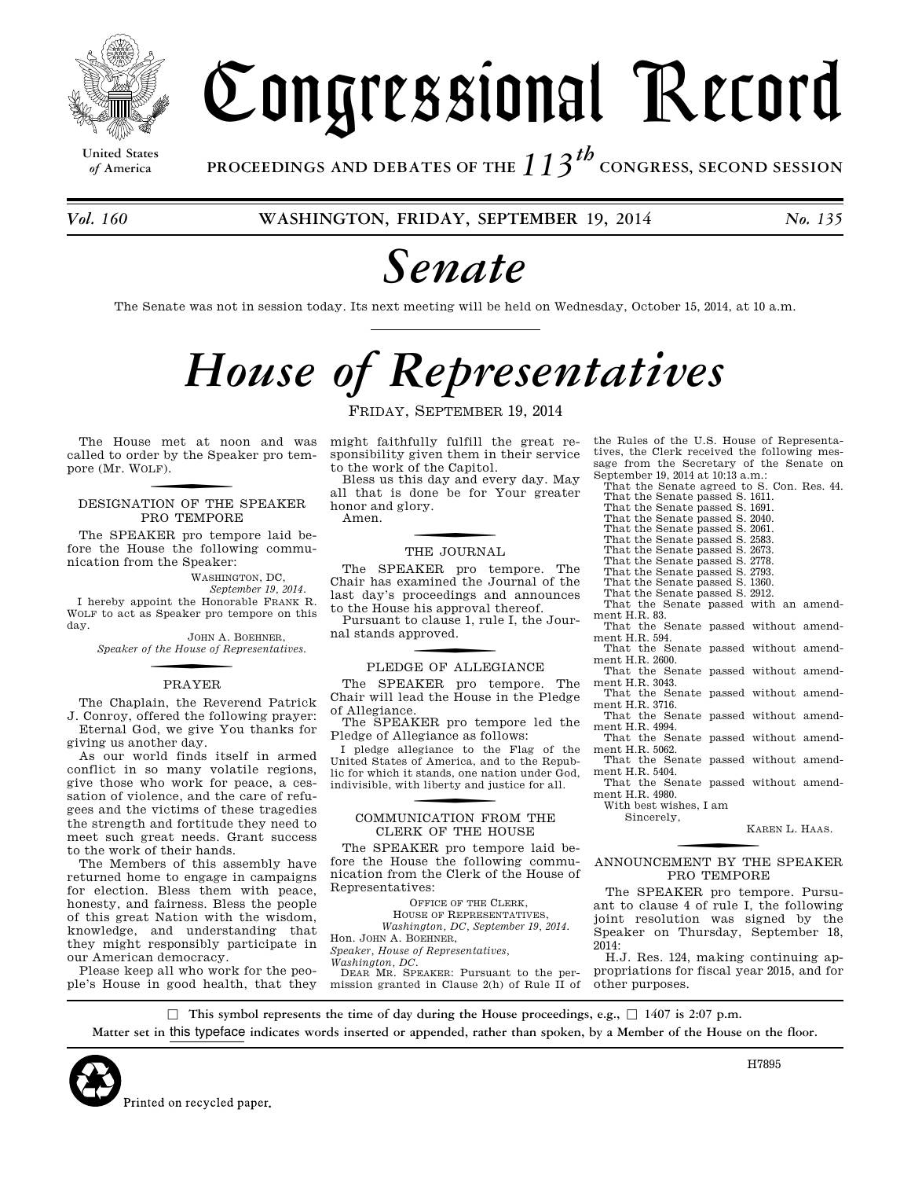# Congressional Record

United States of America

PROCEEDINGS AND DEBATES OF THE 113th CONGRESS, SECOND SESSION

*Vol. 160* WASHINGTON, FRIDAY, SEPTEMBER 19, 2014 *No. 135*

# *Senate*

The Senate was not in session today. Its next meeting will be held on Wednesday, October 15, 2014, at 10 a.m.

# *House of Representatives*

FRIDAY, SEPTEMBER 19, 2014

The House met at noon and was called to order by the Speaker pro tempore (Mr. WOLF).

## DESIGNATION OF THE SPEAKER PRO TEMPORE

The SPEAKER pro tempore laid before the House the following communication from the Speaker:

WASHINGTON, DC,
*September 19, 2014*.

I hereby appoint the Honorable FRANK R. WOLF to act as Speaker pro tempore on this day.

JOHN A. BOEHNER,
*Speaker of the House of Representatives.*

## PRAYER

The Chaplain, the Reverend Patrick J. Conroy, offered the following prayer:

Eternal God, we give You thanks for giving us another day.

As our world finds itself in armed conflict in so many volatile regions, give those who work for peace, a cessation of violence, and the care of refugees and the victims of these tragedies the strength and fortitude they need to meet such great needs. Grant success to the work of their hands.

The Members of this assembly have returned home to engage in campaigns for election. Bless them with peace, honesty, and fairness. Bless the people of this great Nation with the wisdom, knowledge, and understanding that they might responsibly participate in our American democracy.

Please keep all who work for the people's House in good health, that they might faithfully fulfill the great responsibility given them in their service to the work of the Capitol.

Bless us this day and every day. May all that is done be for Your greater honor and glory.

Amen.

## THE JOURNAL

The SPEAKER pro tempore. The Chair has examined the Journal of the last day's proceedings and announces to the House his approval thereof.

Pursuant to clause 1, rule I, the Journal stands approved.

## PLEDGE OF ALLEGIANCE

The SPEAKER pro tempore. The Chair will lead the House in the Pledge of Allegiance.

The SPEAKER pro tempore led the Pledge of Allegiance as follows:

I pledge allegiance to the Flag of the United States of America, and to the Republic for which it stands, one nation under God, indivisible, with liberty and justice for all.

## COMMUNICATION FROM THE CLERK OF THE HOUSE

The SPEAKER pro tempore laid before the House the following communication from the Clerk of the House of Representatives:

OFFICE OF THE CLERK,
HOUSE OF REPRESENTATIVES,
*Washington, DC, September 19, 2014*.

Hon. JOHN A. BOEHNER,
*Speaker, House of Representatives,*
*Washington, DC.*

DEAR MR. SPEAKER: Pursuant to the permission granted in Clause 2(h) of Rule II of the Rules of the U.S. House of Representatives, the Clerk received the following message from the Secretary of the Senate on September 19, 2014 at 10:13 a.m.:

That the Senate agreed to S. Con. Res. 44.
That the Senate passed S. 1611.
That the Senate passed S. 1691.
That the Senate passed S. 2040.
That the Senate passed S. 2061.
That the Senate passed S. 2583.
That the Senate passed S. 2673.
That the Senate passed S. 2778.
That the Senate passed S. 2793.
That the Senate passed S. 1360.
That the Senate passed S. 2912.
That the Senate passed with an amendment H.R. 83.
That the Senate passed without amendment H.R. 594.
That the Senate passed without amendment H.R. 2600.
That the Senate passed without amendment H.R. 3043.
That the Senate passed without amendment H.R. 3716.
That the Senate passed without amendment H.R. 4994.
That the Senate passed without amendment H.R. 5062.
That the Senate passed without amendment H.R. 5404.
That the Senate passed without amendment H.R. 4980.

With best wishes, I am
Sincerely,

KAREN L. HAAS.

## ANNOUNCEMENT BY THE SPEAKER PRO TEMPORE

The SPEAKER pro tempore. Pursuant to clause 4 of rule I, the following joint resolution was signed by the Speaker on Thursday, September 18, 2014:

H.J. Res. 124, making continuing appropriations for fiscal year 2015, and for other purposes.

☐ This symbol represents the time of day during the House proceedings, e.g., ☐ 1407 is 2:07 p.m.

Matter set in this typeface indicates words inserted or appended, rather than spoken, by a Member of the House on the floor.

Printed on recycled paper.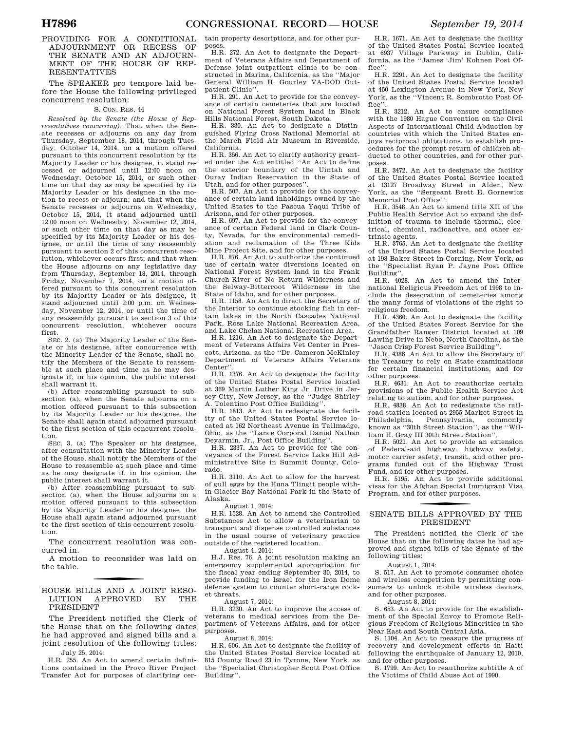## PROVIDING FOR A CONDITIONAL ADJOURNMENT OR RECESS OF THE SENATE AND AN ADJOURNMENT OF THE HOUSE OF REPRESENTATIVES

The SPEAKER pro tempore laid before the House the following privileged concurrent resolution:

S. CON. RES. 44

*Resolved by the Senate (the House of Representatives concurring)*, That when the Senate recesses or adjourns on any day from Thursday, September 18, 2014, through Tuesday, October 14, 2014, on a motion offered pursuant to this concurrent resolution by its Majority Leader or his designee, it stand recessed or adjourned until 12:00 noon on Wednesday, October 15, 2014, or such other time on that day as may be specified by its Majority Leader or his designee in the motion to recess or adjourn; and that when the Senate recesses or adjourns on Wednesday, October 15, 2014, it stand adjourned until 12:00 noon on Wednesday, November 12, 2014, or such other time on that day as may be specified by its Majority Leader or his designee, or until the time of any reassembly pursuant to section 2 of this concurrent resolution, whichever occurs first; and that when the House adjourns on any legislative day from Thursday, September 18, 2014, through Friday, November 7, 2014, on a motion offered pursuant to this concurrent resolution by its Majority Leader or his designee, it stand adjourned until 2:00 p.m. on Wednesday, November 12, 2014, or until the time of any reassembly pursuant to section 3 of this concurrent resolution, whichever occurs first.

SEC. 2. (a) The Majority Leader of the Senate or his designee, after concurrence with the Minority Leader of the Senate, shall notify the Members of the Senate to reassemble at such place and time as he may designate if, in his opinion, the public interest shall warrant it.

(b) After reassembling pursuant to subsection (a), when the Senate adjourns on a motion offered pursuant to this subsection by its Majority Leader or his designee, the Senate shall again stand adjourned pursuant to the first section of this concurrent resolution.

SEC. 3. (a) The Speaker or his designee, after consultation with the Minority Leader of the House, shall notify the Members of the House to reassemble at such place and time as he may designate if, in his opinion, the public interest shall warrant it.

(b) After reassembling pursuant to subsection (a), when the House adjourns on a motion offered pursuant to this subsection by its Majority Leader or his designee, the House shall again stand adjourned pursuant to the first section of this concurrent resolution.

The concurrent resolution was concurred in.

A motion to reconsider was laid on the table.

## HOUSE BILLS AND A JOINT RESOLUTION APPROVED BY THE PRESIDENT

The President notified the Clerk of the House that on the following dates he had approved and signed bills and a joint resolution of the following titles:

July 25, 2014:

H.R. 255. An Act to amend certain definitions contained in the Provo River Project Transfer Act for purposes of clarifying certain property descriptions, and for other purposes.

H.R. 272. An Act to designate the Department of Veterans Affairs and Department of Defense joint outpatient clinic to be constructed in Marina, California, as the "Major General William H. Gourley VA-DOD Outpatient Clinic".

H.R. 291. An Act to provide for the conveyance of certain cemeteries that are located on National Forest System land in Black Hills National Forest, South Dakota.

H.R. 330. An Act to designate a Distinguished Flying Cross National Memorial at the March Field Air Museum in Riverside, California.

H.R. 356. An Act to clarify authority granted under the Act entitled "An Act to define the exterior boundary of the Uintah and Ouray Indian Reservation in the State of Utah, and for other purposes".

H.R. 507. An Act to provide for the conveyance of certain land inholdings owned by the United States to the Pascua Yaqui Tribe of Arizona, and for other purposes.

H.R. 697. An Act to provide for the conveyance of certain Federal land in Clark County, Nevada, for the environmental remediation and reclamation of the Three Kids Mine Project Site, and for other purposes.

H.R. 876. An Act to authorize the continued use of certain water diversions located on National Forest System land in the Frank Church-River of No Return Wilderness and the Selway-Bitterroot Wilderness in the State of Idaho, and for other purposes.

H.R. 1158. An Act to direct the Secretary of the Interior to continue stocking fish in certain lakes in the North Cascades National Park, Ross Lake National Recreation Area, and Lake Chelan National Recreation Area.

H.R. 1216. An Act to designate the Department of Veterans Affairs Vet Center in Prescott, Arizona, as the "Dr. Cameron McKinley Department of Veterans Affairs Veterans Center".

H.R. 1376. An Act to designate the facility of the United States Postal Service located at 369 Martin Luther King Jr. Drive in Jersey City, New Jersey, as the "Judge Shirley A. Tolentino Post Office Building".

H.R. 1813. An Act to redesignate the facility of the United States Postal Service located at 162 Northeast Avenue in Tallmadge, Ohio, as the "Lance Corporal Daniel Nathan Deyarmin, Jr., Post Office Building".

H.R. 2337. An Act to provide for the conveyance of the Forest Service Lake Hill Administrative Site in Summit County, Colorado.

H.R. 3110. An Act to allow for the harvest of gull eggs by the Huna Tlingit people within Glacier Bay National Park in the State of Alaska.

August 1, 2014:

H.R. 1528. An Act to amend the Controlled Substances Act to allow a veterinarian to transport and dispense controlled substances in the usual course of veterinary practice outside of the registered location.

August 4, 2014:

H.J. Res. 76. A joint resolution making an emergency supplemental appropriation for the fiscal year ending September 30, 2014, to provide funding to Israel for the Iron Dome defense system to counter short-range rocket threats.

August 7, 2014:

H.R. 3230. An Act to improve the access of veterans to medical services from the Department of Veterans Affairs, and for other purposes.

August 8, 2014:

H.R. 606. An Act to designate the facility of the United States Postal Service located at 815 County Road 23 in Tyrone, New York, as the "Specialist Christopher Scott Post Office Building".

H.R. 1671. An Act to designate the facility of the United States Postal Service located at 6937 Village Parkway in Dublin, California, as the "James 'Jim' Kohnen Post Office".

H.R. 2291. An Act to designate the facility of the United States Postal Service located at 450 Lexington Avenue in New York, New York, as the "Vincent R. Sombrotto Post Office".

H.R. 3212. An Act to ensure compliance with the 1980 Hague Convention on the Civil Aspects of International Child Abduction by countries with which the United States enjoys reciprocal obligations, to establish procedures for the prompt return of children abducted to other countries, and for other purposes.

H.R. 3472. An Act to designate the facility of the United States Postal Service located at 13127 Broadway Street in Alden, New York, as the "Sergeant Brett E. Gornewicz Memorial Post Office".

H.R. 3548. An Act to amend title XII of the Public Health Service Act to expand the definition of trauma to include thermal, electrical, chemical, radioactive, and other extrinsic agents.

H.R. 3765. An Act to designate the facility of the United States Postal Service located at 198 Baker Street in Corning, New York, as the "Specialist Ryan P. Jayne Post Office Building".

H.R. 4028. An Act to amend the International Religious Freedom Act of 1998 to include the desecration of cemeteries among the many forms of violations of the right to religious freedom.

H.R. 4360. An Act to designate the facility of the United States Forest Service for the Grandfather Ranger District located at 109 Lawing Drive in Nebo, North Carolina, as the "Jason Crisp Forest Service Building".

H.R. 4386. An Act to allow the Secretary of the Treasury to rely on State examinations for certain financial institutions, and for other purposes.

H.R. 4631. An Act to reauthorize certain provisions of the Public Health Service Act relating to autism, and for other purposes.

H.R. 4838. An Act to redesignate the railroad station located at 2955 Market Street in Philadelphia, Pennsylvania, commonly known as "30th Street Station", as the "William H. Gray III 30th Street Station".

H.R. 5021. An Act to provide an extension of Federal-aid highway, highway safety, motor carrier safety, transit, and other programs funded out of the Highway Trust Fund, and for other purposes.

H.R. 5195. An Act to provide additional visas for the Afghan Special Immigrant Visa Program, and for other purposes.

## SENATE BILLS APPROVED BY THE PRESIDENT

The President notified the Clerk of the House that on the following dates he had approved and signed bills of the Senate of the following titles:

August 1, 2014:

S. 517. An Act to promote consumer choice and wireless competition by permitting consumers to unlock mobile wireless devices, and for other purposes.

August 8, 2014:

S. 653. An Act to provide for the establishment of the Special Envoy to Promote Religious Freedom of Religious Minorities in the Near East and South Central Asia.

S. 1104. An Act to measure the progress of recovery and development efforts in Haiti following the earthquake of January 12, 2010, and for other purposes.

S. 1799. An Act to reauthorize subtitle A of the Victims of Child Abuse Act of 1990.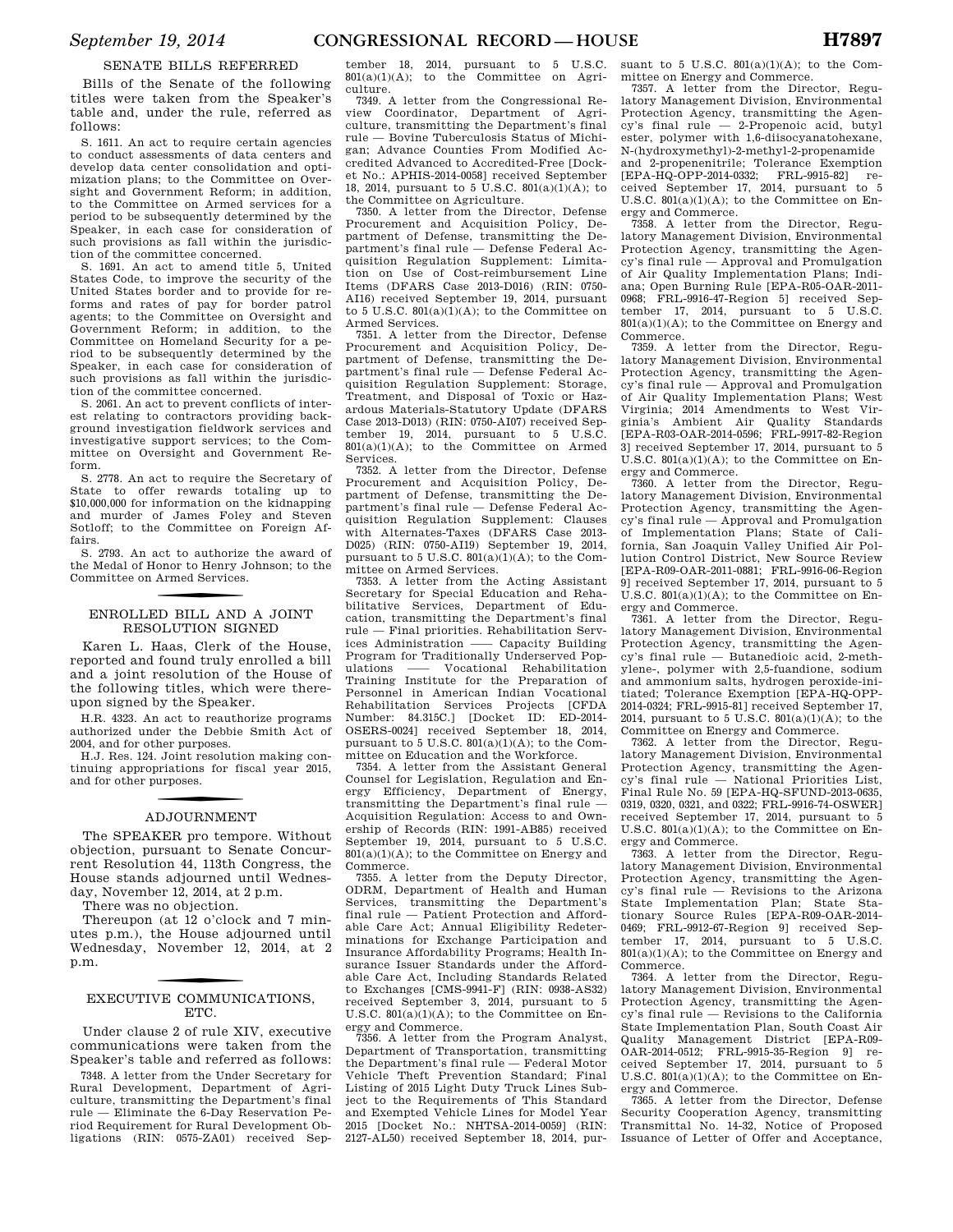## SENATE BILLS REFERRED

Bills of the Senate of the following titles were taken from the Speaker's table and, under the rule, referred as follows:

S. 1611. An act to require certain agencies to conduct assessments of data centers and develop data center consolidation and optimization plans; to the Committee on Oversight and Government Reform; in addition, to the Committee on Armed services for a period to be subsequently determined by the Speaker, in each case for consideration of such provisions as fall within the jurisdiction of the committee concerned.

S. 1691. An act to amend title 5, United States Code, to improve the security of the United States border and to provide for reforms and rates of pay for border patrol agents; to the Committee on Oversight and Government Reform; in addition, to the Committee on Homeland Security for a period to be subsequently determined by the Speaker, in each case for consideration of such provisions as fall within the jurisdiction of the committee concerned.

S. 2061. An act to prevent conflicts of interest relating to contractors providing background investigation fieldwork services and investigative support services; to the Committee on Oversight and Government Reform.

S. 2778. An act to require the Secretary of State to offer rewards totaling up to $10,000,000 for information on the kidnapping and murder of James Foley and Steven Sotloff; to the Committee on Foreign Affairs.

S. 2793. An act to authorize the award of the Medal of Honor to Henry Johnson; to the Committee on Armed Services.

## ENROLLED BILL AND A JOINT RESOLUTION SIGNED

Karen L. Haas, Clerk of the House, reported and found truly enrolled a bill and a joint resolution of the House of the following titles, which were thereupon signed by the Speaker.

H.R. 4323. An act to reauthorize programs authorized under the Debbie Smith Act of 2004, and for other purposes.

H.J. Res. 124. Joint resolution making continuing appropriations for fiscal year 2015, and for other purposes.

## ADJOURNMENT

The SPEAKER pro tempore. Without objection, pursuant to Senate Concurrent Resolution 44, 113th Congress, the House stands adjourned until Wednesday, November 12, 2014, at 2 p.m.

There was no objection.

Thereupon (at 12 o'clock and 7 minutes p.m.), the House adjourned until Wednesday, November 12, 2014, at 2 p.m.

## EXECUTIVE COMMUNICATIONS, ETC.

Under clause 2 of rule XIV, executive communications were taken from the Speaker's table and referred as follows:

7348. A letter from the Under Secretary for Rural Development, Department of Agriculture, transmitting the Department's final rule — Eliminate the 6-Day Reservation Period Requirement for Rural Development Obligations (RIN: 0575-ZA01) received September 18, 2014, pursuant to 5 U.S.C. 801(a)(1)(A); to the Committee on Agriculture.

7349. A letter from the Congressional Review Coordinator, Department of Agriculture, transmitting the Department's final rule — Bovine Tuberculosis Status of Michigan; Advance Counties From Modified Accredited Advanced to Accredited-Free [Docket No.: APHIS-2014-0058] received September 18, 2014, pursuant to 5 U.S.C. 801(a)(1)(A); to the Committee on Agriculture.

7350. A letter from the Director, Defense Procurement and Acquisition Policy, Department of Defense, transmitting the Department's final rule — Defense Federal Acquisition Regulation Supplement: Limitation on Use of Cost-reimbursement Line Items (DFARS Case 2013-D016) (RIN: 0750-AI16) received September 19, 2014, pursuant to 5 U.S.C. 801(a)(1)(A); to the Committee on Armed Services.

7351. A letter from the Director, Defense Procurement and Acquisition Policy, Department of Defense, transmitting the Department's final rule — Defense Federal Acquisition Regulation Supplement: Storage, Treatment, and Disposal of Toxic or Hazardous Materials-Statutory Update (DFARS Case 2013-D013) (RIN: 0750-AI07) received September 19, 2014, pursuant to 5 U.S.C. 801(a)(1)(A); to the Committee on Armed Services.

7352. A letter from the Director, Defense Procurement and Acquisition Policy, Department of Defense, transmitting the Department's final rule — Defense Federal Acquisition Regulation Supplement: Clauses with Alternates-Taxes (DFARS Case 2013-D025) (RIN: 0750-AI19) September 19, 2014, pursuant to 5 U.S.C. 801(a)(1)(A); to the Committee on Armed Services.

7353. A letter from the Acting Assistant Secretary for Special Education and Rehabilitative Services, Department of Education, transmitting the Department's final rule — Final priorities. Rehabilitation Services Administration —— Capacity Building Program for Traditionally Underserved Populations —— Vocational Rehabilitation Training Institute for the Preparation of Personnel in American Indian Vocational Rehabilitation Services Projects [CFDA Number: 84.315C.] [Docket ID: ED-2014-OSERS-0024] received September 18, 2014, pursuant to 5 U.S.C. 801(a)(1)(A); to the Committee on Education and the Workforce.

7354. A letter from the Assistant General Counsel for Legislation, Regulation and Energy Efficiency, Department of Energy, transmitting the Department's final rule — Acquisition Regulation: Access to and Ownership of Records (RIN: 1991-AB85) received September 19, 2014, pursuant to 5 U.S.C. 801(a)(1)(A); to the Committee on Energy and Commerce.

7355. A letter from the Deputy Director, ODRM, Department of Health and Human Services, transmitting the Department's final rule — Patient Protection and Affordable Care Act; Annual Eligibility Redeterminations for Exchange Participation and Insurance Affordability Programs; Health Insurance Issuer Standards under the Affordable Care Act, Including Standards Related to Exchanges [CMS-9941-F] (RIN: 0938-AS32) received September 3, 2014, pursuant to 5 U.S.C. 801(a)(1)(A); to the Committee on Energy and Commerce.

7356. A letter from the Program Analyst, Department of Transportation, transmitting the Department's final rule — Federal Motor Vehicle Theft Prevention Standard; Final Listing of 2015 Light Duty Truck Lines Subject to the Requirements of This Standard and Exempted Vehicle Lines for Model Year 2015 [Docket No.: NHTSA-2014-0059] (RIN: 2127-AL50) received September 18, 2014, pursuant to 5 U.S.C. 801(a)(1)(A); to the Committee on Energy and Commerce.

7357. A letter from the Director, Regulatory Management Division, Environmental Protection Agency, transmitting the Agency's final rule — 2-Propenoic acid, butyl ester, polymer with 1,6-diisocyanatohexane, N-(hydroxymethyl)-2-methyl-2-propenamide and 2-propenenitrile; Tolerance Exemption [EPA-HQ-OPP-2014-0332; FRL-9915-82] received September 17, 2014, pursuant to 5 U.S.C. 801(a)(1)(A); to the Committee on Energy and Commerce.

7358. A letter from the Director, Regulatory Management Division, Environmental Protection Agency, transmitting the Agency's final rule — Approval and Promulgation of Air Quality Implementation Plans; Indiana; Open Burning Rule [EPA-R05-OAR-2011-0968; FRL-9916-47-Region 5] received September 17, 2014, pursuant to 5 U.S.C. 801(a)(1)(A); to the Committee on Energy and Commerce.

7359. A letter from the Director, Regulatory Management Division, Environmental Protection Agency, transmitting the Agency's final rule — Approval and Promulgation of Air Quality Implementation Plans; West Virginia; 2014 Amendments to West Virginia's Ambient Air Quality Standards [EPA-R03-OAR-2014-0596; FRL-9917-82-Region 3] received September 17, 2014, pursuant to 5 U.S.C. 801(a)(1)(A); to the Committee on Energy and Commerce.

7360. A letter from the Director, Regulatory Management Division, Environmental Protection Agency, transmitting the Agency's final rule — Approval and Promulgation of Implementation Plans; State of California, San Joaquin Valley Unified Air Pollution Control District, New Source Review [EPA-R09-OAR-2011-0881; FRL-9916-06-Region 9] received September 17, 2014, pursuant to 5 U.S.C. 801(a)(1)(A); to the Committee on Energy and Commerce.

7361. A letter from the Director, Regulatory Management Division, Environmental Protection Agency, transmitting the Agency's final rule — Butanedioic acid, 2-methylene-, polymer with 2,5-fuandione, sodium and ammonium salts, hydrogen peroxide-initiated; Tolerance Exemption [EPA-HQ-OPP-2014-0324; FRL-9915-81] received September 17, 2014, pursuant to 5 U.S.C. 801(a)(1)(A); to the Committee on Energy and Commerce.

7362. A letter from the Director, Regulatory Management Division, Environmental Protection Agency, transmitting the Agency's final rule — National Priorities List, Final Rule No. 59 [EPA-HQ-SFUND-2013-0635, 0319, 0320, 0321, and 0322; FRL-9916-74-OSWER] received September 17, 2014, pursuant to 5 U.S.C. 801(a)(1)(A); to the Committee on Energy and Commerce.

7363. A letter from the Director, Regulatory Management Division, Environmental Protection Agency, transmitting the Agency's final rule — Revisions to the Arizona State Implementation Plan; State Stationary Source Rules [EPA-R09-OAR-2014-0469; FRL-9912-67-Region 9] received September 17, 2014, pursuant to 5 U.S.C. 801(a)(1)(A); to the Committee on Energy and Commerce.

7364. A letter from the Director, Regulatory Management Division, Environmental Protection Agency, transmitting the Agency's final rule — Revisions to the California State Implementation Plan, South Coast Air Quality Management District [EPA-R09-OAR-2014-0512; FRL-9915-35-Region 9] received September 17, 2014, pursuant to 5 U.S.C. 801(a)(1)(A); to the Committee on Energy and Commerce.

7365. A letter from the Director, Defense Security Cooperation Agency, transmitting Transmittal No. 14-32, Notice of Proposed Issuance of Letter of Offer and Acceptance,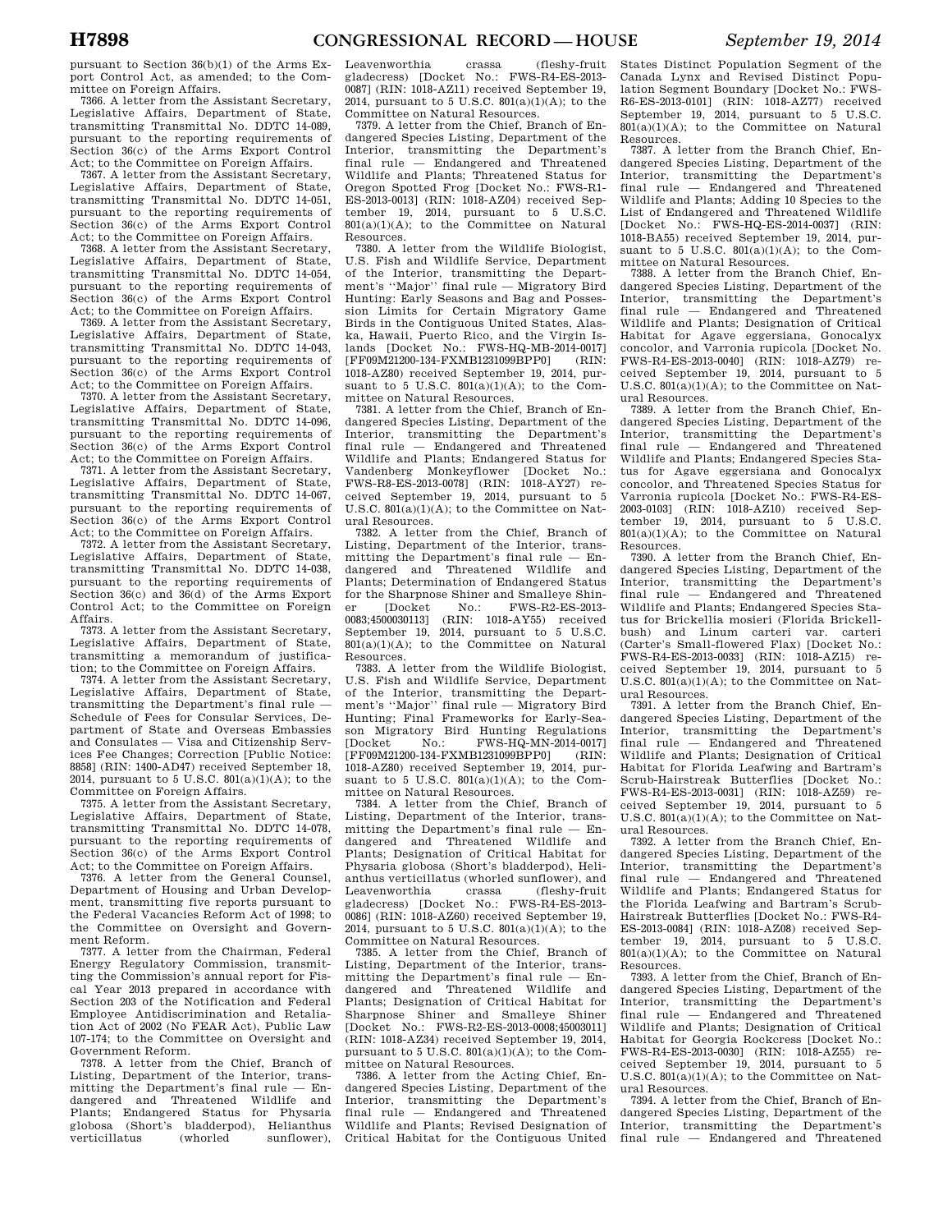pursuant to Section 36(b)(1) of the Arms Export Control Act, as amended; to the Committee on Foreign Affairs.

7366. A letter from the Assistant Secretary, Legislative Affairs, Department of State, transmitting Transmittal No. DDTC 14-089, pursuant to the reporting requirements of Section 36(c) of the Arms Export Control Act; to the Committee on Foreign Affairs.

7367. A letter from the Assistant Secretary, Legislative Affairs, Department of State, transmitting Transmittal No. DDTC 14-051, pursuant to the reporting requirements of Section 36(c) of the Arms Export Control Act; to the Committee on Foreign Affairs.

7368. A letter from the Assistant Secretary, Legislative Affairs, Department of State, transmitting Transmittal No. DDTC 14-054, pursuant to the reporting requirements of Section 36(c) of the Arms Export Control Act; to the Committee on Foreign Affairs.

7369. A letter from the Assistant Secretary, Legislative Affairs, Department of State, transmitting Transmittal No. DDTC 14-043, pursuant to the reporting requirements of Section 36(c) of the Arms Export Control Act; to the Committee on Foreign Affairs.

7370. A letter from the Assistant Secretary, Legislative Affairs, Department of State, transmitting Transmittal No. DDTC 14-096, pursuant to the reporting requirements of Section 36(c) of the Arms Export Control Act; to the Committee on Foreign Affairs.

7371. A letter from the Assistant Secretary, Legislative Affairs, Department of State, transmitting Transmittal No. DDTC 14-067, pursuant to the reporting requirements of Section 36(c) of the Arms Export Control Act; to the Committee on Foreign Affairs.

7372. A letter from the Assistant Secretary, Legislative Affairs, Department of State, transmitting Transmittal No. DDTC 14-038, pursuant to the reporting requirements of Section 36(c) and 36(d) of the Arms Export Control Act; to the Committee on Foreign Affairs.

7373. A letter from the Assistant Secretary, Legislative Affairs, Department of State, transmitting a memorandum of justification; to the Committee on Foreign Affairs.

7374. A letter from the Assistant Secretary, Legislative Affairs, Department of State, transmitting the Department's final rule — Schedule of Fees for Consular Services, Department of State and Overseas Embassies and Consulates — Visa and Citizenship Services Fee Changes; Correction [Public Notice: 8858] (RIN: 1400-AD47) received September 18, 2014, pursuant to 5 U.S.C. 801(a)(1)(A); to the Committee on Foreign Affairs.

7375. A letter from the Assistant Secretary, Legislative Affairs, Department of State, transmitting Transmittal No. DDTC 14-078, pursuant to the reporting requirements of Section 36(c) of the Arms Export Control Act; to the Committee on Foreign Affairs.

7376. A letter from the General Counsel, Department of Housing and Urban Development, transmitting five reports pursuant to the Federal Vacancies Reform Act of 1998; to the Committee on Oversight and Government Reform.

7377. A letter from the Chairman, Federal Energy Regulatory Commission, transmitting the Commission's annual report for Fiscal Year 2013 prepared in accordance with Section 203 of the Notification and Federal Employee Antidiscrimination and Retaliation Act of 2002 (No FEAR Act), Public Law 107-174; to the Committee on Oversight and Government Reform.

7378. A letter from the Chief, Branch of Listing, Department of the Interior, transmitting the Department's final rule — Endangered and Threatened Wildlife and Plants; Endangered Status for Physaria globosa (Short's bladderpod), Helianthus verticillatus (whorled sunflower), Leavenworthia crassa (fleshy-fruit gladecress) [Docket No.: FWS-R4-ES-2013-0087] (RIN: 1018-AZ11) received September 19, 2014, pursuant to 5 U.S.C. 801(a)(1)(A); to the Committee on Natural Resources.

7379. A letter from the Chief, Branch of Endangered Species Listing, Department of the Interior, transmitting the Department's final rule — Endangered and Threatened Wildlife and Plants; Threatened Status for Oregon Spotted Frog [Docket No.: FWS-R1-ES-2013-0013] (RIN: 1018-AZ04) received September 19, 2014, pursuant to 5 U.S.C. 801(a)(1)(A); to the Committee on Natural Resources.

7380. A letter from the Wildlife Biologist, U.S. Fish and Wildlife Service, Department of the Interior, transmitting the Department's ''Major'' final rule — Migratory Bird Hunting: Early Seasons and Bag and Possession Limits for Certain Migratory Game Birds in the Contiguous United States, Alaska, Hawaii, Puerto Rico, and the Virgin Islands [Docket No.: FWS-HQ-MB-2014-0017] [FF09M21200-134-FXMB1231099BPP0] (RIN: 1018-AZ80) received September 19, 2014, pursuant to 5 U.S.C. 801(a)(1)(A); to the Committee on Natural Resources.

7381. A letter from the Chief, Branch of Endangered Species Listing, Department of the Interior, transmitting the Department's final rule — Endangered and Threatened Wildlife and Plants; Endangered Status for Vandenberg Monkeyflower [Docket No.: FWS-R8-ES-2013-0078] (RIN: 1018-AY27) received September 19, 2014, pursuant to 5 U.S.C. 801(a)(1)(A); to the Committee on Natural Resources.

7382. A letter from the Chief, Branch of Listing, Department of the Interior, transmitting the Department's final rule — Endangered and Threatened Wildlife and Plants; Determination of Endangered Status for the Sharpnose Shiner and Smalleye Shiner [Docket No.: FWS-R2-ES-2013-0083;4500030113] (RIN: 1018-AY55) received September 19, 2014, pursuant to 5 U.S.C. 801(a)(1)(A); to the Committee on Natural Resources.

7383. A letter from the Wildlife Biologist, U.S. Fish and Wildlife Service, Department of the Interior, transmitting the Department's ''Major'' final rule — Migratory Bird Hunting; Final Frameworks for Early-Season Migratory Bird Hunting Regulations [Docket No.: FWS-HQ-MN-2014-0017] [FF09M21200-134-FXMB1231099BPP0] (RIN: 1018-AZ80) received September 19, 2014, pursuant to 5 U.S.C. 801(a)(1)(A); to the Committee on Natural Resources.

7384. A letter from the Chief, Branch of Listing, Department of the Interior, transmitting the Department's final rule — Endangered and Threatened Wildlife and Plants; Designation of Critical Habitat for Physaria globosa (Short's bladderpod), Helianthus verticillatus (whorled sunflower), and Leavenworthia crassa (fleshy-fruit gladecress) [Docket No.: FWS-R4-ES-2013-0086] (RIN: 1018-AZ60) received September 19, 2014, pursuant to 5 U.S.C. 801(a)(1)(A); to the Committee on Natural Resources.

7385. A letter from the Chief, Branch of Listing, Department of the Interior, transmitting the Department's final rule — Endangered and Threatened Wildlife and Plants; Designation of Critical Habitat for Sharpnose Shiner and Smalleye Shiner [Docket No.: FWS-R2-ES-2013-0008;45003011] (RIN: 1018-AZ34) received September 19, 2014, pursuant to 5 U.S.C. 801(a)(1)(A); to the Committee on Natural Resources.

7386. A letter from the Acting Chief, Endangered Species Listing, Department of the Interior, transmitting the Department's final rule — Endangered and Threatened Wildlife and Plants; Revised Designation of Critical Habitat for the Contiguous United States Distinct Population Segment of the Canada Lynx and Revised Distinct Population Segment Boundary [Docket No.: FWS-R6-ES-2013-0101] (RIN: 1018-AZ77) received September 19, 2014, pursuant to 5 U.S.C. 801(a)(1)(A); to the Committee on Natural Resources.

7387. A letter from the Branch Chief, Endangered Species Listing, Department of the Interior, transmitting the Department's final rule — Endangered and Threatened Wildlife and Plants; Adding 10 Species to the List of Endangered and Threatened Wildlife [Docket No.: FWS-HQ-ES-2014-0037] (RIN: 1018-BA55) received September 19, 2014, pursuant to 5 U.S.C. 801(a)(1)(A); to the Committee on Natural Resources.

7388. A letter from the Branch Chief, Endangered Species Listing, Department of the Interior, transmitting the Department's final rule — Endangered and Threatened Wildlife and Plants; Designation of Critical Habitat for Agave eggersiana, Gonocalyx concolor, and Varronia rupicola [Docket No. FWS-R4-ES-2013-0040] (RIN: 1018-AZ79) received September 19, 2014, pursuant to 5 U.S.C. 801(a)(1)(A); to the Committee on Natural Resources.

7389. A letter from the Branch Chief, Endangered Species Listing, Department of the Interior, transmitting the Department's final rule — Endangered and Threatened Wildlife and Plants; Endangered Species Status for Agave eggersiana and Gonocalyx concolor, and Threatened Species Status for Varronia rupicola [Docket No.: FWS-R4-ES-2003-0103] (RIN: 1018-AZ10) received September 19, 2014, pursuant to 5 U.S.C. 801(a)(1)(A); to the Committee on Natural Resources.

7390. A letter from the Branch Chief, Endangered Species Listing, Department of the Interior, transmitting the Department's final rule — Endangered and Threatened Wildlife and Plants; Endangered Species Status for Brickellia mosieri (Florida Brickell-bush) and Linum carteri var. carteri (Carter's Small-flowered Flax) [Docket No.: FWS-R4-ES-2013-0033] (RIN: 1018-AZ15) received September 19, 2014, pursuant to 5 U.S.C. 801(a)(1)(A); to the Committee on Natural Resources.

7391. A letter from the Branch Chief, Endangered Species Listing, Department of the Interior, transmitting the Department's final rule — Endangered and Threatened Wildlife and Plants; Designation of Critical Habitat for Florida Leafwing and Bartram's Scrub-Hairstreak Butterflies [Docket No.: FWS-R4-ES-2013-0031] (RIN: 1018-AZ59) received September 19, 2014, pursuant to 5 U.S.C. 801(a)(1)(A); to the Committee on Natural Resources.

7392. A letter from the Branch Chief, Endangered Species Listing, Department of the Interior, transmitting the Department's final rule — Endangered and Threatened Wildlife and Plants; Endangered Status for the Florida Leafwing and Bartram's Scrub-Hairstreak Butterflies [Docket No.: FWS-R4-ES-2013-0084] (RIN: 1018-AZ08) received September 19, 2014, pursuant to 5 U.S.C. 801(a)(1)(A); to the Committee on Natural Resources.

7393. A letter from the Chief, Branch of Endangered Species Listing, Department of the Interior, transmitting the Department's final rule — Endangered and Threatened Wildlife and Plants; Designation of Critical Habitat for Georgia Rockcress [Docket No.: FWS-R4-ES-2013-0030] (RIN: 1018-AZ55) received September 19, 2014, pursuant to 5 U.S.C. 801(a)(1)(A); to the Committee on Natural Resources.

7394. A letter from the Chief, Branch of Endangered Species Listing, Department of the Interior, transmitting the Department's final rule — Endangered and Threatened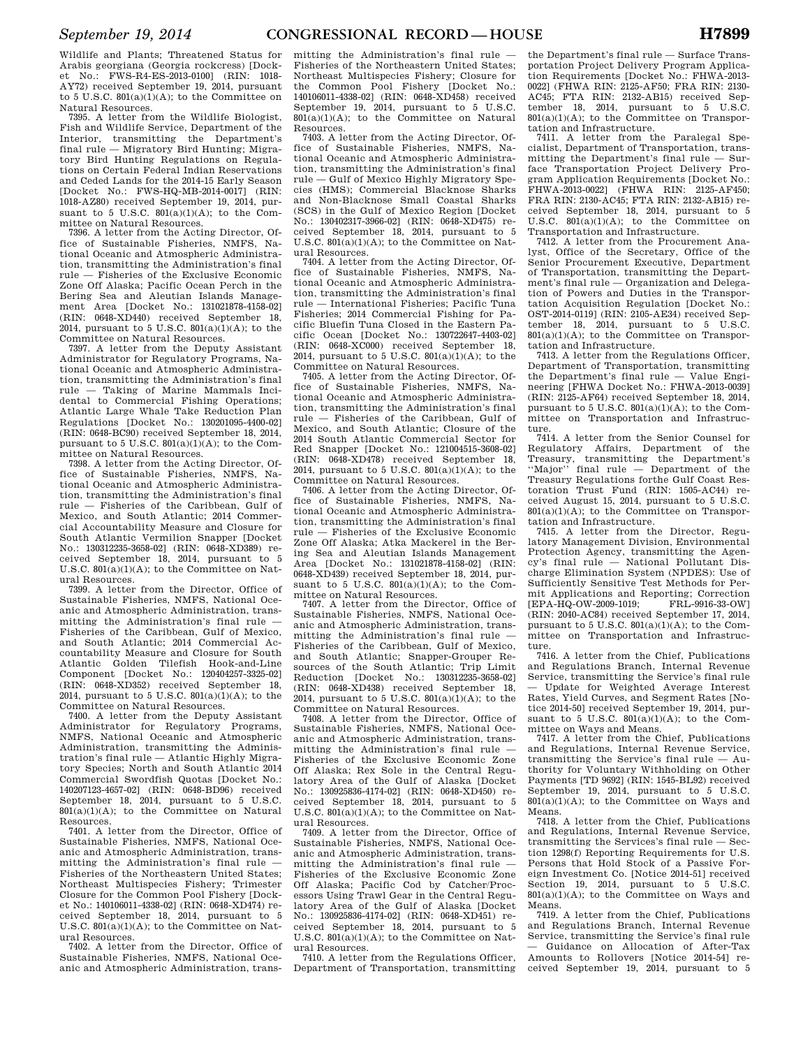Wildlife and Plants; Threatened Status for Arabis georgiana (Georgia rockcress) [Docket No.: FWS-R4-ES-2013-0100] (RIN: 1018-AY72) received September 19, 2014, pursuant to 5 U.S.C. 801(a)(1)(A); to the Committee on Natural Resources.

7395. A letter from the Wildlife Biologist, Fish and Wildlife Service, Department of the Interior, transmitting the Department's final rule — Migratory Bird Hunting; Migratory Bird Hunting Regulations on Regulations on Certain Federal Indian Reservations and Ceded Lands for the 2014-15 Early Season [Docket No.: FWS-HQ-MB-2014-0017] (RIN: 1018-AZ80) received September 19, 2014, pursuant to 5 U.S.C. 801(a)(1)(A); to the Committee on Natural Resources.

7396. A letter from the Acting Director, Office of Sustainable Fisheries, NMFS, National Oceanic and Atmospheric Administration, transmitting the Administration's final rule — Fisheries of the Exclusive Economic Zone Off Alaska; Pacific Ocean Perch in the Bering Sea and Aleutian Islands Management Area [Docket No.: 131021878-4158-02] (RIN: 0648-XD440) received September 18, 2014, pursuant to 5 U.S.C. 801(a)(1)(A); to the Committee on Natural Resources.

7397. A letter from the Deputy Assistant Administrator for Regulatory Programs, National Oceanic and Atmospheric Administration, transmitting the Administration's final rule — Taking of Marine Mammals Incidental to Commercial Fishing Operations; Atlantic Large Whale Take Reduction Plan Regulations [Docket No.: 130201095-4400-02] (RIN: 0648-BC90) received September 18, 2014, pursuant to 5 U.S.C. 801(a)(1)(A); to the Committee on Natural Resources.

7398. A letter from the Acting Director, Office of Sustainable Fisheries, NMFS, National Oceanic and Atmospheric Administration, transmitting the Administration's final rule — Fisheries of the Caribbean, Gulf of Mexico, and South Atlantic; 2014 Commercial Accountability Measure and Closure for South Atlantic Vermilion Snapper [Docket No.: 130312235-3658-02] (RIN: 0648-XD389) received September 18, 2014, pursuant to 5 U.S.C. 801(a)(1)(A); to the Committee on Natural Resources.

7399. A letter from the Director, Office of Sustainable Fisheries, NMFS, National Oceanic and Atmospheric Administration, transmitting the Administration's final rule — Fisheries of the Caribbean, Gulf of Mexico, and South Atlantic; 2014 Commercial Accountability Measure and Closure for South Atlantic Golden Tilefish Hook-and-Line Component [Docket No.: 120404257-3325-02] (RIN: 0648-XD352) received September 18, 2014, pursuant to 5 U.S.C. 801(a)(1)(A); to the Committee on Natural Resources.

7400. A letter from the Deputy Assistant Administrator for Regulatory Programs, NMFS, National Oceanic and Atmospheric Administration, transmitting the Administration's final rule — Atlantic Highly Migratory Species; North and South Atlantic 2014 Commercial Swordfish Quotas [Docket No.: 140207123-4657-02] (RIN: 0648-BD96) received September 18, 2014, pursuant to 5 U.S.C. 801(a)(1)(A); to the Committee on Natural Resources.

7401. A letter from the Director, Office of Sustainable Fisheries, NMFS, National Oceanic and Atmospheric Administration, transmitting the Administration's final rule — Fisheries of the Northeastern United States; Northeast Multispecies Fishery; Trimester Closure for the Common Pool Fishery [Docket No.: 140106011-4338-02] (RIN: 0648-XD474) received September 18, 2014, pursuant to 5 U.S.C. 801(a)(1)(A); to the Committee on Natural Resources.

7402. A letter from the Director, Office of Sustainable Fisheries, NMFS, National Oceanic and Atmospheric Administration, transmitting the Administration's final rule — Fisheries of the Northeastern United States; Northeast Multispecies Fishery; Closure for the Common Pool Fishery [Docket No.: 140106011-4338-02] (RIN: 0648-XD458) received September 19, 2014, pursuant to 5 U.S.C. 801(a)(1)(A); to the Committee on Natural Resources.

7403. A letter from the Acting Director, Office of Sustainable Fisheries, NMFS, National Oceanic and Atmospheric Administration, transmitting the Administration's final rule — Gulf of Mexico Highly Migratory Species (HMS); Commercial Blacknose Sharks and Non-Blacknose Small Coastal Sharks (SCS) in the Gulf of Mexico Region [Docket No.: 130402317-3966-02] (RIN: 0648-XD475) received September 18, 2014, pursuant to 5 U.S.C. 801(a)(1)(A); to the Committee on Natural Resources.

7404. A letter from the Acting Director, Office of Sustainable Fisheries, NMFS, National Oceanic and Atmospheric Administration, transmitting the Administration's final rule — International Fisheries; Pacific Tuna Fisheries; 2014 Commercial Fishing for Pacific Bluefin Tuna Closed in the Eastern Pacific Ocean [Docket No.: 130722647-4403-02] (RIN: 0648-XC000) received September 18, 2014, pursuant to 5 U.S.C. 801(a)(1)(A); to the Committee on Natural Resources.

7405. A letter from the Acting Director, Office of Sustainable Fisheries, NMFS, National Oceanic and Atmospheric Administration, transmitting the Administration's final rule — Fisheries of the Caribbean, Gulf of Mexico, and South Atlantic; Closure of the 2014 South Atlantic Commercial Sector for Red Snapper [Docket No.: 121004515-3608-02] (RIN: 0648-XD478) received September 18, 2014, pursuant to 5 U.S.C. 801(a)(1)(A); to the Committee on Natural Resources.

7406. A letter from the Acting Director, Office of Sustainable Fisheries, NMFS, National Oceanic and Atmospheric Administration, transmitting the Administration's final rule — Fisheries of the Exclusive Economic Zone Off Alaska; Atka Mackerel in the Bering Sea and Aleutian Islands Management Area [Docket No.: 131021878-4158-02] (RIN: 0648-XD439) received September 18, 2014, pursuant to 5 U.S.C. 801(a)(1)(A); to the Committee on Natural Resources.

7407. A letter from the Director, Office of Sustainable Fisheries, NMFS, National Oceanic and Atmospheric Administration, transmitting the Administration's final rule — Fisheries of the Caribbean, Gulf of Mexico, and South Atlantic; Snapper-Grouper Resources of the South Atlantic; Trip Limit Reduction [Docket No.: 130312235-3658-02] (RIN: 0648-XD438) received September 18, 2014, pursuant to 5 U.S.C. 801(a)(1)(A); to the Committee on Natural Resources.

7408. A letter from the Director, Office of Sustainable Fisheries, NMFS, National Oceanic and Atmospheric Administration, transmitting the Administration's final rule — Fisheries of the Exclusive Economic Zone Off Alaska; Rex Sole in the Central Regulatory Area of the Gulf of Alaska [Docket No.: 130925836-4174-02] (RIN: 0648-XD450) received September 18, 2014, pursuant to 5 U.S.C. 801(a)(1)(A); to the Committee on Natural Resources.

7409. A letter from the Director, Office of Sustainable Fisheries, NMFS, National Oceanic and Atmospheric Administration, transmitting the Administration's final rule — Fisheries of the Exclusive Economic Zone Off Alaska; Pacific Cod by Catcher/Processors Using Trawl Gear in the Central Regulatory Area of the Gulf of Alaska [Docket No.: 130925836-4174-02] (RIN: 0648-XD451) received September 18, 2014, pursuant to 5 U.S.C. 801(a)(1)(A); to the Committee on Natural Resources.

7410. A letter from the Regulations Officer, Department of Transportation, transmitting the Department's final rule — Surface Transportation Project Delivery Program Application Requirements [Docket No.: FHWA-2013-0022] (FHWA RIN: 2125-AF50; FRA RIN: 2130-AC45; FTA RIN: 2132-AB15) received September 18, 2014, pursuant to 5 U.S.C. 801(a)(1)(A); to the Committee on Transportation and Infrastructure.

7411. A letter from the Paralegal Specialist, Department of Transportation, transmitting the Department's final rule — Surface Transportation Project Delivery Program Application Requirements [Docket No.: FHWA-2013-0022] (FHWA RIN: 2125-AF450; FRA RIN: 2130-AC45; FTA RIN: 2132-AB15) received September 18, 2014, pursuant to 5 U.S.C. 801(a)(1)(A); to the Committee on Transportation and Infrastructure.

7412. A letter from the Procurement Analyst, Office of the Secretary, Office of the Senior Procurement Executive, Department of Transportation, transmitting the Department's final rule — Organization and Delegation of Powers and Duties in the Transportation Acquisition Regulation [Docket No.: OST-2014-0119] (RIN: 2105-AE34) received September 18, 2014, pursuant to 5 U.S.C. 801(a)(1)(A); to the Committee on Transportation and Infrastructure.

7413. A letter from the Regulations Officer, Department of Transportation, transmitting the Department's final rule — Value Engineering [FHWA Docket No.: FHWA-2013-0039] (RIN: 2125-AF64) received September 18, 2014, pursuant to 5 U.S.C. 801(a)(1)(A); to the Committee on Transportation and Infrastructure.

7414. A letter from the Senior Counsel for Regulatory Affairs, Department of the Treasury, transmitting the Department's ''Major'' final rule — Department of the Treasury Regulations forthe Gulf Coast Restoration Trust Fund (RIN: 1505-AC44) received August 15, 2014, pursuant to 5 U.S.C. 801(a)(1)(A); to the Committee on Transportation and Infrastructure.

7415. A letter from the Director, Regulatory Management Division, Environmental Protection Agency, transmitting the Agency's final rule — National Pollutant Discharge Elimination System (NPDES): Use of Sufficiently Sensitive Test Methods for Permit Applications and Reporting; Correction [EPA-HQ-OW-2009-1019; FRL-9916-33-OW] (RIN: 2040-AC84) received September 17, 2014, pursuant to 5 U.S.C. 801(a)(1)(A); to the Committee on Transportation and Infrastructure.

7416. A letter from the Chief, Publications and Regulations Branch, Internal Revenue Service, transmitting the Service's final rule — Update for Weighted Average Interest Rates, Yield Curves, and Segment Rates [Notice 2014-50] received September 19, 2014, pursuant to 5 U.S.C. 801(a)(1)(A); to the Committee on Ways and Means.

7417. A letter from the Chief, Publications and Regulations, Internal Revenue Service, transmitting the Service's final rule — Authority for Voluntary Withholding on Other Payments [TD 9692] (RIN: 1545-BL92) received September 19, 2014, pursuant to 5 U.S.C. 801(a)(1)(A); to the Committee on Ways and Means.

7418. A letter from the Chief, Publications and Regulations, Internal Revenue Service, transmitting the Services's final rule — Section 1298(f) Reporting Requirements for U.S. Persons that Hold Stock of a Passive Foreign Investment Co. [Notice 2014-51] received Section 19, 2014, pursuant to 5 U.S.C. 801(a)(1)(A); to the Committee on Ways and Means.

7419. A letter from the Chief, Publications and Regulations Branch, Internal Revenue Service, transmitting the Service's final rule — Guidance on Allocation of After-Tax Amounts to Rollovers [Notice 2014-54] received September 19, 2014, pursuant to 5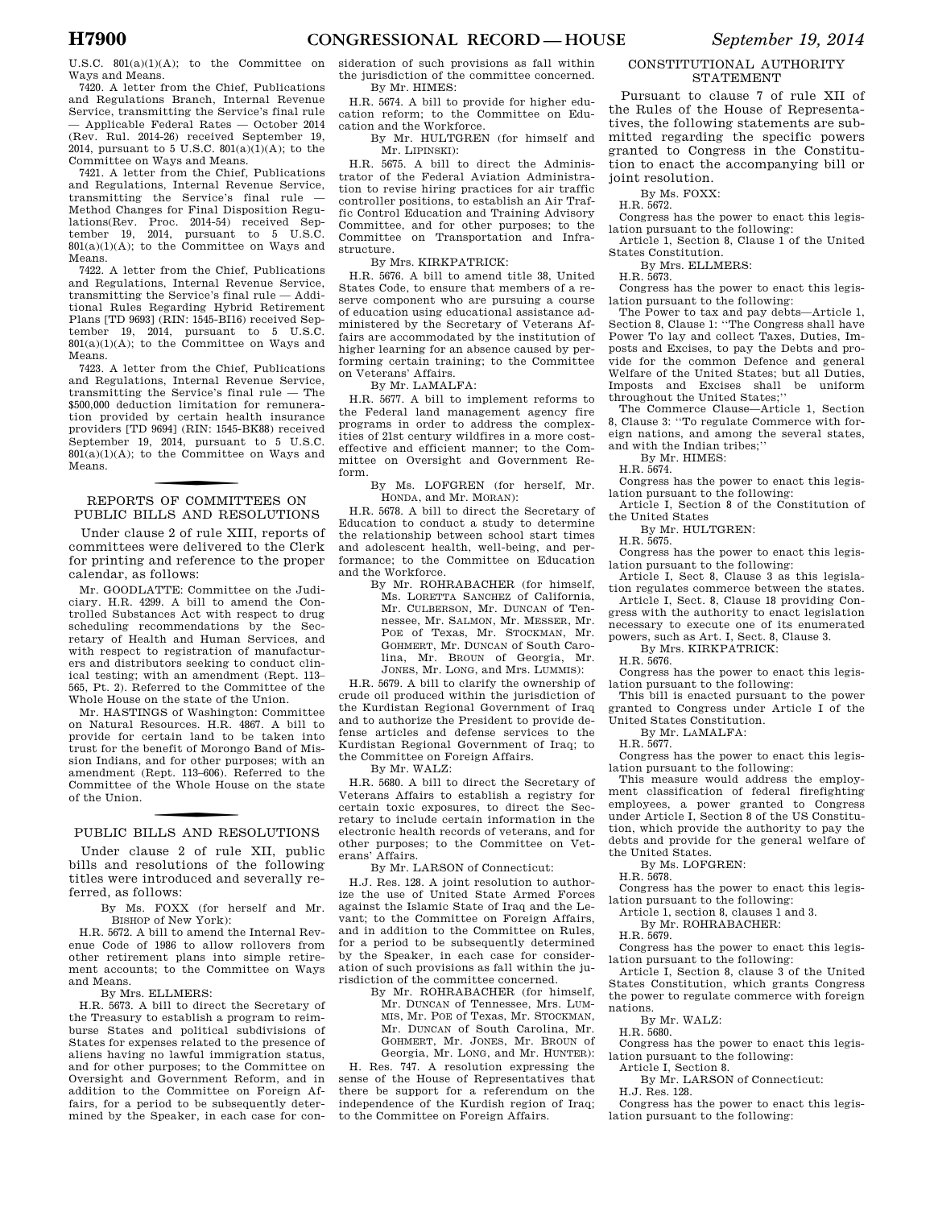U.S.C. 801(a)(1)(A); to the Committee on Ways and Means.

7420. A letter from the Chief, Publications and Regulations Branch, Internal Revenue Service, transmitting the Service's final rule — Applicable Federal Rates — October 2014 (Rev. Rul. 2014-26) received September 19, 2014, pursuant to 5 U.S.C. 801(a)(1)(A); to the Committee on Ways and Means.

7421. A letter from the Chief, Publications and Regulations, Internal Revenue Service, transmitting the Service's final rule — Method Changes for Final Disposition Regulations(Rev. Proc. 2014-54) received September 19, 2014, pursuant to 5 U.S.C. 801(a)(1)(A); to the Committee on Ways and Means.

7422. A letter from the Chief, Publications and Regulations, Internal Revenue Service, transmitting the Service's final rule — Additional Rules Regarding Hybrid Retirement Plans [TD 9693] (RIN: 1545-BI16) received September 19, 2014, pursuant to 5 U.S.C. 801(a)(1)(A); to the Committee on Ways and Means.

7423. A letter from the Chief, Publications and Regulations, Internal Revenue Service, transmitting the Service's final rule — The $500,000 deduction limitation for remuneration provided by certain health insurance providers [TD 9694] (RIN: 1545-BK88) received September 19, 2014, pursuant to 5 U.S.C. 801(a)(1)(A); to the Committee on Ways and Means.

## REPORTS OF COMMITTEES ON PUBLIC BILLS AND RESOLUTIONS

Under clause 2 of rule XIII, reports of committees were delivered to the Clerk for printing and reference to the proper calendar, as follows:

Mr. GOODLATTE: Committee on the Judiciary. H.R. 4299. A bill to amend the Controlled Substances Act with respect to drug scheduling recommendations by the Secretary of Health and Human Services, and with respect to registration of manufacturers and distributors seeking to conduct clinical testing; with an amendment (Rept. 113–565, Pt. 2). Referred to the Committee of the Whole House on the state of the Union.

Mr. HASTINGS of Washington: Committee on Natural Resources. H.R. 4867. A bill to provide for certain land to be taken into trust for the benefit of Morongo Band of Mission Indians, and for other purposes; with an amendment (Rept. 113–606). Referred to the Committee of the Whole House on the state of the Union.

## PUBLIC BILLS AND RESOLUTIONS

Under clause 2 of rule XII, public bills and resolutions of the following titles were introduced and severally referred, as follows:

By Ms. FOXX (for herself and Mr. BISHOP of New York):

H.R. 5672. A bill to amend the Internal Revenue Code of 1986 to allow rollovers from other retirement plans into simple retirement accounts; to the Committee on Ways and Means.

By Mrs. ELLMERS:

H.R. 5673. A bill to direct the Secretary of the Treasury to establish a program to reimburse States and political subdivisions of States for expenses related to the presence of aliens having no lawful immigration status, and for other purposes; to the Committee on Oversight and Government Reform, and in addition to the Committee on Foreign Affairs, for a period to be subsequently determined by the Speaker, in each case for consideration of such provisions as fall within the jurisdiction of the committee concerned.

By Mr. HIMES:

H.R. 5674. A bill to provide for higher education reform; to the Committee on Education and the Workforce.

By Mr. HULTGREN (for himself and Mr. LIPINSKI):

H.R. 5675. A bill to direct the Administrator of the Federal Aviation Administration to revise hiring practices for air traffic controller positions, to establish an Air Traffic Control Education and Training Advisory Committee, and for other purposes; to the Committee on Transportation and Infrastructure.

By Mrs. KIRKPATRICK:

H.R. 5676. A bill to amend title 38, United States Code, to ensure that members of a reserve component who are pursuing a course of education using educational assistance administered by the Secretary of Veterans Affairs are accommodated by the institution of higher learning for an absence caused by performing certain training; to the Committee on Veterans' Affairs.

By Mr. LAMALFA:

H.R. 5677. A bill to implement reforms to the Federal land management agency fire programs in order to address the complexities of 21st century wildfires in a more cost-effective and efficient manner; to the Committee on Oversight and Government Reform.

By Ms. LOFGREN (for herself, Mr. HONDA, and Mr. MORAN):

H.R. 5678. A bill to direct the Secretary of Education to conduct a study to determine the relationship between school start times and adolescent health, well-being, and performance; to the Committee on Education and the Workforce.

By Mr. ROHRABACHER (for himself, Ms. LORETTA SANCHEZ of California, Mr. CULBERSON, Mr. DUNCAN of Tennessee, Mr. SALMON, Mr. MESSER, Mr. POE of Texas, Mr. STOCKMAN, Mr. GOHMERT, Mr. DUNCAN of South Carolina, Mr. BROUN of Georgia, Mr. JONES, Mr. LONG, and Mrs. LUMMIS):

H.R. 5679. A bill to clarify the ownership of crude oil produced within the jurisdiction of the Kurdistan Regional Government of Iraq and to authorize the President to provide defense articles and defense services to the Kurdistan Regional Government of Iraq; to the Committee on Foreign Affairs.

By Mr. WALZ:

H.R. 5680. A bill to direct the Secretary of Veterans Affairs to establish a registry for certain toxic exposures, to direct the Secretary to include certain information in the electronic health records of veterans, and for other purposes; to the Committee on Veterans' Affairs.

By Mr. LARSON of Connecticut:

H.J. Res. 128. A joint resolution to authorize the use of United State Armed Forces against the Islamic State of Iraq and the Levant; to the Committee on Foreign Affairs, and in addition to the Committee on Rules, for a period to be subsequently determined by the Speaker, in each case for consideration of such provisions as fall within the jurisdiction of the committee concerned.

By Mr. ROHRABACHER (for himself, Mr. DUNCAN of Tennessee, Mrs. LUMMIS, Mr. POE of Texas, Mr. STOCKMAN, Mr. DUNCAN of South Carolina, Mr. GOHMERT, Mr. JONES, Mr. BROUN of Georgia, Mr. LONG, and Mr. HUNTER):

H. Res. 747. A resolution expressing the sense of the House of Representatives that there be support for a referendum on the independence of the Kurdish region of Iraq; to the Committee on Foreign Affairs.

## CONSTITUTIONAL AUTHORITY STATEMENT

Pursuant to clause 7 of rule XII of the Rules of the House of Representatives, the following statements are submitted regarding the specific powers granted to Congress in the Constitution to enact the accompanying bill or joint resolution.

By Ms. FOXX:

H.R. 5672.

Congress has the power to enact this legislation pursuant to the following:

Article 1, Section 8, Clause 1 of the United States Constitution.

By Mrs. ELLMERS:

H.R. 5673.

Congress has the power to enact this legislation pursuant to the following:

The Power to tax and pay debts—Article 1, Section 8, Clause 1: ''The Congress shall have Power To lay and collect Taxes, Duties, Imposts and Excises, to pay the Debts and provide for the common Defence and general Welfare of the United States; but all Duties, Imposts and Excises shall be uniform throughout the United States;''

The Commerce Clause—Article 1, Section 8, Clause 3: ''To regulate Commerce with foreign nations, and among the several states, and with the Indian tribes;''

By Mr. HIMES:

H.R. 5674.

Congress has the power to enact this legislation pursuant to the following:

Article I, Section 8 of the Constitution of the United States

By Mr. HULTGREN:

H.R. 5675.

Congress has the power to enact this legislation pursuant to the following:

Article I, Sect 8, Clause 3 as this legislation regulates commerce between the states.

Article I, Sect. 8, Clause 18 providing Congress with the authority to enact legislation necessary to execute one of its enumerated powers, such as Art. I, Sect. 8, Clause 3.

By Mrs. KIRKPATRICK:

H.R. 5676.

Congress has the power to enact this legislation pursuant to the following:

This bill is enacted pursuant to the power granted to Congress under Article I of the United States Constitution.

By Mr. LAMALFA:

H.R. 5677.

Congress has the power to enact this legislation pursuant to the following:

This measure would address the employment classification of federal firefighting employees, a power granted to Congress under Article I, Section 8 of the US Constitution, which provide the authority to pay the debts and provide for the general welfare of the United States.

By Ms. LOFGREN:

H.R. 5678.

Congress has the power to enact this legislation pursuant to the following:

Article 1, section 8, clauses 1 and 3.

By Mr. ROHRABACHER:

H.R. 5679.

Congress has the power to enact this legislation pursuant to the following:

Article I, Section 8, clause 3 of the United States Constitution, which grants Congress the power to regulate commerce with foreign nations.

By Mr. WALZ:

H.R. 5680.

Congress has the power to enact this legislation pursuant to the following:

Article I, Section 8.

By Mr. LARSON of Connecticut:

H.J. Res. 128.

Congress has the power to enact this legislation pursuant to the following: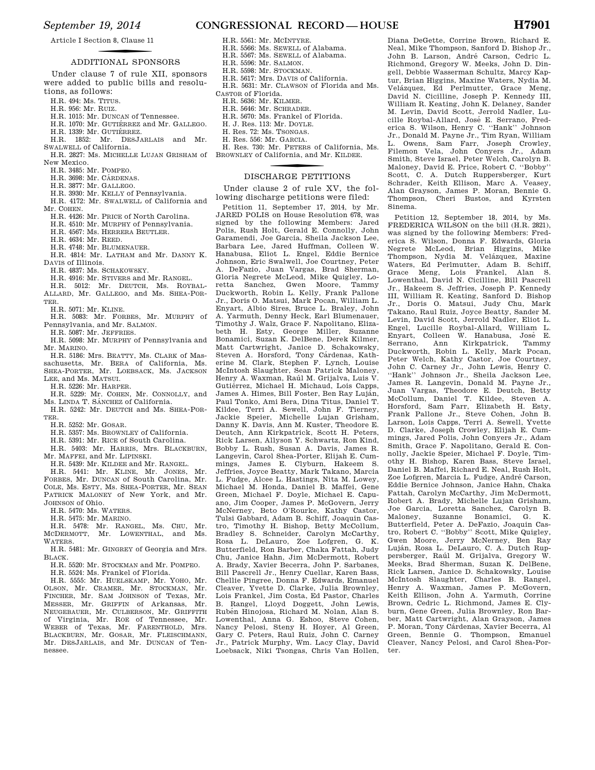Article I Section 8, Clause 11

## ADDITIONAL SPONSORS

Under clause 7 of rule XII, sponsors were added to public bills and resolutions, as follows:

H.R. 494: Ms. TITUS.

H.R. 956: Mr. RUIZ.

H.R. 1015: Mr. DUNCAN of Tennessee.

H.R. 1070: Mr. GUTIÉRREZ and Mr. GALLEGO.

H.R. 1339: Mr. GUTIÉRREZ.

H.R. 1852: Mr. DESJARLAIS and Mr. SWALWELL of California.

H.R. 2827: Ms. MICHELLE LUJAN GRISHAM of New Mexico.

H.R. 3485: Mr. POMPEO.

H.R. 3698: Mr. CÁRDENAS.

H.R. 3877: Mr. GALLEGO.

H.R. 3930: Mr. KELLY of Pennsylvania.

H.R. 4172: Mr. SWALWELL of California and Mr. COHEN.

H.R. 4426: Mr. PRICE of North Carolina.

H.R. 4510: Mr. MURPHY of Pennsylvania.

H.R. 4567: Ms. HERRERA BEUTLER.

H.R. 4634: Mr. REED.

H.R. 4748: Mr. BLUMENAUER.

H.R. 4814: Mr. LATHAM and Mr. DANNY K. DAVIS of Illinois.

H.R. 4837: Ms. SCHAKOWSKY.

H.R. 4916: Mr. STIVERS and Mr. RANGEL.

H.R. 5012: Mr. DEUTCH, Ms. ROYBAL-ALLARD, Mr. GALLEGO, and Ms. SHEA-PORTER.

H.R. 5071: Mr. KLINE.

H.R. 5083: Mr. FORBES, Mr. MURPHY of Pennsylvania, and Mr. SALMON.

H.R. 5087: Mr. JEFFRIES.

H.R. 5098: Mr. MURPHY of Pennsylvania and Mr. MARINO.

H.R. 5186: Mrs. BEATTY, Ms. CLARK of Massachusetts, Mr. BERA of California, Ms. SHEA-PORTER, Mr. LOEBSACK, Ms. JACKSON LEE, and Ms. MATSUI.

H.R. 5226: Mr. HARPER.

H.R. 5229: Mr. COHEN, Mr. CONNOLLY, and Ms. LINDA T. SÁNCHEZ of California.

H.R. 5242: Mr. DEUTCH and Ms. SHEA-PORTER.

H.R. 5252: Mr. GOSAR.

H.R. 5357: Ms. BROWNLEY of California.

H.R. 5391: Mr. RICE of South Carolina.

H.R. 5403: Mr. HARRIS, Mrs. BLACKBURN, Mr. MAFFEI, and Mr. LIPINSKI.

H.R. 5439: Mr. KILDEE and Mr. RANGEL.

H.R. 5441: Mr. KLINE, Mr. JONES, Mr. FORBES, Mr. DUNCAN of South Carolina, Mr. COLE, Ms. ESTY, Ms. SHEA-PORTER, Mr. SEAN PATRICK MALONEY of New York, and Mr. JOHNSON of Ohio.

H.R. 5470: Ms. WATERS.

H.R. 5475: Mr. MARINO.

H.R. 5478: Mr. RANGEL, Ms. CHU, Mr. MCDERMOTT, Mr. LOWENTHAL, and Ms. WATERS.

H.R. 5481: Mr. GINGREY of Georgia and Mrs. BLACK.

H.R. 5520: Mr. STOCKMAN and Mr. POMPEO.

H.R. 5524: Ms. Frankel of Florida.

H.R. 5555: Mr. HUELSKAMP, Mr. YOHO, Mr. OLSON, Mr. CRAMER, Mr. STOCKMAN, Mr. FINCHER, Mr. SAM JOHNSON of Texas, Mr. MESSER, Mr. GRIFFIN of Arkansas, Mr. NEUGEBAUER, Mr. CULBERSON, Mr. GRIFFITH of Virginia, Mr. ROE of Tennessee, Mr. WEBER of Texas, Mr. FARENTHOLD, Mrs. BLACKBURN, Mr. GOSAR, Mr. FLEISCHMANN, Mr. DESJARLAIS, and Mr. DUNCAN of Tennessee.

H.R. 5561: Mr. MCINTYRE.

H.R. 5566: Ms. SEWELL of Alabama.

H.R. 5567: Ms. SEWELL of Alabama.

H.R. 5596: Mr. SALMON.

H.R. 5598: Mr. STOCKMAN.

H.R. 5617: Mrs. DAVIS of California.

H.R. 5631: Mr. CLAWSON of Florida and Ms. CASTOR of Florida.

H.R. 5636: Mr. KILMER.

H.R. 5646: Mr. SCHRADER.

H.R. 5670: Ms. Frankel of Florida.

H. J. Res. 113: Mr. DOYLE.

H. Res. 72: Ms. TSONGAS.

H. Res. 556: Mr. GARCIA.

H. Res. 730: Mr. PETERS of California, Ms. BROWNLEY of California, and Mr. KILDEE.

## DISCHARGE PETITIONS

Under clause 2 of rule XV, the following discharge petitions were filed:

Petition 11, September 17, 2014, by Mr. JARED POLIS on House Resolution 678, was signed by the following Members: Jared Polis, Rush Holt, Gerald E. Connolly, John Garamendi, Joe Garcia, Sheila Jackson Lee, Barbara Lee, Jared Huffman, Colleen W. Hanabusa, Eliot L. Engel, Eddie Bernice Johnson, Eric Swalwell, Joe Courtney, Peter A. DeFazio, Juan Vargas, Brad Sherman, Gloria Negrete McLeod, Mike Quigley, Loretta Sanchez, Gwen Moore, Tammy Duckworth, Robin L. Kelly, Frank Pallone Jr., Doris O. Matsui, Mark Pocan, William L. Enyart, Albio Sires, Bruce L. Braley, John A. Yarmuth, Denny Heck, Earl Blumenauer, Timothy J. Walz, Grace F. Napolitano, Elizabeth H. Esty, George Miller, Suzanne Bonamici, Suzan K. DelBene, Derek Kilmer, Matt Cartwright, Janice D. Schakowsky, Steven A. Horsford, Tony Cárdenas, Katherine M. Clark, Stephen F. Lynch, Louise McIntosh Slaughter, Sean Patrick Maloney, Henry A. Waxman, Raúl M. Grijalva, Luis V. Gutiérrez, Michael H. Michaud, Lois Capps, James A. Himes, Bill Foster, Ben Ray Luján, Paul Tonko, Ami Bera, Dina Titus, Daniel T. Kildee, Terri A. Sewell, John F. Tierney, Jackie Speier, Michelle Lujan Grisham, Danny K. Davis, Ann M. Kuster, Theodore E. Deutch, Ann Kirkpatrick, Scott H. Peters, Rick Larsen, Allyson Y. Schwartz, Ron Kind, Bobby L. Rush, Susan A. Davis, James R. Langevin, Carol Shea-Porter, Elijah E. Cummings, James E. Clyburn, Hakeem S. Jeffries, Joyce Beatty, Mark Takano, Marcia L. Fudge, Alcee L. Hastings, Nita M. Lowey, Michael M. Honda, Daniel B. Maffei, Gene Green, Michael F. Doyle, Michael E. Capuano, Jim Cooper, James P. McGovern, Jerry McNerney, Beto O'Rourke, Kathy Castor, Tulsi Gabbard, Adam B. Schiff, Joaquin Castro, Timothy H. Bishop, Betty McCollum, Bradley S. Schneider, Carolyn McCarthy, Rosa L. DeLauro, Zoe Lofgren, G. K. Butterfield, Ron Barber, Chaka Fattah, Judy Chu, Janice Hahn, Jim McDermott, Robert A. Brady, Xavier Becerra, John P. Sarbanes, Bill Pascrell Jr., Henry Cuellar, Karen Bass, Chellie Pingree, Donna F. Edwards, Emanuel Cleaver, Yvette D. Clarke, Julia Brownley, Lois Frankel, Jim Costa, Ed Pastor, Charles B. Rangel, Lloyd Doggett, John Lewis, Rubén Hinojosa, Richard M. Nolan, Alan S. Lowenthal, Anna G. Eshoo, Steve Cohen, Nancy Pelosi, Steny H. Hoyer, Al Green, Gary C. Peters, Raul Ruiz, John C. Carney Jr., Patrick Murphy, Wm. Lacy Clay, David Loebsack, Niki Tsongas, Chris Van Hollen, Diana DeGette, Corrine Brown, Richard E. Neal, Mike Thompson, Sanford D. Bishop Jr., John B. Larson, André Carson, Cedric L. Richmond, Gregory W. Meeks, John D. Dingell, Debbie Wasserman Schultz, Marcy Kaptur, Brian Higgins, Maxine Waters, Nydia M. Velázquez, Ed Perlmutter, Grace Meng, David N. Cicilline, Joseph P. Kennedy III, William R. Keating, John K. Delaney, Sander M. Levin, David Scott, Jerrold Nadler, Lucille Roybal-Allard, José E. Serrano, Frederica S. Wilson, Henry C. "Hank" Johnson Jr., Donald M. Payne Jr., Tim Ryan, William L. Owens, Sam Farr, Joseph Crowley, Filemon Vela, John Conyers Jr., Adam Smith, Steve Israel, Peter Welch, Carolyn B. Maloney, David E. Price, Robert C. "Bobby" Scott, C. A. Dutch Ruppersberger, Kurt Schrader, Keith Ellison, Marc A. Veasey, Alan Grayson, James P. Moran, Bennie G. Thompson, Cheri Bustos, and Kyrsten Sinema.

Petition 12, September 18, 2014, by Ms. FREDERICA WILSON on the bill (H.R. 2821), was signed by the following Members: Frederica S. Wilson, Donna F. Edwards, Gloria Negrete McLeod, Brian Higgins, Mike Thompson, Nydia M. Velázquez, Maxine Waters, Ed Perlmutter, Adam B. Schiff, Grace Meng, Lois Frankel, Alan S. Lowenthal, David N. Cicilline, Bill Pascrell Jr., Hakeem S. Jeffries, Joseph P. Kennedy III, William R. Keating, Sanford D. Bishop Jr., Doris O. Matsui, Judy Chu, Mark Takano, Raul Ruiz, Joyce Beatty, Sander M. Levin, David Scott, Jerrold Nadler, Eliot L. Engel, Lucille Roybal-Allard, William L. Enyart, Colleen W. Hanabusa, José E. Serrano, Ann Kirkpatrick, Tammy Duckworth, Robin L. Kelly, Mark Pocan, Peter Welch, Kathy Castor, Joe Courtney, John C. Carney Jr., John Lewis, Henry C. "Hank" Johnson Jr., Sheila Jackson Lee, James R. Langevin, Donald M. Payne Jr., Juan Vargas, Theodore E. Deutch, Betty McCollum, Daniel T. Kildee, Steven A. Horsford, Sam Farr, Elizabeth H. Esty, Frank Pallone Jr., Steve Cohen, John B. Larson, Lois Capps, Terri A. Sewell, Yvette D. Clarke, Joseph Crowley, Elijah E. Cummings, Jared Polis, John Conyers Jr., Adam Smith, Grace F. Napolitano, Gerald E. Connolly, Jackie Speier, Michael F. Doyle, Timothy H. Bishop, Karen Bass, Steve Israel, Daniel B. Maffei, Richard E. Neal, Rush Holt, Zoe Lofgren, Marcia L. Fudge, André Carson, Eddie Bernice Johnson, Janice Hahn, Chaka Fattah, Carolyn McCarthy, Jim McDermott, Robert A. Brady, Michelle Lujan Grisham, Joe Garcia, Loretta Sanchez, Carolyn B. Maloney, Suzanne Bonamici, G. K. Butterfield, Peter A. DeFazio, Joaquin Castro, Robert C. "Bobby" Scott, Mike Quigley, Gwen Moore, Jerry McNerney, Ben Ray Luján, Rosa L. DeLauro, C. A. Dutch Ruppersberger, Raúl M. Grijalva, Gregory W. Meeks, Brad Sherman, Suzan K. DelBene, Rick Larsen, Janice D. Schakowsky, Louise McIntosh Slaughter, Charles B. Rangel, Henry A. Waxman, James P. McGovern, Keith Ellison, John A. Yarmuth, Corrine Brown, Cedric L. Richmond, James E. Clyburn, Gene Green, Julia Brownley, Ron Barber, Matt Cartwright, Alan Grayson, James P. Moran, Tony Cárdenas, Xavier Becerra, Al Green, Bennie G. Thompson, Emanuel Cleaver, Nancy Pelosi, and Carol Shea-Porter.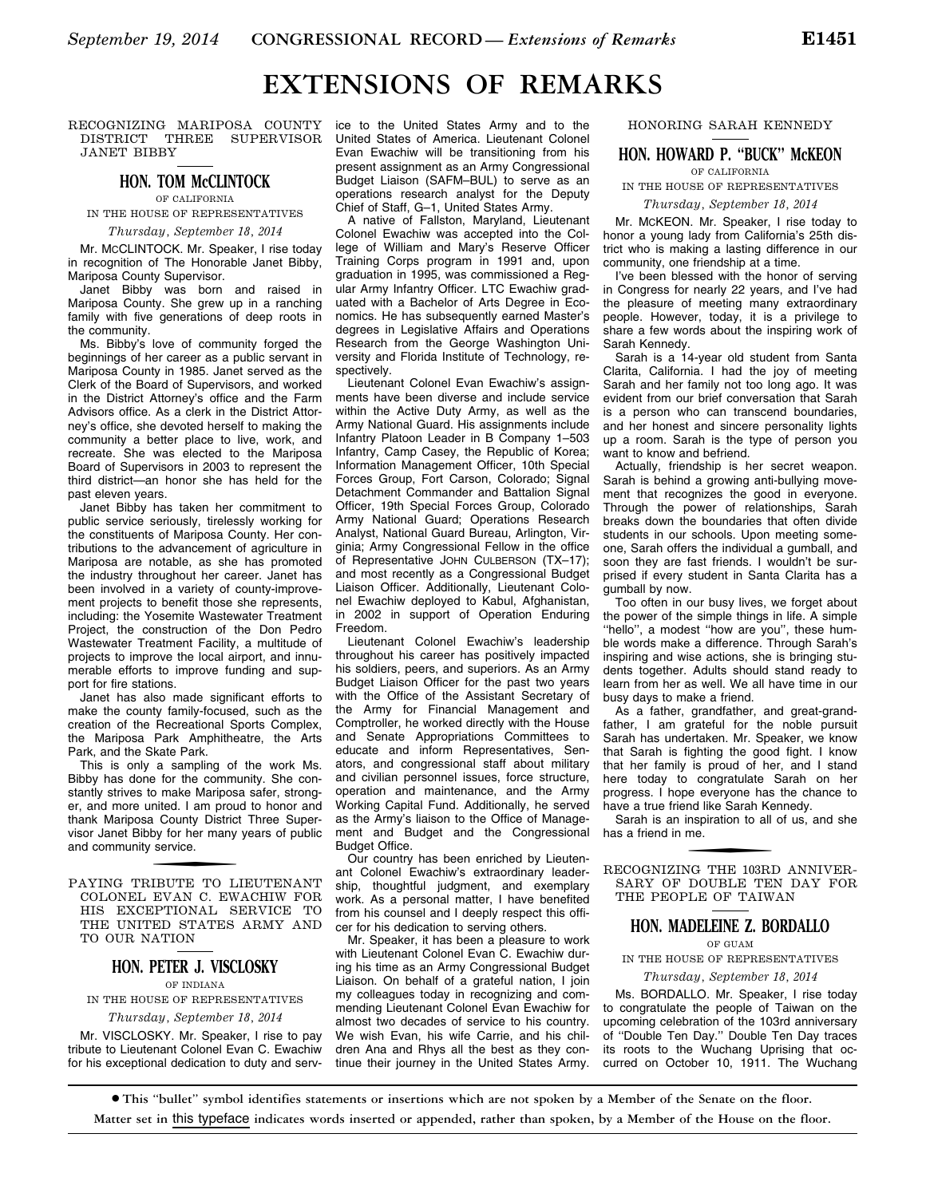# EXTENSIONS OF REMARKS

RECOGNIZING MARIPOSA COUNTY DISTRICT THREE SUPERVISOR JANET BIBBY

## HON. TOM McCLINTOCK

OF CALIFORNIA

IN THE HOUSE OF REPRESENTATIVES

*Thursday, September 18, 2014*

Mr. MCCLINTOCK. Mr. Speaker, I rise today in recognition of The Honorable Janet Bibby, Mariposa County Supervisor.

Janet Bibby was born and raised in Mariposa County. She grew up in a ranching family with five generations of deep roots in the community.

Ms. Bibby's love of community forged the beginnings of her career as a public servant in Mariposa County in 1985. Janet served as the Clerk of the Board of Supervisors, and worked in the District Attorney's office and the Farm Advisors office. As a clerk in the District Attorney's office, she devoted herself to making the community a better place to live, work, and recreate. She was elected to the Mariposa Board of Supervisors in 2003 to represent the third district—an honor she has held for the past eleven years.

Janet Bibby has taken her commitment to public service seriously, tirelessly working for the constituents of Mariposa County. Her contributions to the advancement of agriculture in Mariposa are notable, as she has promoted the industry throughout her career. Janet has been involved in a variety of county-improvement projects to benefit those she represents, including: the Yosemite Wastewater Treatment Project, the construction of the Don Pedro Wastewater Treatment Facility, a multitude of projects to improve the local airport, and innumerable efforts to improve funding and support for fire stations.

Janet has also made significant efforts to make the county family-focused, such as the creation of the Recreational Sports Complex, the Mariposa Park Amphitheatre, the Arts Park, and the Skate Park.

This is only a sampling of the work Ms. Bibby has done for the community. She constantly strives to make Mariposa safer, stronger, and more united. I am proud to honor and thank Mariposa County District Three Supervisor Janet Bibby for her many years of public and community service.

PAYING TRIBUTE TO LIEUTENANT COLONEL EVAN C. EWACHIW FOR HIS EXCEPTIONAL SERVICE TO THE UNITED STATES ARMY AND TO OUR NATION

## HON. PETER J. VISCLOSKY

OF INDIANA

IN THE HOUSE OF REPRESENTATIVES

*Thursday, September 18, 2014*

Mr. VISCLOSKY. Mr. Speaker, I rise to pay tribute to Lieutenant Colonel Evan C. Ewachiw for his exceptional dedication to duty and service to the United States Army and to the United States of America. Lieutenant Colonel Evan Ewachiw will be transitioning from his present assignment as an Army Congressional Budget Liaison (SAFM–BUL) to serve as an operations research analyst for the Deputy Chief of Staff, G–1, United States Army.

A native of Fallston, Maryland, Lieutenant Colonel Ewachiw was accepted into the College of William and Mary's Reserve Officer Training Corps program in 1991 and, upon graduation in 1995, was commissioned a Regular Army Infantry Officer. LTC Ewachiw graduated with a Bachelor of Arts Degree in Economics. He has subsequently earned Master's degrees in Legislative Affairs and Operations Research from the George Washington University and Florida Institute of Technology, respectively.

Lieutenant Colonel Evan Ewachiw's assignments have been diverse and include service within the Active Duty Army, as well as the Army National Guard. His assignments include Infantry Platoon Leader in B Company 1–503 Infantry, Camp Casey, the Republic of Korea; Information Management Officer, 10th Special Forces Group, Fort Carson, Colorado; Signal Detachment Commander and Battalion Signal Officer, 19th Special Forces Group, Colorado Army National Guard; Operations Research Analyst, National Guard Bureau, Arlington, Virginia; Army Congressional Fellow in the office of Representative JOHN CULBERSON (TX–17); and most recently as a Congressional Budget Liaison Officer. Additionally, Lieutenant Colonel Ewachiw deployed to Kabul, Afghanistan, in 2002 in support of Operation Enduring Freedom.

Lieutenant Colonel Ewachiw's leadership throughout his career has positively impacted his soldiers, peers, and superiors. As an Army Budget Liaison Officer for the past two years with the Office of the Assistant Secretary of the Army for Financial Management and Comptroller, he worked directly with the House and Senate Appropriations Committees to educate and inform Representatives, Senators, and congressional staff about military and civilian personnel issues, force structure, operation and maintenance, and the Army Working Capital Fund. Additionally, he served as the Army's liaison to the Office of Management and Budget and the Congressional Budget Office.

Our country has been enriched by Lieutenant Colonel Ewachiw's extraordinary leadership, thoughtful judgment, and exemplary work. As a personal matter, I have benefited from his counsel and I deeply respect this officer for his dedication to serving others.

Mr. Speaker, it has been a pleasure to work with Lieutenant Colonel Evan C. Ewachiw during his time as an Army Congressional Budget Liaison. On behalf of a grateful nation, I join my colleagues today in recognizing and commending Lieutenant Colonel Evan Ewachiw for almost two decades of service to his country. We wish Evan, his wife Carrie, and his children Ana and Rhys all the best as they continue their journey in the United States Army.

HONORING SARAH KENNEDY

## HON. HOWARD P. "BUCK" McKEON

OF CALIFORNIA

IN THE HOUSE OF REPRESENTATIVES

*Thursday, September 18, 2014*

Mr. MCKEON. Mr. Speaker, I rise today to honor a young lady from California's 25th district who is making a lasting difference in our community, one friendship at a time.

I've been blessed with the honor of serving in Congress for nearly 22 years, and I've had the pleasure of meeting many extraordinary people. However, today, it is a privilege to share a few words about the inspiring work of Sarah Kennedy.

Sarah is a 14-year old student from Santa Clarita, California. I had the joy of meeting Sarah and her family not too long ago. It was evident from our brief conversation that Sarah is a person who can transcend boundaries, and her honest and sincere personality lights up a room. Sarah is the type of person you want to know and befriend.

Actually, friendship is her secret weapon. Sarah is behind a growing anti-bullying movement that recognizes the good in everyone. Through the power of relationships, Sarah breaks down the boundaries that often divide students in our schools. Upon meeting someone, Sarah offers the individual a gumball, and soon they are fast friends. I wouldn't be surprised if every student in Santa Clarita has a gumball by now.

Too often in our busy lives, we forget about the power of the simple things in life. A simple "hello", a modest "how are you", these humble words make a difference. Through Sarah's inspiring and wise actions, she is bringing students together. Adults should stand ready to learn from her as well. We all have time in our busy days to make a friend.

As a father, grandfather, and great-grandfather, I am grateful for the noble pursuit Sarah has undertaken. Mr. Speaker, we know that Sarah is fighting the good fight. I know that her family is proud of her, and I stand here today to congratulate Sarah on her progress. I hope everyone has the chance to have a true friend like Sarah Kennedy.

Sarah is an inspiration to all of us, and she has a friend in me.

RECOGNIZING THE 103RD ANNIVERSARY OF DOUBLE TEN DAY FOR THE PEOPLE OF TAIWAN

## HON. MADELEINE Z. BORDALLO

OF GUAM

IN THE HOUSE OF REPRESENTATIVES

*Thursday, September 18, 2014*

Ms. BORDALLO. Mr. Speaker, I rise today to congratulate the people of Taiwan on the upcoming celebration of the 103rd anniversary of "Double Ten Day." Double Ten Day traces its roots to the Wuchang Uprising that occurred on October 10, 1911. The Wuchang

---

• This "bullet" symbol identifies statements or insertions which are not spoken by a Member of the Senate on the floor.

Matter set in this typeface indicates words inserted or appended, rather than spoken, by a Member of the House on the floor.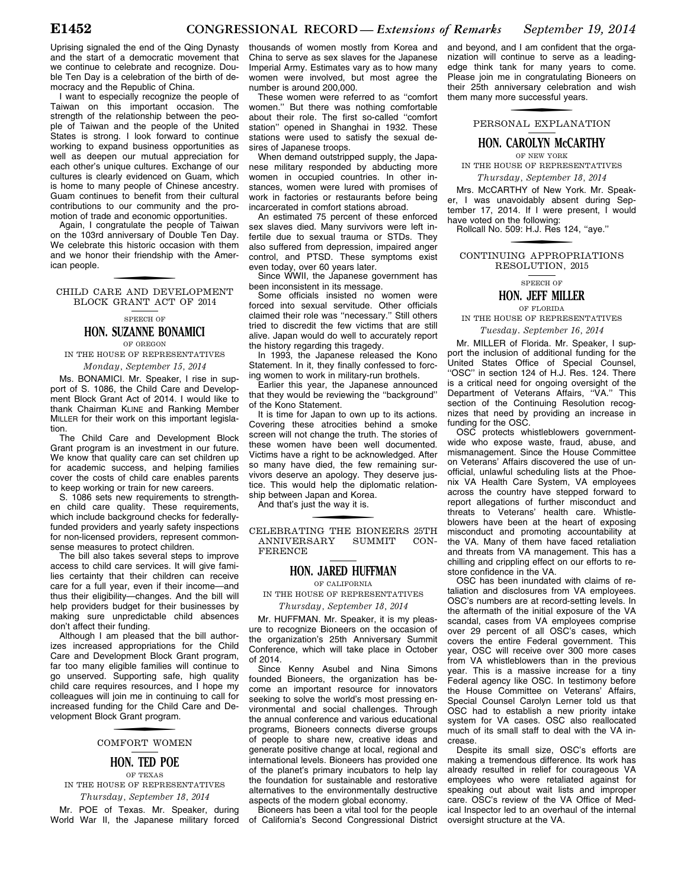Uprising signaled the end of the Qing Dynasty and the start of a democratic movement that we continue to celebrate and recognize. Double Ten Day is a celebration of the birth of democracy and the Republic of China.

I want to especially recognize the people of Taiwan on this important occasion. The strength of the relationship between the people of Taiwan and the people of the United States is strong. I look forward to continue working to expand business opportunities as well as deepen our mutual appreciation for each other's unique cultures. Exchange of our cultures is clearly evidenced on Guam, which is home to many people of Chinese ancestry. Guam continues to benefit from their cultural contributions to our community and the promotion of trade and economic opportunities.

Again, I congratulate the people of Taiwan on the 103rd anniversary of Double Ten Day. We celebrate this historic occasion with them and we honor their friendship with the American people.

## CHILD CARE AND DEVELOPMENT BLOCK GRANT ACT OF 2014

SPEECH OF

### HON. SUZANNE BONAMICI

OF OREGON

IN THE HOUSE OF REPRESENTATIVES

*Monday, September 15, 2014*

Ms. BONAMICI. Mr. Speaker, I rise in support of S. 1086, the Child Care and Development Block Grant Act of 2014. I would like to thank Chairman KLINE and Ranking Member MILLER for their work on this important legislation.

The Child Care and Development Block Grant program is an investment in our future. We know that quality care can set children up for academic success, and helping families cover the costs of child care enables parents to keep working or train for new careers.

S. 1086 sets new requirements to strengthen child care quality. These requirements, which include background checks for federally-funded providers and yearly safety inspections for non-licensed providers, represent commonsense measures to protect children.

The bill also takes several steps to improve access to child care services. It will give families certainty that their children can receive care for a full year, even if their income—and thus their eligibility—changes. And the bill will help providers budget for their businesses by making sure unpredictable child absences don't affect their funding.

Although I am pleased that the bill authorizes increased appropriations for the Child Care and Development Block Grant program, far too many eligible families will continue to go unserved. Supporting safe, high quality child care requires resources, and I hope my colleagues will join me in continuing to call for increased funding for the Child Care and Development Block Grant program.

## COMFORT WOMEN

### HON. TED POE

OF TEXAS

IN THE HOUSE OF REPRESENTATIVES

*Thursday, September 18, 2014*

Mr. POE of Texas. Mr. Speaker, during World War II, the Japanese military forced thousands of women mostly from Korea and China to serve as sex slaves for the Japanese Imperial Army. Estimates vary as to how many women were involved, but most agree the number is around 200,000.

These women were referred to as "comfort women." But there was nothing comfortable about their role. The first so-called "comfort station" opened in Shanghai in 1932. These stations were used to satisfy the sexual desires of Japanese troops.

When demand outstripped supply, the Japanese military responded by abducting more women in occupied countries. In other instances, women were lured with promises of work in factories or restaurants before being incarcerated in comfort stations abroad.

An estimated 75 percent of these enforced sex slaves died. Many survivors were left infertile due to sexual trauma or STDs. They also suffered from depression, impaired anger control, and PTSD. These symptoms exist even today, over 60 years later.

Since WWII, the Japanese government has been inconsistent in its message.

Some officials insisted no women were forced into sexual servitude. Other officials claimed their role was "necessary." Still others tried to discredit the few victims that are still alive. Japan would do well to accurately report the history regarding this tragedy.

In 1993, the Japanese released the Kono Statement. In it, they finally confessed to forcing women to work in military-run brothels.

Earlier this year, the Japanese announced that they would be reviewing the "background" of the Kono Statement.

It is time for Japan to own up to its actions. Covering these atrocities behind a smoke screen will not change the truth. The stories of these women have been well documented. Victims have a right to be acknowledged. After so many have died, the few remaining survivors deserve an apology. They deserve justice. This would help the diplomatic relationship between Japan and Korea.

And that's just the way it is.

## CELEBRATING THE BIONEERS 25TH ANNIVERSARY SUMMIT CONFERENCE

### HON. JARED HUFFMAN

OF CALIFORNIA

IN THE HOUSE OF REPRESENTATIVES

*Thursday, September 18, 2014*

Mr. HUFFMAN. Mr. Speaker, it is my pleasure to recognize Bioneers on the occasion of the organization's 25th Anniversary Summit Conference, which will take place in October of 2014.

Since Kenny Asubel and Nina Simons founded Bioneers, the organization has become an important resource for innovators seeking to solve the world's most pressing environmental and social challenges. Through the annual conference and various educational programs, Bioneers connects diverse groups of people to share new, creative ideas and generate positive change at local, regional and international levels. Bioneers has provided one of the planet's primary incubators to help lay the foundation for sustainable and restorative alternatives to the environmentally destructive aspects of the modern global economy.

Bioneers has been a vital tool for the people of California's Second Congressional District and beyond, and I am confident that the organization will continue to serve as a leading-edge think tank for many years to come. Please join me in congratulating Bioneers on their 25th anniversary celebration and wish them many more successful years.

## PERSONAL EXPLANATION

### HON. CAROLYN McCARTHY

OF NEW YORK

IN THE HOUSE OF REPRESENTATIVES

*Thursday, September 18, 2014*

Mrs. MCCARTHY of New York. Mr. Speaker, I was unavoidably absent during September 17, 2014. If I were present, I would have voted on the following:

Rollcall No. 509: H.J. Res 124, "aye."

## CONTINUING APPROPRIATIONS RESOLUTION, 2015

SPEECH OF

### HON. JEFF MILLER

OF FLORIDA

IN THE HOUSE OF REPRESENTATIVES

*Tuesday, September 16, 2014*

Mr. MILLER of Florida. Mr. Speaker, I support the inclusion of additional funding for the United States Office of Special Counsel, "OSC" in section 124 of H.J. Res. 124. There is a critical need for ongoing oversight of the Department of Veterans Affairs, "VA." This section of the Continuing Resolution recognizes that need by providing an increase in funding for the OSC.

OSC protects whistleblowers government-wide who expose waste, fraud, abuse, and mismanagement. Since the House Committee on Veterans' Affairs discovered the use of unofficial, unlawful scheduling lists at the Phoenix VA Health Care System, VA employees across the country have stepped forward to report allegations of further misconduct and threats to Veterans' health care. Whistleblowers have been at the heart of exposing misconduct and promoting accountability at the VA. Many of them have faced retaliation and threats from VA management. This has a chilling and crippling effect on our efforts to restore confidence in the VA.

OSC has been inundated with claims of retaliation and disclosures from VA employees. OSC's numbers are at record-setting levels. In the aftermath of the initial exposure of the VA scandal, cases from VA employees comprise over 29 percent of all OSC's cases, which covers the entire Federal government. This year, OSC will receive over 300 more cases from VA whistleblowers than in the previous year. This is a massive increase for a tiny Federal agency like OSC. In testimony before the House Committee on Veterans' Affairs, Special Counsel Carolyn Lerner told us that OSC had to establish a new priority intake system for VA cases. OSC also reallocated much of its small staff to deal with the VA increase.

Despite its small size, OSC's efforts are making a tremendous difference. Its work has already resulted in relief for courageous VA employees who were retaliated against for speaking out about wait lists and improper care. OSC's review of the VA Office of Medical Inspector led to an overhaul of the internal oversight structure at the VA.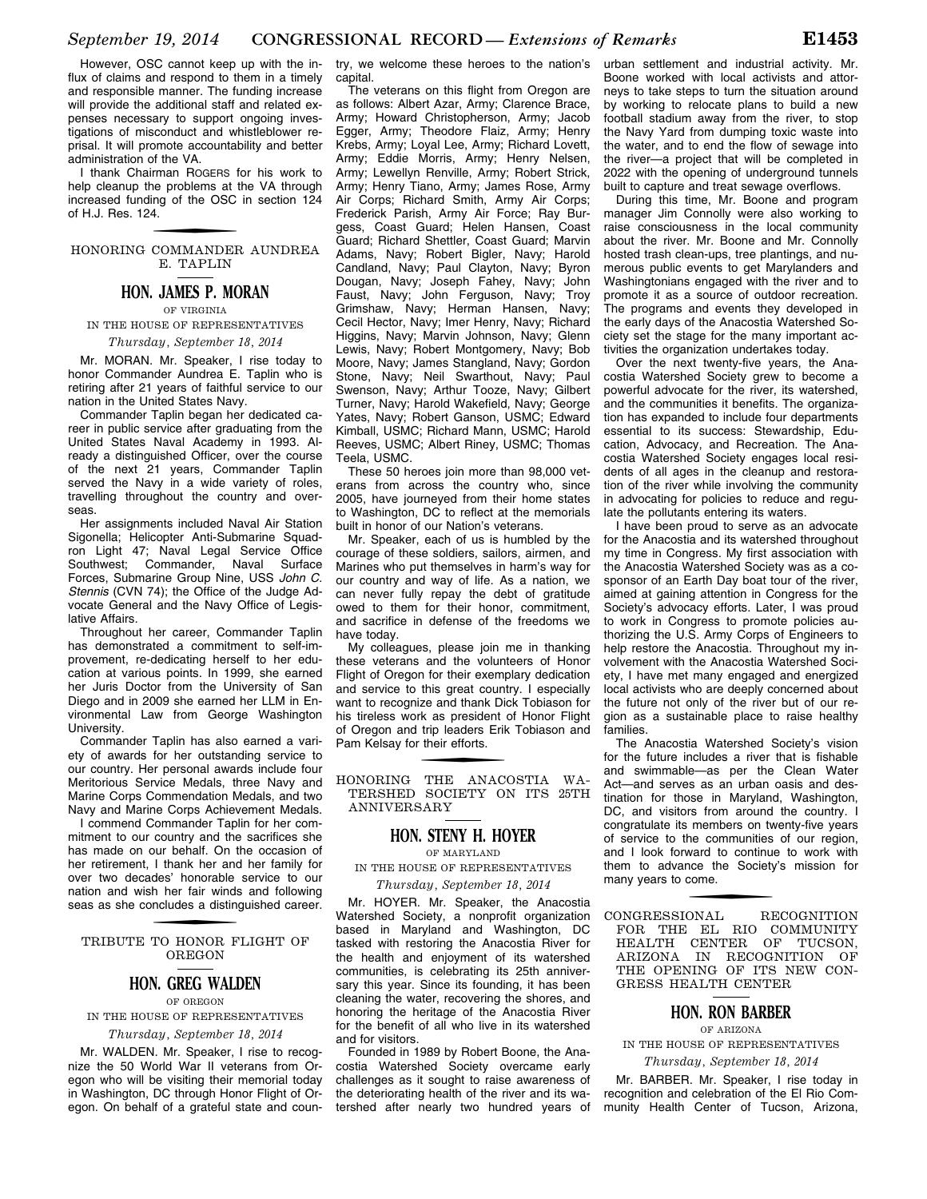However, OSC cannot keep up with the influx of claims and respond to them in a timely and responsible manner. The funding increase will provide the additional staff and related expenses necessary to support ongoing investigations of misconduct and whistleblower reprisal. It will promote accountability and better administration of the VA.

I thank Chairman ROGERS for his work to help cleanup the problems at the VA through increased funding of the OSC in section 124 of H.J. Res. 124.

## HONORING COMMANDER AUNDREA E. TAPLIN

### HON. JAMES P. MORAN

OF VIRGINIA

IN THE HOUSE OF REPRESENTATIVES

*Thursday, September 18, 2014*

Mr. MORAN. Mr. Speaker, I rise today to honor Commander Aundrea E. Taplin who is retiring after 21 years of faithful service to our nation in the United States Navy.

Commander Taplin began her dedicated career in public service after graduating from the United States Naval Academy in 1993. Already a distinguished Officer, over the course of the next 21 years, Commander Taplin served the Navy in a wide variety of roles, travelling throughout the country and overseas.

Her assignments included Naval Air Station Sigonella; Helicopter Anti-Submarine Squadron Light 47; Naval Legal Service Office Southwest; Commander, Naval Surface Forces, Submarine Group Nine, USS *John C. Stennis* (CVN 74); the Office of the Judge Advocate General and the Navy Office of Legislative Affairs.

Throughout her career, Commander Taplin has demonstrated a commitment to self-improvement, re-dedicating herself to her education at various points. In 1999, she earned her Juris Doctor from the University of San Diego and in 2009 she earned her LLM in Environmental Law from George Washington University.

Commander Taplin has also earned a variety of awards for her outstanding service to our country. Her personal awards include four Meritorious Service Medals, three Navy and Marine Corps Commendation Medals, and two Navy and Marine Corps Achievement Medals.

I commend Commander Taplin for her commitment to our country and the sacrifices she has made on our behalf. On the occasion of her retirement, I thank her and her family for over two decades' honorable service to our nation and wish her fair winds and following seas as she concludes a distinguished career.

## TRIBUTE TO HONOR FLIGHT OF OREGON

### HON. GREG WALDEN

OF OREGON

IN THE HOUSE OF REPRESENTATIVES

*Thursday, September 18, 2014*

Mr. WALDEN. Mr. Speaker, I rise to recognize the 50 World War II veterans from Oregon who will be visiting their memorial today in Washington, DC through Honor Flight of Oregon. On behalf of a grateful state and country, we welcome these heroes to the nation's capital.

The veterans on this flight from Oregon are as follows: Albert Azar, Army; Clarence Brace, Army; Howard Christopherson, Army; Jacob Egger, Army; Theodore Flaiz, Army; Henry Krebs, Army; Loyal Lee, Army; Richard Lovett, Army; Eddie Morris, Army; Henry Nelsen, Army; Lewellyn Renville, Army; Robert Strick, Army; Henry Tiano, Army; James Rose, Army Air Corps; Richard Smith, Army Air Corps; Frederick Parish, Army Air Force; Ray Burgess, Coast Guard; Helen Hansen, Coast Guard; Richard Shettler, Coast Guard; Marvin Adams, Navy; Robert Bigler, Navy; Harold Candland, Navy; Paul Clayton, Navy; Byron Dougan, Navy; Joseph Fahey, Navy; John Faust, Navy; John Ferguson, Navy; Troy Grimshaw, Navy; Herman Hansen, Navy; Cecil Hector, Navy; Imer Henry, Navy; Richard Higgins, Navy; Marvin Johnson, Navy; Glenn Lewis, Navy; Robert Montgomery, Navy; Bob Moore, Navy; James Stangland, Navy; Gordon Stone, Navy; Neil Swarthout, Navy; Paul Swenson, Navy; Arthur Tooze, Navy; Gilbert Turner, Navy; Harold Wakefield, Navy; George Yates, Navy; Robert Ganson, USMC; Edward Kimball, USMC; Richard Mann, USMC; Harold Reeves, USMC; Albert Riney, USMC; Thomas Teela, USMC.

These 50 heroes join more than 98,000 veterans from across the country who, since 2005, have journeyed from their home states to Washington, DC to reflect at the memorials built in honor of our Nation's veterans.

Mr. Speaker, each of us is humbled by the courage of these soldiers, sailors, airmen, and Marines who put themselves in harm's way for our country and way of life. As a nation, we can never fully repay the debt of gratitude owed to them for their honor, commitment, and sacrifice in defense of the freedoms we have today.

My colleagues, please join me in thanking these veterans and the volunteers of Honor Flight of Oregon for their exemplary dedication and service to this great country. I especially want to recognize and thank Dick Tobiason for his tireless work as president of Honor Flight of Oregon and trip leaders Erik Tobiason and Pam Kelsay for their efforts.

## HONORING THE ANACOSTIA WATERSHED SOCIETY ON ITS 25TH ANNIVERSARY

### HON. STENY H. HOYER

OF MARYLAND

IN THE HOUSE OF REPRESENTATIVES

*Thursday, September 18, 2014*

Mr. HOYER. Mr. Speaker, the Anacostia Watershed Society, a nonprofit organization based in Maryland and Washington, DC tasked with restoring the Anacostia River for the health and enjoyment of its watershed communities, is celebrating its 25th anniversary this year. Since its founding, it has been cleaning the water, recovering the shores, and honoring the heritage of the Anacostia River for the benefit of all who live in its watershed and for visitors.

Founded in 1989 by Robert Boone, the Anacostia Watershed Society overcame early challenges as it sought to raise awareness of the deteriorating health of the river and its watershed after nearly two hundred years of urban settlement and industrial activity. Mr. Boone worked with local activists and attorneys to take steps to turn the situation around by working to relocate plans to build a new football stadium away from the river, to stop the Navy Yard from dumping toxic waste into the water, and to end the flow of sewage into the river—a project that will be completed in 2022 with the opening of underground tunnels built to capture and treat sewage overflows.

During this time, Mr. Boone and program manager Jim Connolly were also working to raise consciousness in the local community about the river. Mr. Boone and Mr. Connolly hosted trash clean-ups, tree plantings, and numerous public events to get Marylanders and Washingtonians engaged with the river and to promote it as a source of outdoor recreation. The programs and events they developed in the early days of the Anacostia Watershed Society set the stage for the many important activities the organization undertakes today.

Over the next twenty-five years, the Anacostia Watershed Society grew to become a powerful advocate for the river, its watershed, and the communities it benefits. The organization has expanded to include four departments essential to its success: Stewardship, Education, Advocacy, and Recreation. The Anacostia Watershed Society engages local residents of all ages in the cleanup and restoration of the river while involving the community in advocating for policies to reduce and regulate the pollutants entering its waters.

I have been proud to serve as an advocate for the Anacostia and its watershed throughout my time in Congress. My first association with the Anacostia Watershed Society was as a cosponsor of an Earth Day boat tour of the river, aimed at gaining attention in Congress for the Society's advocacy efforts. Later, I was proud to work in Congress to promote policies authorizing the U.S. Army Corps of Engineers to help restore the Anacostia. Throughout my involvement with the Anacostia Watershed Society, I have met many engaged and energized local activists who are deeply concerned about the future not only of the river but of our region as a sustainable place to raise healthy families.

The Anacostia Watershed Society's vision for the future includes a river that is fishable and swimmable—as per the Clean Water Act—and serves as an urban oasis and destination for those in Maryland, Washington, DC, and visitors from around the country. I congratulate its members on twenty-five years of service to the communities of our region, and I look forward to continue to work with them to advance the Society's mission for many years to come.

## CONGRESSIONAL RECOGNITION FOR THE EL RIO COMMUNITY HEALTH CENTER OF TUCSON, ARIZONA IN RECOGNITION OF THE OPENING OF ITS NEW CONGRESS HEALTH CENTER

### HON. RON BARBER

OF ARIZONA

IN THE HOUSE OF REPRESENTATIVES

*Thursday, September 18, 2014*

Mr. BARBER. Mr. Speaker, I rise today in recognition and celebration of the El Rio Community Health Center of Tucson, Arizona,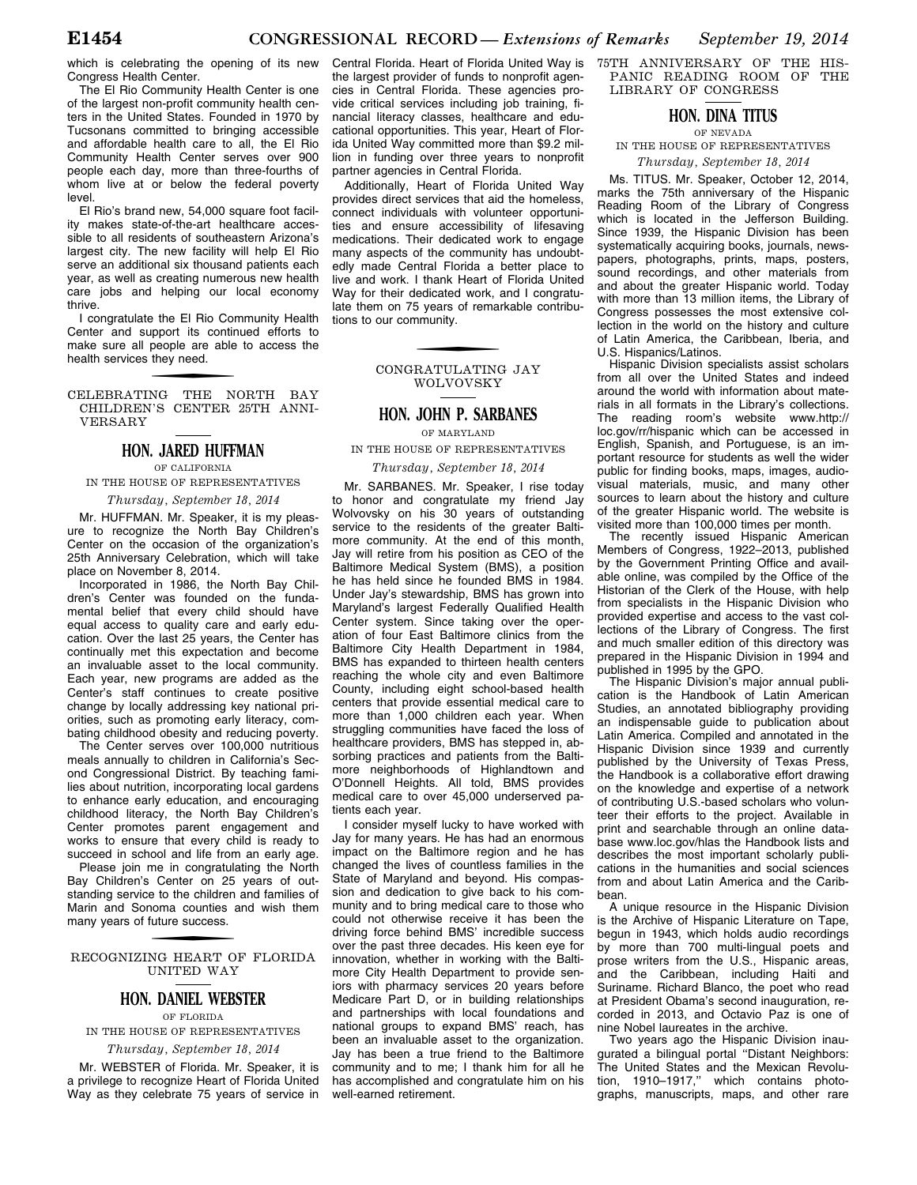which is celebrating the opening of its new Congress Health Center.

The El Rio Community Health Center is one of the largest non-profit community health centers in the United States. Founded in 1970 by Tucsonans committed to bringing accessible and affordable health care to all, the El Rio Community Health Center serves over 900 people each day, more than three-fourths of whom live at or below the federal poverty level.

El Rio's brand new, 54,000 square foot facility makes state-of-the-art healthcare accessible to all residents of southeastern Arizona's largest city. The new facility will help El Rio serve an additional six thousand patients each year, as well as creating numerous new health care jobs and helping our local economy thrive.

I congratulate the El Rio Community Health Center and support its continued efforts to make sure all people are able to access the health services they need.

## CELEBRATING THE NORTH BAY CHILDREN'S CENTER 25TH ANNIVERSARY

### HON. JARED HUFFMAN

OF CALIFORNIA

IN THE HOUSE OF REPRESENTATIVES

*Thursday, September 18, 2014*

Mr. HUFFMAN. Mr. Speaker, it is my pleasure to recognize the North Bay Children's Center on the occasion of the organization's 25th Anniversary Celebration, which will take place on November 8, 2014.

Incorporated in 1986, the North Bay Children's Center was founded on the fundamental belief that every child should have equal access to quality care and early education. Over the last 25 years, the Center has continually met this expectation and become an invaluable asset to the local community. Each year, new programs are added as the Center's staff continues to create positive change by locally addressing key national priorities, such as promoting early literacy, combating childhood obesity and reducing poverty.

The Center serves over 100,000 nutritious meals annually to children in California's Second Congressional District. By teaching families about nutrition, incorporating local gardens to enhance early education, and encouraging childhood literacy, the North Bay Children's Center promotes parent engagement and works to ensure that every child is ready to succeed in school and life from an early age.

Please join me in congratulating the North Bay Children's Center on 25 years of outstanding service to the children and families of Marin and Sonoma counties and wish them many years of future success.

## RECOGNIZING HEART OF FLORIDA UNITED WAY

### HON. DANIEL WEBSTER

OF FLORIDA

IN THE HOUSE OF REPRESENTATIVES

*Thursday, September 18, 2014*

Mr. WEBSTER of Florida. Mr. Speaker, it is a privilege to recognize Heart of Florida United Way as they celebrate 75 years of service in Central Florida. Heart of Florida United Way is the largest provider of funds to nonprofit agencies in Central Florida. These agencies provide critical services including job training, financial literacy classes, healthcare and educational opportunities. This year, Heart of Florida United Way committed more than $9.2 million in funding over three years to nonprofit partner agencies in Central Florida.

Additionally, Heart of Florida United Way provides direct services that aid the homeless, connect individuals with volunteer opportunities and ensure accessibility of lifesaving medications. Their dedicated work to engage many aspects of the community has undoubtedly made Central Florida a better place to live and work. I thank Heart of Florida United Way for their dedicated work, and I congratulate them on 75 years of remarkable contributions to our community.

## CONGRATULATING JAY WOLVOVSKY

### HON. JOHN P. SARBANES

OF MARYLAND

IN THE HOUSE OF REPRESENTATIVES

*Thursday, September 18, 2014*

Mr. SARBANES. Mr. Speaker, I rise today to honor and congratulate my friend Jay Wolvovsky on his 30 years of outstanding service to the residents of the greater Baltimore community. At the end of this month, Jay will retire from his position as CEO of the Baltimore Medical System (BMS), a position he has held since he founded BMS in 1984. Under Jay's stewardship, BMS has grown into Maryland's largest Federally Qualified Health Center system. Since taking over the operation of four East Baltimore clinics from the Baltimore City Health Department in 1984, BMS has expanded to thirteen health centers reaching the whole city and even Baltimore County, including eight school-based health centers that provide essential medical care to more than 1,000 children each year. When struggling communities have faced the loss of healthcare providers, BMS has stepped in, absorbing practices and patients from the Baltimore neighborhoods of Highlandtown and O'Donnell Heights. All told, BMS provides medical care to over 45,000 underserved patients each year.

I consider myself lucky to have worked with Jay for many years. He has had an enormous impact on the Baltimore region and he has changed the lives of countless families in the State of Maryland and beyond. His compassion and dedication to give back to his community and to bring medical care to those who could not otherwise receive it has been the driving force behind BMS' incredible success over the past three decades. His keen eye for innovation, whether in working with the Baltimore City Health Department to provide seniors with pharmacy services 20 years before Medicare Part D, or in building relationships and partnerships with local foundations and national groups to expand BMS' reach, has been an invaluable asset to the organization. Jay has been a true friend to the Baltimore community and to me; I thank him for all he has accomplished and congratulate him on his well-earned retirement.

## 75TH ANNIVERSARY OF THE HISPANIC READING ROOM OF THE LIBRARY OF CONGRESS

### HON. DINA TITUS

OF NEVADA

IN THE HOUSE OF REPRESENTATIVES

*Thursday, September 18, 2014*

Ms. TITUS. Mr. Speaker, October 12, 2014, marks the 75th anniversary of the Hispanic Reading Room of the Library of Congress which is located in the Jefferson Building. Since 1939, the Hispanic Division has been systematically acquiring books, journals, newspapers, photographs, prints, maps, posters, sound recordings, and other materials from and about the greater Hispanic world. Today with more than 13 million items, the Library of Congress possesses the most extensive collection in the world on the history and culture of Latin America, the Caribbean, Iberia, and U.S. Hispanics/Latinos.

Hispanic Division specialists assist scholars from all over the United States and indeed around the world with information about materials in all formats in the Library's collections. The reading room's website www.http://loc.gov/rr/hispanic which can be accessed in English, Spanish, and Portuguese, is an important resource for students as well the wider public for finding books, maps, images, audiovisual materials, music, and many other sources to learn about the history and culture of the greater Hispanic world. The website is visited more than 100,000 times per month.

The recently issued Hispanic American Members of Congress, 1922–2013, published by the Government Printing Office and available online, was compiled by the Office of the Historian of the Clerk of the House, with help from specialists in the Hispanic Division who provided expertise and access to the vast collections of the Library of Congress. The first and much smaller edition of this directory was prepared in the Hispanic Division in 1994 and published in 1995 by the GPO.

The Hispanic Division's major annual publication is the Handbook of Latin American Studies, an annotated bibliography providing an indispensable guide to publication about Latin America. Compiled and annotated in the Hispanic Division since 1939 and currently published by the University of Texas Press, the Handbook is a collaborative effort drawing on the knowledge and expertise of a network of contributing U.S.-based scholars who volunteer their efforts to the project. Available in print and searchable through an online database www.loc.gov/hlas the Handbook lists and describes the most important scholarly publications in the humanities and social sciences from and about Latin America and the Caribbean.

A unique resource in the Hispanic Division is the Archive of Hispanic Literature on Tape, begun in 1943, which holds audio recordings by more than 700 multi-lingual poets and prose writers from the U.S., Hispanic areas, and the Caribbean, including Haiti and Suriname. Richard Blanco, the poet who read at President Obama's second inauguration, recorded in 2013, and Octavio Paz is one of nine Nobel laureates in the archive.

Two years ago the Hispanic Division inaugurated a bilingual portal "Distant Neighbors: The United States and the Mexican Revolution, 1910–1917," which contains photographs, manuscripts, maps, and other rare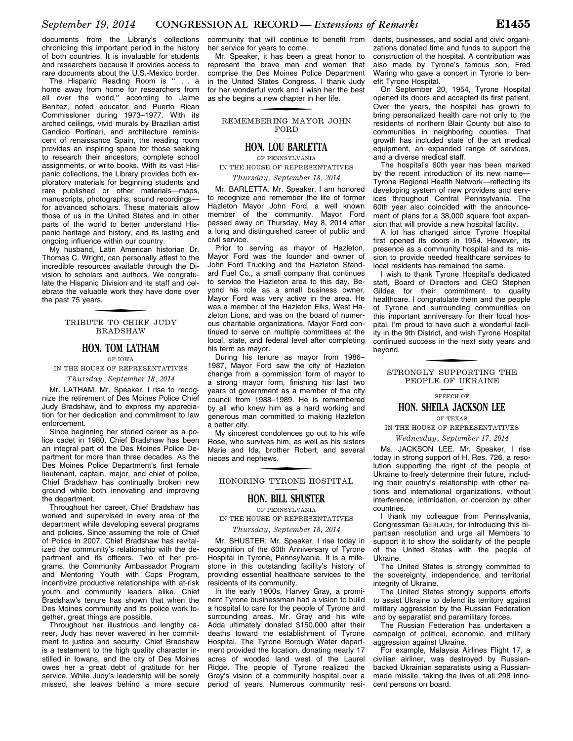documents from the Library's collections chronicling this important period in the history of both countries. It is invaluable for students and researchers because it provides access to rare documents about the U.S.-Mexico border.

The Hispanic Reading Room is ". . . a home away from home for researchers from all over the world," according to Jaime Benitez, noted educator and Puerto Rican Commissioner during 1973–1977. With its arched ceilings, vivid murals by Brazilian artist Candido Portinari, and architecture reminiscent of renaissance Spain, the reading room provides an inspiring space for those seeking to research their ancestors, complete school assignments, or write books. With its vast Hispanic collections, the Library provides both exploratory materials for beginning students and rare published or other materials—maps, manuscripts, photographs, sound recordings—for advanced scholars. These materials allow those of us in the United States and in other parts of the world to better understand Hispanic heritage and history, and its lasting and ongoing influence within our country.

My husband, Latin American historian Dr. Thomas C. Wright, can personally attest to the incredible resources available through the Division to scholars and authors. We congratulate the Hispanic Division and its staff and celebrate the valuable work they have done over the past 75 years.

## TRIBUTE TO CHIEF JUDY BRADSHAW

### HON. TOM LATHAM

OF IOWA

IN THE HOUSE OF REPRESENTATIVES

*Thursday, September 18, 2014*

Mr. LATHAM. Mr. Speaker, I rise to recognize the retirement of Des Moines Police Chief Judy Bradshaw, and to express my appreciation for her dedication and commitment to law enforcement.

Since beginning her storied career as a police cadet in 1980, Chief Bradshaw has been an integral part of the Des Moines Police Department for more than three decades. As the Des Moines Police Department's first female lieutenant, captain, major, and chief of police, Chief Bradshaw has continually broken new ground while both innovating and improving the department.

Throughout her career, Chief Bradshaw has worked and supervised in every area of the department while developing several programs and policies. Since assuming the role of Chief of Police in 2007, Chief Bradshaw has revitalized the community's relationship with the department and its officers. Two of her programs, the Community Ambassador Program and Mentoring Youth with Cops Program, incentivize productive relationships with at-risk youth and community leaders alike. Chief Bradshaw's tenure has shown that when the Des Moines community and its police work together, great things are possible.

Throughout her illustrious and lengthy career, Judy has never wavered in her commitment to justice and security. Chief Bradshaw is a testament to the high quality character instilled in Iowans, and the city of Des Moines owes her a great debt of gratitude for her service. While Judy's leadership will be sorely missed, she leaves behind a more secure community that will continue to benefit from her service for years to come.

Mr. Speaker, it has been a great honor to represent the brave men and women that comprise the Des Moines Police Department in the United States Congress. I thank Judy for her wonderful work and I wish her the best as she begins a new chapter in her life.

## REMEMBERING MAYOR JOHN FORD

### HON. LOU BARLETTA

OF PENNSYLVANIA

IN THE HOUSE OF REPRESENTATIVES

*Thursday, September 18, 2014*

Mr. BARLETTA. Mr. Speaker, I am honored to recognize and remember the life of former Hazleton Mayor John Ford, a well known member of the community. Mayor Ford passed away on Thursday, May 8, 2014 after a long and distinguished career of public and civil service.

Prior to serving as mayor of Hazleton, Mayor Ford was the founder and owner of John Ford Trucking and the Hazleton Standard Fuel Co., a small company that continues to service the Hazleton area to this day. Beyond his role as a small business owner, Mayor Ford was very active in the area. He was a member of the Hazleton Elks, West Hazleton Lions, and was on the board of numerous charitable organizations. Mayor Ford continued to serve on multiple committees at the local, state, and federal level after completing his term as mayor.

During his tenure as mayor from 1986–1987, Mayor Ford saw the city of Hazleton change from a commission form of mayor to a strong mayor form, finishing his last two years of government as a member of the city council from 1988–1989. He is remembered by all who knew him as a hard working and generous man committed to making Hazleton a better city.

My sincerest condolences go out to his wife Rose, who survives him, as well as his sisters Marie and Ida, brother Robert, and several nieces and nephews.

## HONORING TYRONE HOSPITAL

### HON. BILL SHUSTER

OF PENNSYLVANIA

IN THE HOUSE OF REPRESENTATIVES

*Thursday, September 18, 2014*

Mr. SHUSTER. Mr. Speaker, I rise today in recognition of the 60th Anniversary of Tyrone Hospital in Tyrone, Pennsylvania. It is a milestone in this outstanding facility's history of providing essential healthcare services to the residents of its community.

In the early 1900s, Harvey Gray, a prominent Tyrone businessman had a vision to build a hospital to care for the people of Tyrone and surrounding areas. Mr. Gray and his wife Adda ultimately donated $150,000 after their deaths toward the establishment of Tyrone Hospital. The Tyrone Borough Water department provided the location, donating nearly 17 acres of wooded land west of the Laurel Ridge. The people of Tyrone realized the Gray's vision of a community hospital over a period of years. Numerous community residents, businesses, and social and civic organizations donated time and funds to support the construction of the hospital. A contribution was also made by Tyrone's famous son, Fred Waring who gave a concert in Tyrone to benefit Tyrone Hospital.

On September 20, 1954, Tyrone Hospital opened its doors and accepted its first patient. Over the years, the hospital has grown to bring personalized health care not only to the residents of northern Blair County but also to communities in neighboring counties. That growth has included state of the art medical equipment, an expanded range of services, and a diverse medical staff.

The hospital's 60th year has been marked by the recent introduction of its new name—Tyrone Regional Health Network—reflecting its developing system of new providers and services throughout Central Pennsylvania. The 60th year also coincided with the announcement of plans for a 38,000 square foot expansion that will provide a new hospital facility.

A lot has changed since Tyrone Hospital first opened its doors in 1954. However, its presence as a community hospital and its mission to provide needed healthcare services to local residents has remained the same.

I wish to thank Tyrone Hospital's dedicated staff, Board of Directors and CEO Stephen Gildea for their commitment to quality healthcare. I congratulate them and the people of Tyrone and surrounding communities on this important anniversary for their local hospital. I'm proud to have such a wonderful facility in the 9th District, and wish Tyrone Hospital continued success in the next sixty years and beyond.

## STRONGLY SUPPORTING THE PEOPLE OF UKRAINE

SPEECH OF

### HON. SHEILA JACKSON LEE

OF TEXAS

IN THE HOUSE OF REPRESENTATIVES

*Wednesday, September 17, 2014*

Ms. JACKSON LEE. Mr. Speaker, I rise today in strong support of H. Res. 726, a resolution supporting the right of the people of Ukraine to freely determine their future, including their country's relationship with other nations and international organizations, without interference, intimidation, or coercion by other countries.

I thank my colleague from Pennsylvania, Congressman GERLACH, for introducing this bipartisan resolution and urge all Members to support it to show the solidarity of the people of the United States with the people of Ukraine.

The United States is strongly committed to the sovereignty, independence, and territorial integrity of Ukraine.

The United States strongly supports efforts to assist Ukraine to defend its territory against military aggression by the Russian Federation and by separatist and paramilitary forces.

The Russian Federation has undertaken a campaign of political, economic, and military aggression against Ukraine.

For example, Malaysia Airlines Flight 17, a civilian airliner, was destroyed by Russian-backed Ukrainian separatists using a Russian-made missile, taking the lives of all 298 innocent persons on board.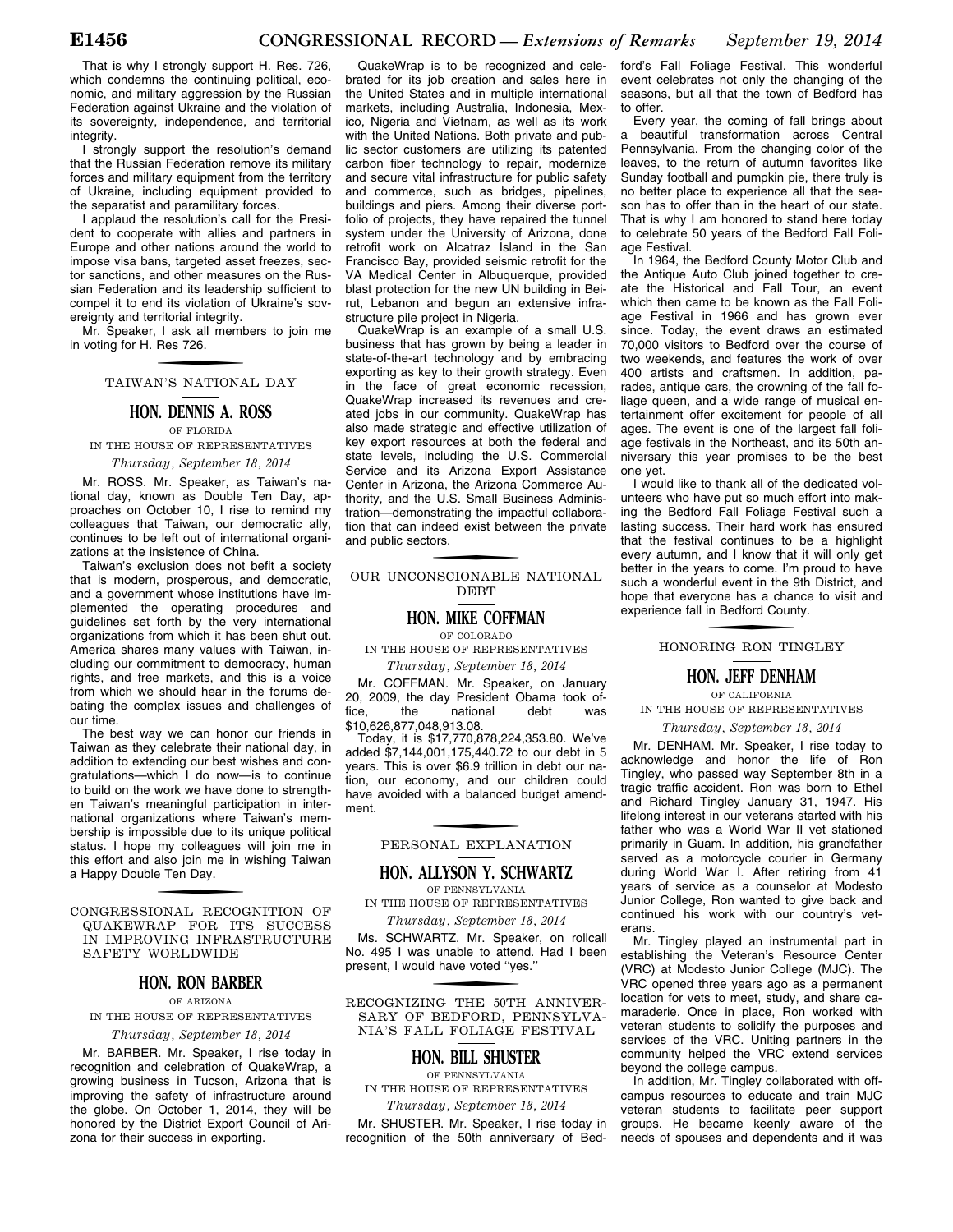That is why I strongly support H. Res. 726, which condemns the continuing political, economic, and military aggression by the Russian Federation against Ukraine and the violation of its sovereignty, independence, and territorial integrity.

I strongly support the resolution's demand that the Russian Federation remove its military forces and military equipment from the territory of Ukraine, including equipment provided to the separatist and paramilitary forces.

I applaud the resolution's call for the President to cooperate with allies and partners in Europe and other nations around the world to impose visa bans, targeted asset freezes, sector sanctions, and other measures on the Russian Federation and its leadership sufficient to compel it to end its violation of Ukraine's sovereignty and territorial integrity.

Mr. Speaker, I ask all members to join me in voting for H. Res 726.

## TAIWAN'S NATIONAL DAY

### HON. DENNIS A. ROSS
OF FLORIDA
IN THE HOUSE OF REPRESENTATIVES
*Thursday, September 18, 2014*

Mr. ROSS. Mr. Speaker, as Taiwan's national day, known as Double Ten Day, approaches on October 10, I rise to remind my colleagues that Taiwan, our democratic ally, continues to be left out of international organizations at the insistence of China.

Taiwan's exclusion does not befit a society that is modern, prosperous, and democratic, and a government whose institutions have implemented the operating procedures and guidelines set forth by the very international organizations from which it has been shut out. America shares many values with Taiwan, including our commitment to democracy, human rights, and free markets, and this is a voice from which we should hear in the forums debating the complex issues and challenges of our time.

The best way we can honor our friends in Taiwan as they celebrate their national day, in addition to extending our best wishes and congratulations—which I do now—is to continue to build on the work we have done to strengthen Taiwan's meaningful participation in international organizations where Taiwan's membership is impossible due to its unique political status. I hope my colleagues will join me in this effort and also join me in wishing Taiwan a Happy Double Ten Day.

## CONGRESSIONAL RECOGNITION OF QUAKEWRAP FOR ITS SUCCESS IN IMPROVING INFRASTRUCTURE SAFETY WORLDWIDE

### HON. RON BARBER
OF ARIZONA
IN THE HOUSE OF REPRESENTATIVES
*Thursday, September 18, 2014*

Mr. BARBER. Mr. Speaker, I rise today in recognition and celebration of QuakeWrap, a growing business in Tucson, Arizona that is improving the safety of infrastructure around the globe. On October 1, 2014, they will be honored by the District Export Council of Arizona for their success in exporting.

QuakeWrap is to be recognized and celebrated for its job creation and sales here in the United States and in multiple international markets, including Australia, Indonesia, Mexico, Nigeria and Vietnam, as well as its work with the United Nations. Both private and public sector customers are utilizing its patented carbon fiber technology to repair, modernize and secure vital infrastructure for public safety and commerce, such as bridges, pipelines, buildings and piers. Among their diverse portfolio of projects, they have repaired the tunnel system under the University of Arizona, done retrofit work on Alcatraz Island in the San Francisco Bay, provided seismic retrofit for the VA Medical Center in Albuquerque, provided blast protection for the new UN building in Beirut, Lebanon and begun an extensive infrastructure pile project in Nigeria.

QuakeWrap is an example of a small U.S. business that has grown by being a leader in state-of-the-art technology and by embracing exporting as key to their growth strategy. Even in the face of great economic recession, QuakeWrap increased its revenues and created jobs in our community. QuakeWrap has also made strategic and effective utilization of key export resources at both the federal and state levels, including the U.S. Commercial Service and its Arizona Export Assistance Center in Arizona, the Arizona Commerce Authority, and the U.S. Small Business Administration—demonstrating the impactful collaboration that can indeed exist between the private and public sectors.

## OUR UNCONSCIONABLE NATIONAL DEBT

### HON. MIKE COFFMAN
OF COLORADO
IN THE HOUSE OF REPRESENTATIVES
*Thursday, September 18, 2014*

Mr. COFFMAN. Mr. Speaker, on January 20, 2009, the day President Obama took office, the national debt was $10,626,877,048,913.08.

Today, it is $17,770,878,224,353.80. We've added $7,144,001,175,440.72 to our debt in 5 years. This is over $6.9 trillion in debt our nation, our economy, and our children could have avoided with a balanced budget amendment.

## PERSONAL EXPLANATION

### HON. ALLYSON Y. SCHWARTZ
OF PENNSYLVANIA
IN THE HOUSE OF REPRESENTATIVES
*Thursday, September 18, 2014*

Ms. SCHWARTZ. Mr. Speaker, on rollcall No. 495 I was unable to attend. Had I been present, I would have voted "yes."

## RECOGNIZING THE 50TH ANNIVERSARY OF BEDFORD, PENNSYLVANIA'S FALL FOLIAGE FESTIVAL

### HON. BILL SHUSTER
OF PENNSYLVANIA
IN THE HOUSE OF REPRESENTATIVES
*Thursday, September 18, 2014*

Mr. SHUSTER. Mr. Speaker, I rise today in recognition of the 50th anniversary of Bedford's Fall Foliage Festival. This wonderful event celebrates not only the changing of the seasons, but all that the town of Bedford has to offer.

Every year, the coming of fall brings about a beautiful transformation across Central Pennsylvania. From the changing color of the leaves, to the return of autumn favorites like Sunday football and pumpkin pie, there truly is no better place to experience all that the season has to offer than in the heart of our state. That is why I am honored to stand here today to celebrate 50 years of the Bedford Fall Foliage Festival.

In 1964, the Bedford County Motor Club and the Antique Auto Club joined together to create the Historical and Fall Tour, an event which then came to be known as the Fall Foliage Festival in 1966 and has grown ever since. Today, the event draws an estimated 70,000 visitors to Bedford over the course of two weekends, and features the work of over 400 artists and craftsmen. In addition, parades, antique cars, the crowning of the fall foliage queen, and a wide range of musical entertainment offer excitement for people of all ages. The event is one of the largest fall foliage festivals in the Northeast, and its 50th anniversary this year promises to be the best one yet.

I would like to thank all of the dedicated volunteers who have put so much effort into making the Bedford Fall Foliage Festival such a lasting success. Their hard work has ensured that the festival continues to be a highlight every autumn, and I know that it will only get better in the years to come. I'm proud to have such a wonderful event in the 9th District, and hope that everyone has a chance to visit and experience fall in Bedford County.

## HONORING RON TINGLEY

### HON. JEFF DENHAM
OF CALIFORNIA
IN THE HOUSE OF REPRESENTATIVES
*Thursday, September 18, 2014*

Mr. DENHAM. Mr. Speaker, I rise today to acknowledge and honor the life of Ron Tingley, who passed way September 8th in a tragic traffic accident. Ron was born to Ethel and Richard Tingley January 31, 1947. His lifelong interest in our veterans started with his father who was a World War II vet stationed primarily in Guam. In addition, his grandfather served as a motorcycle courier in Germany during World War I. After retiring from 41 years of service as a counselor at Modesto Junior College, Ron wanted to give back and continued his work with our country's veterans.

Mr. Tingley played an instrumental part in establishing the Veteran's Resource Center (VRC) at Modesto Junior College (MJC). The VRC opened three years ago as a permanent location for vets to meet, study, and share camaraderie. Once in place, Ron worked with veteran students to solidify the purposes and services of the VRC. Uniting partners in the community helped the VRC extend services beyond the college campus.

In addition, Mr. Tingley collaborated with off-campus resources to educate and train MJC veteran students to facilitate peer support groups. He became keenly aware of the needs of spouses and dependents and it was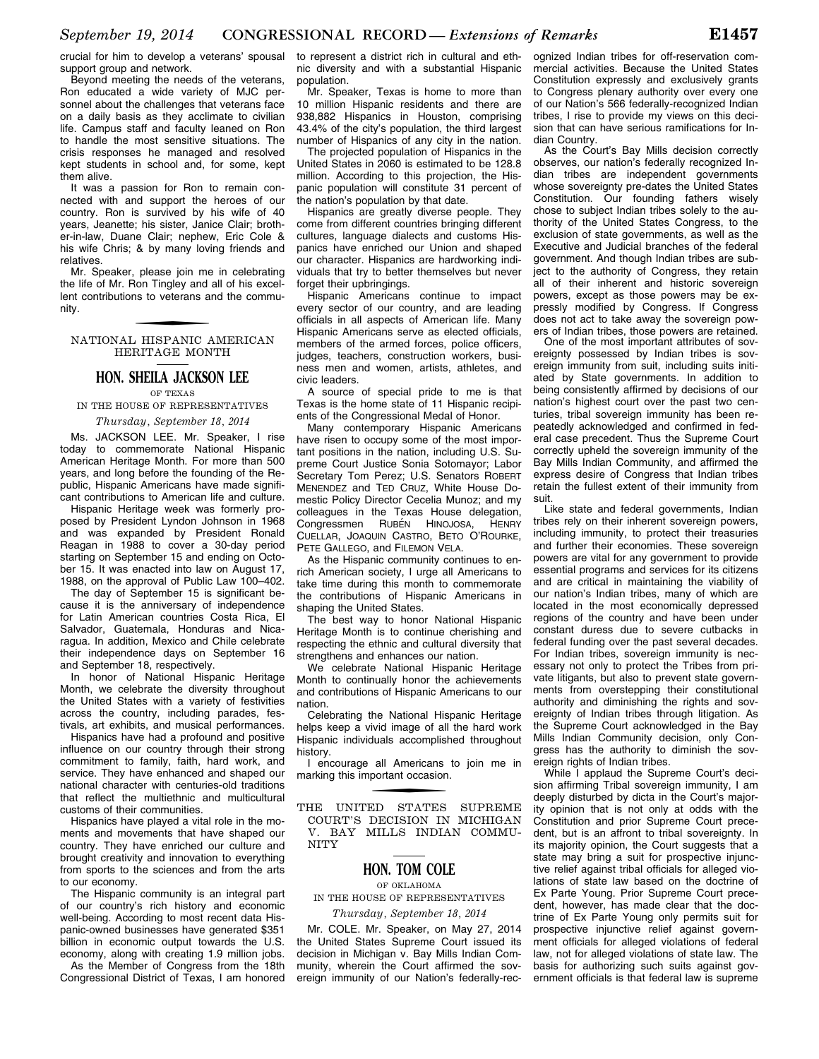crucial for him to develop a veterans' spousal support group and network.

Beyond meeting the needs of the veterans, Ron educated a wide variety of MJC personnel about the challenges that veterans face on a daily basis as they acclimate to civilian life. Campus staff and faculty leaned on Ron to handle the most sensitive situations. The crisis responses he managed and resolved kept students in school and, for some, kept them alive.

It was a passion for Ron to remain connected with and support the heroes of our country. Ron is survived by his wife of 40 years, Jeanette; his sister, Janice Clair; brother-in-law, Duane Clair; nephew, Eric Cole & his wife Chris; & by many loving friends and relatives.

Mr. Speaker, please join me in celebrating the life of Mr. Ron Tingley and all of his excellent contributions to veterans and the community.

## NATIONAL HISPANIC AMERICAN HERITAGE MONTH

### HON. SHEILA JACKSON LEE

OF TEXAS

IN THE HOUSE OF REPRESENTATIVES

*Thursday, September 18, 2014*

Ms. JACKSON LEE. Mr. Speaker, I rise today to commemorate National Hispanic American Heritage Month. For more than 500 years, and long before the founding of the Republic, Hispanic Americans have made significant contributions to American life and culture.

Hispanic Heritage week was formerly proposed by President Lyndon Johnson in 1968 and was expanded by President Ronald Reagan in 1988 to cover a 30-day period starting on September 15 and ending on October 15. It was enacted into law on August 17, 1988, on the approval of Public Law 100–402.

The day of September 15 is significant because it is the anniversary of independence for Latin American countries Costa Rica, El Salvador, Guatemala, Honduras and Nicaragua. In addition, Mexico and Chile celebrate their independence days on September 16 and September 18, respectively.

In honor of National Hispanic Heritage Month, we celebrate the diversity throughout the United States with a variety of festivities across the country, including parades, festivals, art exhibits, and musical performances.

Hispanics have had a profound and positive influence on our country through their strong commitment to family, faith, hard work, and service. They have enhanced and shaped our national character with centuries-old traditions that reflect the multiethnic and multicultural customs of their communities.

Hispanics have played a vital role in the moments and movements that have shaped our country. They have enriched our culture and brought creativity and innovation to everything from sports to the sciences and from the arts to our economy.

The Hispanic community is an integral part of our country's rich history and economic well-being. According to most recent data Hispanic-owned businesses have generated $351 billion in economic output towards the U.S. economy, along with creating 1.9 million jobs.

As the Member of Congress from the 18th Congressional District of Texas, I am honored to represent a district rich in cultural and ethnic diversity and with a substantial Hispanic population.

Mr. Speaker, Texas is home to more than 10 million Hispanic residents and there are 938,882 Hispanics in Houston, comprising 43.4% of the city's population, the third largest number of Hispanics of any city in the nation.

The projected population of Hispanics in the United States in 2060 is estimated to be 128.8 million. According to this projection, the Hispanic population will constitute 31 percent of the nation's population by that date.

Hispanics are greatly diverse people. They come from different countries bringing different cultures, language dialects and customs Hispanics have enriched our Union and shaped our character. Hispanics are hardworking individuals that try to better themselves but never forget their upbringings.

Hispanic Americans continue to impact every sector of our country, and are leading officials in all aspects of American life. Many Hispanic Americans serve as elected officials, members of the armed forces, police officers, judges, teachers, construction workers, business men and women, artists, athletes, and civic leaders.

A source of special pride to me is that Texas is the home state of 11 Hispanic recipients of the Congressional Medal of Honor.

Many contemporary Hispanic Americans have risen to occupy some of the most important positions in the nation, including U.S. Supreme Court Justice Sonia Sotomayor; Labor Secretary Tom Perez; U.S. Senators ROBERT MENENDEZ and TED CRUZ, White House Domestic Policy Director Cecelia Munoz; and my colleagues in the Texas House delegation, Congressmen RUBÉN HINOJOSA, HENRY CUELLAR, JOAQUIN CASTRO, BETO O'ROURKE, PETE GALLEGO, and FILEMON VELA.

As the Hispanic community continues to enrich American society, I urge all Americans to take time during this month to commemorate the contributions of Hispanic Americans in shaping the United States.

The best way to honor National Hispanic Heritage Month is to continue cherishing and respecting the ethnic and cultural diversity that strengthens and enhances our nation.

We celebrate National Hispanic Heritage Month to continually honor the achievements and contributions of Hispanic Americans to our nation.

Celebrating the National Hispanic Heritage helps keep a vivid image of all the hard work Hispanic individuals accomplished throughout history.

I encourage all Americans to join me in marking this important occasion.

## THE UNITED STATES SUPREME COURT'S DECISION IN MICHIGAN V. BAY MILLS INDIAN COMMUNITY

### HON. TOM COLE

OF OKLAHOMA

IN THE HOUSE OF REPRESENTATIVES

*Thursday, September 18, 2014*

Mr. COLE. Mr. Speaker, on May 27, 2014 the United States Supreme Court issued its decision in Michigan v. Bay Mills Indian Community, wherein the Court affirmed the sovereign immunity of our Nation's federally-recognized Indian tribes for off-reservation commercial activities. Because the United States Constitution expressly and exclusively grants to Congress plenary authority over every one of our Nation's 566 federally-recognized Indian tribes, I rise to provide my views on this decision that can have serious ramifications for Indian Country.

As the Court's Bay Mills decision correctly observes, our nation's federally recognized Indian tribes are independent governments whose sovereignty pre-dates the United States Constitution. Our founding fathers wisely chose to subject Indian tribes solely to the authority of the United States Congress, to the exclusion of state governments, as well as the Executive and Judicial branches of the federal government. And though Indian tribes are subject to the authority of Congress, they retain all of their inherent and historic sovereign powers, except as those powers may be expressly modified by Congress. If Congress does not act to take away the sovereign powers of Indian tribes, those powers are retained.

One of the most important attributes of sovereignty possessed by Indian tribes is sovereign immunity from suit, including suits initiated by State governments. In addition to being consistently affirmed by decisions of our nation's highest court over the past two centuries, tribal sovereign immunity has been repeatedly acknowledged and confirmed in federal case precedent. Thus the Supreme Court correctly upheld the sovereign immunity of the Bay Mills Indian Community, and affirmed the express desire of Congress that Indian tribes retain the fullest extent of their immunity from suit.

Like state and federal governments, Indian tribes rely on their inherent sovereign powers, including immunity, to protect their treasuries and further their economies. These sovereign powers are vital for any government to provide essential programs and services for its citizens and are critical in maintaining the viability of our nation's Indian tribes, many of which are located in the most economically depressed regions of the country and have been under constant duress due to severe cutbacks in federal funding over the past several decades. For Indian tribes, sovereign immunity is necessary not only to protect the Tribes from private litigants, but also to prevent state governments from overstepping their constitutional authority and diminishing the rights and sovereignty of Indian tribes through litigation. As the Supreme Court acknowledged in the Bay Mills Indian Community decision, only Congress has the authority to diminish the sovereign rights of Indian tribes.

While I applaud the Supreme Court's decision affirming Tribal sovereign immunity, I am deeply disturbed by dicta in the Court's majority opinion that is not only at odds with the Constitution and prior Supreme Court precedent, but is an affront to tribal sovereignty. In its majority opinion, the Court suggests that a state may bring a suit for prospective injunctive relief against tribal officials for alleged violations of state law based on the doctrine of Ex Parte Young. Prior Supreme Court precedent, however, has made clear that the doctrine of Ex Parte Young only permits suit for prospective injunctive relief against government officials for alleged violations of federal law, not for alleged violations of state law. The basis for authorizing such suits against government officials is that federal law is supreme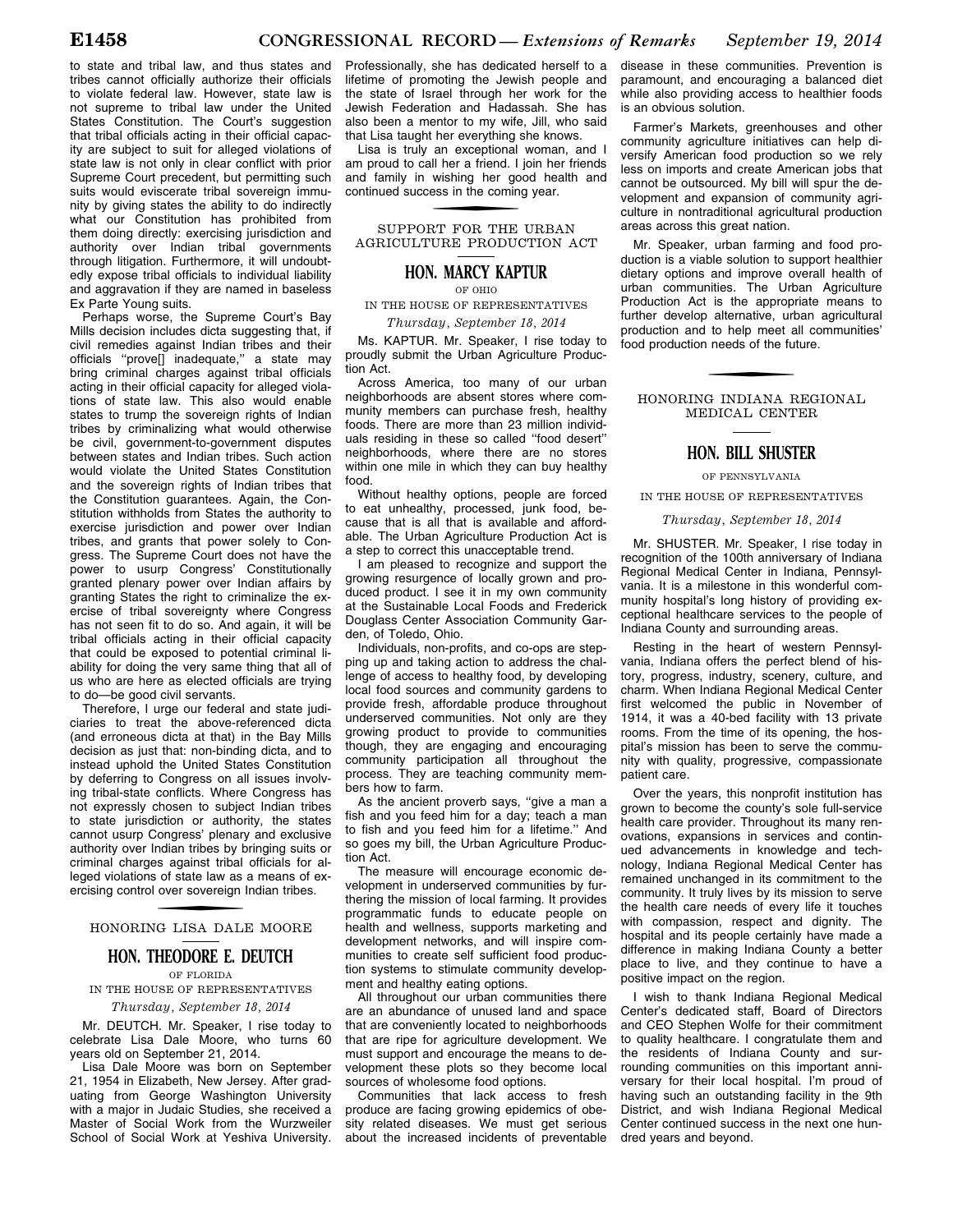to state and tribal law, and thus states and tribes cannot officially authorize their officials to violate federal law. However, state law is not supreme to tribal law under the United States Constitution. The Court's suggestion that tribal officials acting in their official capacity are subject to suit for alleged violations of state law is not only in clear conflict with prior Supreme Court precedent, but permitting such suits would eviscerate tribal sovereign immunity by giving states the ability to do indirectly what our Constitution has prohibited from them doing directly: exercising jurisdiction and authority over Indian tribal governments through litigation. Furthermore, it will undoubtedly expose tribal officials to individual liability and aggravation if they are named in baseless Ex Parte Young suits.

Perhaps worse, the Supreme Court's Bay Mills decision includes dicta suggesting that, if civil remedies against Indian tribes and their officials ''prove[] inadequate,'' a state may bring criminal charges against tribal officials acting in their official capacity for alleged violations of state law. This also would enable states to trump the sovereign rights of Indian tribes by criminalizing what would otherwise be civil, government-to-government disputes between states and Indian tribes. Such action would violate the United States Constitution and the sovereign rights of Indian tribes that the Constitution guarantees. Again, the Constitution withholds from States the authority to exercise jurisdiction and power over Indian tribes, and grants that power solely to Congress. The Supreme Court does not have the power to usurp Congress' Constitutionally granted plenary power over Indian affairs by granting States the right to criminalize the exercise of tribal sovereignty where Congress has not seen fit to do so. And again, it will be tribal officials acting in their official capacity that could be exposed to potential criminal liability for doing the very same thing that all of us who are here as elected officials are trying to do—be good civil servants.

Therefore, I urge our federal and state judiciaries to treat the above-referenced dicta (and erroneous dicta at that) in the Bay Mills decision as just that: non-binding dicta, and to instead uphold the United States Constitution by deferring to Congress on all issues involving tribal-state conflicts. Where Congress has not expressly chosen to subject Indian tribes to state jurisdiction or authority, the states cannot usurp Congress' plenary and exclusive authority over Indian tribes by bringing suits or criminal charges against tribal officials for alleged violations of state law as a means of exercising control over sovereign Indian tribes.

## HONORING LISA DALE MOORE

### HON. THEODORE E. DEUTCH

OF FLORIDA

IN THE HOUSE OF REPRESENTATIVES

*Thursday, September 18, 2014*

Mr. DEUTCH. Mr. Speaker, I rise today to celebrate Lisa Dale Moore, who turns 60 years old on September 21, 2014.

Lisa Dale Moore was born on September 21, 1954 in Elizabeth, New Jersey. After graduating from George Washington University with a major in Judaic Studies, she received a Master of Social Work from the Wurzweiler School of Social Work at Yeshiva University. Professionally, she has dedicated herself to a lifetime of promoting the Jewish people and the state of Israel through her work for the Jewish Federation and Hadassah. She has also been a mentor to my wife, Jill, who said that Lisa taught her everything she knows.

Lisa is truly an exceptional woman, and I am proud to call her a friend. I join her friends and family in wishing her good health and continued success in the coming year.

## SUPPORT FOR THE URBAN AGRICULTURE PRODUCTION ACT

### HON. MARCY KAPTUR

OF OHIO

IN THE HOUSE OF REPRESENTATIVES

*Thursday, September 18, 2014*

Ms. KAPTUR. Mr. Speaker, I rise today to proudly submit the Urban Agriculture Production Act.

Across America, too many of our urban neighborhoods are absent stores where community members can purchase fresh, healthy foods. There are more than 23 million individuals residing in these so called ''food desert'' neighborhoods, where there are no stores within one mile in which they can buy healthy food.

Without healthy options, people are forced to eat unhealthy, processed, junk food, because that is all that is available and affordable. The Urban Agriculture Production Act is a step to correct this unacceptable trend.

I am pleased to recognize and support the growing resurgence of locally grown and produced product. I see it in my own community at the Sustainable Local Foods and Frederick Douglass Center Association Community Garden, of Toledo, Ohio.

Individuals, non-profits, and co-ops are stepping up and taking action to address the challenge of access to healthy food, by developing local food sources and community gardens to provide fresh, affordable produce throughout underserved communities. Not only are they growing product to provide to communities though, they are engaging and encouraging community participation all throughout the process. They are teaching community members how to farm.

As the ancient proverb says, ''give a man a fish and you feed him for a day; teach a man to fish and you feed him for a lifetime.'' And so goes my bill, the Urban Agriculture Production Act.

The measure will encourage economic development in underserved communities by furthering the mission of local farming. It provides programmatic funds to educate people on health and wellness, supports marketing and development networks, and will inspire communities to create self sufficient food production systems to stimulate community development and healthy eating options.

All throughout our urban communities there are an abundance of unused land and space that are conveniently located to neighborhoods that are ripe for agriculture development. We must support and encourage the means to development these plots so they become local sources of wholesome food options.

Communities that lack access to fresh produce are facing growing epidemics of obesity related diseases. We must get serious about the increased incidents of preventable disease in these communities. Prevention is paramount, and encouraging a balanced diet while also providing access to healthier foods is an obvious solution.

Farmer's Markets, greenhouses and other community agriculture initiatives can help diversify American food production so we rely less on imports and create American jobs that cannot be outsourced. My bill will spur the development and expansion of community agriculture in nontraditional agricultural production areas across this great nation.

Mr. Speaker, urban farming and food production is a viable solution to support healthier dietary options and improve overall health of urban communities. The Urban Agriculture Production Act is the appropriate means to further develop alternative, urban agricultural production and to help meet all communities' food production needs of the future.

## HONORING INDIANA REGIONAL MEDICAL CENTER

### HON. BILL SHUSTER

OF PENNSYLVANIA

IN THE HOUSE OF REPRESENTATIVES

*Thursday, September 18, 2014*

Mr. SHUSTER. Mr. Speaker, I rise today in recognition of the 100th anniversary of Indiana Regional Medical Center in Indiana, Pennsylvania. It is a milestone in this wonderful community hospital's long history of providing exceptional healthcare services to the people of Indiana County and surrounding areas.

Resting in the heart of western Pennsylvania, Indiana offers the perfect blend of history, progress, industry, scenery, culture, and charm. When Indiana Regional Medical Center first welcomed the public in November of 1914, it was a 40-bed facility with 13 private rooms. From the time of its opening, the hospital's mission has been to serve the community with quality, progressive, compassionate patient care.

Over the years, this nonprofit institution has grown to become the county's sole full-service health care provider. Throughout its many renovations, expansions in services and continued advancements in knowledge and technology, Indiana Regional Medical Center has remained unchanged in its commitment to the community. It truly lives by its mission to serve the health care needs of every life it touches with compassion, respect and dignity. The hospital and its people certainly have made a difference in making Indiana County a better place to live, and they continue to have a positive impact on the region.

I wish to thank Indiana Regional Medical Center's dedicated staff, Board of Directors and CEO Stephen Wolfe for their commitment to quality healthcare. I congratulate them and the residents of Indiana County and surrounding communities on this important anniversary for their local hospital. I'm proud of having such an outstanding facility in the 9th District, and wish Indiana Regional Medical Center continued success in the next one hundred years and beyond.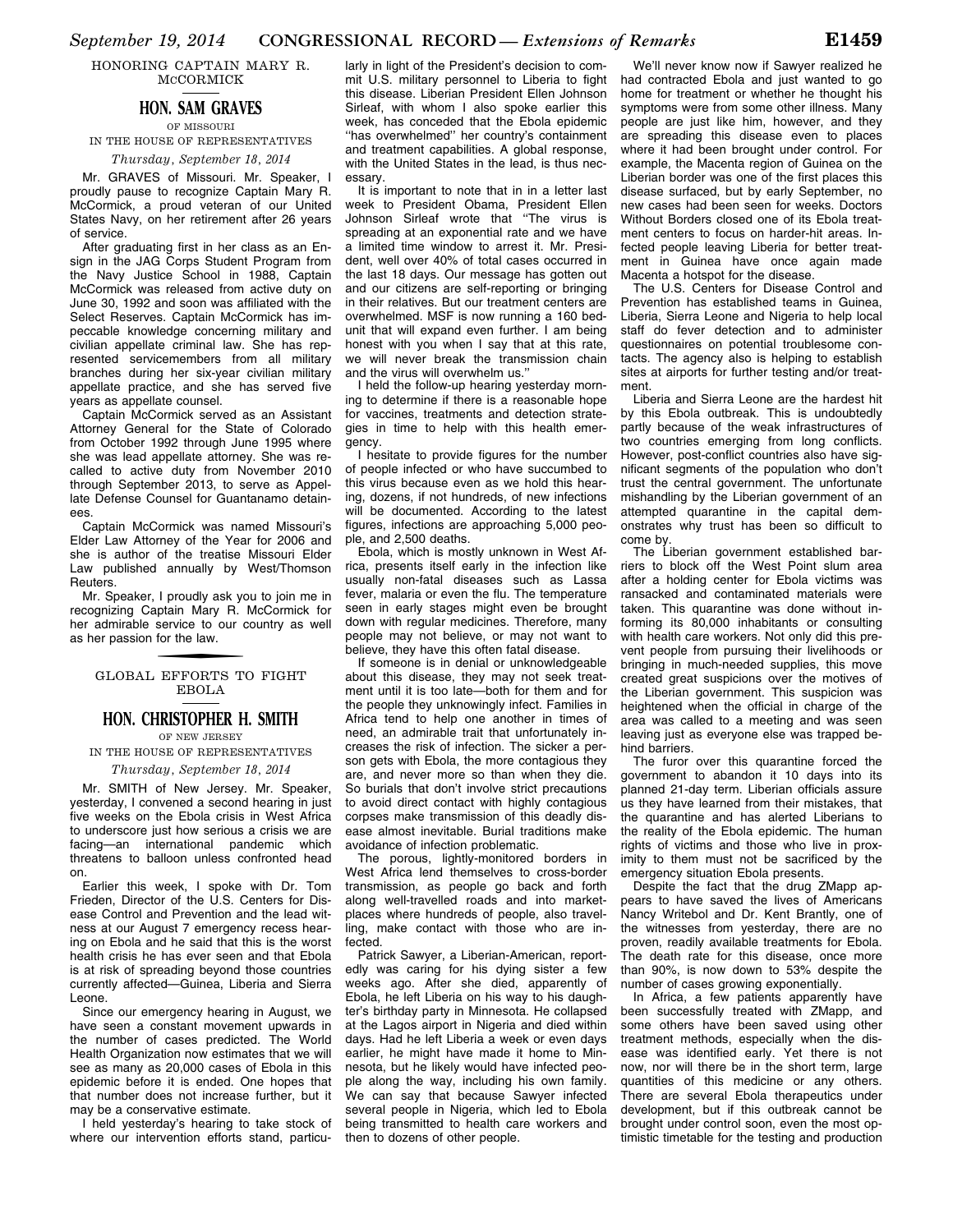## HONORING CAPTAIN MARY R. McCORMICK

### HON. SAM GRAVES

OF MISSOURI

IN THE HOUSE OF REPRESENTATIVES

*Thursday, September 18, 2014*

Mr. GRAVES of Missouri. Mr. Speaker, I proudly pause to recognize Captain Mary R. McCormick, a proud veteran of our United States Navy, on her retirement after 26 years of service.

After graduating first in her class as an Ensign in the JAG Corps Student Program from the Navy Justice School in 1988, Captain McCormick was released from active duty on June 30, 1992 and soon was affiliated with the Select Reserves. Captain McCormick has impeccable knowledge concerning military and civilian appellate criminal law. She has represented servicemembers from all military branches during her six-year civilian military appellate practice, and she has served five years as appellate counsel.

Captain McCormick served as an Assistant Attorney General for the State of Colorado from October 1992 through June 1995 where she was lead appellate attorney. She was recalled to active duty from November 2010 through September 2013, to serve as Appellate Defense Counsel for Guantanamo detainees.

Captain McCormick was named Missouri's Elder Law Attorney of the Year for 2006 and she is author of the treatise Missouri Elder Law published annually by West/Thomson Reuters.

Mr. Speaker, I proudly ask you to join me in recognizing Captain Mary R. McCormick for her admirable service to our country as well as her passion for the law.

## GLOBAL EFFORTS TO FIGHT EBOLA

### HON. CHRISTOPHER H. SMITH

OF NEW JERSEY

IN THE HOUSE OF REPRESENTATIVES

*Thursday, September 18, 2014*

Mr. SMITH of New Jersey. Mr. Speaker, yesterday, I convened a second hearing in just five weeks on the Ebola crisis in West Africa to underscore just how serious a crisis we are facing—an international pandemic which threatens to balloon unless confronted head on.

Earlier this week, I spoke with Dr. Tom Frieden, Director of the U.S. Centers for Disease Control and Prevention and the lead witness at our August 7 emergency recess hearing on Ebola and he said that this is the worst health crisis he has ever seen and that Ebola is at risk of spreading beyond those countries currently affected—Guinea, Liberia and Sierra Leone.

Since our emergency hearing in August, we have seen a constant movement upwards in the number of cases predicted. The World Health Organization now estimates that we will see as many as 20,000 cases of Ebola in this epidemic before it is ended. One hopes that that number does not increase further, but it may be a conservative estimate.

I held yesterday's hearing to take stock of where our intervention efforts stand, particularly in light of the President's decision to commit U.S. military personnel to Liberia to fight this disease. Liberian President Ellen Johnson Sirleaf, with whom I also spoke earlier this week, has conceded that the Ebola epidemic "has overwhelmed" her country's containment and treatment capabilities. A global response, with the United States in the lead, is thus necessary.

It is important to note that in in a letter last week to President Obama, President Ellen Johnson Sirleaf wrote that "The virus is spreading at an exponential rate and we have a limited time window to arrest it. Mr. President, well over 40% of total cases occurred in the last 18 days. Our message has gotten out and our citizens are self-reporting or bringing in their relatives. But our treatment centers are overwhelmed. MSF is now running a 160 bed-unit that will expand even further. I am being honest with you when I say that at this rate, we will never break the transmission chain and the virus will overwhelm us."

I held the follow-up hearing yesterday morning to determine if there is a reasonable hope for vaccines, treatments and detection strategies in time to help with this health emergency.

I hesitate to provide figures for the number of people infected or who have succumbed to this virus because even as we hold this hearing, dozens, if not hundreds, of new infections will be documented. According to the latest figures, infections are approaching 5,000 people, and 2,500 deaths.

Ebola, which is mostly unknown in West Africa, presents itself early in the infection like usually non-fatal diseases such as Lassa fever, malaria or even the flu. The temperature seen in early stages might even be brought down with regular medicines. Therefore, many people may not believe, or may not want to believe, they have this often fatal disease.

If someone is in denial or unknowledgeable about this disease, they may not seek treatment until it is too late—both for them and for the people they unknowingly infect. Families in Africa tend to help one another in times of need, an admirable trait that unfortunately increases the risk of infection. The sicker a person gets with Ebola, the more contagious they are, and never more so than when they die. So burials that don't involve strict precautions to avoid direct contact with highly contagious corpses make transmission of this deadly disease almost inevitable. Burial traditions make avoidance of infection problematic.

The porous, lightly-monitored borders in West Africa lend themselves to cross-border transmission, as people go back and forth along well-travelled roads and into marketplaces where hundreds of people, also travelling, make contact with those who are infected.

Patrick Sawyer, a Liberian-American, reportedly was caring for his dying sister a few weeks ago. After she died, apparently of Ebola, he left Liberia on his way to his daughter's birthday party in Minnesota. He collapsed at the Lagos airport in Nigeria and died within days. Had he left Liberia a week or even days earlier, he might have made it home to Minnesota, but he likely would have infected people along the way, including his own family. We can say that because Sawyer infected several people in Nigeria, which led to Ebola being transmitted to health care workers and then to dozens of other people.

We'll never know now if Sawyer realized he had contracted Ebola and just wanted to go home for treatment or whether he thought his symptoms were from some other illness. Many people are just like him, however, and they are spreading this disease even to places where it had been brought under control. For example, the Macenta region of Guinea on the Liberian border was one of the first places this disease surfaced, but by early September, no new cases had been seen for weeks. Doctors Without Borders closed one of its Ebola treatment centers to focus on harder-hit areas. Infected people leaving Liberia for better treatment in Guinea have once again made Macenta a hotspot for the disease.

The U.S. Centers for Disease Control and Prevention has established teams in Guinea, Liberia, Sierra Leone and Nigeria to help local staff do fever detection and to administer questionnaires on potential troublesome contacts. The agency also is helping to establish sites at airports for further testing and/or treatment.

Liberia and Sierra Leone are the hardest hit by this Ebola outbreak. This is undoubtedly partly because of the weak infrastructures of two countries emerging from long conflicts. However, post-conflict countries also have significant segments of the population who don't trust the central government. The unfortunate mishandling by the Liberian government of an attempted quarantine in the capital demonstrates why trust has been so difficult to come by.

The Liberian government established barriers to block off the West Point slum area after a holding center for Ebola victims was ransacked and contaminated materials were taken. This quarantine was done without informing its 80,000 inhabitants or consulting with health care workers. Not only did this prevent people from pursuing their livelihoods or bringing in much-needed supplies, this move created great suspicions over the motives of the Liberian government. This suspicion was heightened when the official in charge of the area was called to a meeting and was seen leaving just as everyone else was trapped behind barriers.

The furor over this quarantine forced the government to abandon it 10 days into its planned 21-day term. Liberian officials assure us they have learned from their mistakes, that the quarantine and has alerted Liberians to the reality of the Ebola epidemic. The human rights of victims and those who live in proximity to them must not be sacrificed by the emergency situation Ebola presents.

Despite the fact that the drug ZMapp appears to have saved the lives of Americans Nancy Writebol and Dr. Kent Brantly, one of the witnesses from yesterday, there are no proven, readily available treatments for Ebola. The death rate for this disease, once more than 90%, is now down to 53% despite the number of cases growing exponentially.

In Africa, a few patients apparently have been successfully treated with ZMapp, and some others have been saved using other treatment methods, especially when the disease was identified early. Yet there is not now, nor will there be in the short term, large quantities of this medicine or any others. There are several Ebola therapeutics under development, but if this outbreak cannot be brought under control soon, even the most optimistic timetable for the testing and production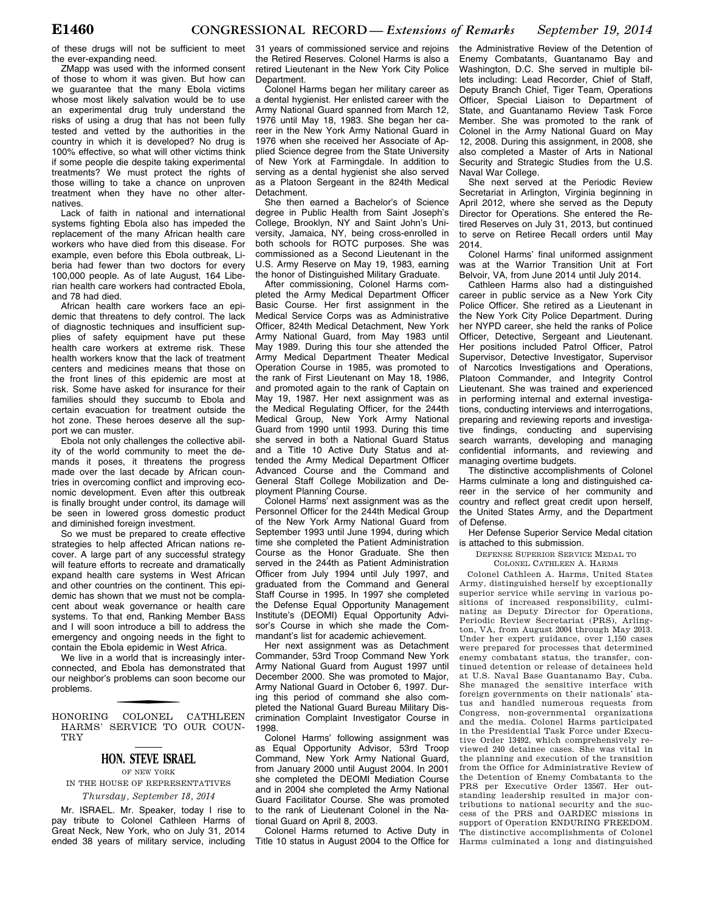of these drugs will not be sufficient to meet the ever-expanding need.

ZMapp was used with the informed consent of those to whom it was given. But how can we guarantee that the many Ebola victims whose most likely salvation would be to use an experimental drug truly understand the risks of using a drug that has not been fully tested and vetted by the authorities in the country in which it is developed? No drug is 100% effective, so what will other victims think if some people die despite taking experimental treatments? We must protect the rights of those willing to take a chance on unproven treatment when they have no other alternatives.

Lack of faith in national and international systems fighting Ebola also has impeded the replacement of the many African health care workers who have died from this disease. For example, even before this Ebola outbreak, Liberia had fewer than two doctors for every 100,000 people. As of late August, 164 Liberian health care workers had contracted Ebola, and 78 had died.

African health care workers face an epidemic that threatens to defy control. The lack of diagnostic techniques and insufficient supplies of safety equipment have put these health care workers at extreme risk. These health workers know that the lack of treatment centers and medicines means that those on the front lines of this epidemic are most at risk. Some have asked for insurance for their families should they succumb to Ebola and certain evacuation for treatment outside the hot zone. These heroes deserve all the support we can muster.

Ebola not only challenges the collective ability of the world community to meet the demands it poses, it threatens the progress made over the last decade by African countries in overcoming conflict and improving economic development. Even after this outbreak is finally brought under control, its damage will be seen in lowered gross domestic product and diminished foreign investment.

So we must be prepared to create effective strategies to help affected African nations recover. A large part of any successful strategy will feature efforts to recreate and dramatically expand health care systems in West African and other countries on the continent. This epidemic has shown that we must not be complacent about weak governance or health care systems. To that end, Ranking Member BASS and I will soon introduce a bill to address the emergency and ongoing needs in the fight to contain the Ebola epidemic in West Africa.

We live in a world that is increasingly interconnected, and Ebola has demonstrated that our neighbor's problems can soon become our problems.

## HONORING COLONEL CATHLEEN HARMS' SERVICE TO OUR COUNTRY

### HON. STEVE ISRAEL

OF NEW YORK

IN THE HOUSE OF REPRESENTATIVES

*Thursday, September 18, 2014*

Mr. ISRAEL. Mr. Speaker, today I rise to pay tribute to Colonel Cathleen Harms of Great Neck, New York, who on July 31, 2014 ended 38 years of military service, including 31 years of commissioned service and rejoins the Retired Reserves. Colonel Harms is also a retired Lieutenant in the New York City Police Department.

Colonel Harms began her military career as a dental hygienist. Her enlisted career with the Army National Guard spanned from March 12, 1976 until May 18, 1983. She began her career in the New York Army National Guard in 1976 when she received her Associate of Applied Science degree from the State University of New York at Farmingdale. In addition to serving as a dental hygienist she also served as a Platoon Sergeant in the 824th Medical Detachment.

She then earned a Bachelor's of Science degree in Public Health from Saint Joseph's College, Brooklyn, NY and Saint John's University, Jamaica, NY, being cross-enrolled in both schools for ROTC purposes. She was commissioned as a Second Lieutenant in the U.S. Army Reserve on May 19, 1983, earning the honor of Distinguished Military Graduate.

After commissioning, Colonel Harms completed the Army Medical Department Officer Basic Course. Her first assignment in the Medical Service Corps was as Administrative Officer, 824th Medical Detachment, New York Army National Guard, from May 1983 until May 1989. During this tour she attended the Army Medical Department Theater Medical Operation Course in 1985, was promoted to the rank of First Lieutenant on May 18, 1986, and promoted again to the rank of Captain on May 19, 1987. Her next assignment was as the Medical Regulating Officer, for the 244th Medical Group, New York Army National Guard from 1990 until 1993. During this time she served in both a National Guard Status and a Title 10 Active Duty Status and attended the Army Medical Department Officer Advanced Course and the Command and General Staff College Mobilization and Deployment Planning Course.

Colonel Harms' next assignment was as the Personnel Officer for the 244th Medical Group of the New York Army National Guard from September 1993 until June 1994, during which time she completed the Patient Administration Course as the Honor Graduate. She then served in the 244th as Patient Administration Officer from July 1994 until July 1997, and graduated from the Command and General Staff Course in 1995. In 1997 she completed the Defense Equal Opportunity Management Institute's (DEOMI) Equal Opportunity Advisor's Course in which she made the Commandant's list for academic achievement.

Her next assignment was as Detachment Commander, 53rd Troop Command New York Army National Guard from August 1997 until December 2000. She was promoted to Major, Army National Guard in October 6, 1997. During this period of command she also completed the National Guard Bureau Military Discrimination Complaint Investigator Course in 1998.

Colonel Harms' following assignment was as Equal Opportunity Advisor, 53rd Troop Command, New York Army National Guard, from January 2000 until August 2004. In 2001 she completed the DEOMI Mediation Course and in 2004 she completed the Army National Guard Facilitator Course. She was promoted to the rank of Lieutenant Colonel in the National Guard on April 8, 2003.

Colonel Harms returned to Active Duty in Title 10 status in August 2004 to the Office for the Administrative Review of the Detention of Enemy Combatants, Guantanamo Bay and Washington, D.C. She served in multiple billets including: Lead Recorder, Chief of Staff, Deputy Branch Chief, Tiger Team, Operations Officer, Special Liaison to Department of State, and Guantanamo Review Task Force Member. She was promoted to the rank of Colonel in the Army National Guard on May 12, 2008. During this assignment, in 2008, she also completed a Master of Arts in National Security and Strategic Studies from the U.S. Naval War College.

She next served at the Periodic Review Secretariat in Arlington, Virginia beginning in April 2012, where she served as the Deputy Director for Operations. She entered the Retired Reserves on July 31, 2013, but continued to serve on Retiree Recall orders until May 2014.

Colonel Harms' final uniformed assignment was at the Warrior Transition Unit at Fort Belvoir, VA, from June 2014 until July 2014.

Cathleen Harms also had a distinguished career in public service as a New York City Police Officer. She retired as a Lieutenant in the New York City Police Department. During her NYPD career, she held the ranks of Police Officer, Detective, Sergeant and Lieutenant. Her positions included Patrol Officer, Patrol Supervisor, Detective Investigator, Supervisor of Narcotics Investigations and Operations, Platoon Commander, and Integrity Control Lieutenant. She was trained and experienced in performing internal and external investigations, conducting interviews and interrogations, preparing and reviewing reports and investigative findings, conducting and supervising search warrants, developing and managing confidential informants, and reviewing and managing overtime budgets.

The distinctive accomplishments of Colonel Harms culminate a long and distinguished career in the service of her community and country and reflect great credit upon herself, the United States Army, and the Department of Defense.

Her Defense Superior Service Medal citation is attached to this submission.

DEFENSE SUPERIOR SERVICE MEDAL TO COLONEL CATHLEEN A. HARMS

Colonel Cathleen A. Harms, United States Army, distinguished herself by exceptionally superior service while serving in various positions of increased responsibility, culminating as Deputy Director for Operations, Periodic Review Secretariat (PRS), Arlington, VA, from August 2004 through May 2013. Under her expert guidance, over 1,150 cases were prepared for processes that determined enemy combatant status, the transfer, continued detention or release of detainees held at U.S. Naval Base Guantanamo Bay, Cuba. She managed the sensitive interface with foreign governments on their nationals' status and handled numerous requests from Congress, non-governmental organizations and the media. Colonel Harms participated in the Presidential Task Force under Executive Order 13492, which comprehensively reviewed 240 detainee cases. She was vital in the planning and execution of the transition from the Office for Administrative Review of the Detention of Enemy Combatants to the PRS per Executive Order 13567. Her outstanding leadership resulted in major contributions to national security and the success of the PRS and OARDEC missions in support of Operation ENDURING FREEDOM. The distinctive accomplishments of Colonel Harms culminated a long and distinguished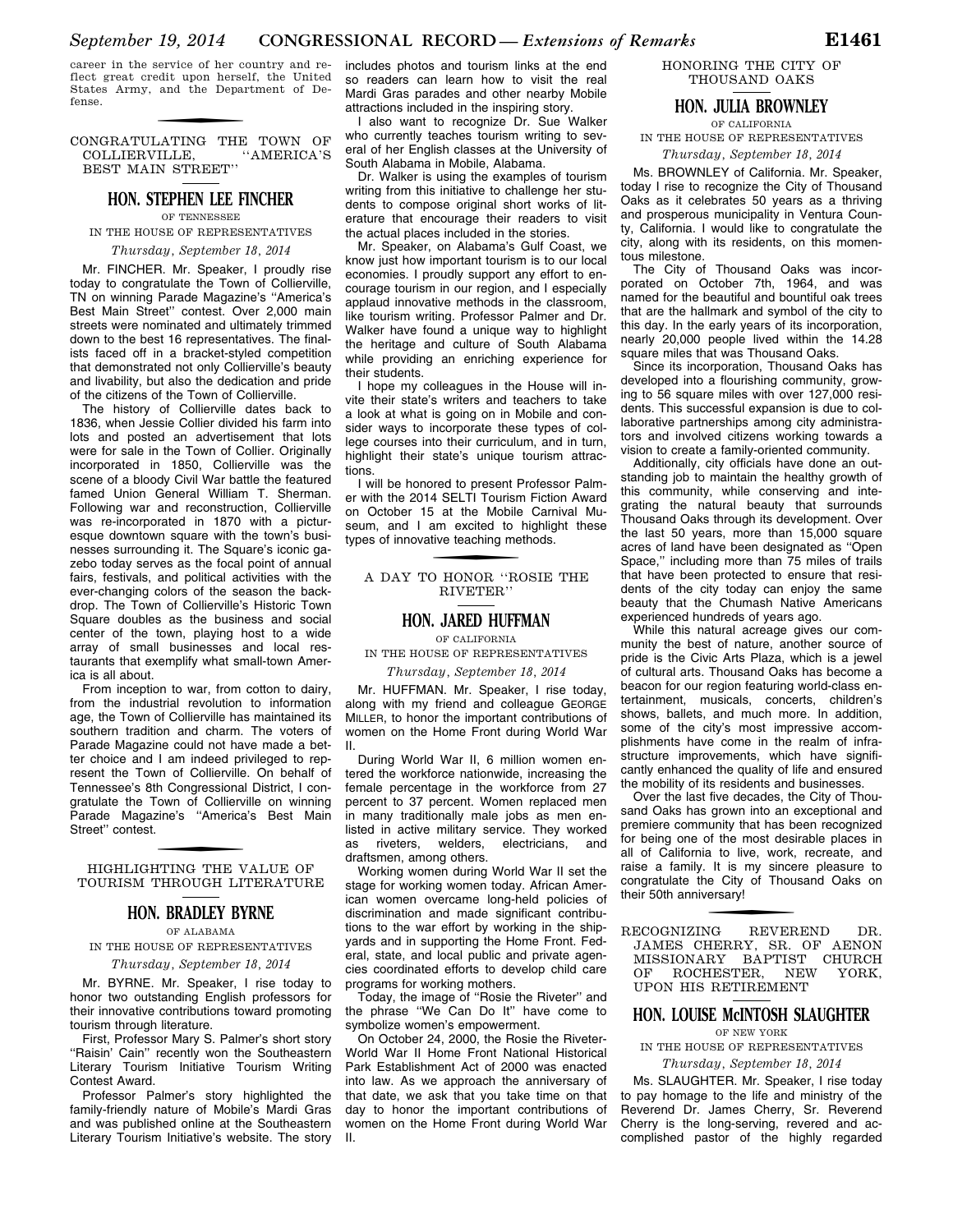career in the service of her country and reflect great credit upon herself, the United States Army, and the Department of Defense.

## CONGRATULATING THE TOWN OF COLLIERVILLE, "AMERICA'S BEST MAIN STREET"

### HON. STEPHEN LEE FINCHER

OF TENNESSEE

IN THE HOUSE OF REPRESENTATIVES

*Thursday, September 18, 2014*

Mr. FINCHER. Mr. Speaker, I proudly rise today to congratulate the Town of Collierville, TN on winning Parade Magazine's "America's Best Main Street" contest. Over 2,000 main streets were nominated and ultimately trimmed down to the best 16 representatives. The finalists faced off in a bracket-styled competition that demonstrated not only Collierville's beauty and livability, but also the dedication and pride of the citizens of the Town of Collierville.

The history of Collierville dates back to 1836, when Jessie Collier divided his farm into lots and posted an advertisement that lots were for sale in the Town of Collier. Originally incorporated in 1850, Collierville was the scene of a bloody Civil War battle the featured famed Union General William T. Sherman. Following war and reconstruction, Collierville was re-incorporated in 1870 with a picturesque downtown square with the town's businesses surrounding it. The Square's iconic gazebo today serves as the focal point of annual fairs, festivals, and political activities with the ever-changing colors of the season the backdrop. The Town of Collierville's Historic Town Square doubles as the business and social center of the town, playing host to a wide array of small businesses and local restaurants that exemplify what small-town America is all about.

From inception to war, from cotton to dairy, from the industrial revolution to information age, the Town of Collierville has maintained its southern tradition and charm. The voters of Parade Magazine could not have made a better choice and I am indeed privileged to represent the Town of Collierville. On behalf of Tennessee's 8th Congressional District, I congratulate the Town of Collierville on winning Parade Magazine's "America's Best Main Street" contest.

## HIGHLIGHTING THE VALUE OF TOURISM THROUGH LITERATURE

### HON. BRADLEY BYRNE

OF ALABAMA

IN THE HOUSE OF REPRESENTATIVES

*Thursday, September 18, 2014*

Mr. BYRNE. Mr. Speaker, I rise today to honor two outstanding English professors for their innovative contributions toward promoting tourism through literature.

First, Professor Mary S. Palmer's short story "Raisin' Cain" recently won the Southeastern Literary Tourism Initiative Tourism Writing Contest Award.

Professor Palmer's story highlighted the family-friendly nature of Mobile's Mardi Gras and was published online at the Southeastern Literary Tourism Initiative's website. The story includes photos and tourism links at the end so readers can learn how to visit the real Mardi Gras parades and other nearby Mobile attractions included in the inspiring story.

I also want to recognize Dr. Sue Walker who currently teaches tourism writing to several of her English classes at the University of South Alabama in Mobile, Alabama.

Dr. Walker is using the examples of tourism writing from this initiative to challenge her students to compose original short works of literature that encourage their readers to visit the actual places included in the stories.

Mr. Speaker, on Alabama's Gulf Coast, we know just how important tourism is to our local economies. I proudly support any effort to encourage tourism in our region, and I especially applaud innovative methods in the classroom, like tourism writing. Professor Palmer and Dr. Walker have found a unique way to highlight the heritage and culture of South Alabama while providing an enriching experience for their students.

I hope my colleagues in the House will invite their state's writers and teachers to take a look at what is going on in Mobile and consider ways to incorporate these types of college courses into their curriculum, and in turn, highlight their state's unique tourism attractions.

I will be honored to present Professor Palmer with the 2014 SELTI Tourism Fiction Award on October 15 at the Mobile Carnival Museum, and I am excited to highlight these types of innovative teaching methods.

## A DAY TO HONOR "ROSIE THE RIVETER"

### HON. JARED HUFFMAN

OF CALIFORNIA

IN THE HOUSE OF REPRESENTATIVES

*Thursday, September 18, 2014*

Mr. HUFFMAN. Mr. Speaker, I rise today, along with my friend and colleague GEORGE MILLER, to honor the important contributions of women on the Home Front during World War II.

During World War II, 6 million women entered the workforce nationwide, increasing the female percentage in the workforce from 27 percent to 37 percent. Women replaced men in many traditionally male jobs as men enlisted in active military service. They worked as riveters, welders, electricians, and draftsmen, among others.

Working women during World War II set the stage for working women today. African American women overcame long-held policies of discrimination and made significant contributions to the war effort by working in the shipyards and in supporting the Home Front. Federal, state, and local public and private agencies coordinated efforts to develop child care programs for working mothers.

Today, the image of "Rosie the Riveter" and the phrase "We Can Do It" have come to symbolize women's empowerment.

On October 24, 2000, the Rosie the Riveter-World War II Home Front National Historical Park Establishment Act of 2000 was enacted into law. As we approach the anniversary of that date, we ask that you take time on that day to honor the important contributions of women on the Home Front during World War II.

## HONORING THE CITY OF THOUSAND OAKS

### HON. JULIA BROWNLEY

OF CALIFORNIA

IN THE HOUSE OF REPRESENTATIVES

*Thursday, September 18, 2014*

Ms. BROWNLEY of California. Mr. Speaker, today I rise to recognize the City of Thousand Oaks as it celebrates 50 years as a thriving and prosperous municipality in Ventura County, California. I would like to congratulate the city, along with its residents, on this momentous milestone.

The City of Thousand Oaks was incorporated on October 7th, 1964, and was named for the beautiful and bountiful oak trees that are the hallmark and symbol of the city to this day. In the early years of its incorporation, nearly 20,000 people lived within the 14.28 square miles that was Thousand Oaks.

Since its incorporation, Thousand Oaks has developed into a flourishing community, growing to 56 square miles with over 127,000 residents. This successful expansion is due to collaborative partnerships among city administrators and involved citizens working towards a vision to create a family-oriented community.

Additionally, city officials have done an outstanding job to maintain the healthy growth of this community, while conserving and integrating the natural beauty that surrounds Thousand Oaks through its development. Over the last 50 years, more than 15,000 square acres of land have been designated as "Open Space," including more than 75 miles of trails that have been protected to ensure that residents of the city today can enjoy the same beauty that the Chumash Native Americans experienced hundreds of years ago.

While this natural acreage gives our community the best of nature, another source of pride is the Civic Arts Plaza, which is a jewel of cultural arts. Thousand Oaks has become a beacon for our region featuring world-class entertainment, musicals, concerts, children's shows, ballets, and much more. In addition, some of the city's most impressive accomplishments have come in the realm of infrastructure improvements, which have significantly enhanced the quality of life and ensured the mobility of its residents and businesses.

Over the last five decades, the City of Thousand Oaks has grown into an exceptional and premiere community that has been recognized for being one of the most desirable places in all of California to live, work, recreate, and raise a family. It is my sincere pleasure to congratulate the City of Thousand Oaks on their 50th anniversary!

## RECOGNIZING REVEREND DR. JAMES CHERRY, SR. OF AENON MISSIONARY BAPTIST CHURCH OF ROCHESTER, NEW YORK, UPON HIS RETIREMENT

### HON. LOUISE McINTOSH SLAUGHTER

OF NEW YORK

IN THE HOUSE OF REPRESENTATIVES

*Thursday, September 18, 2014*

Ms. SLAUGHTER. Mr. Speaker, I rise today to pay homage to the life and ministry of the Reverend Dr. James Cherry, Sr. Reverend Cherry is the long-serving, revered and accomplished pastor of the highly regarded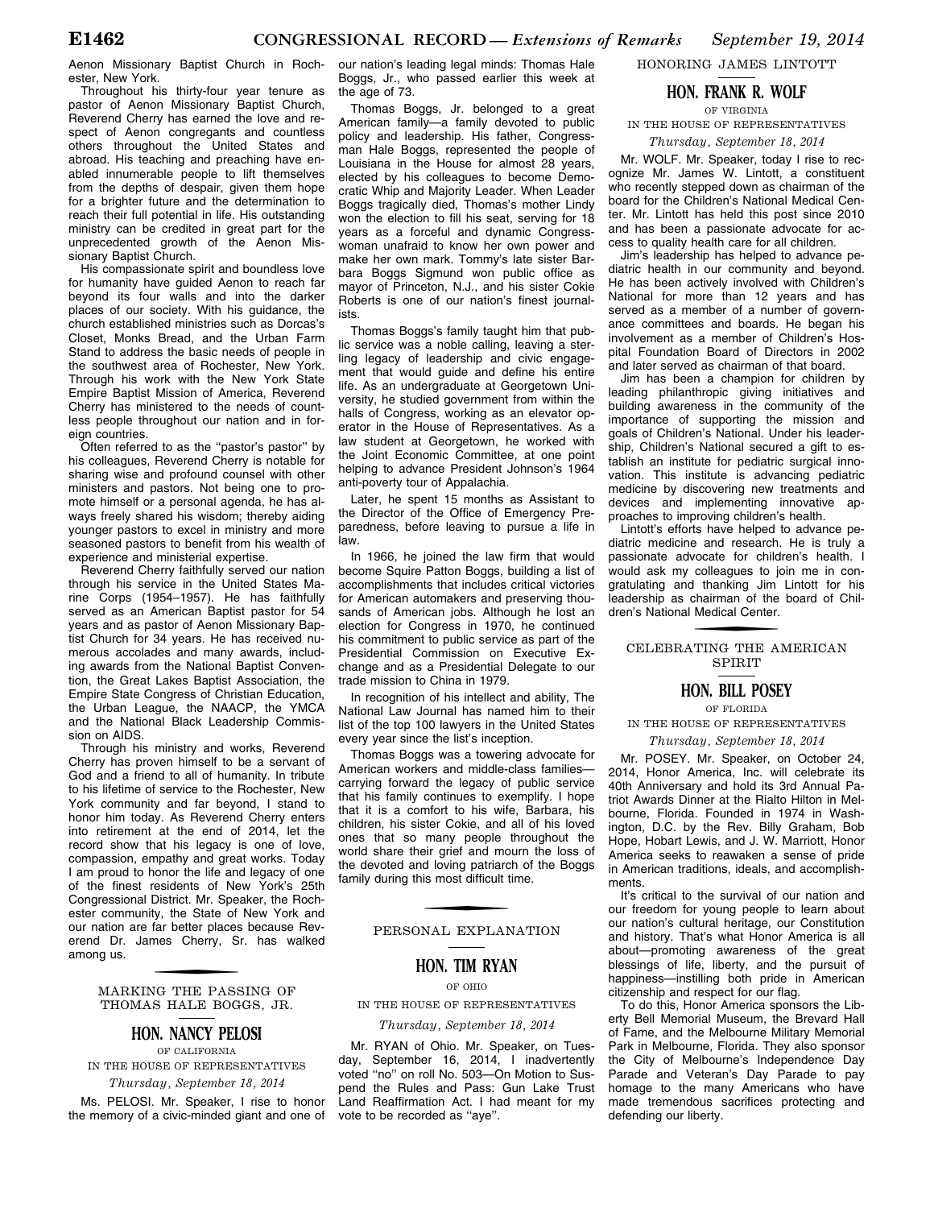Aenon Missionary Baptist Church in Rochester, New York.

Throughout his thirty-four year tenure as pastor of Aenon Missionary Baptist Church, Reverend Cherry has earned the love and respect of Aenon congregants and countless others throughout the United States and abroad. His teaching and preaching have enabled innumerable people to lift themselves from the depths of despair, given them hope for a brighter future and the determination to reach their full potential in life. His outstanding ministry can be credited in great part for the unprecedented growth of the Aenon Missionary Baptist Church.

His compassionate spirit and boundless love for humanity have guided Aenon to reach far beyond its four walls and into the darker places of our society. With his guidance, the church established ministries such as Dorcas's Closet, Monks Bread, and the Urban Farm Stand to address the basic needs of people in the southwest area of Rochester, New York. Through his work with the New York State Empire Baptist Mission of America, Reverend Cherry has ministered to the needs of countless people throughout our nation and in foreign countries.

Often referred to as the ''pastor's pastor'' by his colleagues, Reverend Cherry is notable for sharing wise and profound counsel with other ministers and pastors. Not being one to promote himself or a personal agenda, he has always freely shared his wisdom; thereby aiding younger pastors to excel in ministry and more seasoned pastors to benefit from his wealth of experience and ministerial expertise.

Reverend Cherry faithfully served our nation through his service in the United States Marine Corps (1954–1957). He has faithfully served as an American Baptist pastor for 54 years and as pastor of Aenon Missionary Baptist Church for 34 years. He has received numerous accolades and many awards, including awards from the National Baptist Convention, the Great Lakes Baptist Association, the Empire State Congress of Christian Education, the Urban League, the NAACP, the YMCA and the National Black Leadership Commission on AIDS.

Through his ministry and works, Reverend Cherry has proven himself to be a servant of God and a friend to all of humanity. In tribute to his lifetime of service to the Rochester, New York community and far beyond, I stand to honor him today. As Reverend Cherry enters into retirement at the end of 2014, let the record show that his legacy is one of love, compassion, empathy and great works. Today I am proud to honor the life and legacy of one of the finest residents of New York's 25th Congressional District. Mr. Speaker, the Rochester community, the State of New York and our nation are far better places because Reverend Dr. James Cherry, Sr. has walked among us.

## MARKING THE PASSING OF THOMAS HALE BOGGS, JR.

### HON. NANCY PELOSI

OF CALIFORNIA

IN THE HOUSE OF REPRESENTATIVES

*Thursday, September 18, 2014*

Ms. PELOSI. Mr. Speaker, I rise to honor the memory of a civic-minded giant and one of our nation's leading legal minds: Thomas Hale Boggs, Jr., who passed earlier this week at the age of 73.

Thomas Boggs, Jr. belonged to a great American family—a family devoted to public policy and leadership. His father, Congressman Hale Boggs, represented the people of Louisiana in the House for almost 28 years, elected by his colleagues to become Democratic Whip and Majority Leader. When Leader Boggs tragically died, Thomas's mother Lindy won the election to fill his seat, serving for 18 years as a forceful and dynamic Congresswoman unafraid to know her own power and make her own mark. Tommy's late sister Barbara Boggs Sigmund won public office as mayor of Princeton, N.J., and his sister Cokie Roberts is one of our nation's finest journalists.

Thomas Boggs's family taught him that public service was a noble calling, leaving a sterling legacy of leadership and civic engagement that would guide and define his entire life. As an undergraduate at Georgetown University, he studied government from within the halls of Congress, working as an elevator operator in the House of Representatives. As a law student at Georgetown, he worked with the Joint Economic Committee, at one point helping to advance President Johnson's 1964 anti-poverty tour of Appalachia.

Later, he spent 15 months as Assistant to the Director of the Office of Emergency Preparedness, before leaving to pursue a life in law.

In 1966, he joined the law firm that would become Squire Patton Boggs, building a list of accomplishments that includes critical victories for American automakers and preserving thousands of American jobs. Although he lost an election for Congress in 1970, he continued his commitment to public service as part of the Presidential Commission on Executive Exchange and as a Presidential Delegate to our trade mission to China in 1979.

In recognition of his intellect and ability, The National Law Journal has named him to their list of the top 100 lawyers in the United States every year since the list's inception.

Thomas Boggs was a towering advocate for American workers and middle-class families—carrying forward the legacy of public service that his family continues to exemplify. I hope that it is a comfort to his wife, Barbara, his children, his sister Cokie, and all of his loved ones that so many people throughout the world share their grief and mourn the loss of the devoted and loving patriarch of the Boggs family during this most difficult time.

## PERSONAL EXPLANATION

### HON. TIM RYAN

OF OHIO

IN THE HOUSE OF REPRESENTATIVES

*Thursday, September 18, 2014*

Mr. RYAN of Ohio. Mr. Speaker, on Tuesday, September 16, 2014, I inadvertently voted ''no'' on roll No. 503—On Motion to Suspend the Rules and Pass: Gun Lake Trust Land Reaffirmation Act. I had meant for my vote to be recorded as ''aye''.

## HONORING JAMES LINTOTT

### HON. FRANK R. WOLF

OF VIRGINIA

IN THE HOUSE OF REPRESENTATIVES

*Thursday, September 18, 2014*

Mr. WOLF. Mr. Speaker, today I rise to recognize Mr. James W. Lintott, a constituent who recently stepped down as chairman of the board for the Children's National Medical Center. Mr. Lintott has held this post since 2010 and has been a passionate advocate for access to quality health care for all children.

Jim's leadership has helped to advance pediatric health in our community and beyond. He has been actively involved with Children's National for more than 12 years and has served as a member of a number of governance committees and boards. He began his involvement as a member of Children's Hospital Foundation Board of Directors in 2002 and later served as chairman of that board.

Jim has been a champion for children by leading philanthropic giving initiatives and building awareness in the community of the importance of supporting the mission and goals of Children's National. Under his leadership, Children's National secured a gift to establish an institute for pediatric surgical innovation. This institute is advancing pediatric medicine by discovering new treatments and devices and implementing innovative approaches to improving children's health.

Lintott's efforts have helped to advance pediatric medicine and research. He is truly a passionate advocate for children's health. I would ask my colleagues to join me in congratulating and thanking Jim Lintott for his leadership as chairman of the board of Children's National Medical Center.

## CELEBRATING THE AMERICAN SPIRIT

### HON. BILL POSEY

OF FLORIDA

IN THE HOUSE OF REPRESENTATIVES

*Thursday, September 18, 2014*

Mr. POSEY. Mr. Speaker, on October 24, 2014, Honor America, Inc. will celebrate its 40th Anniversary and hold its 3rd Annual Patriot Awards Dinner at the Rialto Hilton in Melbourne, Florida. Founded in 1974 in Washington, D.C. by the Rev. Billy Graham, Bob Hope, Hobart Lewis, and J. W. Marriott, Honor America seeks to reawaken a sense of pride in American traditions, ideals, and accomplishments.

It's critical to the survival of our nation and our freedom for young people to learn about our nation's cultural heritage, our Constitution and history. That's what Honor America is all about—promoting awareness of the great blessings of life, liberty, and the pursuit of happiness—instilling both pride in American citizenship and respect for our flag.

To do this, Honor America sponsors the Liberty Bell Memorial Museum, the Brevard Hall of Fame, and the Melbourne Military Memorial Park in Melbourne, Florida. They also sponsor the City of Melbourne's Independence Day Parade and Veteran's Day Parade to pay homage to the many Americans who have made tremendous sacrifices protecting and defending our liberty.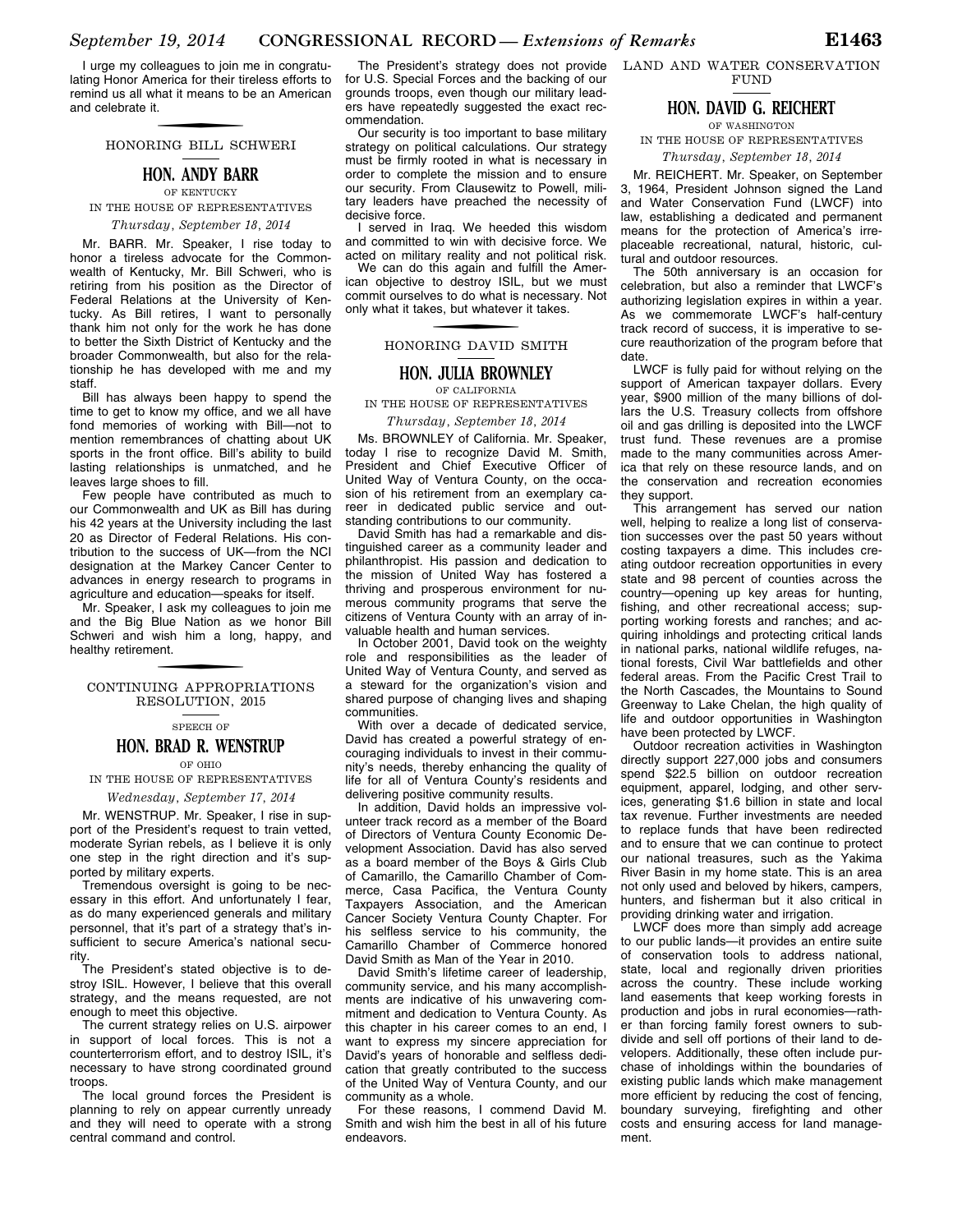I urge my colleagues to join me in congratulating Honor America for their tireless efforts to remind us all what it means to be an American and celebrate it.

## HONORING BILL SCHWERI

### HON. ANDY BARR

OF KENTUCKY

IN THE HOUSE OF REPRESENTATIVES

*Thursday, September 18, 2014*

Mr. BARR. Mr. Speaker, I rise today to honor a tireless advocate for the Commonwealth of Kentucky, Mr. Bill Schweri, who is retiring from his position as the Director of Federal Relations at the University of Kentucky. As Bill retires, I want to personally thank him not only for the work he has done to better the Sixth District of Kentucky and the broader Commonwealth, but also for the relationship he has developed with me and my staff.

Bill has always been happy to spend the time to get to know my office, and we all have fond memories of working with Bill—not to mention remembrances of chatting about UK sports in the front office. Bill's ability to build lasting relationships is unmatched, and he leaves large shoes to fill.

Few people have contributed as much to our Commonwealth and UK as Bill has during his 42 years at the University including the last 20 as Director of Federal Relations. His contribution to the success of UK—from the NCI designation at the Markey Cancer Center to advances in energy research to programs in agriculture and education—speaks for itself.

Mr. Speaker, I ask my colleagues to join me and the Big Blue Nation as we honor Bill Schweri and wish him a long, happy, and healthy retirement.

## CONTINUING APPROPRIATIONS RESOLUTION, 2015

SPEECH OF

### HON. BRAD R. WENSTRUP

OF OHIO

IN THE HOUSE OF REPRESENTATIVES

*Wednesday, September 17, 2014*

Mr. WENSTRUP. Mr. Speaker, I rise in support of the President's request to train vetted, moderate Syrian rebels, as I believe it is only one step in the right direction and it's supported by military experts.

Tremendous oversight is going to be necessary in this effort. And unfortunately I fear, as do many experienced generals and military personnel, that it's part of a strategy that's insufficient to secure America's national security.

The President's stated objective is to destroy ISIL. However, I believe that this overall strategy, and the means requested, are not enough to meet this objective.

The current strategy relies on U.S. airpower in support of local forces. This is not a counterterrorism effort, and to destroy ISIL, it's necessary to have strong coordinated ground troops.

The local ground forces the President is planning to rely on appear currently unready and they will need to operate with a strong central command and control.

The President's strategy does not provide for U.S. Special Forces and the backing of our grounds troops, even though our military leaders have repeatedly suggested the exact recommendation.

Our security is too important to base military strategy on political calculations. Our strategy must be firmly rooted in what is necessary in order to complete the mission and to ensure our security. From Clausewitz to Powell, military leaders have preached the necessity of decisive force.

I served in Iraq. We heeded this wisdom and committed to win with decisive force. We acted on military reality and not political risk.

We can do this again and fulfill the American objective to destroy ISIL, but we must commit ourselves to do what is necessary. Not only what it takes, but whatever it takes.

## HONORING DAVID SMITH

### HON. JULIA BROWNLEY

OF CALIFORNIA

IN THE HOUSE OF REPRESENTATIVES

*Thursday, September 18, 2014*

Ms. BROWNLEY of California. Mr. Speaker, today I rise to recognize David M. Smith, President and Chief Executive Officer of United Way of Ventura County, on the occasion of his retirement from an exemplary career in dedicated public service and outstanding contributions to our community.

David Smith has had a remarkable and distinguished career as a community leader and philanthropist. His passion and dedication to the mission of United Way has fostered a thriving and prosperous environment for numerous community programs that serve the citizens of Ventura County with an array of invaluable health and human services.

In October 2001, David took on the weighty role and responsibilities as the leader of United Way of Ventura County, and served as a steward for the organization's vision and shared purpose of changing lives and shaping communities.

With over a decade of dedicated service, David has created a powerful strategy of encouraging individuals to invest in their community's needs, thereby enhancing the quality of life for all of Ventura County's residents and delivering positive community results.

In addition, David holds an impressive volunteer track record as a member of the Board of Directors of Ventura County Economic Development Association. David has also served as a board member of the Boys & Girls Club of Camarillo, the Camarillo Chamber of Commerce, Casa Pacifica, the Ventura County Taxpayers Association, and the American Cancer Society Ventura County Chapter. For his selfless service to his community, the Camarillo Chamber of Commerce honored David Smith as Man of the Year in 2010.

David Smith's lifetime career of leadership, community service, and his many accomplishments are indicative of his unwavering commitment and dedication to Ventura County. As this chapter in his career comes to an end, I want to express my sincere appreciation for David's years of honorable and selfless dedication that greatly contributed to the success of the United Way of Ventura County, and our community as a whole.

For these reasons, I commend David M. Smith and wish him the best in all of his future endeavors.

## LAND AND WATER CONSERVATION FUND

### HON. DAVID G. REICHERT

OF WASHINGTON

IN THE HOUSE OF REPRESENTATIVES

*Thursday, September 18, 2014*

Mr. REICHERT. Mr. Speaker, on September 3, 1964, President Johnson signed the Land and Water Conservation Fund (LWCF) into law, establishing a dedicated and permanent means for the protection of America's irreplaceable recreational, natural, historic, cultural and outdoor resources.

The 50th anniversary is an occasion for celebration, but also a reminder that LWCF's authorizing legislation expires in within a year. As we commemorate LWCF's half-century track record of success, it is imperative to secure reauthorization of the program before that date.

LWCF is fully paid for without relying on the support of American taxpayer dollars. Every year, $900 million of the many billions of dollars the U.S. Treasury collects from offshore oil and gas drilling is deposited into the LWCF trust fund. These revenues are a promise made to the many communities across America that rely on these resource lands, and on the conservation and recreation economies they support.

This arrangement has served our nation well, helping to realize a long list of conservation successes over the past 50 years without costing taxpayers a dime. This includes creating outdoor recreation opportunities in every state and 98 percent of counties across the country—opening up key areas for hunting, fishing, and other recreational access; supporting working forests and ranches; and acquiring inholdings and protecting critical lands in national parks, national wildlife refuges, national forests, Civil War battlefields and other federal areas. From the Pacific Crest Trail to the North Cascades, the Mountains to Sound Greenway to Lake Chelan, the high quality of life and outdoor opportunities in Washington have been protected by LWCF.

Outdoor recreation activities in Washington directly support 227,000 jobs and consumers spend $22.5 billion on outdoor recreation equipment, apparel, lodging, and other services, generating $1.6 billion in state and local tax revenue. Further investments are needed to replace funds that have been redirected and to ensure that we can continue to protect our national treasures, such as the Yakima River Basin in my home state. This is an area not only used and beloved by hikers, campers, hunters, and fisherman but it also critical in providing drinking water and irrigation.

LWCF does more than simply add acreage to our public lands—it provides an entire suite of conservation tools to address national, state, local and regionally driven priorities across the country. These include working land easements that keep working forests in production and jobs in rural economies—rather than forcing family forest owners to subdivide and sell off portions of their land to developers. Additionally, these often include purchase of inholdings within the boundaries of existing public lands which make management more efficient by reducing the cost of fencing, boundary surveying, firefighting and other costs and ensuring access for land management.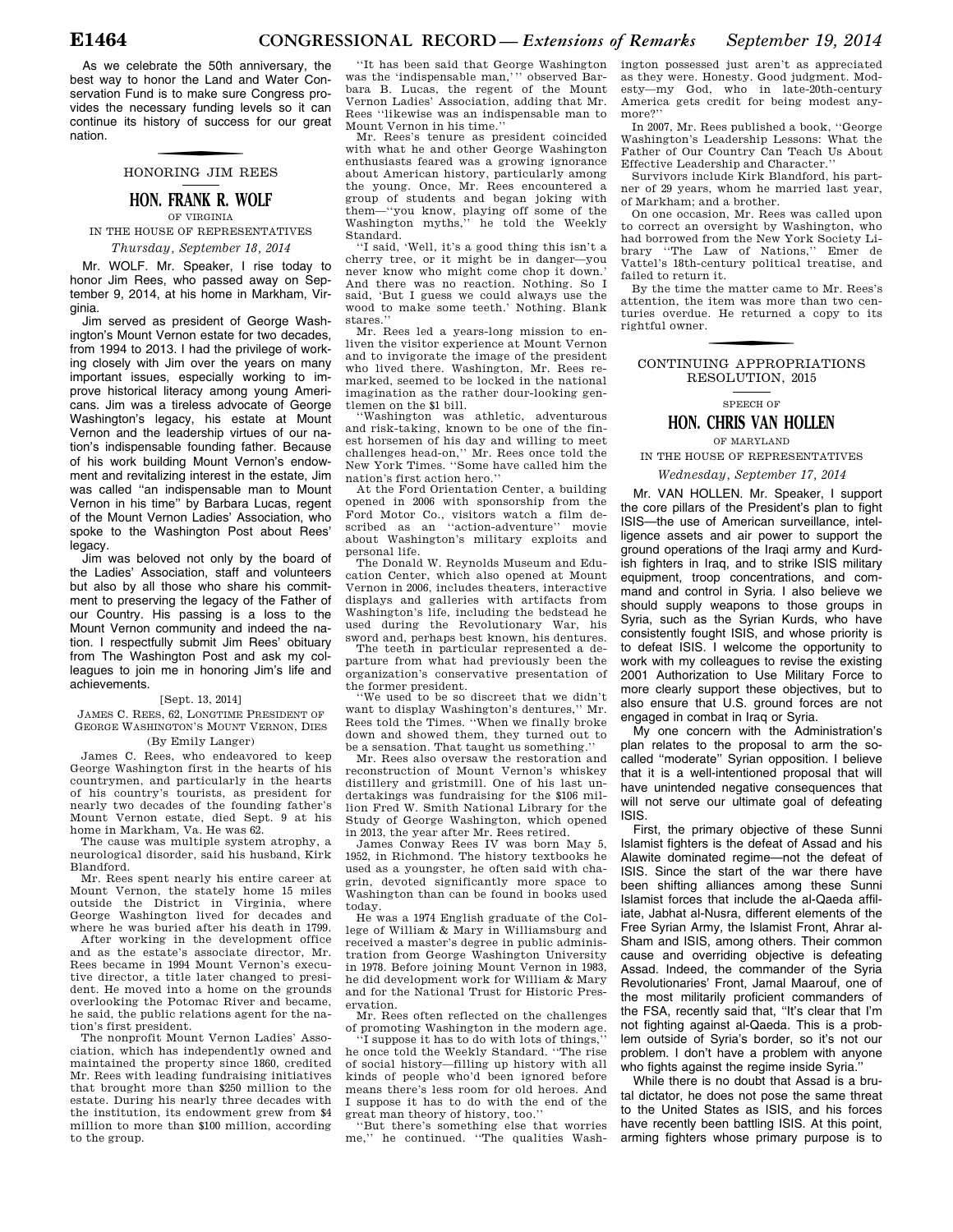As we celebrate the 50th anniversary, the best way to honor the Land and Water Conservation Fund is to make sure Congress provides the necessary funding levels so it can continue its history of success for our great nation.

## HONORING JIM REES

### HON. FRANK R. WOLF

OF VIRGINIA

IN THE HOUSE OF REPRESENTATIVES

*Thursday, September 18, 2014*

Mr. WOLF. Mr. Speaker, I rise today to honor Jim Rees, who passed away on September 9, 2014, at his home in Markham, Virginia.

Jim served as president of George Washington's Mount Vernon estate for two decades, from 1994 to 2013. I had the privilege of working closely with Jim over the years on many important issues, especially working to improve historical literacy among young Americans. Jim was a tireless advocate of George Washington's legacy, his estate at Mount Vernon and the leadership virtues of our nation's indispensable founding father. Because of his work building Mount Vernon's endowment and revitalizing interest in the estate, Jim was called "an indispensable man to Mount Vernon in his time" by Barbara Lucas, regent of the Mount Vernon Ladies' Association, who spoke to the Washington Post about Rees' legacy.

Jim was beloved not only by the board of the Ladies' Association, staff and volunteers but also by all those who share his commitment to preserving the legacy of the Father of our Country. His passing is a loss to the Mount Vernon community and indeed the nation. I respectfully submit Jim Rees' obituary from The Washington Post and ask my colleagues to join me in honoring Jim's life and achievements.

[Sept. 13, 2014]

JAMES C. REES, 62, LONGTIME PRESIDENT OF GEORGE WASHINGTON'S MOUNT VERNON, DIES

(By Emily Langer)

James C. Rees, who endeavored to keep George Washington first in the hearts of his countrymen, and particularly in the hearts of his country's tourists, as president for nearly two decades of the founding father's Mount Vernon estate, died Sept. 9 at his home in Markham, Va. He was 62.

The cause was multiple system atrophy, a neurological disorder, said his husband, Kirk Blandford.

Mr. Rees spent nearly his entire career at Mount Vernon, the stately home 15 miles outside the District in Virginia, where George Washington lived for decades and where he was buried after his death in 1799.

After working in the development office and as the estate's associate director, Mr. Rees became in 1994 Mount Vernon's executive director, a title later changed to president. He moved into a home on the grounds overlooking the Potomac River and became, he said, the public relations agent for the nation's first president.

The nonprofit Mount Vernon Ladies' Association, which has independently owned and maintained the property since 1860, credited Mr. Rees with leading fundraising initiatives that brought more than $250 million to the estate. During his nearly three decades with the institution, its endowment grew from $4 million to more than $100 million, according to the group.

"It has been said that George Washington was the 'indispensable man,'" observed Barbara B. Lucas, the regent of the Mount Vernon Ladies' Association, adding that Mr. Rees "likewise was an indispensable man to Mount Vernon in his time."

Mr. Rees's tenure as president coincided with what he and other George Washington enthusiasts feared was a growing ignorance about American history, particularly among the young. Once, Mr. Rees encountered a group of students and began joking with them—"you know, playing off some of the Washington myths," he told the Weekly Standard.

"I said, 'Well, it's a good thing this isn't a cherry tree, or it might be in danger—you never know who might come chop it down.' And there was no reaction. Nothing. So I said, 'But I guess we could always use the wood to make some teeth.' Nothing. Blank stares."

Mr. Rees led a years-long mission to enliven the visitor experience at Mount Vernon and to invigorate the image of the president who lived there. Washington, Mr. Rees remarked, seemed to be locked in the national imagination as the rather dour-looking gentlemen on the $1 bill.

"Washington was athletic, adventurous and risk-taking, known to be one of the finest horsemen of his day and willing to meet challenges head-on," Mr. Rees once told the New York Times. "Some have called him the nation's first action hero."

At the Ford Orientation Center, a building opened in 2006 with sponsorship from the Ford Motor Co., visitors watch a film described as an "action-adventure" movie about Washington's military exploits and personal life.

The Donald W. Reynolds Museum and Education Center, which also opened at Mount Vernon in 2006, includes theaters, interactive displays and galleries with artifacts from Washington's life, including the bedstead he used during the Revolutionary War, his sword and, perhaps best known, his dentures.

The teeth in particular represented a departure from what had previously been the organization's conservative presentation of the former president.

"We used to be so discreet that we didn't want to display Washington's dentures," Mr. Rees told the Times. "When we finally broke down and showed them, they turned out to be a sensation. That taught us something."

Mr. Rees also oversaw the restoration and reconstruction of Mount Vernon's whiskey distillery and gristmill. One of his last undertakings was fundraising for the $106 million Fred W. Smith National Library for the Study of George Washington, which opened in 2013, the year after Mr. Rees retired.

James Conway Rees IV was born May 5, 1952, in Richmond. The history textbooks he used as a youngster, he often said with chagrin, devoted significantly more space to Washington than can be found in books used today.

He was a 1974 English graduate of the College of William & Mary in Williamsburg and received a master's degree in public administration from George Washington University in 1978. Before joining Mount Vernon in 1983, he did development work for William & Mary and for the National Trust for Historic Preservation.

Mr. Rees often reflected on the challenges of promoting Washington in the modern age.

"I suppose it has to do with lots of things," he once told the Weekly Standard. "The rise of social history—filling up history with all kinds of people who'd been ignored before means there's less room for old heroes. And I suppose it has to do with the end of the great man theory of history, too."

"But there's something else that worries me," he continued. "The qualities Washington possessed just aren't as appreciated as they were. Honesty. Good judgment. Modesty—my God, who in late-20th-century America gets credit for being modest anymore?"

In 2007, Mr. Rees published a book, "George Washington's Leadership Lessons: What the Father of Our Country Can Teach Us About Effective Leadership and Character."

Survivors include Kirk Blandford, his partner of 29 years, whom he married last year, of Markham; and a brother.

On one occasion, Mr. Rees was called upon to correct an oversight by Washington, who had borrowed from the New York Society Library "The Law of Nations," Emer de Vattel's 18th-century political treatise, and failed to return it.

By the time the matter came to Mr. Rees's attention, the item was more than two centuries overdue. He returned a copy to its rightful owner.

## CONTINUING APPROPRIATIONS RESOLUTION, 2015

SPEECH OF

### HON. CHRIS VAN HOLLEN

OF MARYLAND

IN THE HOUSE OF REPRESENTATIVES

*Wednesday, September 17, 2014*

Mr. VAN HOLLEN. Mr. Speaker, I support the core pillars of the President's plan to fight ISIS—the use of American surveillance, intelligence assets and air power to support the ground operations of the Iraqi army and Kurdish fighters in Iraq, and to strike ISIS military equipment, troop concentrations, and command and control in Syria. I also believe we should supply weapons to those groups in Syria, such as the Syrian Kurds, who have consistently fought ISIS, and whose priority is to defeat ISIS. I welcome the opportunity to work with my colleagues to revise the existing 2001 Authorization to Use Military Force to more clearly support these objectives, but to also ensure that U.S. ground forces are not engaged in combat in Iraq or Syria.

My one concern with the Administration's plan relates to the proposal to arm the so-called "moderate" Syrian opposition. I believe that it is a well-intentioned proposal that will have unintended negative consequences that will not serve our ultimate goal of defeating ISIS.

First, the primary objective of these Sunni Islamist fighters is the defeat of Assad and his Alawite dominated regime—not the defeat of ISIS. Since the start of the war there have been shifting alliances among these Sunni Islamist forces that include the al-Qaeda affiliate, Jabhat al-Nusra, different elements of the Free Syrian Army, the Islamist Front, Ahrar al-Sham and ISIS, among others. Their common cause and overriding objective is defeating Assad. Indeed, the commander of the Syria Revolutionaries' Front, Jamal Maarouf, one of the most militarily proficient commanders of the FSA, recently said that, "It's clear that I'm not fighting against al-Qaeda. This is a problem outside of Syria's border, so it's not our problem. I don't have a problem with anyone who fights against the regime inside Syria."

While there is no doubt that Assad is a brutal dictator, he does not pose the same threat to the United States as ISIS, and his forces have recently been battling ISIS. At this point, arming fighters whose primary purpose is to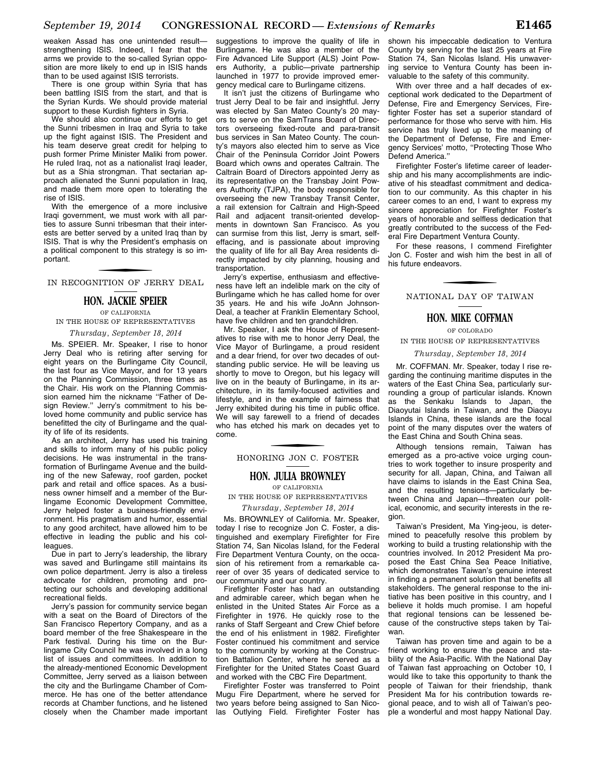weaken Assad has one unintended result—strengthening ISIS. Indeed, I fear that the arms we provide to the so-called Syrian opposition are more likely to end up in ISIS hands than to be used against ISIS terrorists.

There is one group within Syria that has been battling ISIS from the start, and that is the Syrian Kurds. We should provide material support to these Kurdish fighters in Syria.

We should also continue our efforts to get the Sunni tribesmen in Iraq and Syria to take up the fight against ISIS. The President and his team deserve great credit for helping to push former Prime Minister Maliki from power. He ruled Iraq, not as a nationalist Iraqi leader, but as a Shia strongman. That sectarian approach alienated the Sunni population in Iraq, and made them more open to tolerating the rise of ISIS.

With the emergence of a more inclusive Iraqi government, we must work with all parties to assure Sunni tribesman that their interests are better served by a united Iraq than by ISIS. That is why the President's emphasis on a political component to this strategy is so important.

## IN RECOGNITION OF JERRY DEAL

### HON. JACKIE SPEIER

OF CALIFORNIA

IN THE HOUSE OF REPRESENTATIVES

*Thursday, September 18, 2014*

Ms. SPEIER. Mr. Speaker, I rise to honor Jerry Deal who is retiring after serving for eight years on the Burlingame City Council, the last four as Vice Mayor, and for 13 years on the Planning Commission, three times as the Chair. His work on the Planning Commission earned him the nickname "Father of Design Review." Jerry's commitment to his beloved home community and public service has benefitted the city of Burlingame and the quality of life of its residents.

As an architect, Jerry has used his training and skills to inform many of his public policy decisions. He was instrumental in the transformation of Burlingame Avenue and the building of the new Safeway, roof garden, pocket park and retail and office spaces. As a business owner himself and a member of the Burlingame Economic Development Committee, Jerry helped foster a business-friendly environment. His pragmatism and humor, essential to any good architect, have allowed him to be effective in leading the public and his colleagues.

Due in part to Jerry's leadership, the library was saved and Burlingame still maintains its own police department. Jerry is also a tireless advocate for children, promoting and protecting our schools and developing additional recreational fields.

Jerry's passion for community service began with a seat on the Board of Directors of the San Francisco Repertory Company, and as a board member of the free Shakespeare in the Park festival. During his time on the Burlingame City Council he was involved in a long list of issues and committees. In addition to the already-mentioned Economic Development Committee, Jerry served as a liaison between the city and the Burlingame Chamber of Commerce. He has one of the better attendance records at Chamber functions, and he listened closely when the Chamber made important suggestions to improve the quality of life in Burlingame. He was also a member of the Fire Advanced Life Support (ALS) Joint Powers Authority, a public—private partnership launched in 1977 to provide improved emergency medical care to Burlingame citizens.

It isn't just the citizens of Burlingame who trust Jerry Deal to be fair and insightful. Jerry was elected by San Mateo County's 20 mayors to serve on the SamTrans Board of Directors overseeing fixed-route and para-transit bus services in San Mateo County. The county's mayors also elected him to serve as Vice Chair of the Peninsula Corridor Joint Powers Board which owns and operates Caltrain. The Caltrain Board of Directors appointed Jerry as its representative on the Transbay Joint Powers Authority (TJPA), the body responsible for overseeing the new Transbay Transit Center, a rail extension for Caltrain and High-Speed Rail and adjacent transit-oriented developments in downtown San Francisco. As you can surmise from this list, Jerry is smart, self-effacing, and is passionate about improving the quality of life for all Bay Area residents directly impacted by city planning, housing and transportation.

Jerry's expertise, enthusiasm and effectiveness have left an indelible mark on the city of Burlingame which he has called home for over 35 years. He and his wife JoAnn Johnson-Deal, a teacher at Franklin Elementary School, have five children and ten grandchildren.

Mr. Speaker, I ask the House of Representatives to rise with me to honor Jerry Deal, the Vice Mayor of Burlingame, a proud resident and a dear friend, for over two decades of outstanding public service. He will be leaving us shortly to move to Oregon, but his legacy will live on in the beauty of Burlingame, in its architecture, in its family-focused activities and lifestyle, and in the example of fairness that Jerry exhibited during his time in public office. We will say farewell to a friend of decades who has etched his mark on decades yet to come.

## HONORING JON C. FOSTER

### HON. JULIA BROWNLEY

OF CALIFORNIA

IN THE HOUSE OF REPRESENTATIVES

*Thursday, September 18, 2014*

Ms. BROWNLEY of California. Mr. Speaker, today I rise to recognize Jon C. Foster, a distinguished and exemplary Firefighter for Fire Station 74, San Nicolas Island, for the Federal Fire Department Ventura County, on the occasion of his retirement from a remarkable career of over 35 years of dedicated service to our community and our country.

Firefighter Foster has had an outstanding and admirable career, which began when he enlisted in the United States Air Force as a Firefighter in 1976. He quickly rose to the ranks of Staff Sergeant and Crew Chief before the end of his enlistment in 1982. Firefighter Foster continued his commitment and service to the community by working at the Construction Battalion Center, where he served as a Firefighter for the United States Coast Guard and worked with the CBC Fire Department.

Firefighter Foster was transferred to Point Mugu Fire Department, where he served for two years before being assigned to San Nicolas Outlying Field. Firefighter Foster has shown his impeccable dedication to Ventura County by serving for the last 25 years at Fire Station 74, San Nicolas Island. His unwavering service to Ventura County has been invaluable to the safety of this community.

With over three and a half decades of exceptional work dedicated to the Department of Defense, Fire and Emergency Services, Firefighter Foster has set a superior standard of performance for those who serve with him. His service has truly lived up to the meaning of the Department of Defense, Fire and Emergency Services' motto, "Protecting Those Who Defend America."

Firefighter Foster's lifetime career of leadership and his many accomplishments are indicative of his steadfast commitment and dedication to our community. As this chapter in his career comes to an end, I want to express my sincere appreciation for Firefighter Foster's years of honorable and selfless dedication that greatly contributed to the success of the Federal Fire Department Ventura County.

For these reasons, I commend Firefighter Jon C. Foster and wish him the best in all of his future endeavors.

## NATIONAL DAY OF TAIWAN

### HON. MIKE COFFMAN

OF COLORADO

IN THE HOUSE OF REPRESENTATIVES

*Thursday, September 18, 2014*

Mr. COFFMAN. Mr. Speaker, today I rise regarding the continuing maritime disputes in the waters of the East China Sea, particularly surrounding a group of particular islands. Known as the Senkaku Islands to Japan, the Diaoyutai Islands in Taiwan, and the Diaoyu Islands in China, these islands are the focal point of the many disputes over the waters of the East China and South China seas.

Although tensions remain, Taiwan has emerged as a pro-active voice urging countries to work together to insure prosperity and security for all. Japan, China, and Taiwan all have claims to islands in the East China Sea, and the resulting tensions—particularly between China and Japan—threaten our political, economic, and security interests in the region.

Taiwan's President, Ma Ying-jeou, is determined to peacefully resolve this problem by working to build a trusting relationship with the countries involved. In 2012 President Ma proposed the East China Sea Peace Initiative, which demonstrates Taiwan's genuine interest in finding a permanent solution that benefits all stakeholders. The general response to the initiative has been positive in this country, and I believe it holds much promise. I am hopeful that regional tensions can be lessened because of the constructive steps taken by Taiwan.

Taiwan has proven time and again to be a friend working to ensure the peace and stability of the Asia-Pacific. With the National Day of Taiwan fast approaching on October 10, I would like to take this opportunity to thank the people of Taiwan for their friendship, thank President Ma for his contribution towards regional peace, and to wish all of Taiwan's people a wonderful and most happy National Day.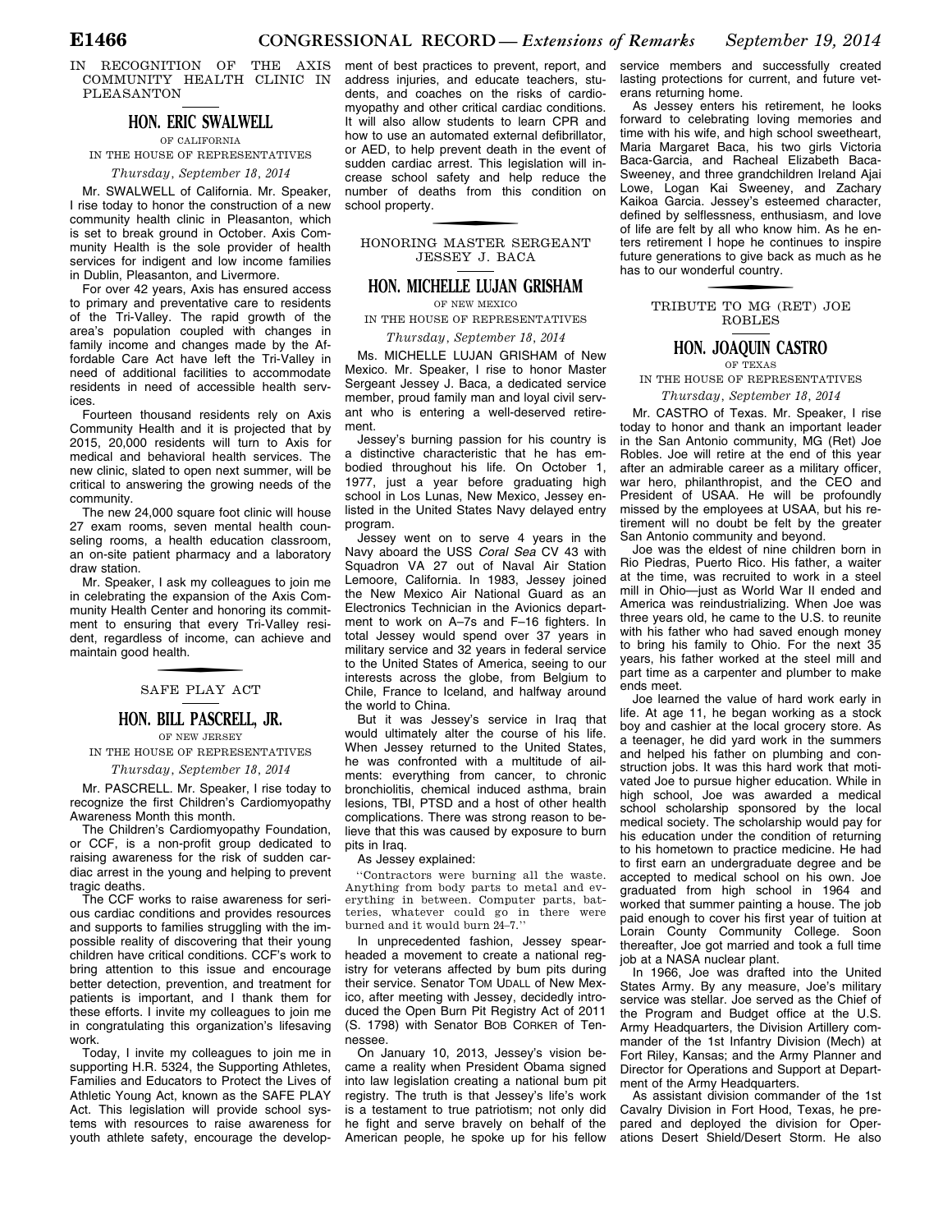## IN RECOGNITION OF THE AXIS COMMUNITY HEALTH CLINIC IN PLEASANTON

### HON. ERIC SWALWELL

OF CALIFORNIA

IN THE HOUSE OF REPRESENTATIVES

*Thursday, September 18, 2014*

Mr. SWALWELL of California. Mr. Speaker, I rise today to honor the construction of a new community health clinic in Pleasanton, which is set to break ground in October. Axis Community Health is the sole provider of health services for indigent and low income families in Dublin, Pleasanton, and Livermore.

For over 42 years, Axis has ensured access to primary and preventative care to residents of the Tri-Valley. The rapid growth of the area's population coupled with changes in family income and changes made by the Affordable Care Act have left the Tri-Valley in need of additional facilities to accommodate residents in need of accessible health services.

Fourteen thousand residents rely on Axis Community Health and it is projected that by 2015, 20,000 residents will turn to Axis for medical and behavioral health services. The new clinic, slated to open next summer, will be critical to answering the growing needs of the community.

The new 24,000 square foot clinic will house 27 exam rooms, seven mental health counseling rooms, a health education classroom, an on-site patient pharmacy and a laboratory draw station.

Mr. Speaker, I ask my colleagues to join me in celebrating the expansion of the Axis Community Health Center and honoring its commitment to ensuring that every Tri-Valley resident, regardless of income, can achieve and maintain good health.

## SAFE PLAY ACT

### HON. BILL PASCRELL, JR.

OF NEW JERSEY

IN THE HOUSE OF REPRESENTATIVES

*Thursday, September 18, 2014*

Mr. PASCRELL. Mr. Speaker, I rise today to recognize the first Children's Cardiomyopathy Awareness Month this month.

The Children's Cardiomyopathy Foundation, or CCF, is a non-profit group dedicated to raising awareness for the risk of sudden cardiac arrest in the young and helping to prevent tragic deaths.

The CCF works to raise awareness for serious cardiac conditions and provides resources and supports to families struggling with the impossible reality of discovering that their young children have critical conditions. CCF's work to bring attention to this issue and encourage better detection, prevention, and treatment for patients is important, and I thank them for these efforts. I invite my colleagues to join me in congratulating this organization's lifesaving work.

Today, I invite my colleagues to join me in supporting H.R. 5324, the Supporting Athletes, Families and Educators to Protect the Lives of Athletic Young Act, known as the SAFE PLAY Act. This legislation will provide school systems with resources to raise awareness for youth athlete safety, encourage the development of best practices to prevent, report, and address injuries, and educate teachers, students, and coaches on the risks of cardiomyopathy and other critical cardiac conditions. It will also allow students to learn CPR and how to use an automated external defibrillator, or AED, to help prevent death in the event of sudden cardiac arrest. This legislation will increase school safety and help reduce the number of deaths from this condition on school property.

## HONORING MASTER SERGEANT JESSEY J. BACA

### HON. MICHELLE LUJAN GRISHAM

OF NEW MEXICO

IN THE HOUSE OF REPRESENTATIVES

*Thursday, September 18, 2014*

Ms. MICHELLE LUJAN GRISHAM of New Mexico. Mr. Speaker, I rise to honor Master Sergeant Jessey J. Baca, a dedicated service member, proud family man and loyal civil servant who is entering a well-deserved retirement.

Jessey's burning passion for his country is a distinctive characteristic that he has embodied throughout his life. On October 1, 1977, just a year before graduating high school in Los Lunas, New Mexico, Jessey enlisted in the United States Navy delayed entry program.

Jessey went on to serve 4 years in the Navy aboard the USS *Coral Sea* CV 43 with Squadron VA 27 out of Naval Air Station Lemoore, California. In 1983, Jessey joined the New Mexico Air National Guard as an Electronics Technician in the Avionics department to work on A–7s and F–16 fighters. In total Jessey would spend over 37 years in military service and 32 years in federal service to the United States of America, seeing to our interests across the globe, from Belgium to Chile, France to Iceland, and halfway around the world to China.

But it was Jessey's service in Iraq that would ultimately alter the course of his life. When Jessey returned to the United States, he was confronted with a multitude of ailments: everything from cancer, to chronic bronchiolitis, chemical induced asthma, brain lesions, TBI, PTSD and a host of other health complications. There was strong reason to believe that this was caused by exposure to burn pits in Iraq.

As Jessey explained:

> "Contractors were burning all the waste. Anything from body parts to metal and everything in between. Computer parts, batteries, whatever could go in there were burned and it would burn 24–7."

In unprecedented fashion, Jessey spearheaded a movement to create a national registry for veterans affected by burn pits during their service. Senator TOM UDALL of New Mexico, after meeting with Jessey, decidedly introduced the Open Burn Pit Registry Act of 2011 (S. 1798) with Senator BOB CORKER of Tennessee.

On January 10, 2013, Jessey's vision became a reality when President Obama signed into law legislation creating a national burn pit registry. The truth is that Jessey's life's work is a testament to true patriotism; not only did he fight and serve bravely on behalf of the American people, he spoke up for his fellow service members and successfully created lasting protections for current, and future veterans returning home.

As Jessey enters his retirement, he looks forward to celebrating loving memories and time with his wife, and high school sweetheart, Maria Margaret Baca, his two girls Victoria Baca-Garcia, and Racheal Elizabeth Baca-Sweeney, and three grandchildren Ireland Ajai Lowe, Logan Kai Sweeney, and Zachary Kaikoa Garcia. Jessey's esteemed character, defined by selflessness, enthusiasm, and love of life are felt by all who know him. As he enters retirement I hope he continues to inspire future generations to give back as much as he has to our wonderful country.

## TRIBUTE TO MG (RET) JOE ROBLES

### HON. JOAQUIN CASTRO

OF TEXAS

IN THE HOUSE OF REPRESENTATIVES

*Thursday, September 18, 2014*

Mr. CASTRO of Texas. Mr. Speaker, I rise today to honor and thank an important leader in the San Antonio community, MG (Ret) Joe Robles. Joe will retire at the end of this year after an admirable career as a military officer, war hero, philanthropist, and the CEO and President of USAA. He will be profoundly missed by the employees at USAA, but his retirement will no doubt be felt by the greater San Antonio community and beyond.

Joe was the eldest of nine children born in Rio Piedras, Puerto Rico. His father, a waiter at the time, was recruited to work in a steel mill in Ohio—just as World War II ended and America was reindustrializing. When Joe was three years old, he came to the U.S. to reunite with his father who had saved enough money to bring his family to Ohio. For the next 35 years, his father worked at the steel mill and part time as a carpenter and plumber to make ends meet.

Joe learned the value of hard work early in life. At age 11, he began working as a stock boy and cashier at the local grocery store. As a teenager, he did yard work in the summers and helped his father on plumbing and construction jobs. It was this hard work that motivated Joe to pursue higher education. While in high school, Joe was awarded a medical school scholarship sponsored by the local medical society. The scholarship would pay for his education under the condition of returning to his hometown to practice medicine. He had to first earn an undergraduate degree and be accepted to medical school on his own. Joe graduated from high school in 1964 and worked that summer painting a house. The job paid enough to cover his first year of tuition at Lorain County Community College. Soon thereafter, Joe got married and took a full time job at a NASA nuclear plant.

In 1966, Joe was drafted into the United States Army. By any measure, Joe's military service was stellar. Joe served as the Chief of the Program and Budget office at the U.S. Army Headquarters, the Division Artillery commander of the 1st Infantry Division (Mech) at Fort Riley, Kansas; and the Army Planner and Director for Operations and Support at Department of the Army Headquarters.

As assistant division commander of the 1st Cavalry Division in Fort Hood, Texas, he prepared and deployed the division for Operations Desert Shield/Desert Storm. He also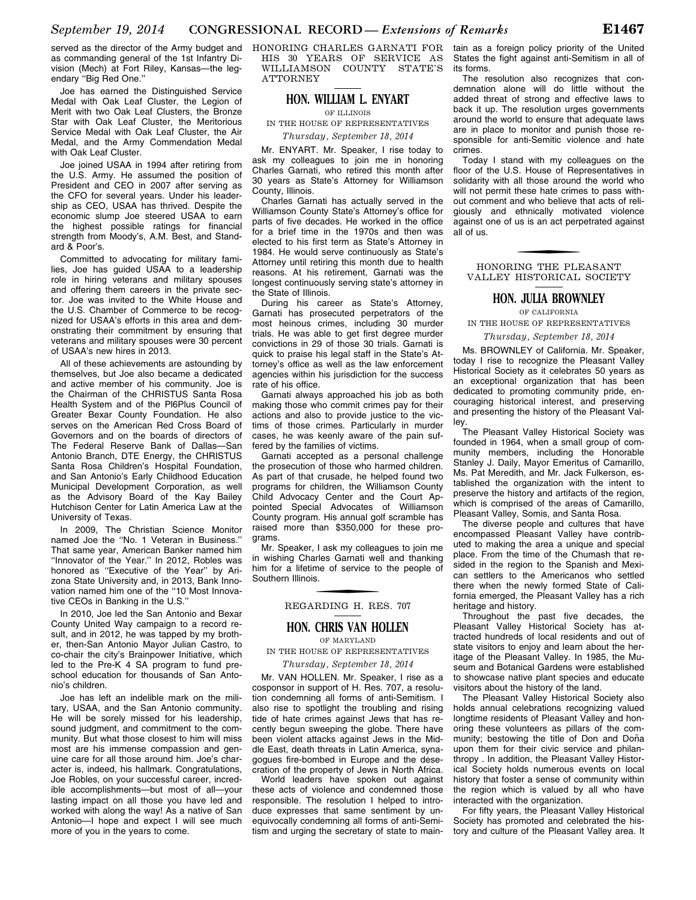served as the director of the Army budget and as commanding general of the 1st Infantry Division (Mech) at Fort Riley, Kansas—the legendary "Big Red One."

Joe has earned the Distinguished Service Medal with Oak Leaf Cluster, the Legion of Merit with two Oak Leaf Clusters, the Bronze Star with Oak Leaf Cluster, the Meritorious Service Medal with Oak Leaf Cluster, the Air Medal, and the Army Commendation Medal with Oak Leaf Cluster.

Joe joined USAA in 1994 after retiring from the U.S. Army. He assumed the position of President and CEO in 2007 after serving as the CFO for several years. Under his leadership as CEO, USAA has thrived. Despite the economic slump Joe steered USAA to earn the highest possible ratings for financial strength from Moody's, A.M. Best, and Standard & Poor's.

Committed to advocating for military families, Joe has guided USAA to a leadership role in hiring veterans and military spouses and offering them careers in the private sector. Joe was invited to the White House and the U.S. Chamber of Commerce to be recognized for USAA's efforts in this area and demonstrating their commitment by ensuring that veterans and military spouses were 30 percent of USAA's new hires in 2013.

All of these achievements are astounding by themselves, but Joe also became a dedicated and active member of his community. Joe is the Chairman of the CHRISTUS Santa Rosa Health System and of the Pl6Plus Council of Greater Bexar County Foundation. He also serves on the American Red Cross Board of Governors and on the boards of directors of The Federal Reserve Bank of Dallas—San Antonio Branch, DTE Energy, the CHRISTUS Santa Rosa Children's Hospital Foundation, and San Antonio's Early Childhood Education Municipal Development Corporation, as well as the Advisory Board of the Kay Bailey Hutchison Center for Latin America Law at the University of Texas.

In 2009, The Christian Science Monitor named Joe the "No. 1 Veteran in Business." That same year, American Banker named him "Innovator of the Year." In 2012, Robles was honored as "Executive of the Year" by Arizona State University and, in 2013, Bank Innovation named him one of the "10 Most Innovative CEOs in Banking in the U.S."

In 2010, Joe led the San Antonio and Bexar County United Way campaign to a record result, and in 2012, he was tapped by my brother, then-San Antonio Mayor Julian Castro, to co-chair the city's Brainpower Initiative, which led to the Pre-K 4 SA program to fund preschool education for thousands of San Antonio's children.

Joe has left an indelible mark on the military, USAA, and the San Antonio community. He will be sorely missed for his leadership, sound judgment, and commitment to the community. But what those closest to him will miss most are his immense compassion and genuine care for all those around him. Joe's character is, indeed, his hallmark. Congratulations, Joe Robles, on your successful career, incredible accomplishments—but most of all—your lasting impact on all those you have led and worked with along the way! As a native of San Antonio—I hope and expect I will see much more of you in the years to come.

## HONORING CHARLES GARNATI FOR HIS 30 YEARS OF SERVICE AS WILLIAMSON COUNTY STATE'S ATTORNEY

### HON. WILLIAM L. ENYART

OF ILLINOIS

IN THE HOUSE OF REPRESENTATIVES

*Thursday, September 18, 2014*

Mr. ENYART. Mr. Speaker, I rise today to ask my colleagues to join me in honoring Charles Garnati, who retired this month after 30 years as State's Attorney for Williamson County, Illinois.

Charles Garnati has actually served in the Williamson County State's Attorney's office for parts of five decades. He worked in the office for a brief time in the 1970s and then was elected to his first term as State's Attorney in 1984. He would serve continuously as State's Attorney until retiring this month due to health reasons. At his retirement, Garnati was the longest continuously serving state's attorney in the State of Illinois.

During his career as State's Attorney, Garnati has prosecuted perpetrators of the most heinous crimes, including 30 murder trials. He was able to get first degree murder convictions in 29 of those 30 trials. Garnati is quick to praise his legal staff in the State's Attorney's office as well as the law enforcement agencies within his jurisdiction for the success rate of his office.

Garnati always approached his job as both making those who commit crimes pay for their actions and also to provide justice to the victims of those crimes. Particularly in murder cases, he was keenly aware of the pain suffered by the families of victims.

Garnati accepted as a personal challenge the prosecution of those who harmed children. As part of that crusade, he helped found two programs for children, the Williamson County Child Advocacy Center and the Court Appointed Special Advocates of Williamson County program. His annual golf scramble has raised more than $350,000 for these programs.

Mr. Speaker, I ask my colleagues to join me in wishing Charles Garnati well and thanking him for a lifetime of service to the people of Southern Illinois.

## REGARDING H. RES. 707

### HON. CHRIS VAN HOLLEN

OF MARYLAND

IN THE HOUSE OF REPRESENTATIVES

*Thursday, September 18, 2014*

Mr. VAN HOLLEN. Mr. Speaker, I rise as a cosponsor in support of H. Res. 707, a resolution condemning all forms of anti-Semitism. I also rise to spotlight the troubling and rising tide of hate crimes against Jews that has recently begun sweeping the globe. There have been violent attacks against Jews in the Middle East, death threats in Latin America, synagogues fire-bombed in Europe and the desecration of the property of Jews in North Africa.

World leaders have spoken out against these acts of violence and condemned those responsible. The resolution I helped to introduce expresses that same sentiment by unequivocally condemning all forms of anti-Semitism and urging the secretary of state to maintain as a foreign policy priority of the United States the fight against anti-Semitism in all of its forms.

The resolution also recognizes that condemnation alone will do little without the added threat of strong and effective laws to back it up. The resolution urges governments around the world to ensure that adequate laws are in place to monitor and punish those responsible for anti-Semitic violence and hate crimes.

Today I stand with my colleagues on the floor of the U.S. House of Representatives in solidarity with all those around the world who will not permit these hate crimes to pass without comment and who believe that acts of religiously and ethnically motivated violence against one of us is an act perpetrated against all of us.

## HONORING THE PLEASANT VALLEY HISTORICAL SOCIETY

### HON. JULIA BROWNLEY

OF CALIFORNIA

IN THE HOUSE OF REPRESENTATIVES

*Thursday, September 18, 2014*

Ms. BROWNLEY of California. Mr. Speaker, today I rise to recognize the Pleasant Valley Historical Society as it celebrates 50 years as an exceptional organization that has been dedicated to promoting community pride, encouraging historical interest, and preserving and presenting the history of the Pleasant Valley.

The Pleasant Valley Historical Society was founded in 1964, when a small group of community members, including the Honorable Stanley J. Daily, Mayor Emeritus of Camarillo, Ms. Pat Meredith, and Mr. Jack Fulkerson, established the organization with the intent to preserve the history and artifacts of the region, which is comprised of the areas of Camarillo, Pleasant Valley, Somis, and Santa Rosa.

The diverse people and cultures that have encompassed Pleasant Valley have contributed to making the area a unique and special place. From the time of the Chumash that resided in the region to the Spanish and Mexican settlers to the Americanos who settled there when the newly formed State of California emerged, the Pleasant Valley has a rich heritage and history.

Throughout the past five decades, the Pleasant Valley Historical Society has attracted hundreds of local residents and out of state visitors to enjoy and learn about the heritage of the Pleasant Valley. In 1985, the Museum and Botanical Gardens were established to showcase native plant species and educate visitors about the history of the land.

The Pleasant Valley Historical Society also holds annual celebrations recognizing valued longtime residents of Pleasant Valley and honoring these volunteers as pillars of the community; bestowing the title of Don and Doña upon them for their civic service and philanthropy . In addition, the Pleasant Valley Historical Society holds numerous events on local history that foster a sense of community within the region which is valued by all who have interacted with the organization.

For fifty years, the Pleasant Valley Historical Society has promoted and celebrated the history and culture of the Pleasant Valley area. It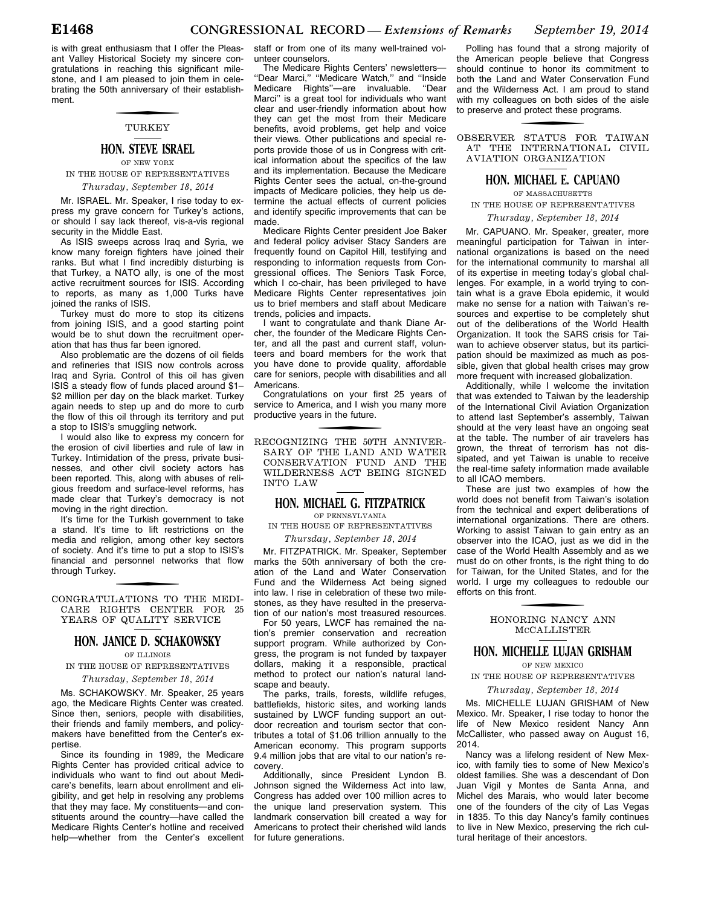is with great enthusiasm that I offer the Pleasant Valley Historical Society my sincere congratulations in reaching this significant milestone, and I am pleased to join them in celebrating the 50th anniversary of their establishment.

## TURKEY

### HON. STEVE ISRAEL

OF NEW YORK

IN THE HOUSE OF REPRESENTATIVES

*Thursday, September 18, 2014*

Mr. ISRAEL. Mr. Speaker, I rise today to express my grave concern for Turkey's actions, or should I say lack thereof, vis-a-vis regional security in the Middle East.

As ISIS sweeps across Iraq and Syria, we know many foreign fighters have joined their ranks. But what I find incredibly disturbing is that Turkey, a NATO ally, is one of the most active recruitment sources for ISIS. According to reports, as many as 1,000 Turks have joined the ranks of ISIS.

Turkey must do more to stop its citizens from joining ISIS, and a good starting point would be to shut down the recruitment operation that has thus far been ignored.

Also problematic are the dozens of oil fields and refineries that ISIS now controls across Iraq and Syria. Control of this oil has given ISIS a steady flow of funds placed around $1–$2 million per day on the black market. Turkey again needs to step up and do more to curb the flow of this oil through its territory and put a stop to ISIS's smuggling network.

I would also like to express my concern for the erosion of civil liberties and rule of law in Turkey. Intimidation of the press, private businesses, and other civil society actors has been reported. This, along with abuses of religious freedom and surface-level reforms, has made clear that Turkey's democracy is not moving in the right direction.

It's time for the Turkish government to take a stand. It's time to lift restrictions on the media and religion, among other key sectors of society. And it's time to put a stop to ISIS's financial and personnel networks that flow through Turkey.

## CONGRATULATIONS TO THE MEDICARE RIGHTS CENTER FOR 25 YEARS OF QUALITY SERVICE

### HON. JANICE D. SCHAKOWSKY

OF ILLINOIS

IN THE HOUSE OF REPRESENTATIVES

*Thursday, September 18, 2014*

Ms. SCHAKOWSKY. Mr. Speaker, 25 years ago, the Medicare Rights Center was created. Since then, seniors, people with disabilities, their friends and family members, and policymakers have benefitted from the Center's expertise.

Since its founding in 1989, the Medicare Rights Center has provided critical advice to individuals who want to find out about Medicare's benefits, learn about enrollment and eligibility, and get help in resolving any problems that they may face. My constituents—and constituents around the country—have called the Medicare Rights Center's hotline and received help—whether from the Center's excellent staff or from one of its many well-trained volunteer counselors.

The Medicare Rights Centers' newsletters—"Dear Marci," "Medicare Watch," and "Inside Medicare Rights"—are invaluable. "Dear Marci" is a great tool for individuals who want clear and user-friendly information about how they can get the most from their Medicare benefits, avoid problems, get help and voice their views. Other publications and special reports provide those of us in Congress with critical information about the specifics of the law and its implementation. Because the Medicare Rights Center sees the actual, on-the-ground impacts of Medicare policies, they help us determine the actual effects of current policies and identify specific improvements that can be made.

Medicare Rights Center president Joe Baker and federal policy adviser Stacy Sanders are frequently found on Capitol Hill, testifying and responding to information requests from Congressional offices. The Seniors Task Force, which I co-chair, has been privileged to have Medicare Rights Center representatives join us to brief members and staff about Medicare trends, policies and impacts.

I want to congratulate and thank Diane Archer, the founder of the Medicare Rights Center, and all the past and current staff, volunteers and board members for the work that you have done to provide quality, affordable care for seniors, people with disabilities and all Americans.

Congratulations on your first 25 years of service to America, and I wish you many more productive years in the future.

## RECOGNIZING THE 50TH ANNIVERSARY OF THE LAND AND WATER CONSERVATION FUND AND THE WILDERNESS ACT BEING SIGNED INTO LAW

### HON. MICHAEL G. FITZPATRICK

OF PENNSYLVANIA

IN THE HOUSE OF REPRESENTATIVES

*Thursday, September 18, 2014*

Mr. FITZPATRICK. Mr. Speaker, September marks the 50th anniversary of both the creation of the Land and Water Conservation Fund and the Wilderness Act being signed into law. I rise in celebration of these two milestones, as they have resulted in the preservation of our nation's most treasured resources.

For 50 years, LWCF has remained the nation's premier conservation and recreation support program. While authorized by Congress, the program is not funded by taxpayer dollars, making it a responsible, practical method to protect our nation's natural landscape and beauty.

The parks, trails, forests, wildlife refuges, battlefields, historic sites, and working lands sustained by LWCF funding support an outdoor recreation and tourism sector that contributes a total of $1.06 trillion annually to the American economy. This program supports 9.4 million jobs that are vital to our nation's recovery.

Additionally, since President Lyndon B. Johnson signed the Wilderness Act into law, Congress has added over 100 million acres to the unique land preservation system. This landmark conservation bill created a way for Americans to protect their cherished wild lands for future generations.

Polling has found that a strong majority of the American people believe that Congress should continue to honor its commitment to both the Land and Water Conservation Fund and the Wilderness Act. I am proud to stand with my colleagues on both sides of the aisle to preserve and protect these programs.

## OBSERVER STATUS FOR TAIWAN AT THE INTERNATIONAL CIVIL AVIATION ORGANIZATION

### HON. MICHAEL E. CAPUANO

OF MASSACHUSETTS

IN THE HOUSE OF REPRESENTATIVES

*Thursday, September 18, 2014*

Mr. CAPUANO. Mr. Speaker, greater, more meaningful participation for Taiwan in international organizations is based on the need for the international community to marshal all of its expertise in meeting today's global challenges. For example, in a world trying to contain what is a grave Ebola epidemic, it would make no sense for a nation with Taiwan's resources and expertise to be completely shut out of the deliberations of the World Health Organization. It took the SARS crisis for Taiwan to achieve observer status, but its participation should be maximized as much as possible, given that global health crises may grow more frequent with increased globalization.

Additionally, while I welcome the invitation that was extended to Taiwan by the leadership of the International Civil Aviation Organization to attend last September's assembly, Taiwan should at the very least have an ongoing seat at the table. The number of air travelers has grown, the threat of terrorism has not dissipated, and yet Taiwan is unable to receive the real-time safety information made available to all ICAO members.

These are just two examples of how the world does not benefit from Taiwan's isolation from the technical and expert deliberations of international organizations. There are others. Working to assist Taiwan to gain entry as an observer into the ICAO, just as we did in the case of the World Health Assembly and as we must do on other fronts, is the right thing to do for Taiwan, for the United States, and for the world. I urge my colleagues to redouble our efforts on this front.

## HONORING NANCY ANN McCALLISTER

### HON. MICHELLE LUJAN GRISHAM

OF NEW MEXICO

IN THE HOUSE OF REPRESENTATIVES

*Thursday, September 18, 2014*

Ms. MICHELLE LUJAN GRISHAM of New Mexico. Mr. Speaker, I rise today to honor the life of New Mexico resident Nancy Ann McCallister, who passed away on August 16, 2014.

Nancy was a lifelong resident of New Mexico, with family ties to some of New Mexico's oldest families. She was a descendant of Don Juan Vigil y Montes de Santa Anna, and Michel des Marais, who would later become one of the founders of the city of Las Vegas in 1835. To this day Nancy's family continues to live in New Mexico, preserving the rich cultural heritage of their ancestors.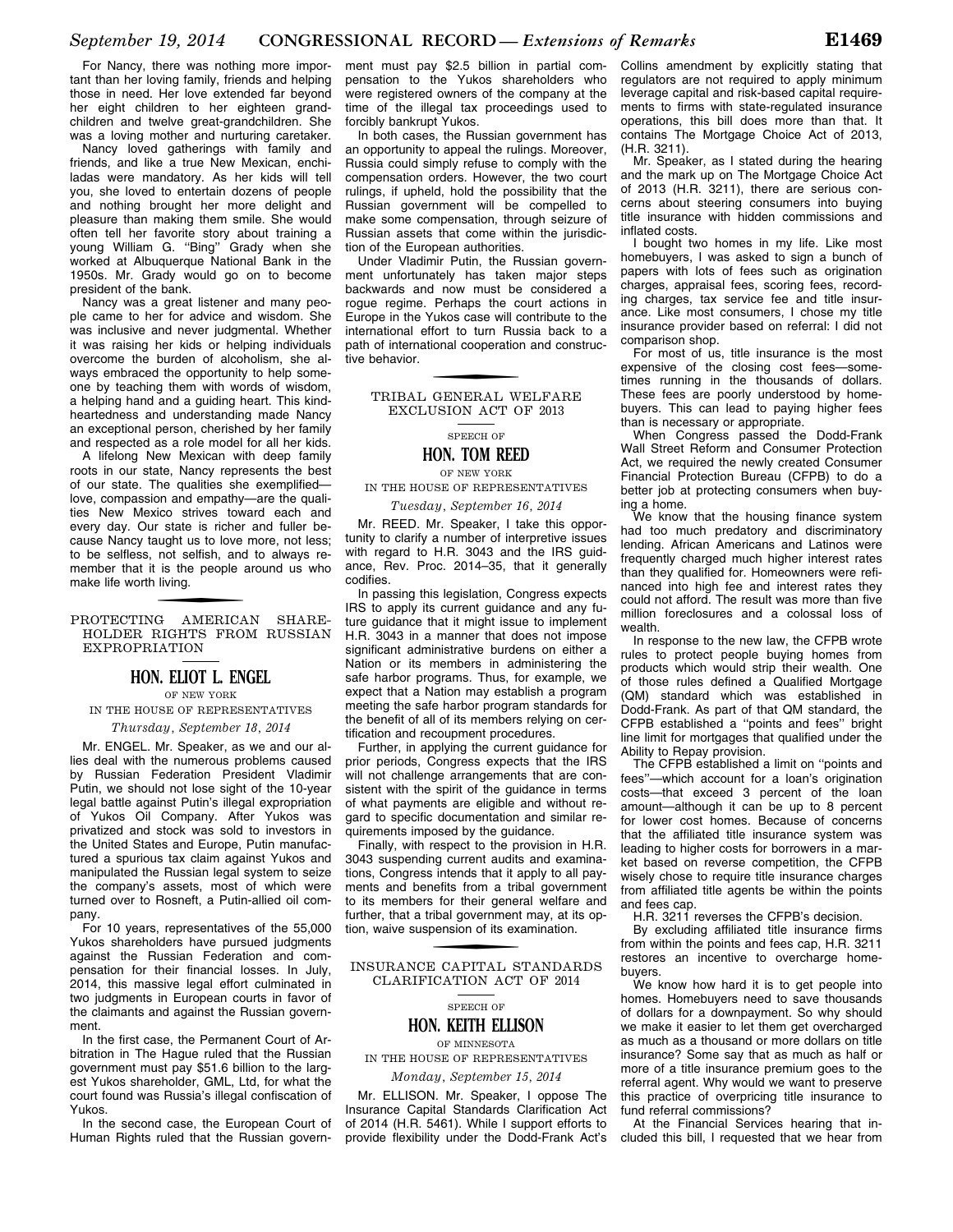For Nancy, there was nothing more important than her loving family, friends and helping those in need. Her love extended far beyond her eight children to her eighteen grandchildren and twelve great-grandchildren. She was a loving mother and nurturing caretaker.

Nancy loved gatherings with family and friends, and like a true New Mexican, enchiladas were mandatory. As her kids will tell you, she loved to entertain dozens of people and nothing brought her more delight and pleasure than making them smile. She would often tell her favorite story about training a young William G. ''Bing'' Grady when she worked at Albuquerque National Bank in the 1950s. Mr. Grady would go on to become president of the bank.

Nancy was a great listener and many people came to her for advice and wisdom. She was inclusive and never judgmental. Whether it was raising her kids or helping individuals overcome the burden of alcoholism, she always embraced the opportunity to help someone by teaching them with words of wisdom, a helping hand and a guiding heart. This kindheartedness and understanding made Nancy an exceptional person, cherished by her family and respected as a role model for all her kids.

A lifelong New Mexican with deep family roots in our state, Nancy represents the best of our state. The qualities she exemplified—love, compassion and empathy—are the qualities New Mexico strives toward each and every day. Our state is richer and fuller because Nancy taught us to love more, not less; to be selfless, not selfish, and to always remember that it is the people around us who make life worth living.

## PROTECTING AMERICAN SHAREHOLDER RIGHTS FROM RUSSIAN EXPROPRIATION

### HON. ELIOT L. ENGEL

OF NEW YORK

IN THE HOUSE OF REPRESENTATIVES

*Thursday, September 18, 2014*

Mr. ENGEL. Mr. Speaker, as we and our allies deal with the numerous problems caused by Russian Federation President Vladimir Putin, we should not lose sight of the 10-year legal battle against Putin's illegal expropriation of Yukos Oil Company. After Yukos was privatized and stock was sold to investors in the United States and Europe, Putin manufactured a spurious tax claim against Yukos and manipulated the Russian legal system to seize the company's assets, most of which were turned over to Rosneft, a Putin-allied oil company.

For 10 years, representatives of the 55,000 Yukos shareholders have pursued judgments against the Russian Federation and compensation for their financial losses. In July, 2014, this massive legal effort culminated in two judgments in European courts in favor of the claimants and against the Russian government.

In the first case, the Permanent Court of Arbitration in The Hague ruled that the Russian government must pay $51.6 billion to the largest Yukos shareholder, GML, Ltd, for what the court found was Russia's illegal confiscation of Yukos.

In the second case, the European Court of Human Rights ruled that the Russian government must pay $2.5 billion in partial compensation to the Yukos shareholders who were registered owners of the company at the time of the illegal tax proceedings used to forcibly bankrupt Yukos.

In both cases, the Russian government has an opportunity to appeal the rulings. Moreover, Russia could simply refuse to comply with the compensation orders. However, the two court rulings, if upheld, hold the possibility that the Russian government will be compelled to make some compensation, through seizure of Russian assets that come within the jurisdiction of the European authorities.

Under Vladimir Putin, the Russian government unfortunately has taken major steps backwards and now must be considered a rogue regime. Perhaps the court actions in Europe in the Yukos case will contribute to the international effort to turn Russia back to a path of international cooperation and constructive behavior.

## TRIBAL GENERAL WELFARE EXCLUSION ACT OF 2013

SPEECH OF

### HON. TOM REED

OF NEW YORK

IN THE HOUSE OF REPRESENTATIVES

*Tuesday, September 16, 2014*

Mr. REED. Mr. Speaker, I take this opportunity to clarify a number of interpretive issues with regard to H.R. 3043 and the IRS guidance, Rev. Proc. 2014–35, that it generally codifies.

In passing this legislation, Congress expects IRS to apply its current guidance and any future guidance that it might issue to implement H.R. 3043 in a manner that does not impose significant administrative burdens on either a Nation or its members in administering the safe harbor programs. Thus, for example, we expect that a Nation may establish a program meeting the safe harbor program standards for the benefit of all of its members relying on certification and recoupment procedures.

Further, in applying the current guidance for prior periods, Congress expects that the IRS will not challenge arrangements that are consistent with the spirit of the guidance in terms of what payments are eligible and without regard to specific documentation and similar requirements imposed by the guidance.

Finally, with respect to the provision in H.R. 3043 suspending current audits and examinations, Congress intends that it apply to all payments and benefits from a tribal government to its members for their general welfare and further, that a tribal government may, at its option, waive suspension of its examination.

## INSURANCE CAPITAL STANDARDS CLARIFICATION ACT OF 2014

SPEECH OF

### HON. KEITH ELLISON

OF MINNESOTA

IN THE HOUSE OF REPRESENTATIVES

*Monday, September 15, 2014*

Mr. ELLISON. Mr. Speaker, I oppose The Insurance Capital Standards Clarification Act of 2014 (H.R. 5461). While I support efforts to provide flexibility under the Dodd-Frank Act's Collins amendment by explicitly stating that regulators are not required to apply minimum leverage capital and risk-based capital requirements to firms with state-regulated insurance operations, this bill does more than that. It contains The Mortgage Choice Act of 2013, (H.R. 3211).

Mr. Speaker, as I stated during the hearing and the mark up on The Mortgage Choice Act of 2013 (H.R. 3211), there are serious concerns about steering consumers into buying title insurance with hidden commissions and inflated costs.

I bought two homes in my life. Like most homebuyers, I was asked to sign a bunch of papers with lots of fees such as origination charges, appraisal fees, scoring fees, recording charges, tax service fee and title insurance. Like most consumers, I chose my title insurance provider based on referral: I did not comparison shop.

For most of us, title insurance is the most expensive of the closing cost fees—sometimes running in the thousands of dollars. These fees are poorly understood by homebuyers. This can lead to paying higher fees than is necessary or appropriate.

When Congress passed the Dodd-Frank Wall Street Reform and Consumer Protection Act, we required the newly created Consumer Financial Protection Bureau (CFPB) to do a better job at protecting consumers when buying a home.

We know that the housing finance system had too much predatory and discriminatory lending. African Americans and Latinos were frequently charged much higher interest rates than they qualified for. Homeowners were refinanced into high fee and interest rates they could not afford. The result was more than five million foreclosures and a colossal loss of wealth.

In response to the new law, the CFPB wrote rules to protect people buying homes from products which would strip their wealth. One of those rules defined a Qualified Mortgage (QM) standard which was established in Dodd-Frank. As part of that QM standard, the CFPB established a ''points and fees'' bright line limit for mortgages that qualified under the Ability to Repay provision.

The CFPB established a limit on ''points and fees''—which account for a loan's origination costs—that exceed 3 percent of the loan amount—although it can be up to 8 percent for lower cost homes. Because of concerns that the affiliated title insurance system was leading to higher costs for borrowers in a market based on reverse competition, the CFPB wisely chose to require title insurance charges from affiliated title agents be within the points and fees cap.

H.R. 3211 reverses the CFPB's decision.

By excluding affiliated title insurance firms from within the points and fees cap, H.R. 3211 restores an incentive to overcharge homebuyers.

We know how hard it is to get people into homes. Homebuyers need to save thousands of dollars for a downpayment. So why should we make it easier to let them get overcharged as much as a thousand or more dollars on title insurance? Some say that as much as half or more of a title insurance premium goes to the referral agent. Why would we want to preserve this practice of overpricing title insurance to fund referral commissions?

At the Financial Services hearing that included this bill, I requested that we hear from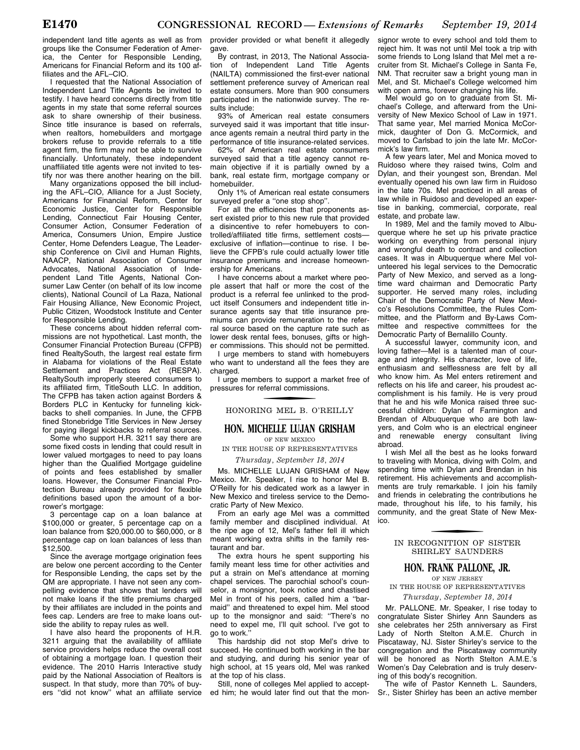independent land title agents as well as from groups like the Consumer Federation of America, the Center for Responsible Lending, Americans for Financial Reform and its 100 affiliates and the AFL–CIO.

I requested that the National Association of Independent Land Title Agents be invited to testify. I have heard concerns directly from title agents in my state that some referral sources ask to share ownership of their business. Since title insurance is based on referrals, when realtors, homebuilders and mortgage brokers refuse to provide referrals to a title agent firm, the firm may not be able to survive financially. Unfortunately, these independent unaffiliated title agents were not invited to testify nor was there another hearing on the bill.

Many organizations opposed the bill including the AFL–CIO, Alliance for a Just Society, Americans for Financial Reform, Center for Economic Justice, Center for Responsible Lending, Connecticut Fair Housing Center, Consumer Action, Consumer Federation of America, Consumers Union, Empire Justice Center, Home Defenders League, The Leadership Conference on Civil and Human Rights, NAACP, National Association of Consumer Advocates, National Association of Independent Land Title Agents, National Consumer Law Center (on behalf of its low income clients), National Council of La Raza, National Fair Housing Alliance, New Economic Project, Public Citizen, Woodstock Institute and Center for Responsible Lending.

These concerns about hidden referral commissions are not hypothetical. Last month, the Consumer Financial Protection Bureau (CFPB) fined RealtySouth, the largest real estate firm in Alabama for violations of the Real Estate Settlement and Practices Act (RESPA). RealtySouth improperly steered consumers to its affiliated firm, TitleSouth LLC. In addition, The CFPB has taken action against Borders & Borders PLC in Kentucky for funneling kickbacks to shell companies. In June, the CFPB fined Stonebridge Title Services in New Jersey for paying illegal kickbacks to referral sources.

Some who support H.R. 3211 say there are some fixed costs in lending that could result in lower valued mortgages to need to pay loans higher than the Qualified Mortgage guideline of points and fees established by smaller loans. However, the Consumer Financial Protection Bureau already provided for flexible definitions based upon the amount of a borrower's mortgage:

3 percentage cap on a loan balance at \$100,000 or greater, 5 percentage cap on a loan balance from \$20,000.00 to \$60,000, or 8 percentage cap on loan balances of less than \$12,500.

Since the average mortgage origination fees are below one percent according to the Center for Responsible Lending, the caps set by the QM are appropriate. I have not seen any compelling evidence that shows that lenders will not make loans if the title premiums charged by their affiliates are included in the points and fees cap. Lenders are free to make loans outside the ability to repay rules as well.

I have also heard the proponents of H.R. 3211 arguing that the availability of affiliate service providers helps reduce the overall cost of obtaining a mortgage loan. I question their evidence. The 2010 Harris Interactive study paid by the National Association of Realtors is suspect. In that study, more than 70% of buyers "did not know" what an affiliate service provider provided or what benefit it allegedly gave.

By contrast, in 2013, The National Association of Independent Land Title Agents (NAILTA) commissioned the first-ever national settlement preference survey of American real estate consumers. More than 900 consumers participated in the nationwide survey. The results include:

93% of American real estate consumers surveyed said it was important that title insurance agents remain a neutral third party in the performance of title insurance-related services.

62% of American real estate consumers surveyed said that a title agency cannot remain objective if it is partially owned by a bank, real estate firm, mortgage company or homebuilder.

Only 1% of American real estate consumers surveyed prefer a "one stop shop".

For all the efficiencies that proponents assert existed prior to this new rule that provided a disincentive to refer homebuyers to controlled/affiliated title firms, settlement costs—exclusive of inflation—continue to rise. I believe the CFPB's rule could actually lower title insurance premiums and increase homeownership for Americans.

I have concerns about a market where people assert that half or more the cost of the product is a referral fee unlinked to the product itself Consumers and independent title insurance agents say that title insurance premiums can provide remuneration to the referral source based on the capture rate such as lower desk rental fees, bonuses, gifts or higher commissions. This should not be permitted.

I urge members to stand with homebuyers who want to understand all the fees they are charged.

I urge members to support a market free of pressures for referral commissions.

## HONORING MEL B. O'REILLY

### HON. MICHELLE LUJAN GRISHAM

OF NEW MEXICO

IN THE HOUSE OF REPRESENTATIVES

*Thursday, September 18, 2014*

Ms. MICHELLE LUJAN GRISHAM of New Mexico. Mr. Speaker, I rise to honor Mel B. O'Reilly for his dedicated work as a lawyer in New Mexico and tireless service to the Democratic Party of New Mexico.

From an early age Mel was a committed family member and disciplined individual. At the ripe age of 12, Mel's father fell ill which meant working extra shifts in the family restaurant and bar.

The extra hours he spent supporting his family meant less time for other activities and put a strain on Mel's attendance at morning chapel services. The parochial school's counselor, a monsignor, took notice and chastised Mel in front of his peers, called him a "barmaid" and threatened to expel him. Mel stood up to the monsignor and said: "There's no need to expel me, I'll quit school. I've got to go to work."

This hardship did not stop Mel's drive to succeed. He continued both working in the bar and studying, and during his senior year of high school, at 15 years old, Mel was ranked at the top of his class.

Still, none of colleges Mel applied to accepted him; he would later find out that the monsignor wrote to every school and told them to reject him. It was not until Mel took a trip with some friends to Long Island that Mel met a recruiter from St. Michael's College in Santa Fe, NM. That recruiter saw a bright young man in Mel, and St. Michael's College welcomed him with open arms, forever changing his life.

Mel would go on to graduate from St. Michael's College, and afterward from the University of New Mexico School of Law in 1971. That same year, Mel married Monica McCormick, daughter of Don G. McCormick, and moved to Carlsbad to join the late Mr. McCormick's law firm.

A few years later, Mel and Monica moved to Ruidoso where they raised twins, Colm and Dylan, and their youngest son, Brendan. Mel eventually opened his own law firm in Ruidoso in the late 70s. Mel practiced in all areas of law while in Ruidoso and developed an expertise in banking, commercial, corporate, real estate, and probate law.

In 1989, Mel and the family moved to Albuquerque where he set up his private practice working on everything from personal injury and wrongful death to contract and collection cases. It was in Albuquerque where Mel volunteered his legal services to the Democratic Party of New Mexico, and served as a longtime ward chairman and Democratic Party supporter. He served many roles, including Chair of the Democratic Party of New Mexico's Resolutions Committee, the Rules Committee, and the Platform and By-Laws Committee and respective committees for the Democratic Party of Bernalillo County.

A successful lawyer, community icon, and loving father—Mel is a talented man of courage and integrity. His character, love of life, enthusiasm and selflessness are felt by all who know him. As Mel enters retirement and reflects on his life and career, his proudest accomplishment is his family. He is very proud that he and his wife Monica raised three successful children: Dylan of Farmington and Brendan of Albuquerque who are both lawyers, and Colm who is an electrical engineer and renewable energy consultant living abroad.

I wish Mel all the best as he looks forward to traveling with Monica, diving with Colm, and spending time with Dylan and Brendan in his retirement. His achievements and accomplishments are truly remarkable. I join his family and friends in celebrating the contributions he made, throughout his life, to his family, his community, and the great State of New Mexico.

## IN RECOGNITION OF SISTER SHIRLEY SAUNDERS

### HON. FRANK PALLONE, JR.

OF NEW JERSEY

IN THE HOUSE OF REPRESENTATIVES

*Thursday, September 18, 2014*

Mr. PALLONE. Mr. Speaker, I rise today to congratulate Sister Shirley Ann Saunders as she celebrates her 25th anniversary as First Lady of North Stelton A.M.E. Church in Piscataway, NJ. Sister Shirley's service to the congregation and the Piscataway community will be honored as North Stelton A.M.E.'s Women's Day Celebration and is truly deserving of this body's recognition.

The wife of Pastor Kenneth L. Saunders, Sr., Sister Shirley has been an active member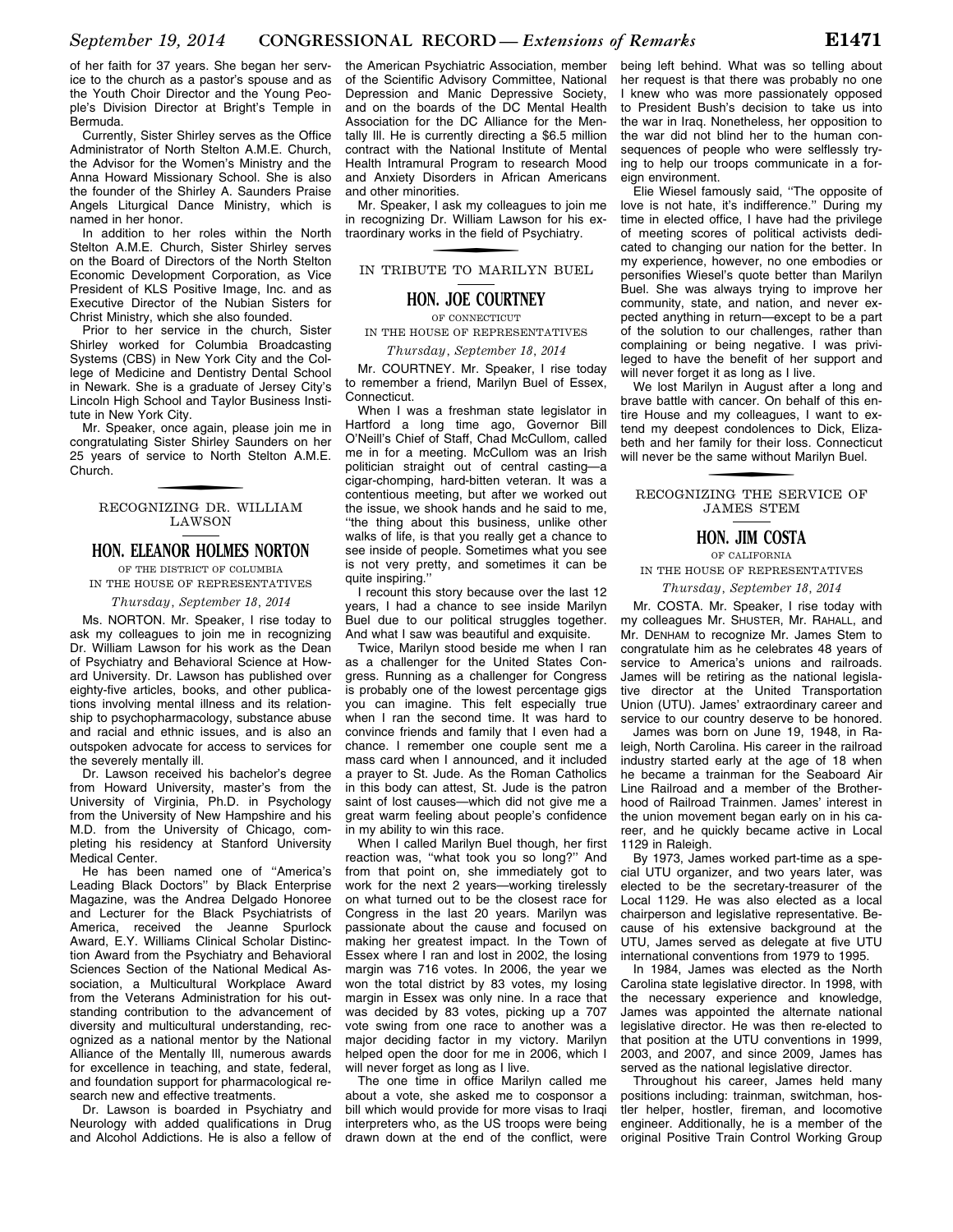of her faith for 37 years. She began her service to the church as a pastor's spouse and as the Youth Choir Director and the Young People's Division Director at Bright's Temple in Bermuda.

Currently, Sister Shirley serves as the Office Administrator of North Stelton A.M.E. Church, the Advisor for the Women's Ministry and the Anna Howard Missionary School. She is also the founder of the Shirley A. Saunders Praise Angels Liturgical Dance Ministry, which is named in her honor.

In addition to her roles within the North Stelton A.M.E. Church, Sister Shirley serves on the Board of Directors of the North Stelton Economic Development Corporation, as Vice President of KLS Positive Image, Inc. and as Executive Director of the Nubian Sisters for Christ Ministry, which she also founded.

Prior to her service in the church, Sister Shirley worked for Columbia Broadcasting Systems (CBS) in New York City and the College of Medicine and Dentistry Dental School in Newark. She is a graduate of Jersey City's Lincoln High School and Taylor Business Institute in New York City.

Mr. Speaker, once again, please join me in congratulating Sister Shirley Saunders on her 25 years of service to North Stelton A.M.E. Church.

## RECOGNIZING DR. WILLIAM LAWSON

### HON. ELEANOR HOLMES NORTON

OF THE DISTRICT OF COLUMBIA

IN THE HOUSE OF REPRESENTATIVES

*Thursday, September 18, 2014*

Ms. NORTON. Mr. Speaker, I rise today to ask my colleagues to join me in recognizing Dr. William Lawson for his work as the Dean of Psychiatry and Behavioral Science at Howard University. Dr. Lawson has published over eighty-five articles, books, and other publications involving mental illness and its relationship to psychopharmacology, substance abuse and racial and ethnic issues, and is also an outspoken advocate for access to services for the severely mentally ill.

Dr. Lawson received his bachelor's degree from Howard University, master's from the University of Virginia, Ph.D. in Psychology from the University of New Hampshire and his M.D. from the University of Chicago, completing his residency at Stanford University Medical Center.

He has been named one of ''America's Leading Black Doctors'' by Black Enterprise Magazine, was the Andrea Delgado Honoree and Lecturer for the Black Psychiatrists of America, received the Jeanne Spurlock Award, E.Y. Williams Clinical Scholar Distinction Award from the Psychiatry and Behavioral Sciences Section of the National Medical Association, a Multicultural Workplace Award from the Veterans Administration for his outstanding contribution to the advancement of diversity and multicultural understanding, recognized as a national mentor by the National Alliance of the Mentally Ill, numerous awards for excellence in teaching, and state, federal, and foundation support for pharmacological research new and effective treatments.

Dr. Lawson is boarded in Psychiatry and Neurology with added qualifications in Drug and Alcohol Addictions. He is also a fellow of the American Psychiatric Association, member of the Scientific Advisory Committee, National Depression and Manic Depressive Society, and on the boards of the DC Mental Health Association for the DC Alliance for the Mentally Ill. He is currently directing a $6.5 million contract with the National Institute of Mental Health Intramural Program to research Mood and Anxiety Disorders in African Americans and other minorities.

Mr. Speaker, I ask my colleagues to join me in recognizing Dr. William Lawson for his extraordinary works in the field of Psychiatry.

## IN TRIBUTE TO MARILYN BUEL

### HON. JOE COURTNEY

OF CONNECTICUT

IN THE HOUSE OF REPRESENTATIVES

*Thursday, September 18, 2014*

Mr. COURTNEY. Mr. Speaker, I rise today to remember a friend, Marilyn Buel of Essex, Connecticut.

When I was a freshman state legislator in Hartford a long time ago, Governor Bill O'Neill's Chief of Staff, Chad McCullom, called me in for a meeting. McCullom was an Irish politician straight out of central casting—a cigar-chomping, hard-bitten veteran. It was a contentious meeting, but after we worked out the issue, we shook hands and he said to me, ''the thing about this business, unlike other walks of life, is that you really get a chance to see inside of people. Sometimes what you see is not very pretty, and sometimes it can be quite inspiring.''

I recount this story because over the last 12 years, I had a chance to see inside Marilyn Buel due to our political struggles together. And what I saw was beautiful and exquisite.

Twice, Marilyn stood beside me when I ran as a challenger for the United States Congress. Running as a challenger for Congress is probably one of the lowest percentage gigs you can imagine. This felt especially true when I ran the second time. It was hard to convince friends and family that I even had a chance. I remember one couple sent me a mass card when I announced, and it included a prayer to St. Jude. As the Roman Catholics in this body can attest, St. Jude is the patron saint of lost causes—which did not give me a great warm feeling about people's confidence in my ability to win this race.

When I called Marilyn Buel though, her first reaction was, ''what took you so long?'' And from that point on, she immediately got to work for the next 2 years—working tirelessly on what turned out to be the closest race for Congress in the last 20 years. Marilyn was passionate about the cause and focused on making her greatest impact. In the Town of Essex where I ran and lost in 2002, the losing margin was 716 votes. In 2006, the year we won the total district by 83 votes, my losing margin in Essex was only nine. In a race that was decided by 83 votes, picking up a 707 vote swing from one race to another was a major deciding factor in my victory. Marilyn helped open the door for me in 2006, which I will never forget as long as I live.

The one time in office Marilyn called me about a vote, she asked me to cosponsor a bill which would provide for more visas to Iraqi interpreters who, as the US troops were being drawn down at the end of the conflict, were being left behind. What was so telling about her request is that there was probably no one I knew who was more passionately opposed to President Bush's decision to take us into the war in Iraq. Nonetheless, her opposition to the war did not blind her to the human consequences of people who were selflessly trying to help our troops communicate in a foreign environment.

Elie Wiesel famously said, ''The opposite of love is not hate, it's indifference.'' During my time in elected office, I have had the privilege of meeting scores of political activists dedicated to changing our nation for the better. In my experience, however, no one embodies or personifies Wiesel's quote better than Marilyn Buel. She was always trying to improve her community, state, and nation, and never expected anything in return—except to be a part of the solution to our challenges, rather than complaining or being negative. I was privileged to have the benefit of her support and will never forget it as long as I live.

We lost Marilyn in August after a long and brave battle with cancer. On behalf of this entire House and my colleagues, I want to extend my deepest condolences to Dick, Elizabeth and her family for their loss. Connecticut will never be the same without Marilyn Buel.

## RECOGNIZING THE SERVICE OF JAMES STEM

### HON. JIM COSTA

OF CALIFORNIA

IN THE HOUSE OF REPRESENTATIVES

*Thursday, September 18, 2014*

Mr. COSTA. Mr. Speaker, I rise today with my colleagues Mr. SHUSTER, Mr. RAHALL, and Mr. DENHAM to recognize Mr. James Stem to congratulate him as he celebrates 48 years of service to America's unions and railroads. James will be retiring as the national legislative director at the United Transportation Union (UTU). James' extraordinary career and service to our country deserve to be honored.

James was born on June 19, 1948, in Raleigh, North Carolina. His career in the railroad industry started early at the age of 18 when he became a trainman for the Seaboard Air Line Railroad and a member of the Brotherhood of Railroad Trainmen. James' interest in the union movement began early on in his career, and he quickly became active in Local 1129 in Raleigh.

By 1973, James worked part-time as a special UTU organizer, and two years later, was elected to be the secretary-treasurer of the Local 1129. He was also elected as a local chairperson and legislative representative. Because of his extensive background at the UTU, James served as delegate at five UTU international conventions from 1979 to 1995.

In 1984, James was elected as the North Carolina state legislative director. In 1998, with the necessary experience and knowledge, James was appointed the alternate national legislative director. He was then re-elected to that position at the UTU conventions in 1999, 2003, and 2007, and since 2009, James has served as the national legislative director.

Throughout his career, James held many positions including: trainman, switchman, hostler helper, hostler, fireman, and locomotive engineer. Additionally, he is a member of the original Positive Train Control Working Group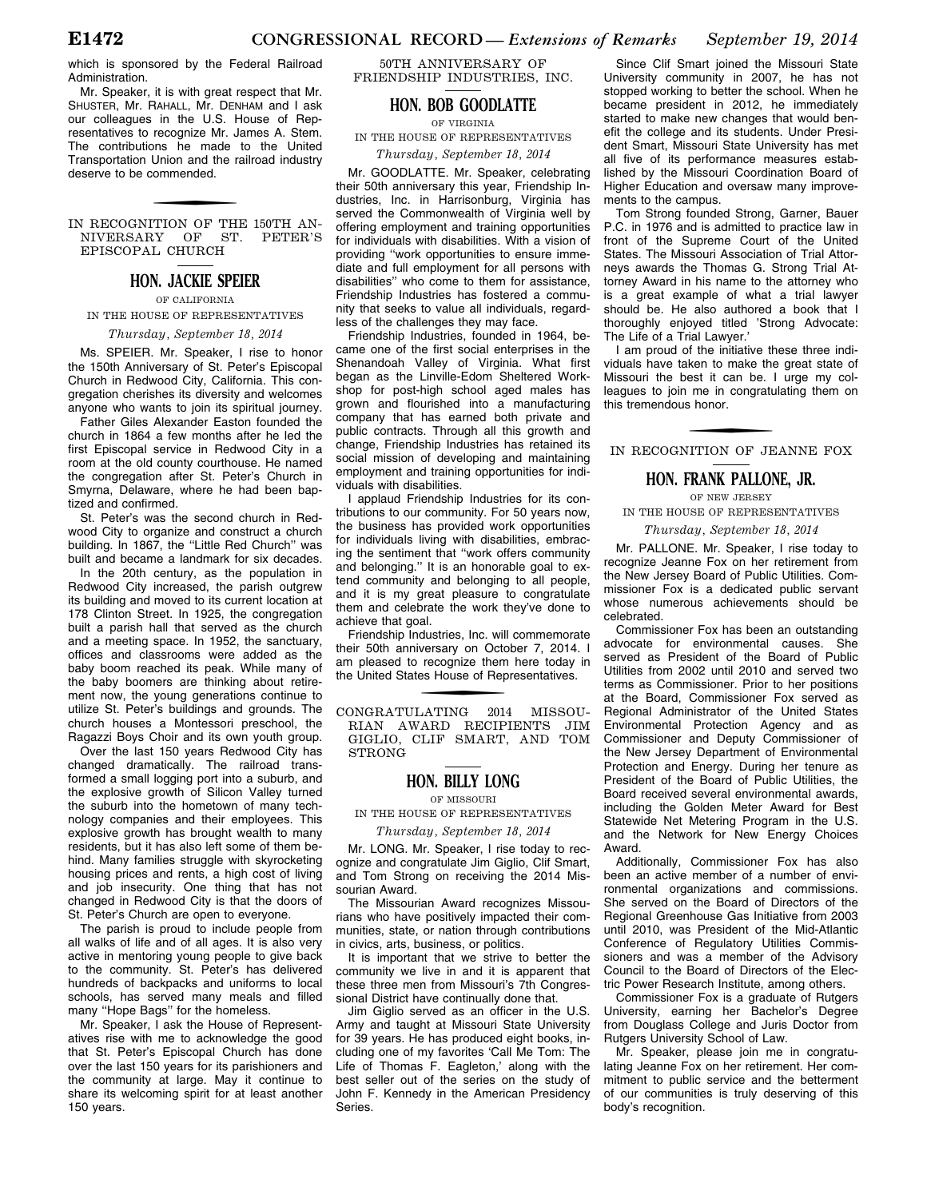which is sponsored by the Federal Railroad Administration.

Mr. Speaker, it is with great respect that Mr. SHUSTER, Mr. RAHALL, Mr. DENHAM and I ask our colleagues in the U.S. House of Representatives to recognize Mr. James A. Stem. The contributions he made to the United Transportation Union and the railroad industry deserve to be commended.

## IN RECOGNITION OF THE 150TH ANNIVERSARY OF ST. PETER'S EPISCOPAL CHURCH

### HON. JACKIE SPEIER

OF CALIFORNIA

IN THE HOUSE OF REPRESENTATIVES

*Thursday, September 18, 2014*

Ms. SPEIER. Mr. Speaker, I rise to honor the 150th Anniversary of St. Peter's Episcopal Church in Redwood City, California. This congregation cherishes its diversity and welcomes anyone who wants to join its spiritual journey.

Father Giles Alexander Easton founded the church in 1864 a few months after he led the first Episcopal service in Redwood City in a room at the old county courthouse. He named the congregation after St. Peter's Church in Smyrna, Delaware, where he had been baptized and confirmed.

St. Peter's was the second church in Redwood City to organize and construct a church building. In 1867, the "Little Red Church" was built and became a landmark for six decades.

In the 20th century, as the population in Redwood City increased, the parish outgrew its building and moved to its current location at 178 Clinton Street. In 1925, the congregation built a parish hall that served as the church and a meeting space. In 1952, the sanctuary, offices and classrooms were added as the baby boom reached its peak. While many of the baby boomers are thinking about retirement now, the young generations continue to utilize St. Peter's buildings and grounds. The church houses a Montessori preschool, the Ragazzi Boys Choir and its own youth group.

Over the last 150 years Redwood City has changed dramatically. The railroad transformed a small logging port into a suburb, and the explosive growth of Silicon Valley turned the suburb into the hometown of many technology companies and their employees. This explosive growth has brought wealth to many residents, but it has also left some of them behind. Many families struggle with skyrocketing housing prices and rents, a high cost of living and job insecurity. One thing that has not changed in Redwood City is that the doors of St. Peter's Church are open to everyone.

The parish is proud to include people from all walks of life and of all ages. It is also very active in mentoring young people to give back to the community. St. Peter's has delivered hundreds of backpacks and uniforms to local schools, has served many meals and filled many "Hope Bags" for the homeless.

Mr. Speaker, I ask the House of Representatives rise with me to acknowledge the good that St. Peter's Episcopal Church has done over the last 150 years for its parishioners and the community at large. May it continue to share its welcoming spirit for at least another 150 years.

## 50TH ANNIVERSARY OF FRIENDSHIP INDUSTRIES, INC.

### HON. BOB GOODLATTE

OF VIRGINIA

IN THE HOUSE OF REPRESENTATIVES

*Thursday, September 18, 2014*

Mr. GOODLATTE. Mr. Speaker, celebrating their 50th anniversary this year, Friendship Industries, Inc. in Harrisonburg, Virginia has served the Commonwealth of Virginia well by offering employment and training opportunities for individuals with disabilities. With a vision of providing "work opportunities to ensure immediate and full employment for all persons with disabilities" who come to them for assistance, Friendship Industries has fostered a community that seeks to value all individuals, regardless of the challenges they may face.

Friendship Industries, founded in 1964, became one of the first social enterprises in the Shenandoah Valley of Virginia. What first began as the Linville-Edom Sheltered Workshop for post-high school aged males has grown and flourished into a manufacturing company that has earned both private and public contracts. Through all this growth and change, Friendship Industries has retained its social mission of developing and maintaining employment and training opportunities for individuals with disabilities.

I applaud Friendship Industries for its contributions to our community. For 50 years now, the business has provided work opportunities for individuals living with disabilities, embracing the sentiment that "work offers community and belonging." It is an honorable goal to extend community and belonging to all people, and it is my great pleasure to congratulate them and celebrate the work they've done to achieve that goal.

Friendship Industries, Inc. will commemorate their 50th anniversary on October 7, 2014. I am pleased to recognize them here today in the United States House of Representatives.

## CONGRATULATING 2014 MISSOURIAN AWARD RECIPIENTS JIM GIGLIO, CLIF SMART, AND TOM STRONG

### HON. BILLY LONG

OF MISSOURI

IN THE HOUSE OF REPRESENTATIVES

*Thursday, September 18, 2014*

Mr. LONG. Mr. Speaker, I rise today to recognize and congratulate Jim Giglio, Clif Smart, and Tom Strong on receiving the 2014 Missourian Award.

The Missourian Award recognizes Missourians who have positively impacted their communities, state, or nation through contributions in civics, arts, business, or politics.

It is important that we strive to better the community we live in and it is apparent that these three men from Missouri's 7th Congressional District have continually done that.

Jim Giglio served as an officer in the U.S. Army and taught at Missouri State University for 39 years. He has produced eight books, including one of my favorites 'Call Me Tom: The Life of Thomas F. Eagleton,' along with the best seller out of the series on the study of John F. Kennedy in the American Presidency Series.

Since Clif Smart joined the Missouri State University community in 2007, he has not stopped working to better the school. When he became president in 2012, he immediately started to make new changes that would benefit the college and its students. Under President Smart, Missouri State University has met all five of its performance measures established by the Missouri Coordination Board of Higher Education and oversaw many improvements to the campus.

Tom Strong founded Strong, Garner, Bauer P.C. in 1976 and is admitted to practice law in front of the Supreme Court of the United States. The Missouri Association of Trial Attorneys awards the Thomas G. Strong Trial Attorney Award in his name to the attorney who is a great example of what a trial lawyer should be. He also authored a book that I thoroughly enjoyed titled 'Strong Advocate: The Life of a Trial Lawyer.'

I am proud of the initiative these three individuals have taken to make the great state of Missouri the best it can be. I urge my colleagues to join me in congratulating them on this tremendous honor.

## IN RECOGNITION OF JEANNE FOX

### HON. FRANK PALLONE, JR.

OF NEW JERSEY

IN THE HOUSE OF REPRESENTATIVES

*Thursday, September 18, 2014*

Mr. PALLONE. Mr. Speaker, I rise today to recognize Jeanne Fox on her retirement from the New Jersey Board of Public Utilities. Commissioner Fox is a dedicated public servant whose numerous achievements should be celebrated.

Commissioner Fox has been an outstanding advocate for environmental causes. She served as President of the Board of Public Utilities from 2002 until 2010 and served two terms as Commissioner. Prior to her positions at the Board, Commissioner Fox served as Regional Administrator of the United States Environmental Protection Agency and as Commissioner and Deputy Commissioner of the New Jersey Department of Environmental Protection and Energy. During her tenure as President of the Board of Public Utilities, the Board received several environmental awards, including the Golden Meter Award for Best Statewide Net Metering Program in the U.S. and the Network for New Energy Choices Award.

Additionally, Commissioner Fox has also been an active member of a number of environmental organizations and commissions. She served on the Board of Directors of the Regional Greenhouse Gas Initiative from 2003 until 2010, was President of the Mid-Atlantic Conference of Regulatory Utilities Commissioners and was a member of the Advisory Council to the Board of Directors of the Electric Power Research Institute, among others.

Commissioner Fox is a graduate of Rutgers University, earning her Bachelor's Degree from Douglass College and Juris Doctor from Rutgers University School of Law.

Mr. Speaker, please join me in congratulating Jeanne Fox on her retirement. Her commitment to public service and the betterment of our communities is truly deserving of this body's recognition.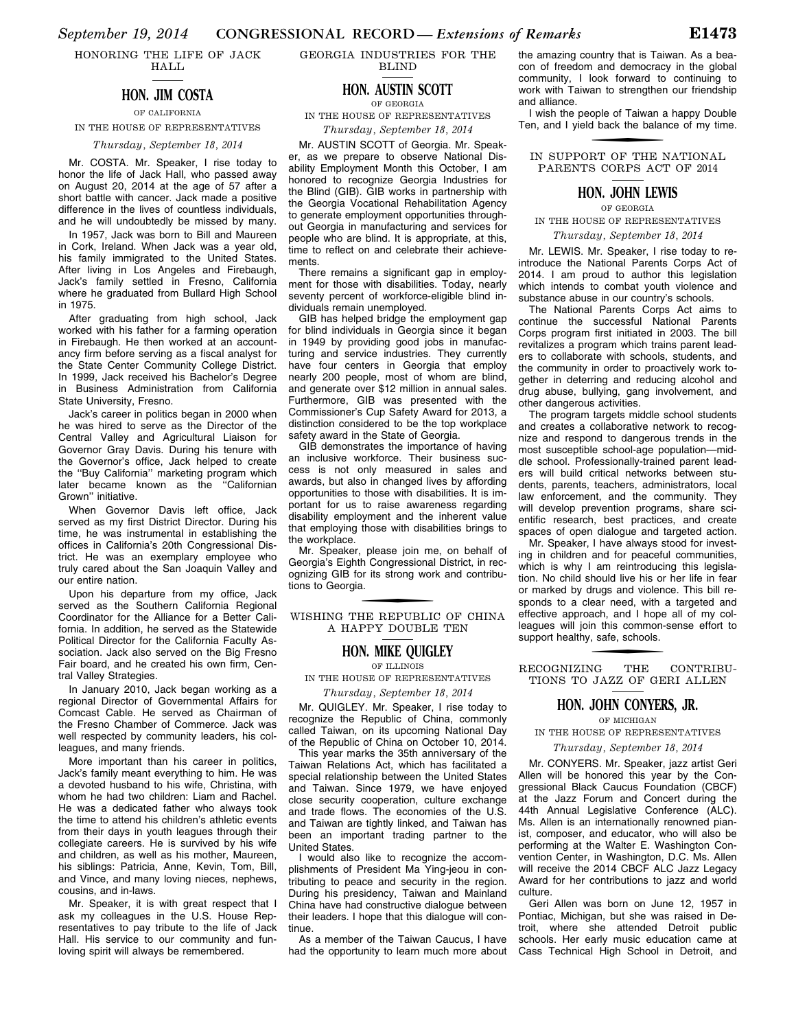## HONORING THE LIFE OF JACK HALL

### HON. JIM COSTA

OF CALIFORNIA

IN THE HOUSE OF REPRESENTATIVES

*Thursday, September 18, 2014*

Mr. COSTA. Mr. Speaker, I rise today to honor the life of Jack Hall, who passed away on August 20, 2014 at the age of 57 after a short battle with cancer. Jack made a positive difference in the lives of countless individuals, and he will undoubtedly be missed by many.

In 1957, Jack was born to Bill and Maureen in Cork, Ireland. When Jack was a year old, his family immigrated to the United States. After living in Los Angeles and Firebaugh, Jack's family settled in Fresno, California where he graduated from Bullard High School in 1975.

After graduating from high school, Jack worked with his father for a farming operation in Firebaugh. He then worked at an accountancy firm before serving as a fiscal analyst for the State Center Community College District. In 1999, Jack received his Bachelor's Degree in Business Administration from California State University, Fresno.

Jack's career in politics began in 2000 when he was hired to serve as the Director of the Central Valley and Agricultural Liaison for Governor Gray Davis. During his tenure with the Governor's office, Jack helped to create the ''Buy California'' marketing program which later became known as the ''Californian Grown'' initiative.

When Governor Davis left office, Jack served as my first District Director. During his time, he was instrumental in establishing the offices in California's 20th Congressional District. He was an exemplary employee who truly cared about the San Joaquin Valley and our entire nation.

Upon his departure from my office, Jack served as the Southern California Regional Coordinator for the Alliance for a Better California. In addition, he served as the Statewide Political Director for the California Faculty Association. Jack also served on the Big Fresno Fair board, and he created his own firm, Central Valley Strategies.

In January 2010, Jack began working as a regional Director of Governmental Affairs for Comcast Cable. He served as Chairman of the Fresno Chamber of Commerce. Jack was well respected by community leaders, his colleagues, and many friends.

More important than his career in politics, Jack's family meant everything to him. He was a devoted husband to his wife, Christina, with whom he had two children: Liam and Rachel. He was a dedicated father who always took the time to attend his children's athletic events from their days in youth leagues through their collegiate careers. He is survived by his wife and children, as well as his mother, Maureen, his siblings: Patricia, Anne, Kevin, Tom, Bill, and Vince, and many loving nieces, nephews, cousins, and in-laws.

Mr. Speaker, it is with great respect that I ask my colleagues in the U.S. House Representatives to pay tribute to the life of Jack Hall. His service to our community and fun-loving spirit will always be remembered.

## GEORGIA INDUSTRIES FOR THE BLIND

### HON. AUSTIN SCOTT

OF GEORGIA

IN THE HOUSE OF REPRESENTATIVES

*Thursday, September 18, 2014*

Mr. AUSTIN SCOTT of Georgia. Mr. Speaker, as we prepare to observe National Disability Employment Month this October, I am honored to recognize Georgia Industries for the Blind (GIB). GIB works in partnership with the Georgia Vocational Rehabilitation Agency to generate employment opportunities throughout Georgia in manufacturing and services for people who are blind. It is appropriate, at this, time to reflect on and celebrate their achievements.

There remains a significant gap in employment for those with disabilities. Today, nearly seventy percent of workforce-eligible blind individuals remain unemployed.

GIB has helped bridge the employment gap for blind individuals in Georgia since it began in 1949 by providing good jobs in manufacturing and service industries. They currently have four centers in Georgia that employ nearly 200 people, most of whom are blind, and generate over $12 million in annual sales. Furthermore, GIB was presented with the Commissioner's Cup Safety Award for 2013, a distinction considered to be the top workplace safety award in the State of Georgia.

GIB demonstrates the importance of having an inclusive workforce. Their business success is not only measured in sales and awards, but also in changed lives by affording opportunities to those with disabilities. It is important for us to raise awareness regarding disability employment and the inherent value that employing those with disabilities brings to the workplace.

Mr. Speaker, please join me, on behalf of Georgia's Eighth Congressional District, in recognizing GIB for its strong work and contributions to Georgia.

## WISHING THE REPUBLIC OF CHINA A HAPPY DOUBLE TEN

### HON. MIKE QUIGLEY

OF ILLINOIS

IN THE HOUSE OF REPRESENTATIVES

*Thursday, September 18, 2014*

Mr. QUIGLEY. Mr. Speaker, I rise today to recognize the Republic of China, commonly called Taiwan, on its upcoming National Day of the Republic of China on October 10, 2014.

This year marks the 35th anniversary of the Taiwan Relations Act, which has facilitated a special relationship between the United States and Taiwan. Since 1979, we have enjoyed close security cooperation, culture exchange and trade flows. The economies of the U.S. and Taiwan are tightly linked, and Taiwan has been an important trading partner to the United States.

I would also like to recognize the accomplishments of President Ma Ying-jeou in contributing to peace and security in the region. During his presidency, Taiwan and Mainland China have had constructive dialogue between their leaders. I hope that this dialogue will continue.

As a member of the Taiwan Caucus, I have had the opportunity to learn much more about the amazing country that is Taiwan. As a beacon of freedom and democracy in the global community, I look forward to continuing to work with Taiwan to strengthen our friendship and alliance.

I wish the people of Taiwan a happy Double Ten, and I yield back the balance of my time.

## IN SUPPORT OF THE NATIONAL PARENTS CORPS ACT OF 2014

### HON. JOHN LEWIS

OF GEORGIA

IN THE HOUSE OF REPRESENTATIVES

*Thursday, September 18, 2014*

Mr. LEWIS. Mr. Speaker, I rise today to reintroduce the National Parents Corps Act of 2014. I am proud to author this legislation which intends to combat youth violence and substance abuse in our country's schools.

The National Parents Corps Act aims to continue the successful National Parents Corps program first initiated in 2003. The bill revitalizes a program which trains parent leaders to collaborate with schools, students, and the community in order to proactively work together in deterring and reducing alcohol and drug abuse, bullying, gang involvement, and other dangerous activities.

The program targets middle school students and creates a collaborative network to recognize and respond to dangerous trends in the most susceptible school-age population—middle school. Professionally-trained parent leaders will build critical networks between students, parents, teachers, administrators, local law enforcement, and the community. They will develop prevention programs, share scientific research, best practices, and create spaces of open dialogue and targeted action.

Mr. Speaker, I have always stood for investing in children and for peaceful communities, which is why I am reintroducing this legislation. No child should live his or her life in fear or marked by drugs and violence. This bill responds to a clear need, with a targeted and effective approach, and I hope all of my colleagues will join this common-sense effort to support healthy, safe, schools.

## RECOGNIZING THE CONTRIBUTIONS TO JAZZ OF GERI ALLEN

### HON. JOHN CONYERS, JR.

OF MICHIGAN

IN THE HOUSE OF REPRESENTATIVES

*Thursday, September 18, 2014*

Mr. CONYERS. Mr. Speaker, jazz artist Geri Allen will be honored this year by the Congressional Black Caucus Foundation (CBCF) at the Jazz Forum and Concert during the 44th Annual Legislative Conference (ALC). Ms. Allen is an internationally renowned pianist, composer, and educator, who will also be performing at the Walter E. Washington Convention Center, in Washington, D.C. Ms. Allen will receive the 2014 CBCF ALC Jazz Legacy Award for her contributions to jazz and world culture.

Geri Allen was born on June 12, 1957 in Pontiac, Michigan, but she was raised in Detroit, where she attended Detroit public schools. Her early music education came at Cass Technical High School in Detroit, and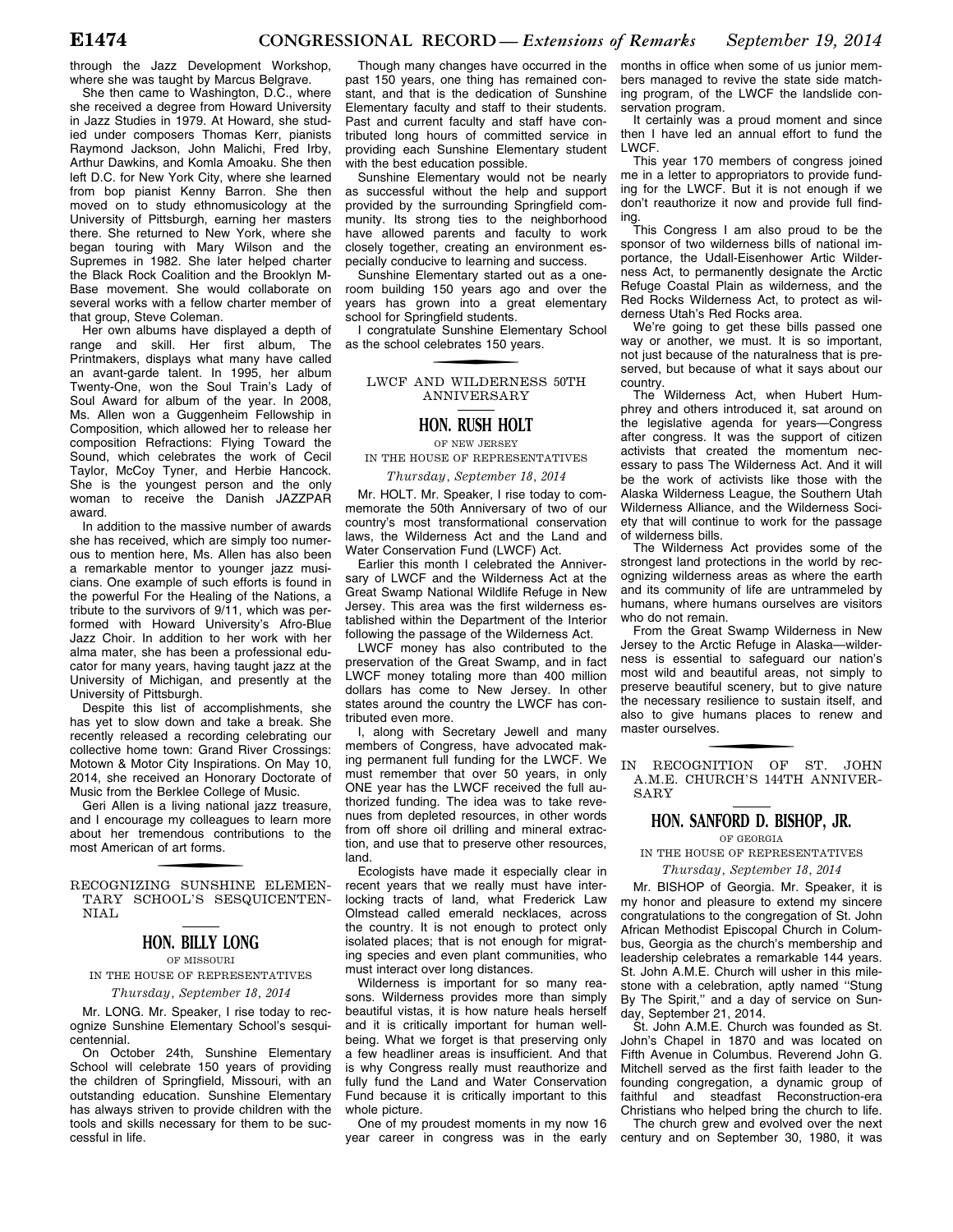through the Jazz Development Workshop, where she was taught by Marcus Belgrave.

She then came to Washington, D.C., where she received a degree from Howard University in Jazz Studies in 1979. At Howard, she studied under composers Thomas Kerr, pianists Raymond Jackson, John Malichi, Fred Irby, Arthur Dawkins, and Komla Amoaku. She then left D.C. for New York City, where she learned from bop pianist Kenny Barron. She then moved on to study ethnomusicology at the University of Pittsburgh, earning her masters there. She returned to New York, where she began touring with Mary Wilson and the Supremes in 1982. She later helped charter the Black Rock Coalition and the Brooklyn M-Base movement. She would collaborate on several works with a fellow charter member of that group, Steve Coleman.

Her own albums have displayed a depth of range and skill. Her first album, The Printmakers, displays what many have called an avant-garde talent. In 1995, her album Twenty-One, won the Soul Train's Lady of Soul Award for album of the year. In 2008, Ms. Allen won a Guggenheim Fellowship in Composition, which allowed her to release her composition Refractions: Flying Toward the Sound, which celebrates the work of Cecil Taylor, McCoy Tyner, and Herbie Hancock. She is the youngest person and the only woman to receive the Danish JAZZPAR award.

In addition to the massive number of awards she has received, which are simply too numerous to mention here, Ms. Allen has also been a remarkable mentor to younger jazz musicians. One example of such efforts is found in the powerful For the Healing of the Nations, a tribute to the survivors of 9/11, which was performed with Howard University's Afro-Blue Jazz Choir. In addition to her work with her alma mater, she has been a professional educator for many years, having taught jazz at the University of Michigan, and presently at the University of Pittsburgh.

Despite this list of accomplishments, she has yet to slow down and take a break. She recently released a recording celebrating our collective home town: Grand River Crossings: Motown & Motor City Inspirations. On May 10, 2014, she received an Honorary Doctorate of Music from the Berklee College of Music.

Geri Allen is a living national jazz treasure, and I encourage my colleagues to learn more about her tremendous contributions to the most American of art forms.

## RECOGNIZING SUNSHINE ELEMENTARY SCHOOL'S SESQUICENTENNIAL

### HON. BILLY LONG

OF MISSOURI

IN THE HOUSE OF REPRESENTATIVES

*Thursday, September 18, 2014*

Mr. LONG. Mr. Speaker, I rise today to recognize Sunshine Elementary School's sesquicentennial.

On October 24th, Sunshine Elementary School will celebrate 150 years of providing the children of Springfield, Missouri, with an outstanding education. Sunshine Elementary has always striven to provide children with the tools and skills necessary for them to be successful in life.

Though many changes have occurred in the past 150 years, one thing has remained constant, and that is the dedication of Sunshine Elementary faculty and staff to their students. Past and current faculty and staff have contributed long hours of committed service in providing each Sunshine Elementary student with the best education possible.

Sunshine Elementary would not be nearly as successful without the help and support provided by the surrounding Springfield community. Its strong ties to the neighborhood have allowed parents and faculty to work closely together, creating an environment especially conducive to learning and success.

Sunshine Elementary started out as a one-room building 150 years ago and over the years has grown into a great elementary school for Springfield students.

I congratulate Sunshine Elementary School as the school celebrates 150 years.

## LWCF AND WILDERNESS 50TH ANNIVERSARY

### HON. RUSH HOLT

OF NEW JERSEY

IN THE HOUSE OF REPRESENTATIVES

*Thursday, September 18, 2014*

Mr. HOLT. Mr. Speaker, I rise today to commemorate the 50th Anniversary of two of our country's most transformational conservation laws, the Wilderness Act and the Land and Water Conservation Fund (LWCF) Act.

Earlier this month I celebrated the Anniversary of LWCF and the Wilderness Act at the Great Swamp National Wildlife Refuge in New Jersey. This area was the first wilderness established within the Department of the Interior following the passage of the Wilderness Act.

LWCF money has also contributed to the preservation of the Great Swamp, and in fact LWCF money totaling more than 400 million dollars has come to New Jersey. In other states around the country the LWCF has contributed even more.

I, along with Secretary Jewell and many members of Congress, have advocated making permanent full funding for the LWCF. We must remember that over 50 years, in only ONE year has the LWCF received the full authorized funding. The idea was to take revenues from depleted resources, in other words from off shore oil drilling and mineral extraction, and use that to preserve other resources, land.

Ecologists have made it especially clear in recent years that we really must have interlocking tracts of land, what Frederick Law Olmstead called emerald necklaces, across the country. It is not enough to protect only isolated places; that is not enough for migrating species and even plant communities, who must interact over long distances.

Wilderness is important for so many reasons. Wilderness provides more than simply beautiful vistas, it is how nature heals herself and it is critically important for human wellbeing. What we forget is that preserving only a few headliner areas is insufficient. And that is why Congress really must reauthorize and fully fund the Land and Water Conservation Fund because it is critically important to this whole picture.

One of my proudest moments in my now 16 year career in congress was in the early months in office when some of us junior members managed to revive the state side matching program, of the LWCF the landslide conservation program.

It certainly was a proud moment and since then I have led an annual effort to fund the LWCF.

This year 170 members of congress joined me in a letter to appropriators to provide funding for the LWCF. But it is not enough if we don't reauthorize it now and provide full finding.

This Congress I am also proud to be the sponsor of two wilderness bills of national importance, the Udall-Eisenhower Artic Wilderness Act, to permanently designate the Arctic Refuge Coastal Plain as wilderness, and the Red Rocks Wilderness Act, to protect as wilderness Utah's Red Rocks area.

We're going to get these bills passed one way or another, we must. It is so important, not just because of the naturalness that is preserved, but because of what it says about our country.

The Wilderness Act, when Hubert Humphrey and others introduced it, sat around on the legislative agenda for years—Congress after congress. It was the support of citizen activists that created the momentum necessary to pass The Wilderness Act. And it will be the work of activists like those with the Alaska Wilderness League, the Southern Utah Wilderness Alliance, and the Wilderness Society that will continue to work for the passage of wilderness bills.

The Wilderness Act provides some of the strongest land protections in the world by recognizing wilderness areas as where the earth and its community of life are untrammeled by humans, where humans ourselves are visitors who do not remain.

From the Great Swamp Wilderness in New Jersey to the Arctic Refuge in Alaska—wilderness is essential to safeguard our nation's most wild and beautiful areas, not simply to preserve beautiful scenery, but to give nature the necessary resilience to sustain itself, and also to give humans places to renew and master ourselves.

## IN RECOGNITION OF ST. JOHN A.M.E. CHURCH'S 144TH ANNIVERSARY

### HON. SANFORD D. BISHOP, JR.

OF GEORGIA

IN THE HOUSE OF REPRESENTATIVES

*Thursday, September 18, 2014*

Mr. BISHOP of Georgia. Mr. Speaker, it is my honor and pleasure to extend my sincere congratulations to the congregation of St. John African Methodist Episcopal Church in Columbus, Georgia as the church's membership and leadership celebrates a remarkable 144 years. St. John A.M.E. Church will usher in this milestone with a celebration, aptly named "Stung By The Spirit," and a day of service on Sunday, September 21, 2014.

St. John A.M.E. Church was founded as St. John's Chapel in 1870 and was located on Fifth Avenue in Columbus. Reverend John G. Mitchell served as the first faith leader to the founding congregation, a dynamic group of faithful and steadfast Reconstruction-era Christians who helped bring the church to life.

The church grew and evolved over the next century and on September 30, 1980, it was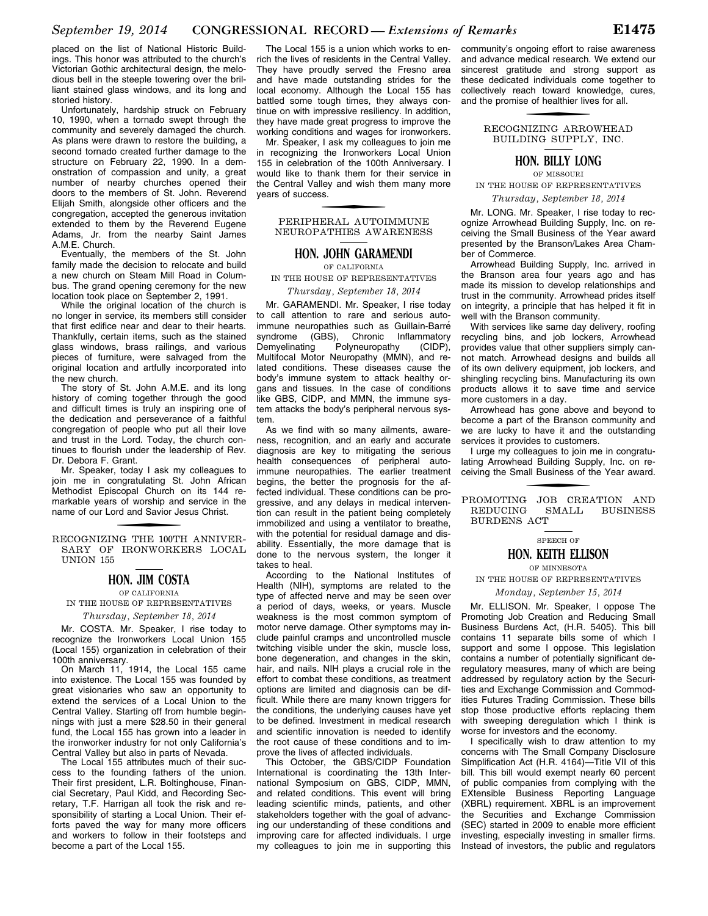placed on the list of National Historic Buildings. This honor was attributed to the church's Victorian Gothic architectural design, the melodious bell in the steeple towering over the brilliant stained glass windows, and its long and storied history.

Unfortunately, hardship struck on February 10, 1990, when a tornado swept through the community and severely damaged the church. As plans were drawn to restore the building, a second tornado created further damage to the structure on February 22, 1990. In a demonstration of compassion and unity, a great number of nearby churches opened their doors to the members of St. John. Reverend Elijah Smith, alongside other officers and the congregation, accepted the generous invitation extended to them by the Reverend Eugene Adams, Jr. from the nearby Saint James A.M.E. Church.

Eventually, the members of the St. John family made the decision to relocate and build a new church on Steam Mill Road in Columbus. The grand opening ceremony for the new location took place on September 2, 1991.

While the original location of the church is no longer in service, its members still consider that first edifice near and dear to their hearts. Thankfully, certain items, such as the stained glass windows, brass railings, and various pieces of furniture, were salvaged from the original location and artfully incorporated into the new church.

The story of St. John A.M.E. and its long history of coming together through the good and difficult times is truly an inspiring one of the dedication and perseverance of a faithful congregation of people who put all their love and trust in the Lord. Today, the church continues to flourish under the leadership of Rev. Dr. Debora F. Grant.

Mr. Speaker, today I ask my colleagues to join me in congratulating St. John African Methodist Episcopal Church on its 144 remarkable years of worship and service in the name of our Lord and Savior Jesus Christ.

## RECOGNIZING THE 100TH ANNIVERSARY OF IRONWORKERS LOCAL UNION 155

### HON. JIM COSTA

OF CALIFORNIA

IN THE HOUSE OF REPRESENTATIVES

*Thursday, September 18, 2014*

Mr. COSTA. Mr. Speaker, I rise today to recognize the Ironworkers Local Union 155 (Local 155) organization in celebration of their 100th anniversary.

On March 11, 1914, the Local 155 came into existence. The Local 155 was founded by great visionaries who saw an opportunity to extend the services of a Local Union to the Central Valley. Starting off from humble beginnings with just a mere $28.50 in their general fund, the Local 155 has grown into a leader in the ironworker industry for not only California's Central Valley but also in parts of Nevada.

The Local 155 attributes much of their success to the founding fathers of the union. Their first president, L.R. Boltinghouse, Financial Secretary, Paul Kidd, and Recording Secretary, T.F. Harrigan all took the risk and responsibility of starting a Local Union. Their efforts paved the way for many more officers and workers to follow in their footsteps and become a part of the Local 155.

The Local 155 is a union which works to enrich the lives of residents in the Central Valley. They have proudly served the Fresno area and have made outstanding strides for the local economy. Although the Local 155 has battled some tough times, they always continue on with impressive resiliency. In addition, they have made great progress to improve the working conditions and wages for ironworkers.

Mr. Speaker, I ask my colleagues to join me in recognizing the Ironworkers Local Union 155 in celebration of the 100th Anniversary. I would like to thank them for their service in the Central Valley and wish them many more years of success.

## PERIPHERAL AUTOIMMUNE NEUROPATHIES AWARENESS

### HON. JOHN GARAMENDI

OF CALIFORNIA

IN THE HOUSE OF REPRESENTATIVES

*Thursday, September 18, 2014*

Mr. GARAMENDI. Mr. Speaker, I rise today to call attention to rare and serious autoimmune neuropathies such as Guillain-Barré syndrome (GBS), Chronic Inflammatory Demyelinating Polyneuropathy (CIDP), Multifocal Motor Neuropathy (MMN), and related conditions. These diseases cause the body's immune system to attack healthy organs and tissues. In the case of conditions like GBS, CIDP, and MMN, the immune system attacks the body's peripheral nervous system.

As we find with so many ailments, awareness, recognition, and an early and accurate diagnosis are key to mitigating the serious health consequences of peripheral autoimmune neuropathies. The earlier treatment begins, the better the prognosis for the affected individual. These conditions can be progressive, and any delays in medical intervention can result in the patient being completely immobilized and using a ventilator to breathe, with the potential for residual damage and disability. Essentially, the more damage that is done to the nervous system, the longer it takes to heal.

According to the National Institutes of Health (NIH), symptoms are related to the type of affected nerve and may be seen over a period of days, weeks, or years. Muscle weakness is the most common symptom of motor nerve damage. Other symptoms may include painful cramps and uncontrolled muscle twitching visible under the skin, muscle loss, bone degeneration, and changes in the skin, hair, and nails. NIH plays a crucial role in the effort to combat these conditions, as treatment options are limited and diagnosis can be difficult. While there are many known triggers for the conditions, the underlying causes have yet to be defined. Investment in medical research and scientific innovation is needed to identify the root cause of these conditions and to improve the lives of affected individuals.

This October, the GBS/CIDP Foundation International is coordinating the 13th International Symposium on GBS, CIDP, MMN, and related conditions. This event will bring leading scientific minds, patients, and other stakeholders together with the goal of advancing our understanding of these conditions and improving care for affected individuals. I urge my colleagues to join me in supporting this community's ongoing effort to raise awareness and advance medical research. We extend our sincerest gratitude and strong support as these dedicated individuals come together to collectively reach toward knowledge, cures, and the promise of healthier lives for all.

## RECOGNIZING ARROWHEAD BUILDING SUPPLY, INC.

### HON. BILLY LONG

OF MISSOURI

IN THE HOUSE OF REPRESENTATIVES

*Thursday, September 18, 2014*

Mr. LONG. Mr. Speaker, I rise today to recognize Arrowhead Building Supply, Inc. on receiving the Small Business of the Year award presented by the Branson/Lakes Area Chamber of Commerce.

Arrowhead Building Supply, Inc. arrived in the Branson area four years ago and has made its mission to develop relationships and trust in the community. Arrowhead prides itself on integrity, a principle that has helped it fit in well with the Branson community.

With services like same day delivery, roofing recycling bins, and job lockers, Arrowhead provides value that other suppliers simply cannot match. Arrowhead designs and builds all of its own delivery equipment, job lockers, and shingling recycling bins. Manufacturing its own products allows it to save time and service more customers in a day.

Arrowhead has gone above and beyond to become a part of the Branson community and we are lucky to have it and the outstanding services it provides to customers.

I urge my colleagues to join me in congratulating Arrowhead Building Supply, Inc. on receiving the Small Business of the Year award.

## PROMOTING JOB CREATION AND REDUCING SMALL BUSINESS BURDENS ACT

SPEECH OF

### HON. KEITH ELLISON

OF MINNESOTA

IN THE HOUSE OF REPRESENTATIVES

*Monday, September 15, 2014*

Mr. ELLISON. Mr. Speaker, I oppose The Promoting Job Creation and Reducing Small Business Burdens Act, (H.R. 5405). This bill contains 11 separate bills some of which I support and some I oppose. This legislation contains a number of potentially significant deregulatory measures, many of which are being addressed by regulatory action by the Securities and Exchange Commission and Commodities Futures Trading Commission. These bills stop those productive efforts replacing them with sweeping deregulation which I think is worse for investors and the economy.

I specifically wish to draw attention to my concerns with The Small Company Disclosure Simplification Act (H.R. 4164)—Title VII of this bill. This bill would exempt nearly 60 percent of public companies from complying with the EXtensible Business Reporting Language (XBRL) requirement. XBRL is an improvement the Securities and Exchange Commission (SEC) started in 2009 to enable more efficient investing, especially investing in smaller firms. Instead of investors, the public and regulators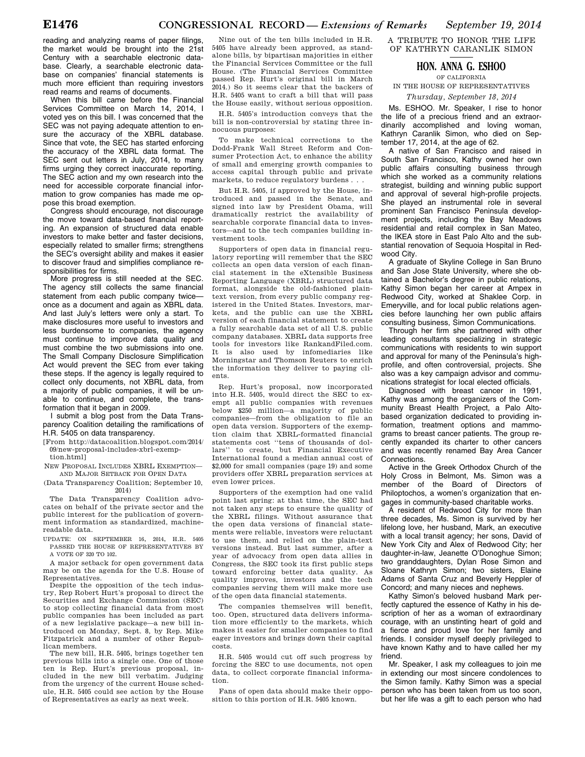reading and analyzing reams of paper filings, the market would be brought into the 21st Century with a searchable electronic database. Clearly, a searchable electronic database on companies' financial statements is much more efficient than requiring investors read reams and reams of documents.

When this bill came before the Financial Services Committee on March 14, 2014, I voted yes on this bill. I was concerned that the SEC was not paying adequate attention to ensure the accuracy of the XBRL database. Since that vote, the SEC has started enforcing the accuracy of the XBRL data format. The SEC sent out letters in July, 2014, to many firms urging they correct inaccurate reporting. The SEC action and my own research into the need for accessible corporate financial information to grow companies has made me oppose this broad exemption.

Congress should encourage, not discourage the move toward data-based financial reporting. An expansion of structured data enable investors to make better and faster decisions, especially related to smaller firms; strengthens the SEC's oversight ability and makes it easier to discover fraud and simplifies compliance responsibilities for firms.

More progress is still needed at the SEC. The agency still collects the same financial statement from each public company twice—once as a document and again as XBRL data. And last July's letters were only a start. To make disclosures more useful to investors and less burdensome to companies, the agency must continue to improve data quality and must combine the two submissions into one. The Small Company Disclosure Simplification Act would prevent the SEC from ever taking these steps. If the agency is legally required to collect only documents, not XBRL data, from a majority of public companies, it will be unable to continue, and complete, the transformation that it began in 2009.

I submit a blog post from the Data Transparency Coalition detailing the ramifications of H.R. 5405 on data transparency.

[From http://datacoalition.blogspot.com/2014/09/new-proposal-includes-xbrl-exemption.html]

NEW PROPOSAL INCLUDES XBRL EXEMPTION—AND MAJOR SETBACK FOR OPEN DATA

(Data Transparency Coalition; September 10, 2014)

The Data Transparency Coalition advocates on behalf of the private sector and the public interest for the publication of government information as standardized, machine-readable data.

UPDATE: ON SEPTEMBER 16, 2014, H.R. 5405 PASSED THE HOUSE OF REPRESENTATIVES BY A VOTE OF 320 TO 102.

A major setback for open government data may be on the agenda for the U.S. House of Representatives.

Despite the opposition of the tech industry, Rep Robert Hurt's proposal to direct the Securities and Exchange Commission (SEC) to stop collecting financial data from most public companies has been included as part of a new legislative package—a new bill introduced on Monday, Sept. 8, by Rep. Mike Fitzpatrick and a number of other Republican members.

The new bill, H.R. 5405, brings together ten previous bills into a single one. One of those ten is Rep. Hurt's previous proposal, included in the new bill verbatim. Judging from the urgency of the current House schedule, H.R. 5405 could see action by the House of Representatives as early as next week.

Nine out of the ten bills included in H.R. 5405 have already been approved, as standalone bills, by bipartisan majorities in either the Financial Services Committee or the full House. (The Financial Services Committee passed Rep. Hurt's original bill in March 2014.) So it seems clear that the backers of H.R. 5405 want to craft a bill that will pass the House easily, without serious opposition.

H.R. 5405's introduction conveys that the bill is non-controversial by stating three innocuous purposes:

To make technical corrections to the Dodd-Frank Wall Street Reform and Consumer Protection Act, to enhance the ability of small and emerging growth companies to access capital through public and private markets, to reduce regulatory burdens . . .

But H.R. 5405, if approved by the House, introduced and passed in the Senate, and signed into law by President Obama, will dramatically restrict the availability of searchable corporate financial data to investors—and to the tech companies building investment tools.

Supporters of open data in financial regulatory reporting will remember that the SEC collects an open data version of each financial statement in the eXtensible Business Reporting Language (XBRL) structured data format, alongside the old-fashioned plaintext version, from every public company registered in the United States. Investors, markets, and the public can use the XBRL version of each financial statement to create a fully searchable data set of all U.S. public company databases. XBRL data supports free tools for investors like RankandFiled.com. It is also used by infomediaries like Morningstar and Thomson Reuters to enrich the information they deliver to paying clients.

Rep. Hurt's proposal, now incorporated into H.R. 5405, would direct the SEC to exempt all public companies with revenues below $250 million—a majority of public companies—from the obligation to file an open data version. Supporters of the exemption claim that XBRL-formatted financial statements cost "tens of thousands of dollars" to create, but Financial Executive International found a median annual cost of $2,000 for small companies (page 19) and some providers offer XBRL preparation services at even lower prices.

Supporters of the exemption had one valid point last spring: at that time, the SEC had not taken any steps to ensure the quality of the XBRL filings. Without assurance that the open data versions of financial statements were reliable, investors were reluctant to use them, and relied on the plain-text versions instead. But last summer, after a year of advocacy from open data allies in Congress, the SEC took its first public steps toward enforcing better data quality. As quality improves, investors and the tech companies serving them will make more use of the open data financial statements.

The companies themselves will benefit, too. Open, structured data delivers information more efficiently to the markets, which makes it easier for smaller companies to find eager investors and brings down their capital costs.

H.R. 5405 would cut off such progress by forcing the SEC to use documents, not open data, to collect corporate financial information.

Fans of open data should make their opposition to this portion of H.R. 5405 known.

## A TRIBUTE TO HONOR THE LIFE OF KATHRYN CARANLIK SIMON

### HON. ANNA G. ESHOO

OF CALIFORNIA

IN THE HOUSE OF REPRESENTATIVES

*Thursday, September 18, 2014*

Ms. ESHOO. Mr. Speaker, I rise to honor the life of a precious friend and an extraordinarily accomplished and loving woman, Kathryn Caranlik Simon, who died on September 17, 2014, at the age of 62.

A native of San Francisco and raised in South San Francisco, Kathy owned her own public affairs consulting business through which she worked as a community relations strategist, building and winning public support and approval of several high-profile projects. She played an instrumental role in several prominent San Francisco Peninsula development projects, including the Bay Meadows residential and retail complex in San Mateo, the IKEA store in East Palo Alto and the substantial renovation of Sequoia Hospital in Redwood City.

A graduate of Skyline College in San Bruno and San Jose State University, where she obtained a Bachelor's degree in public relations, Kathy Simon began her career at Ampex in Redwood City, worked at Shaklee Corp. in Emeryville, and for local public relations agencies before launching her own public affairs consulting business, Simon Communications.

Through her firm she partnered with other leading consultants specializing in strategic communications with residents to win support and approval for many of the Peninsula's high-profile, and often controversial, projects. She also was a key campaign advisor and communications strategist for local elected officials.

Diagnosed with breast cancer in 1991, Kathy was among the organizers of the Community Breast Health Project, a Palo Alto-based organization dedicated to providing information, treatment options and mammograms to breast cancer patients. The group recently expanded its charter to other cancers and was recently renamed Bay Area Cancer Connections.

Active in the Greek Orthodox Church of the Holy Cross in Belmont, Ms. Simon was a member of the Board of Directors of Philoptochos, a women's organization that engages in community-based charitable works.

A resident of Redwood City for more than three decades, Ms. Simon is survived by her lifelong love, her husband, Mark, an executive with a local transit agency; her sons, David of New York City and Alex of Redwood City; her daughter-in-law, Jeanette O'Donoghue Simon; two granddaughters, Dylan Rose Simon and Sloane Kathryn Simon; two sisters, Elaine Adams of Santa Cruz and Beverly Heppler of Concord; and many nieces and nephews.

Kathy Simon's beloved husband Mark perfectly captured the essence of Kathy in his description of her as a woman of extraordinary courage, with an unstinting heart of gold and a fierce and proud love for her family and friends. I consider myself deeply privileged to have known Kathy and to have called her my friend.

Mr. Speaker, I ask my colleagues to join me in extending our most sincere condolences to the Simon family. Kathy Simon was a special person who has been taken from us too soon, but her life was a gift to each person who had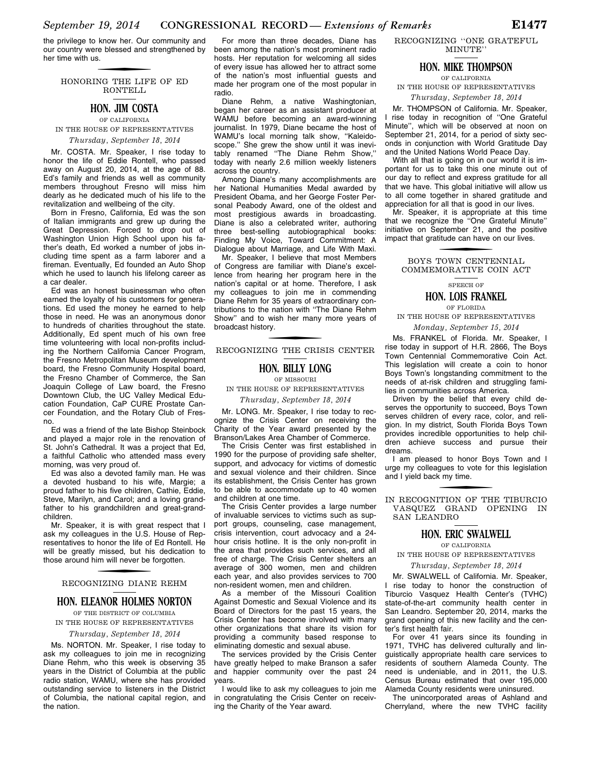the privilege to know her. Our community and our country were blessed and strengthened by her time with us.

## HONORING THE LIFE OF ED RONTELL

### HON. JIM COSTA

OF CALIFORNIA

IN THE HOUSE OF REPRESENTATIVES

*Thursday, September 18, 2014*

Mr. COSTA. Mr. Speaker, I rise today to honor the life of Eddie Rontell, who passed away on August 20, 2014, at the age of 88. Ed's family and friends as well as community members throughout Fresno will miss him dearly as he dedicated much of his life to the revitalization and wellbeing of the city.

Born in Fresno, California, Ed was the son of Italian immigrants and grew up during the Great Depression. Forced to drop out of Washington Union High School upon his father's death, Ed worked a number of jobs including time spent as a farm laborer and a fireman. Eventually, Ed founded an Auto Shop which he used to launch his lifelong career as a car dealer.

Ed was an honest businessman who often earned the loyalty of his customers for generations. Ed used the money he earned to help those in need. He was an anonymous donor to hundreds of charities throughout the state. Additionally, Ed spent much of his own free time volunteering with local non-profits including the Northern California Cancer Program, the Fresno Metropolitan Museum development board, the Fresno Community Hospital board, the Fresno Chamber of Commerce, the San Joaquin College of Law board, the Fresno Downtown Club, the UC Valley Medical Education Foundation, CaP CURE Prostate Cancer Foundation, and the Rotary Club of Fresno.

Ed was a friend of the late Bishop Steinbock and played a major role in the renovation of St. John's Cathedral. It was a project that Ed, a faithful Catholic who attended mass every morning, was very proud of.

Ed was also a devoted family man. He was a devoted husband to his wife, Margie; a proud father to his five children, Cathie, Eddie, Steve, Marilyn, and Carol; and a loving grandfather to his grandchildren and great-grandchildren.

Mr. Speaker, it is with great respect that I ask my colleagues in the U.S. House of Representatives to honor the life of Ed Rontell. He will be greatly missed, but his dedication to those around him will never be forgotten.

## RECOGNIZING DIANE REHM

### HON. ELEANOR HOLMES NORTON

OF THE DISTRICT OF COLUMBIA

IN THE HOUSE OF REPRESENTATIVES

*Thursday, September 18, 2014*

Ms. NORTON. Mr. Speaker, I rise today to ask my colleagues to join me in recognizing Diane Rehm, who this week is observing 35 years in the District of Columbia at the public radio station, WAMU, where she has provided outstanding service to listeners in the District of Columbia, the national capital region, and the nation.

For more than three decades, Diane has been among the nation's most prominent radio hosts. Her reputation for welcoming all sides of every issue has allowed her to attract some of the nation's most influential guests and made her program one of the most popular in radio.

Diane Rehm, a native Washingtonian, began her career as an assistant producer at WAMU before becoming an award-winning journalist. In 1979, Diane became the host of WAMU's local morning talk show, "Kaleidoscope." She grew the show until it was inevitably renamed "The Diane Rehm Show," today with nearly 2.6 million weekly listeners across the country.

Among Diane's many accomplishments are her National Humanities Medal awarded by President Obama, and her George Foster Personal Peabody Award, one of the oldest and most prestigious awards in broadcasting. Diane is also a celebrated writer, authoring three best-selling autobiographical books: Finding My Voice, Toward Commitment: A Dialogue about Marriage, and Life With Maxi.

Mr. Speaker, I believe that most Members of Congress are familiar with Diane's excellence from hearing her program here in the nation's capital or at home. Therefore, I ask my colleagues to join me in commending Diane Rehm for 35 years of extraordinary contributions to the nation with "The Diane Rehm Show" and to wish her many more years of broadcast history.

## RECOGNIZING THE CRISIS CENTER

### HON. BILLY LONG

OF MISSOURI

IN THE HOUSE OF REPRESENTATIVES

*Thursday, September 18, 2014*

Mr. LONG. Mr. Speaker, I rise today to recognize the Crisis Center on receiving the Charity of the Year award presented by the Branson/Lakes Area Chamber of Commerce.

The Crisis Center was first established in 1990 for the purpose of providing safe shelter, support, and advocacy for victims of domestic and sexual violence and their children. Since its establishment, the Crisis Center has grown to be able to accommodate up to 40 women and children at one time.

The Crisis Center provides a large number of invaluable services to victims such as support groups, counseling, case management, crisis intervention, court advocacy and a 24-hour crisis hotline. It is the only non-profit in the area that provides such services, and all free of charge. The Crisis Center shelters an average of 300 women, men and children each year, and also provides services to 700 non-resident women, men and children.

As a member of the Missouri Coalition Against Domestic and Sexual Violence and its Board of Directors for the past 15 years, the Crisis Center has become involved with many other organizations that share its vision for providing a community based response to eliminating domestic and sexual abuse.

The services provided by the Crisis Center have greatly helped to make Branson a safer and happier community over the past 24 years.

I would like to ask my colleagues to join me in congratulating the Crisis Center on receiving the Charity of the Year award.

## RECOGNIZING "ONE GRATEFUL MINUTE"

### HON. MIKE THOMPSON

OF CALIFORNIA

IN THE HOUSE OF REPRESENTATIVES

*Thursday, September 18, 2014*

Mr. THOMPSON of California. Mr. Speaker, I rise today in recognition of "One Grateful Minute", which will be observed at noon on September 21, 2014, for a period of sixty seconds in conjunction with World Gratitude Day and the United Nations World Peace Day.

With all that is going on in our world it is important for us to take this one minute out of our day to reflect and express gratitude for all that we have. This global initiative will allow us to all come together in shared gratitude and appreciation for all that is good in our lives.

Mr. Speaker, it is appropriate at this time that we recognize the "One Grateful Minute" initiative on September 21, and the positive impact that gratitude can have on our lives.

## BOYS TOWN CENTENNIAL COMMEMORATIVE COIN ACT

SPEECH OF

### HON. LOIS FRANKEL

OF FLORIDA

IN THE HOUSE OF REPRESENTATIVES

*Monday, September 15, 2014*

Ms. FRANKEL of Florida. Mr. Speaker, I rise today in support of H.R. 2866, The Boys Town Centennial Commemorative Coin Act. This legislation will create a coin to honor Boys Town's longstanding commitment to the needs of at-risk children and struggling families in communities across America.

Driven by the belief that every child deserves the opportunity to succeed, Boys Town serves children of every race, color, and religion. In my district, South Florida Boys Town provides incredible opportunities to help children achieve success and pursue their dreams.

I am pleased to honor Boys Town and I urge my colleagues to vote for this legislation and I yield back my time.

## IN RECOGNITION OF THE TIBURCIO VASQUEZ GRAND OPENING IN SAN LEANDRO

### HON. ERIC SWALWELL

OF CALIFORNIA

IN THE HOUSE OF REPRESENTATIVES

*Thursday, September 18, 2014*

Mr. SWALWELL of California. Mr. Speaker, I rise today to honor the construction of Tiburcio Vasquez Health Center's (TVHC) state-of-the-art community health center in San Leandro. September 20, 2014, marks the grand opening of this new facility and the center's first health fair.

For over 41 years since its founding in 1971, TVHC has delivered culturally and linguistically appropriate health care services to residents of southern Alameda County. The need is undeniable, and in 2011, the U.S. Census Bureau estimated that over 195,000 Alameda County residents were uninsured.

The unincorporated areas of Ashland and Cherryland, where the new TVHC facility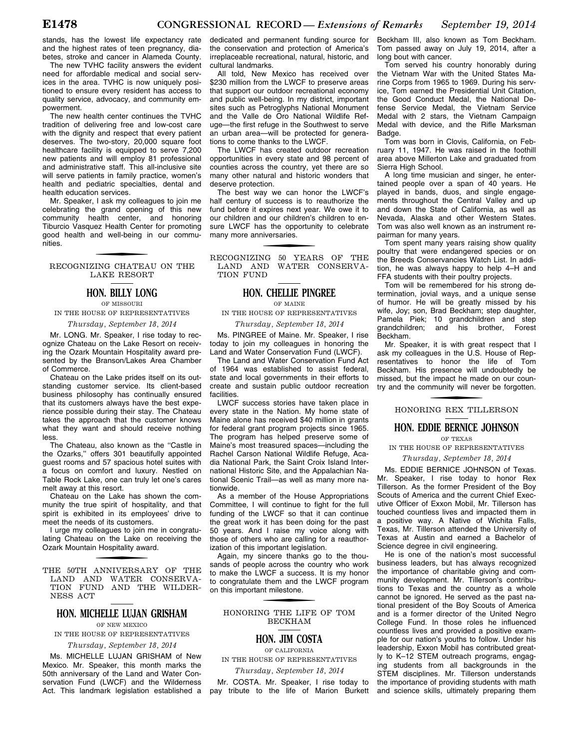stands, has the lowest life expectancy rate and the highest rates of teen pregnancy, diabetes, stroke and cancer in Alameda County.

The new TVHC facility answers the evident need for affordable medical and social services in the area. TVHC is now uniquely positioned to ensure every resident has access to quality service, advocacy, and community empowerment.

The new health center continues the TVHC tradition of delivering free and low-cost care with the dignity and respect that every patient deserves. The two-story, 20,000 square foot healthcare facility is equipped to serve 7,200 new patients and will employ 81 professional and administrative staff. This all-inclusive site will serve patients in family practice, women's health and pediatric specialties, dental and health education services.

Mr. Speaker, I ask my colleagues to join me celebrating the grand opening of this new community health center, and honoring Tiburcio Vasquez Health Center for promoting good health and well-being in our communities.

## RECOGNIZING CHATEAU ON THE LAKE RESORT

### HON. BILLY LONG
OF MISSOURI
IN THE HOUSE OF REPRESENTATIVES
*Thursday, September 18, 2014*

Mr. LONG. Mr. Speaker, I rise today to recognize Chateau on the Lake Resort on receiving the Ozark Mountain Hospitality award presented by the Branson/Lakes Area Chamber of Commerce.

Chateau on the Lake prides itself on its outstanding customer service. Its client-based business philosophy has continually ensured that its customers always have the best experience possible during their stay. The Chateau takes the approach that the customer knows what they want and should receive nothing less.

The Chateau, also known as the "Castle in the Ozarks," offers 301 beautifully appointed guest rooms and 57 spacious hotel suites with a focus on comfort and luxury. Nestled on Table Rock Lake, one can truly let one's cares melt away at this resort.

Chateau on the Lake has shown the community the true spirit of hospitality, and that spirit is exhibited in its employees' drive to meet the needs of its customers.

I urge my colleagues to join me in congratulating Chateau on the Lake on receiving the Ozark Mountain Hospitality award.

## THE 50TH ANNIVERSARY OF THE LAND AND WATER CONSERVATION FUND AND THE WILDERNESS ACT

### HON. MICHELLE LUJAN GRISHAM
OF NEW MEXICO
IN THE HOUSE OF REPRESENTATIVES
*Thursday, September 18, 2014*

Ms. MICHELLE LUJAN GRISHAM of New Mexico. Mr. Speaker, this month marks the 50th anniversary of the Land and Water Conservation Fund (LWCF) and the Wilderness Act. This landmark legislation established a dedicated and permanent funding source for the conservation and protection of America's irreplaceable recreational, natural, historic, and cultural landmarks.

All told, New Mexico has received over $230 million from the LWCF to preserve areas that support our outdoor recreational economy and public well-being. In my district, important sites such as Petroglyphs National Monument and the Valle de Oro National Wildlife Refuge—the first refuge in the Southwest to serve an urban area—will be protected for generations to come thanks to the LWCF.

The LWCF has created outdoor recreation opportunities in every state and 98 percent of counties across the country, yet there are so many other natural and historic wonders that deserve protection.

The best way we can honor the LWCF's half century of success is to reauthorize the fund before it expires next year. We owe it to our children and our children's children to ensure LWCF has the opportunity to celebrate many more anniversaries.

## RECOGNIZING 50 YEARS OF THE LAND AND WATER CONSERVATION FUND

### HON. CHELLIE PINGREE
OF MAINE
IN THE HOUSE OF REPRESENTATIVES
*Thursday, September 18, 2014*

Ms. PINGREE of Maine. Mr. Speaker, I rise today to join my colleagues in honoring the Land and Water Conservation Fund (LWCF).

The Land and Water Conservation Fund Act of 1964 was established to assist federal, state and local governments in their efforts to create and sustain public outdoor recreation facilities.

LWCF success stories have taken place in every state in the Nation. My home state of Maine alone has received $40 million in grants for federal grant program projects since 1965. The program has helped preserve some of Maine's most treasured spaces—including the Rachel Carson National Wildlife Refuge, Acadia National Park, the Saint Croix Island International Historic Site, and the Appalachian National Scenic Trail—as well as many more nationwide.

As a member of the House Appropriations Committee, I will continue to fight for the full funding of the LWCF so that it can continue the great work it has been doing for the past 50 years. And I raise my voice along with those of others who are calling for a reauthorization of this important legislation.

Again, my sincere thanks go to the thousands of people across the country who work to make the LWCF a success. It is my honor to congratulate them and the LWCF program on this important milestone.

## HONORING THE LIFE OF TOM BECKHAM

### HON. JIM COSTA
OF CALIFORNIA
IN THE HOUSE OF REPRESENTATIVES
*Thursday, September 18, 2014*

Mr. COSTA. Mr. Speaker, I rise today to pay tribute to the life of Marion Burkett Beckham III, also known as Tom Beckham. Tom passed away on July 19, 2014, after a long bout with cancer.

Tom served his country honorably during the Vietnam War with the United States Marine Corps from 1965 to 1969. During his service, Tom earned the Presidential Unit Citation, the Good Conduct Medal, the National Defense Service Medal, the Vietnam Service Medal with 2 stars, the Vietnam Campaign Medal with device, and the Rifle Marksman Badge.

Tom was born in Clovis, California, on February 11, 1947. He was raised in the foothill area above Millerton Lake and graduated from Sierra High School.

A long time musician and singer, he entertained people over a span of 40 years. He played in bands, duos, and single engagements throughout the Central Valley and up and down the State of California, as well as Nevada, Alaska and other Western States. Tom was also well known as an instrument repairman for many years.

Tom spent many years raising show quality poultry that were endangered species or on the Breeds Conservancies Watch List. In addition, he was always happy to help 4–H and FFA students with their poultry projects.

Tom will be remembered for his strong determination, jovial ways, and a unique sense of humor. He will be greatly missed by his wife, Joy; son, Brad Beckham; step daughter, Pamela Piek; 10 grandchildren and step grandchildren; and his brother, Forest Beckham.

Mr. Speaker, it is with great respect that I ask my colleagues in the U.S. House of Representatives to honor the life of Tom Beckham. His presence will undoubtedly be missed, but the impact he made on our country and the community will never be forgotten.

## HONORING REX TILLERSON

### HON. EDDIE BERNICE JOHNSON
OF TEXAS
IN THE HOUSE OF REPRESENTATIVES
*Thursday, September 18, 2014*

Ms. EDDIE BERNICE JOHNSON of Texas. Mr. Speaker, I rise today to honor Rex Tillerson. As the former President of the Boy Scouts of America and the current Chief Executive Officer of Exxon Mobil, Mr. Tillerson has touched countless lives and impacted them in a positive way. A Native of Wichita Falls, Texas, Mr. Tillerson attended the University of Texas at Austin and earned a Bachelor of Science degree in civil engineering.

He is one of the nation's most successful business leaders, but has always recognized the importance of charitable giving and community development. Mr. Tillerson's contributions to Texas and the country as a whole cannot be ignored. He served as the past national president of the Boy Scouts of America and is a former director of the United Negro College Fund. In those roles he influenced countless lives and provided a positive example for our nation's youths to follow. Under his leadership, Exxon Mobil has contributed greatly to K–12 STEM outreach programs, engaging students from all backgrounds in the STEM disciplines. Mr. Tillerson understands the importance of providing students with math and science skills, ultimately preparing them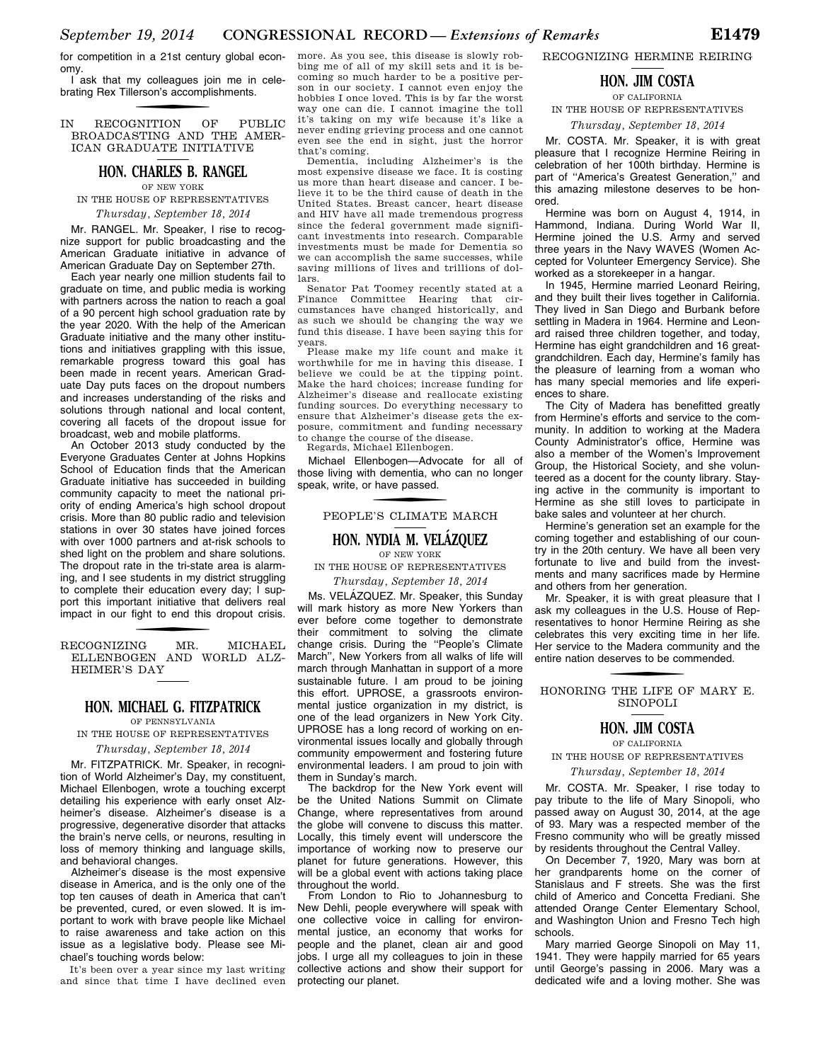for competition in a 21st century global economy.

I ask that my colleagues join me in celebrating Rex Tillerson's accomplishments.

## IN RECOGNITION OF PUBLIC BROADCASTING AND THE AMERICAN GRADUATE INITIATIVE

### HON. CHARLES B. RANGEL

OF NEW YORK

IN THE HOUSE OF REPRESENTATIVES

*Thursday, September 18, 2014*

Mr. RANGEL. Mr. Speaker, I rise to recognize support for public broadcasting and the American Graduate initiative in advance of American Graduate Day on September 27th.

Each year nearly one million students fail to graduate on time, and public media is working with partners across the nation to reach a goal of a 90 percent high school graduation rate by the year 2020. With the help of the American Graduate initiative and the many other institutions and initiatives grappling with this issue, remarkable progress toward this goal has been made in recent years. American Graduate Day puts faces on the dropout numbers and increases understanding of the risks and solutions through national and local content, covering all facets of the dropout issue for broadcast, web and mobile platforms.

An October 2013 study conducted by the Everyone Graduates Center at Johns Hopkins School of Education finds that the American Graduate initiative has succeeded in building community capacity to meet the national priority of ending America's high school dropout crisis. More than 80 public radio and television stations in over 30 states have joined forces with over 1000 partners and at-risk schools to shed light on the problem and share solutions. The dropout rate in the tri-state area is alarming, and I see students in my district struggling to complete their education every day; I support this important initiative that delivers real impact in our fight to end this dropout crisis.

## RECOGNIZING MR. MICHAEL ELLENBOGEN AND WORLD ALZHEIMER'S DAY

### HON. MICHAEL G. FITZPATRICK

OF PENNSYLVANIA

IN THE HOUSE OF REPRESENTATIVES

*Thursday, September 18, 2014*

Mr. FITZPATRICK. Mr. Speaker, in recognition of World Alzheimer's Day, my constituent, Michael Ellenbogen, wrote a touching excerpt detailing his experience with early onset Alzheimer's disease. Alzheimer's disease is a progressive, degenerative disorder that attacks the brain's nerve cells, or neurons, resulting in loss of memory thinking and language skills, and behavioral changes.

Alzheimer's disease is the most expensive disease in America, and is the only one of the top ten causes of death in America that can't be prevented, cured, or even slowed. It is important to work with brave people like Michael to raise awareness and take action on this issue as a legislative body. Please see Michael's touching words below:

It's been over a year since my last writing and since that time I have declined even more. As you see, this disease is slowly robbing me of all of my skill sets and it is becoming so much harder to be a positive person in our society. I cannot even enjoy the hobbies I once loved. This is by far the worst way one can die. I cannot imagine the toll it's taking on my wife because it's like a never ending grieving process and one cannot even see the end in sight, just the horror that's coming.

Dementia, including Alzheimer's is the most expensive disease we face. It is costing us more than heart disease and cancer. I believe it to be the third cause of death in the United States. Breast cancer, heart disease and HIV have all made tremendous progress since the federal government made significant investments into research. Comparable investments must be made for Dementia so we can accomplish the same successes, while saving millions of lives and trillions of dollars.

Senator Pat Toomey recently stated at a Finance Committee Hearing that circumstances have changed historically, and as such we should be changing the way we fund this disease. I have been saying this for years.

Please make my life count and make it worthwhile for me in having this disease. I believe we could be at the tipping point. Make the hard choices; increase funding for Alzheimer's disease and reallocate existing funding sources. Do everything necessary to ensure that Alzheimer's disease gets the exposure, commitment and funding necessary to change the course of the disease.

Regards, Michael Ellenbogen.

Michael Ellenbogen—Advocate for all of those living with dementia, who can no longer speak, write, or have passed.

## PEOPLE'S CLIMATE MARCH

### HON. NYDIA M. VELÁZQUEZ

OF NEW YORK

IN THE HOUSE OF REPRESENTATIVES

*Thursday, September 18, 2014*

Ms. VELÁZQUEZ. Mr. Speaker, this Sunday will mark history as more New Yorkers than ever before come together to demonstrate their commitment to solving the climate change crisis. During the "People's Climate March", New Yorkers from all walks of life will march through Manhattan in support of a more sustainable future. I am proud to be joining this effort. UPROSE, a grassroots environmental justice organization in my district, is one of the lead organizers in New York City. UPROSE has a long record of working on environmental issues locally and globally through community empowerment and fostering future environmental leaders. I am proud to join with them in Sunday's march.

The backdrop for the New York event will be the United Nations Summit on Climate Change, where representatives from around the globe will convene to discuss this matter. Locally, this timely event will underscore the importance of working now to preserve our planet for future generations. However, this will be a global event with actions taking place throughout the world.

From London to Rio to Johannesburg to New Dehli, people everywhere will speak with one collective voice in calling for environmental justice, an economy that works for people and the planet, clean air and good jobs. I urge all my colleagues to join in these collective actions and show their support for protecting our planet.

## RECOGNIZING HERMINE REIRING

### HON. JIM COSTA

OF CALIFORNIA

IN THE HOUSE OF REPRESENTATIVES

*Thursday, September 18, 2014*

Mr. COSTA. Mr. Speaker, it is with great pleasure that I recognize Hermine Reiring in celebration of her 100th birthday. Hermine is part of "America's Greatest Generation," and this amazing milestone deserves to be honored.

Hermine was born on August 4, 1914, in Hammond, Indiana. During World War II, Hermine joined the U.S. Army and served three years in the Navy WAVES (Women Accepted for Volunteer Emergency Service). She worked as a storekeeper in a hangar.

In 1945, Hermine married Leonard Reiring, and they built their lives together in California. They lived in San Diego and Burbank before settling in Madera in 1964. Hermine and Leonard raised three children together, and today, Hermine has eight grandchildren and 16 great-grandchildren. Each day, Hermine's family has the pleasure of learning from a woman who has many special memories and life experiences to share.

The City of Madera has benefitted greatly from Hermine's efforts and service to the community. In addition to working at the Madera County Administrator's office, Hermine was also a member of the Women's Improvement Group, the Historical Society, and she volunteered as a docent for the county library. Staying active in the community is important to Hermine as she still loves to participate in bake sales and volunteer at her church.

Hermine's generation set an example for the coming together and establishing of our country in the 20th century. We have all been very fortunate to live and build from the investments and many sacrifices made by Hermine and others from her generation.

Mr. Speaker, it is with great pleasure that I ask my colleagues in the U.S. House of Representatives to honor Hermine Reiring as she celebrates this very exciting time in her life. Her service to the Madera community and the entire nation deserves to be commended.

## HONORING THE LIFE OF MARY E. SINOPOLI

### HON. JIM COSTA

OF CALIFORNIA

IN THE HOUSE OF REPRESENTATIVES

*Thursday, September 18, 2014*

Mr. COSTA. Mr. Speaker, I rise today to pay tribute to the life of Mary Sinopoli, who passed away on August 30, 2014, at the age of 93. Mary was a respected member of the Fresno community who will be greatly missed by residents throughout the Central Valley.

On December 7, 1920, Mary was born at her grandparents home on the corner of Stanislaus and F streets. She was the first child of Americo and Concetta Frediani. She attended Orange Center Elementary School, and Washington Union and Fresno Tech high schools.

Mary married George Sinopoli on May 11, 1941. They were happily married for 65 years until George's passing in 2006. Mary was a dedicated wife and a loving mother. She was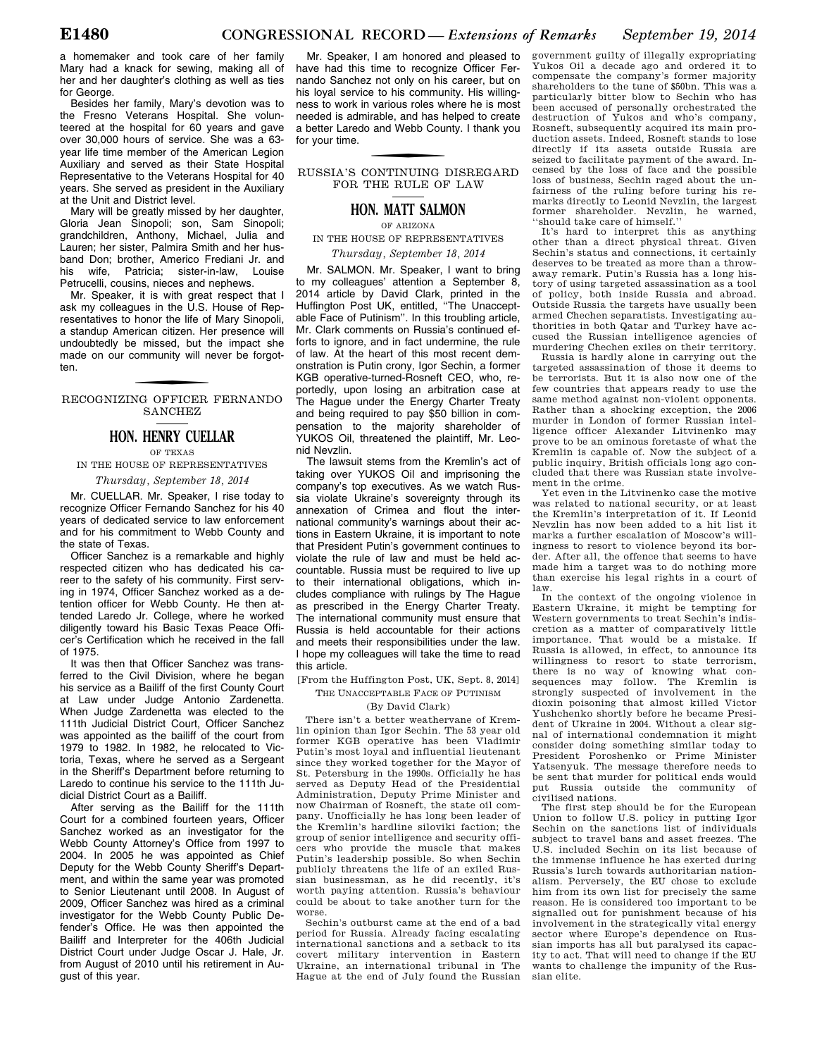a homemaker and took care of her family Mary had a knack for sewing, making all of her and her daughter's clothing as well as ties for George.

Besides her family, Mary's devotion was to the Fresno Veterans Hospital. She volunteered at the hospital for 60 years and gave over 30,000 hours of service. She was a 63-year life time member of the American Legion Auxiliary and served as their State Hospital Representative to the Veterans Hospital for 40 years. She served as president in the Auxiliary at the Unit and District level.

Mary will be greatly missed by her daughter, Gloria Jean Sinopoli; son, Sam Sinopoli; grandchildren, Anthony, Michael, Julia and Lauren; her sister, Palmira Smith and her husband Don; brother, Americo Frediani Jr. and his wife, Patricia; sister-in-law, Louise Petrucelli, cousins, nieces and nephews.

Mr. Speaker, it is with great respect that I ask my colleagues in the U.S. House of Representatives to honor the life of Mary Sinopoli, a standup American citizen. Her presence will undoubtedly be missed, but the impact she made on our community will never be forgotten.

## RECOGNIZING OFFICER FERNANDO SANCHEZ

### HON. HENRY CUELLAR

OF TEXAS

IN THE HOUSE OF REPRESENTATIVES

*Thursday, September 18, 2014*

Mr. CUELLAR. Mr. Speaker, I rise today to recognize Officer Fernando Sanchez for his 40 years of dedicated service to law enforcement and for his commitment to Webb County and the state of Texas.

Officer Sanchez is a remarkable and highly respected citizen who has dedicated his career to the safety of his community. First serving in 1974, Officer Sanchez worked as a detention officer for Webb County. He then attended Laredo Jr. College, where he worked diligently toward his Basic Texas Peace Officer's Certification which he received in the fall of 1975.

It was then that Officer Sanchez was transferred to the Civil Division, where he began his service as a Bailiff of the first County Court at Law under Judge Antonio Zardenetta. When Judge Zardenetta was elected to the 111th Judicial District Court, Officer Sanchez was appointed as the bailiff of the court from 1979 to 1982. In 1982, he relocated to Victoria, Texas, where he served as a Sergeant in the Sheriff's Department before returning to Laredo to continue his service to the 111th Judicial District Court as a Bailiff.

After serving as the Bailiff for the 111th Court for a combined fourteen years, Officer Sanchez worked as an investigator for the Webb County Attorney's Office from 1997 to 2004. In 2005 he was appointed as Chief Deputy for the Webb County Sheriff's Department, and within the same year was promoted to Senior Lieutenant until 2008. In August of 2009, Officer Sanchez was hired as a criminal investigator for the Webb County Public Defender's Office. He was then appointed the Bailiff and Interpreter for the 406th Judicial District Court under Judge Oscar J. Hale, Jr. from August of 2010 until his retirement in August of this year.

Mr. Speaker, I am honored and pleased to have had this time to recognize Officer Fernando Sanchez not only on his career, but on his loyal service to his community. His willingness to work in various roles where he is most needed is admirable, and has helped to create a better Laredo and Webb County. I thank you for your time.

## RUSSIA'S CONTINUING DISREGARD FOR THE RULE OF LAW

### HON. MATT SALMON

OF ARIZONA

IN THE HOUSE OF REPRESENTATIVES

*Thursday, September 18, 2014*

Mr. SALMON. Mr. Speaker, I want to bring to my colleagues' attention a September 8, 2014 article by David Clark, printed in the Huffington Post UK, entitled, "The Unacceptable Face of Putinism". In this troubling article, Mr. Clark comments on Russia's continued efforts to ignore, and in fact undermine, the rule of law. At the heart of this most recent demonstration is Putin crony, Igor Sechin, a former KGB operative-turned-Rosneft CEO, who, reportedly, upon losing an arbitration case at The Hague under the Energy Charter Treaty and being required to pay $50 billion in compensation to the majority shareholder of YUKOS Oil, threatened the plaintiff, Mr. Leonid Nevzlin.

The lawsuit stems from the Kremlin's act of taking over YUKOS Oil and imprisoning the company's top executives. As we watch Russia violate Ukraine's sovereignty through its annexation of Crimea and flout the international community's warnings about their actions in Eastern Ukraine, it is important to note that President Putin's government continues to violate the rule of law and must be held accountable. Russia must be required to live up to their international obligations, which includes compliance with rulings by The Hague as prescribed in the Energy Charter Treaty. The international community must ensure that Russia is held accountable for their actions and meets their responsibilities under the law. I hope my colleagues will take the time to read this article.

[From the Huffington Post, UK, Sept. 8, 2014]

THE UNACCEPTABLE FACE OF PUTINISM

(By David Clark)

There isn't a better weathervane of Kremlin opinion than Igor Sechin. The 53 year old former KGB operative has been Vladimir Putin's most loyal and influential lieutenant since they worked together for the Mayor of St. Petersburg in the 1990s. Officially he has served as Deputy Head of the Presidential Administration, Deputy Prime Minister and now Chairman of Rosneft, the state oil company. Unofficially he has long been leader of the Kremlin's hardline siloviki faction; the group of senior intelligence and security officers who provide the muscle that makes Putin's leadership possible. So when Sechin publicly threatens the life of an exiled Russian businessman, as he did recently, it's worth paying attention. Russia's behaviour could be about to take another turn for the worse.

Sechin's outburst came at the end of a bad period for Russia. Already facing escalating international sanctions and a setback to its covert military intervention in Eastern Ukraine, an international tribunal in The Hague at the end of July found the Russian government guilty of illegally expropriating Yukos Oil a decade ago and ordered it to compensate the company's former majority shareholders to the tune of $50bn. This was a particularly bitter blow to Sechin who has been accused of personally orchestrated the destruction of Yukos and who's company, Rosneft, subsequently acquired its main production assets. Indeed, Rosneft stands to lose directly if its assets outside Russia are seized to facilitate payment of the award. Incensed by the loss of face and the possible loss of business, Sechin raged about the unfairness of the ruling before turing his remarks directly to Leonid Nevzlin, the largest former shareholder. Nevzlin, he warned, "should take care of himself."

It's hard to interpret this as anything other than a direct physical threat. Given Sechin's status and connections, it certainly deserves to be treated as more than a throwaway remark. Putin's Russia has a long history of using targeted assassination as a tool of policy, both inside Russia and abroad. Outside Russia the targets have usually been armed Chechen separatists. Investigating authorities in both Qatar and Turkey have accused the Russian intelligence agencies of murdering Chechen exiles on their territory.

Russia is hardly alone in carrying out the targeted assassination of those it deems to be terrorists. But it is also now one of the few countries that appears ready to use the same method against non-violent opponents. Rather than a shocking exception, the 2006 murder in London of former Russian intelligence officer Alexander Litvinenko may prove to be an ominous foretaste of what the Kremlin is capable of. Now the subject of a public inquiry, British officials long ago concluded that there was Russian state involvement in the crime.

Yet even in the Litvinenko case the motive was related to national security, or at least the Kremlin's interpretation of it. If Leonid Nevzlin has now been added to a hit list it marks a further escalation of Moscow's willingness to resort to violence beyond its border. After all, the offence that seems to have made him a target was to do nothing more than exercise his legal rights in a court of law.

In the context of the ongoing violence in Eastern Ukraine, it might be tempting for Western governments to treat Sechin's indiscretion as a matter of comparatively little importance. That would be a mistake. If Russia is allowed, in effect, to announce its willingness to resort to state terrorism, there is no way of knowing what consequences may follow. The Kremlin is strongly suspected of involvement in the dioxin poisoning that almost killed Victor Yushchenko shortly before he became President of Ukraine in 2004. Without a clear signal of international condemnation it might consider doing something similar today to President Poroshenko or Prime Minister Yatsenyuk. The message therefore needs to be sent that murder for political ends would put Russia outside the community of civilised nations.

The first step should be for the European Union to follow U.S. policy in putting Igor Sechin on the sanctions list of individuals subject to travel bans and asset freezes. The U.S. included Sechin on its list because of the immense influence he has exerted during Russia's lurch towards authoritarian nationalism. Perversely, the EU chose to exclude him from its own list for precisely the same reason. He is considered too important to be signalled out for punishment because of his involvement in the strategically vital energy sector where Europe's dependence on Russian imports has all but paralysed its capacity to act. That will need to change if the EU wants to challenge the impunity of the Russian elite.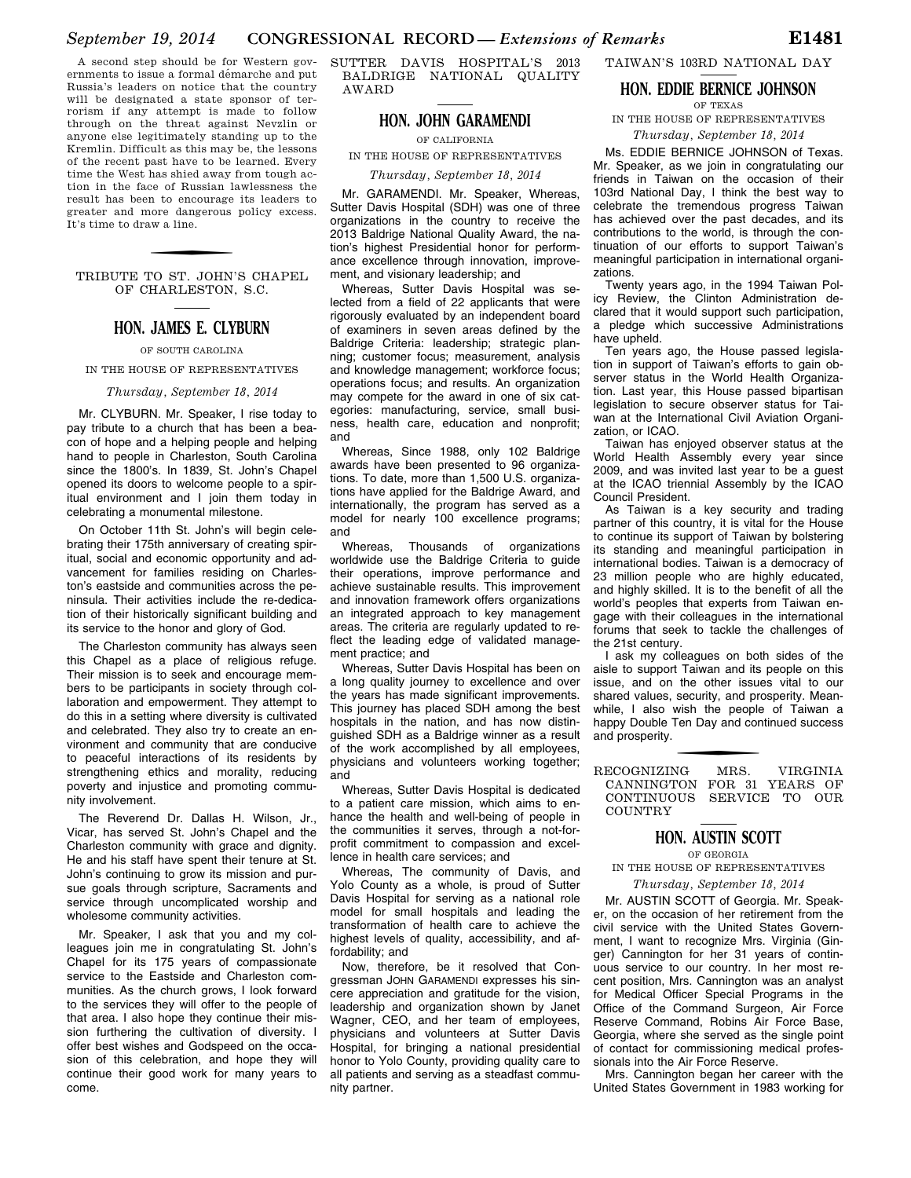A second step should be for Western governments to issue a formal démarche and put Russia's leaders on notice that the country will be designated a state sponsor of terrorism if any attempt is made to follow through on the threat against Nevzlin or anyone else legitimately standing up to the Kremlin. Difficult as this may be, the lessons of the recent past have to be learned. Every time the West has shied away from tough action in the face of Russian lawlessness the result has been to encourage its leaders to greater and more dangerous policy excess. It's time to draw a line.

## TRIBUTE TO ST. JOHN'S CHAPEL OF CHARLESTON, S.C.

### HON. JAMES E. CLYBURN

OF SOUTH CAROLINA

IN THE HOUSE OF REPRESENTATIVES

*Thursday, September 18, 2014*

Mr. CLYBURN. Mr. Speaker, I rise today to pay tribute to a church that has been a beacon of hope and a helping people and helping hand to people in Charleston, South Carolina since the 1800's. In 1839, St. John's Chapel opened its doors to welcome people to a spiritual environment and I join them today in celebrating a monumental milestone.

On October 11th St. John's will begin celebrating their 175th anniversary of creating spiritual, social and economic opportunity and advancement for families residing on Charleston's eastside and communities across the peninsula. Their activities include the re-dedication of their historically significant building and its service to the honor and glory of God.

The Charleston community has always seen this Chapel as a place of religious refuge. Their mission is to seek and encourage members to be participants in society through collaboration and empowerment. They attempt to do this in a setting where diversity is cultivated and celebrated. They also try to create an environment and community that are conducive to peaceful interactions of its residents by strengthening ethics and morality, reducing poverty and injustice and promoting community involvement.

The Reverend Dr. Dallas H. Wilson, Jr., Vicar, has served St. John's Chapel and the Charleston community with grace and dignity. He and his staff have spent their tenure at St. John's continuing to grow its mission and pursue goals through scripture, Sacraments and service through uncomplicated worship and wholesome community activities.

Mr. Speaker, I ask that you and my colleagues join me in congratulating St. John's Chapel for its 175 years of compassionate service to the Eastside and Charleston communities. As the church grows, I look forward to the services they will offer to the people of that area. I also hope they continue their mission furthering the cultivation of diversity. I offer best wishes and Godspeed on the occasion of this celebration, and hope they will continue their good work for many years to come.

## SUTTER DAVIS HOSPITAL'S 2013 BALDRIGE NATIONAL QUALITY AWARD

### HON. JOHN GARAMENDI

OF CALIFORNIA

IN THE HOUSE OF REPRESENTATIVES

*Thursday, September 18, 2014*

Mr. GARAMENDI. Mr. Speaker, Whereas, Sutter Davis Hospital (SDH) was one of three organizations in the country to receive the 2013 Baldrige National Quality Award, the nation's highest Presidential honor for performance excellence through innovation, improvement, and visionary leadership; and

Whereas, Sutter Davis Hospital was selected from a field of 22 applicants that were rigorously evaluated by an independent board of examiners in seven areas defined by the Baldrige Criteria: leadership; strategic planning; customer focus; measurement, analysis and knowledge management; workforce focus; operations focus; and results. An organization may compete for the award in one of six categories: manufacturing, service, small business, health care, education and nonprofit; and

Whereas, Since 1988, only 102 Baldrige awards have been presented to 96 organizations. To date, more than 1,500 U.S. organizations have applied for the Baldrige Award, and internationally, the program has served as a model for nearly 100 excellence programs; and

Whereas, Thousands of organizations worldwide use the Baldrige Criteria to guide their operations, improve performance and achieve sustainable results. This improvement and innovation framework offers organizations an integrated approach to key management areas. The criteria are regularly updated to reflect the leading edge of validated management practice; and

Whereas, Sutter Davis Hospital has been on a long quality journey to excellence and over the years has made significant improvements. This journey has placed SDH among the best hospitals in the nation, and has now distinguished SDH as a Baldrige winner as a result of the work accomplished by all employees, physicians and volunteers working together; and

Whereas, Sutter Davis Hospital is dedicated to a patient care mission, which aims to enhance the health and well-being of people in the communities it serves, through a not-for-profit commitment to compassion and excellence in health care services; and

Whereas, The community of Davis, and Yolo County as a whole, is proud of Sutter Davis Hospital for serving as a national role model for small hospitals and leading the transformation of health care to achieve the highest levels of quality, accessibility, and affordability; and

Now, therefore, be it resolved that Congressman JOHN GARAMENDI expresses his sincere appreciation and gratitude for the vision, leadership and organization shown by Janet Wagner, CEO, and her team of employees, physicians and volunteers at Sutter Davis Hospital, for bringing a national presidential honor to Yolo County, providing quality care to all patients and serving as a steadfast community partner.

## TAIWAN'S 103RD NATIONAL DAY

### HON. EDDIE BERNICE JOHNSON

OF TEXAS

IN THE HOUSE OF REPRESENTATIVES

*Thursday, September 18, 2014*

Ms. EDDIE BERNICE JOHNSON of Texas. Mr. Speaker, as we join in congratulating our friends in Taiwan on the occasion of their 103rd National Day, I think the best way to celebrate the tremendous progress Taiwan has achieved over the past decades, and its contributions to the world, is through the continuation of our efforts to support Taiwan's meaningful participation in international organizations.

Twenty years ago, in the 1994 Taiwan Policy Review, the Clinton Administration declared that it would support such participation, a pledge which successive Administrations have upheld.

Ten years ago, the House passed legislation in support of Taiwan's efforts to gain observer status in the World Health Organization. Last year, this House passed bipartisan legislation to secure observer status for Taiwan at the International Civil Aviation Organization, or ICAO.

Taiwan has enjoyed observer status at the World Health Assembly every year since 2009, and was invited last year to be a guest at the ICAO triennial Assembly by the ICAO Council President.

As Taiwan is a key security and trading partner of this country, it is vital for the House to continue its support of Taiwan by bolstering its standing and meaningful participation in international bodies. Taiwan is a democracy of 23 million people who are highly educated, and highly skilled. It is to the benefit of all the world's peoples that experts from Taiwan engage with their colleagues in the international forums that seek to tackle the challenges of the 21st century.

I ask my colleagues on both sides of the aisle to support Taiwan and its people on this issue, and on the other issues vital to our shared values, security, and prosperity. Meanwhile, I also wish the people of Taiwan a happy Double Ten Day and continued success and prosperity.

## RECOGNIZING MRS. VIRGINIA CANNINGTON FOR 31 YEARS OF CONTINUOUS SERVICE TO OUR COUNTRY

### HON. AUSTIN SCOTT

OF GEORGIA

IN THE HOUSE OF REPRESENTATIVES

*Thursday, September 18, 2014*

Mr. AUSTIN SCOTT of Georgia. Mr. Speaker, on the occasion of her retirement from the civil service with the United States Government, I want to recognize Mrs. Virginia (Ginger) Cannington for her 31 years of continuous service to our country. In her most recent position, Mrs. Cannington was an analyst for Medical Officer Special Programs in the Office of the Command Surgeon, Air Force Reserve Command, Robins Air Force Base, Georgia, where she served as the single point of contact for commissioning medical professionals into the Air Force Reserve.

Mrs. Cannington began her career with the United States Government in 1983 working for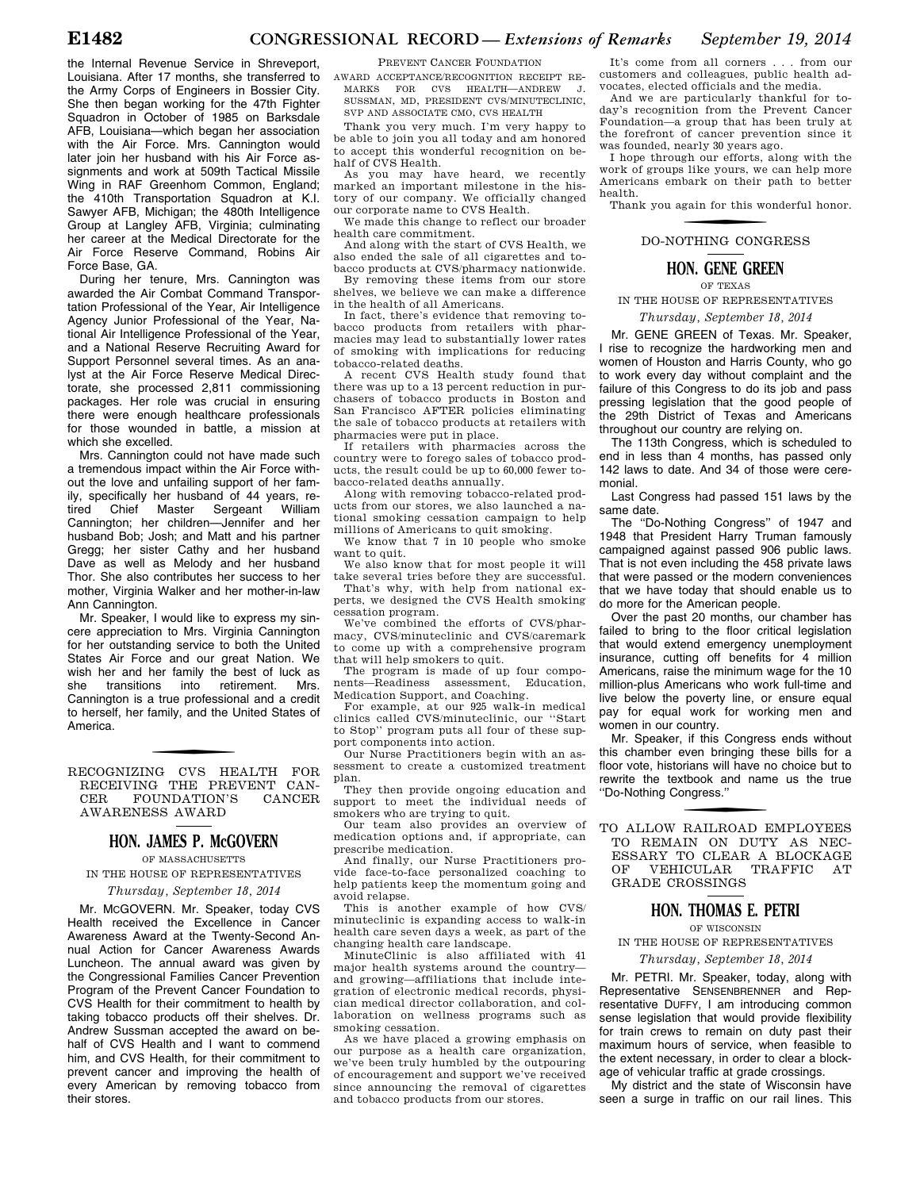the Internal Revenue Service in Shreveport, Louisiana. After 17 months, she transferred to the Army Corps of Engineers in Bossier City. She then began working for the 47th Fighter Squadron in October of 1985 on Barksdale AFB, Louisiana—which began her association with the Air Force. Mrs. Cannington would later join her husband with his Air Force assignments and work at 509th Tactical Missile Wing in RAF Greenhom Common, England; the 410th Transportation Squadron at K.I. Sawyer AFB, Michigan; the 480th Intelligence Group at Langley AFB, Virginia; culminating her career at the Medical Directorate for the Air Force Reserve Command, Robins Air Force Base, GA.

During her tenure, Mrs. Cannington was awarded the Air Combat Command Transportation Professional of the Year, Air Intelligence Agency Junior Professional of the Year, National Air Intelligence Professional of the Year, and a National Reserve Recruiting Award for Support Personnel several times. As an analyst at the Air Force Reserve Medical Directorate, she processed 2,811 commissioning packages. Her role was crucial in ensuring there were enough healthcare professionals for those wounded in battle, a mission at which she excelled.

Mrs. Cannington could not have made such a tremendous impact within the Air Force without the love and unfailing support of her family, specifically her husband of 44 years, retired Chief Master Sergeant William Cannington; her children—Jennifer and her husband Bob; Josh; and Matt and his partner Gregg; her sister Cathy and her husband Dave as well as Melody and her husband Thor. She also contributes her success to her mother, Virginia Walker and her mother-in-law Ann Cannington.

Mr. Speaker, I would like to express my sincere appreciation to Mrs. Virginia Cannington for her outstanding service to both the United States Air Force and our great Nation. We wish her and her family the best of luck as she transitions into retirement. Mrs. Cannington is a true professional and a credit to herself, her family, and the United States of America.

## RECOGNIZING CVS HEALTH FOR RECEIVING THE PREVENT CANCER FOUNDATION'S CANCER AWARENESS AWARD

### HON. JAMES P. McGOVERN

OF MASSACHUSETTS

IN THE HOUSE OF REPRESENTATIVES

*Thursday, September 18, 2014*

Mr. McGOVERN. Mr. Speaker, today CVS Health received the Excellence in Cancer Awareness Award at the Twenty-Second Annual Action for Cancer Awareness Awards Luncheon. The annual award was given by the Congressional Families Cancer Prevention Program of the Prevent Cancer Foundation to CVS Health for their commitment to health by taking tobacco products off their shelves. Dr. Andrew Sussman accepted the award on behalf of CVS Health and I want to commend him, and CVS Health, for their commitment to prevent cancer and improving the health of every American by removing tobacco from their stores.

PREVENT CANCER FOUNDATION

AWARD ACCEPTANCE/RECOGNITION RECEIPT REMARKS FOR CVS HEALTH—ANDREW J. SUSSMAN, MD, PRESIDENT CVS/MINUTECLINIC, SVP AND ASSOCIATE CMO, CVS HEALTH

Thank you very much. I'm very happy to be able to join you all today and am honored to accept this wonderful recognition on behalf of CVS Health.

As you may have heard, we recently marked an important milestone in the history of our company. We officially changed our corporate name to CVS Health.

We made this change to reflect our broader health care commitment.

And along with the start of CVS Health, we also ended the sale of all cigarettes and tobacco products at CVS/pharmacy nationwide.

By removing these items from our store shelves, we believe we can make a difference in the health of all Americans.

In fact, there's evidence that removing tobacco products from retailers with pharmacies may lead to substantially lower rates of smoking with implications for reducing tobacco-related deaths.

A recent CVS Health study found that there was up to a 13 percent reduction in purchasers of tobacco products in Boston and San Francisco AFTER policies eliminating the sale of tobacco products at retailers with pharmacies were put in place.

If retailers with pharmacies across the country were to forego sales of tobacco products, the result could be up to 60,000 fewer tobacco-related deaths annually.

Along with removing tobacco-related products from our stores, we also launched a national smoking cessation campaign to help millions of Americans to quit smoking.

We know that 7 in 10 people who smoke want to quit.

We also know that for most people it will take several tries before they are successful.

That's why, with help from national experts, we designed the CVS Health smoking cessation program.

We've combined the efforts of CVS/pharmacy, CVS/minuteclinic and CVS/caremark to come up with a comprehensive program that will help smokers to quit.

The program is made of up four components—Readiness assessment, Education, Medication Support, and Coaching.

For example, at our 925 walk-in medical clinics called CVS/minuteclinic, our ''Start to Stop'' program puts all four of these support components into action.

Our Nurse Practitioners begin with an assessment to create a customized treatment plan.

They then provide ongoing education and support to meet the individual needs of smokers who are trying to quit.

Our team also provides an overview of medication options and, if appropriate, can prescribe medication.

And finally, our Nurse Practitioners provide face-to-face personalized coaching to help patients keep the momentum going and avoid relapse.

This is another example of how CVS/minuteclinic is expanding access to walk-in health care seven days a week, as part of the changing health care landscape.

MinuteClinic is also affiliated with 41 major health systems around the country—and growing—affiliations that include integration of electronic medical records, physician medical director collaboration, and collaboration on wellness programs such as smoking cessation.

As we have placed a growing emphasis on our purpose as a health care organization, we've been truly humbled by the outpouring of encouragement and support we've received since announcing the removal of cigarettes and tobacco products from our stores.

It's come from all corners . . . from our customers and colleagues, public health advocates, elected officials and the media.

And we are particularly thankful for today's recognition from the Prevent Cancer Foundation—a group that has been truly at the forefront of cancer prevention since it was founded, nearly 30 years ago.

I hope through our efforts, along with the work of groups like yours, we can help more Americans embark on their path to better health.

Thank you again for this wonderful honor.

## DO-NOTHING CONGRESS

### HON. GENE GREEN

OF TEXAS

IN THE HOUSE OF REPRESENTATIVES

*Thursday, September 18, 2014*

Mr. GENE GREEN of Texas. Mr. Speaker, I rise to recognize the hardworking men and women of Houston and Harris County, who go to work every day without complaint and the failure of this Congress to do its job and pass pressing legislation that the good people of the 29th District of Texas and Americans throughout our country are relying on.

The 113th Congress, which is scheduled to end in less than 4 months, has passed only 142 laws to date. And 34 of those were ceremonial.

Last Congress had passed 151 laws by the same date.

The "Do-Nothing Congress" of 1947 and 1948 that President Harry Truman famously campaigned against passed 906 public laws. That is not even including the 458 private laws that were passed or the modern conveniences that we have today that should enable us to do more for the American people.

Over the past 20 months, our chamber has failed to bring to the floor critical legislation that would extend emergency unemployment insurance, cutting off benefits for 4 million Americans, raise the minimum wage for the 10 million-plus Americans who work full-time and live below the poverty line, or ensure equal pay for equal work for working men and women in our country.

Mr. Speaker, if this Congress ends without this chamber even bringing these bills for a floor vote, historians will have no choice but to rewrite the textbook and name us the true "Do-Nothing Congress."

## TO ALLOW RAILROAD EMPLOYEES TO REMAIN ON DUTY AS NECESSARY TO CLEAR A BLOCKAGE OF VEHICULAR TRAFFIC AT GRADE CROSSINGS

### HON. THOMAS E. PETRI

OF WISCONSIN

IN THE HOUSE OF REPRESENTATIVES

*Thursday, September 18, 2014*

Mr. PETRI. Mr. Speaker, today, along with Representative SENSENBRENNER and Representative DUFFY, I am introducing common sense legislation that would provide flexibility for train crews to remain on duty past their maximum hours of service, when feasible to the extent necessary, in order to clear a blockage of vehicular traffic at grade crossings.

My district and the state of Wisconsin have seen a surge in traffic on our rail lines. This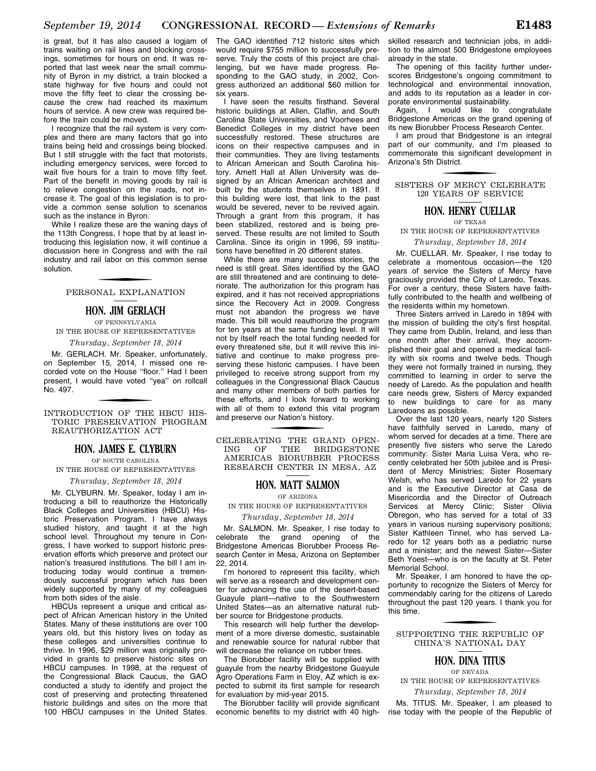is great, but it has also caused a logjam of trains waiting on rail lines and blocking crossings, sometimes for hours on end. It was reported that last week near the small community of Byron in my district, a train blocked a state highway for five hours and could not move the fifty feet to clear the crossing because the crew had reached its maximum hours of service. A new crew was required before the train could be moved.

I recognize that the rail system is very complex and there are many factors that go into trains being held and crossings being blocked. But I still struggle with the fact that motorists, including emergency services, were forced to wait five hours for a train to move fifty feet. Part of the benefit in moving goods by rail is to relieve congestion on the roads, not increase it. The goal of this legislation is to provide a common sense solution to scenarios such as the instance in Byron.

While I realize these are the waning days of the 113th Congress, I hope that by at least introducing this legislation now, it will continue a discussion here in Congress and with the rail industry and rail labor on this common sense solution.

## PERSONAL EXPLANATION

### HON. JIM GERLACH

OF PENNSYLVANIA

IN THE HOUSE OF REPRESENTATIVES

*Thursday, September 18, 2014*

Mr. GERLACH. Mr. Speaker, unfortunately, on September 15, 2014, I missed one recorded vote on the House "floor." Had I been present, I would have voted "yea" on rollcall No. 497.

## INTRODUCTION OF THE HBCU HISTORIC PRESERVATION PROGRAM REAUTHORIZATION ACT

### HON. JAMES E. CLYBURN

OF SOUTH CAROLINA

IN THE HOUSE OF REPRESENTATIVES

*Thursday, September 18, 2014*

Mr. CLYBURN. Mr. Speaker, today I am introducing a bill to reauthorize the Historically Black Colleges and Universities (HBCU) Historic Preservation Program. I have always studied history, and taught it at the high school level. Throughout my tenure in Congress, I have worked to support historic preservation efforts which preserve and protect our nation's treasured institutions. The bill I am introducing today would continue a tremendously successful program which has been widely supported by many of my colleagues from both sides of the aisle.

HBCUs represent a unique and critical aspect of African American history in the United States. Many of these institutions are over 100 years old, but this history lives on today as these colleges and universities continue to thrive. In 1996, $29 million was originally provided in grants to preserve historic sites on HBCU campuses. In 1998, at the request of the Congressional Black Caucus, the GAO conducted a study to identify and project the cost of preserving and protecting threatened historic buildings and sites on the more that 100 HBCU campuses in the United States. The GAO identified 712 historic sites which would require $755 million to successfully preserve. Truly the costs of this project are challenging, but we have made progress. Responding to the GAO study, in 2002, Congress authorized an additional $60 million for six years.

I have seen the results firsthand. Several historic buildings at Allen, Claflin, and South Carolina State Universities, and Voorhees and Benedict Colleges in my district have been successfully restored. These structures are icons on their respective campuses and in their communities. They are living testaments to African American and South Carolina history. Arnett Hall at Allen University was designed by an African American architect and built by the students themselves in 1891. If this building were lost, that link to the past would be severed, never to be revived again. Through a grant from this program, it has been stabilized, restored and is being preserved. These results are not limited to South Carolina. Since its origin in 1996, 59 institutions have benefited in 20 different states.

While there are many success stories, the need is still great. Sites identified by the GAO are still threatened and are continuing to deteriorate. The authorization for this program has expired, and it has not received appropriations since the Recovery Act in 2009. Congress must not abandon the progress we have made. This bill would reauthorize the program for ten years at the same funding level. It will not by itself reach the total funding needed for every threatened site, but it will revive this initiative and continue to make progress preserving these historic campuses. I have been privileged to receive strong support from my colleagues in the Congressional Black Caucus and many other members of both parties for these efforts, and I look forward to working with all of them to extend this vital program and preserve our Nation's history.

## CELEBRATING THE GRAND OPENING OF THE BRIDGESTONE AMERICAS BIORUBBER PROCESS RESEARCH CENTER IN MESA, AZ

### HON. MATT SALMON

OF ARIZONA

IN THE HOUSE OF REPRESENTATIVES

*Thursday, September 18, 2014*

Mr. SALMON. Mr. Speaker, I rise today to celebrate the grand opening of the Bridgestone Americas Biorubber Process Research Center in Mesa, Arizona on September 22, 2014.

I'm honored to represent this facility, which will serve as a research and development center for advancing the use of the desert-based Guayule plant—native to the Southwestern United States—as an alternative natural rubber source for Bridgestone products.

This research will help further the development of a more diverse domestic, sustainable and renewable source for natural rubber that will decrease the reliance on rubber trees.

The Biorubber facility will be supplied with guayule from the nearby Bridgestone Guayule Agro Operations Farm in Eloy, AZ which is expected to submit its first sample for research for evaluation by mid-year 2015.

The Biorubber facility will provide significant economic benefits to my district with 40 high-skilled research and technician jobs, in addition to the almost 500 Bridgestone employees already in the state.

The opening of this facility further underscores Bridgestone's ongoing commitment to technological and environmental innovation, and adds to its reputation as a leader in corporate environmental sustainability.

Again, I would like to congratulate Bridgestone Americas on the grand opening of its new Biorubber Process Research Center.

I am proud that Bridgestone is an integral part of our community, and I'm pleased to commemorate this significant development in Arizona's 5th District.

## SISTERS OF MERCY CELEBRATE 120 YEARS OF SERVICE

### HON. HENRY CUELLAR

OF TEXAS

IN THE HOUSE OF REPRESENTATIVES

*Thursday, September 18, 2014*

Mr. CUELLAR. Mr. Speaker, I rise today to celebrate a momentous occasion—the 120 years of service the Sisters of Mercy have graciously provided the City of Laredo, Texas. For over a century, these Sisters have faithfully contributed to the health and wellbeing of the residents within my hometown.

Three Sisters arrived in Laredo in 1894 with the mission of building the city's first hospital. They came from Dublin, Ireland, and less than one month after their arrival, they accomplished their goal and opened a medical facility with six rooms and twelve beds. Though they were not formally trained in nursing, they committed to learning in order to serve the needy of Laredo. As the population and health care needs grew, Sisters of Mercy expanded to new buildings to care for as many Laredoans as possible.

Over the last 120 years, nearly 120 Sisters have faithfully served in Laredo, many of whom served for decades at a time. There are presently five sisters who serve the Laredo community: Sister Maria Luisa Vera, who recently celebrated her 50th jubilee and is President of Mercy Ministries; Sister Rosemary Welsh, who has served Laredo for 22 years and is the Executive Director at Casa de Misericordia and the Director of Outreach Services at Mercy Clinic; Sister Olivia Obregon, who has served for a total of 33 years in various nursing supervisory positions; Sister Kathleen Tinnel, who has served Laredo for 12 years both as a pediatric nurse and a minister; and the newest Sister—Sister Beth Yoest—who is on the faculty at St. Peter Memorial School.

Mr. Speaker, I am honored to have the opportunity to recognize the Sisters of Mercy for commendably caring for the citizens of Laredo throughout the past 120 years. I thank you for this time.

## SUPPORTING THE REPUBLIC OF CHINA'S NATIONAL DAY

### HON. DINA TITUS

OF NEVADA

IN THE HOUSE OF REPRESENTATIVES

*Thursday, September 18, 2014*

Ms. TITUS. Mr. Speaker, I am pleased to rise today with the people of the Republic of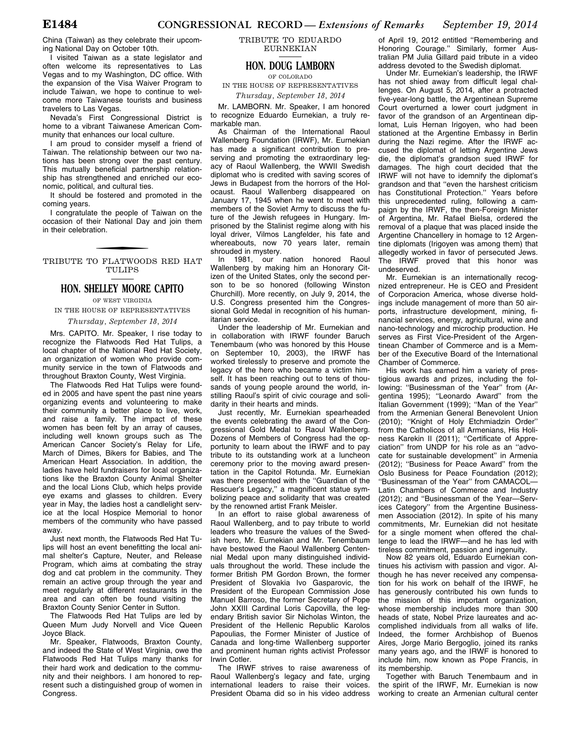China (Taiwan) as they celebrate their upcoming National Day on October 10th.

I visited Taiwan as a state legislator and often welcome its representatives to Las Vegas and to my Washington, DC office. With the expansion of the Visa Waiver Program to include Taiwan, we hope to continue to welcome more Taiwanese tourists and business travelers to Las Vegas.

Nevada's First Congressional District is home to a vibrant Taiwanese American Community that enhances our local culture.

I am proud to consider myself a friend of Taiwan. The relationship between our two nations has been strong over the past century. This mutually beneficial partnership relationship has strengthened and enriched our economic, political, and cultural ties.

It should be fostered and promoted in the coming years.

I congratulate the people of Taiwan on the occasion of their National Day and join them in their celebration.

---

## TRIBUTE TO FLATWOODS RED HAT TULIPS

### HON. SHELLEY MOORE CAPITO

OF WEST VIRGINIA

IN THE HOUSE OF REPRESENTATIVES

*Thursday, September 18, 2014*

Mrs. CAPITO. Mr. Speaker, I rise today to recognize the Flatwoods Red Hat Tulips, a local chapter of the National Red Hat Society, an organization of women who provide community service in the town of Flatwoods and throughout Braxton County, West Virginia.

The Flatwoods Red Hat Tulips were founded in 2005 and have spent the past nine years organizing events and volunteering to make their community a better place to live, work, and raise a family. The impact of these women has been felt by an array of causes, including well known groups such as The American Cancer Society's Relay for Life, March of Dimes, Bikers for Babies, and The American Heart Association. In addition, the ladies have held fundraisers for local organizations like the Braxton County Animal Shelter and the local Lions Club, which helps provide eye exams and glasses to children. Every year in May, the ladies host a candlelight service at the local Hospice Memorial to honor members of the community who have passed away.

Just next month, the Flatwoods Red Hat Tulips will host an event benefitting the local animal shelter's Capture, Neuter, and Release Program, which aims at combating the stray dog and cat problem in the community. They remain an active group through the year and meet regularly at different restaurants in the area and can often be found visiting the Braxton County Senior Center in Sutton.

The Flatwoods Red Hat Tulips are led by Queen Mum Judy Norvell and Vice Queen Joyce Black.

Mr. Speaker, Flatwoods, Braxton County, and indeed the State of West Virginia, owe the Flatwoods Red Hat Tulips many thanks for their hard work and dedication to the community and their neighbors. I am honored to represent such a distinguished group of women in Congress.

---

## TRIBUTE TO EDUARDO EURNEKIAN

### HON. DOUG LAMBORN

OF COLORADO

IN THE HOUSE OF REPRESENTATIVES

*Thursday, September 18, 2014*

Mr. LAMBORN. Mr. Speaker, I am honored to recognize Eduardo Eurnekian, a truly remarkable man.

As Chairman of the International Raoul Wallenberg Foundation (IRWF), Mr. Eurnekian has made a significant contribution to preserving and promoting the extraordinary legacy of Raoul Wallenberg, the WWII Swedish diplomat who is credited with saving scores of Jews in Budapest from the horrors of the Holocaust. Raoul Wallenberg disappeared on January 17, 1945 when he went to meet with members of the Soviet Army to discuss the future of the Jewish refugees in Hungary. Imprisoned by the Stalinist regime along with his loyal driver, Vilmos Langfelder, his fate and whereabouts, now 70 years later, remain shrouded in mystery.

In 1981, our nation honored Raoul Wallenberg by making him an Honorary Citizen of the United States, only the second person to be so honored (following Winston Churchill). More recently, on July 9, 2014, the U.S. Congress presented him the Congressional Gold Medal in recognition of his humanitarian service.

Under the leadership of Mr. Eurnekian and in collaboration with IRWF founder Baruch Tenembaum (who was honored by this House on September 10, 2003), the IRWF has worked tirelessly to preserve and promote the legacy of the hero who became a victim himself. It has been reaching out to tens of thousands of young people around the world, instilling Raoul's spirit of civic courage and solidarity in their hearts and minds.

Just recently, Mr. Eurnekian spearheaded the events celebrating the award of the Congressional Gold Medal to Raoul Wallenberg. Dozens of Members of Congress had the opportunity to learn about the IRWF and to pay tribute to its outstanding work at a luncheon ceremony prior to the moving award presentation in the Capitol Rotunda. Mr. Eurnekian was there presented with the "Guardian of the Rescuer's Legacy," a magnificent statue symbolizing peace and solidarity that was created by the renowned artist Frank Meisler.

In an effort to raise global awareness of Raoul Wallenberg, and to pay tribute to world leaders who treasure the values of the Swedish hero, Mr. Eurnekian and Mr. Tenembaum have bestowed the Raoul Wallenberg Centennial Medal upon many distinguished individuals throughout the world. These include the former British PM Gordon Brown, the former President of Slovakia Ivo Gasparovic, the President of the European Commission Jose Manuel Barroso, the former Secretary of Pope John XXIII Cardinal Loris Capovilla, the legendary British savior Sir Nicholas Winton, the President of the Hellenic Republic Karolos Papoulias, the Former Minister of Justice of Canada and long-time Wallenberg supporter and prominent human rights activist Professor Irwin Cotler.

The IRWF strives to raise awareness of Raoul Wallenberg's legacy and fate, urging international leaders to raise their voices. President Obama did so in his video address of April 19, 2012 entitled "Remembering and Honoring Courage." Similarly, former Australian PM Julia Gillard paid tribute in a video address devoted to the Swedish diplomat.

Under Mr. Eurnekian's leadership, the IRWF has not shied away from difficult legal challenges. On August 5, 2014, after a protracted five-year-long battle, the Argentinean Supreme Court overturned a lower court judgment in favor of the grandson of an Argentinean diplomat, Luis Hernan Irigoyen, who had been stationed at the Argentine Embassy in Berlin during the Nazi regime. After the IRWF accused the diplomat of letting Argentine Jews die, the diplomat's grandson sued IRWF for damages. The high court decided that the IRWF will not have to idemnify the diplomat's grandson and that "even the harshest criticism has Constitutional Protection." Years before this unprecedented ruling, following a campaign by the IRWF, the then-Foreign Minister of Argentina, Mr. Rafael Bielsa, ordered the removal of a plaque that was placed inside the Argentine Chancellery in homage to 12 Argentine diplomats (Irigoyen was among them) that allegedly worked in favor of persecuted Jews. The IRWF proved that this honor was undeserved.

Mr. Eurnekian is an internationally recognized entrepreneur. He is CEO and President of Corporacion America, whose diverse holdings include management of more than 50 airports, infrastructure development, mining, financial services, energy, agricultural, wine and nano-technology and microchip production. He serves as First Vice-President of the Argentinean Chamber of Commerce and is a Member of the Executive Board of the International Chamber of Commerce.

His work has earned him a variety of prestigious awards and prizes, including the following: "Businessman of the Year" from (Argentina 1995); "Leonardo Award" from the Italian Government (1999); "Man of the Year" from the Armenian General Benevolent Union (2010); "Knight of Holy Etchmiadzin Order" from the Catholicos of all Armenians, His Holiness Karekin II (2011); "Certificate of Appreciation" from UNDP for his role as an "advocate for sustainable development" in Armenia (2012); "Business for Peace Award" from the Oslo Business for Peace Foundation (2012); "Businessman of the Year" from CAMACOL—Latin Chambers of Commerce and Industry (2012); and "Businessman of the Year—Services Category" from the Argentine Businessmen Association (2012). In spite of his many commitments, Mr. Eurnekian did not hesitate for a single moment when offered the challenge to lead the IRWF—and he has led with tireless commitment, passion and ingenuity.

Now 82 years old, Eduardo Eurnekian continues his activism with passion and vigor. Although he has never received any compensation for his work on behalf of the IRWF, he has generously contributed his own funds to the mission of this important organization, whose membership includes more than 300 heads of state, Nobel Prize laureates and accomplished individuals from all walks of life. Indeed, the former Archbishop of Buenos Aires, Jorge Mario Bergoglio, joined its ranks many years ago, and the IRWF is honored to include him, now known as Pope Francis, in its membership.

Together with Baruch Tenembaum and in the spirit of the IRWF, Mr. Eurnekian is now working to create an Armenian cultural center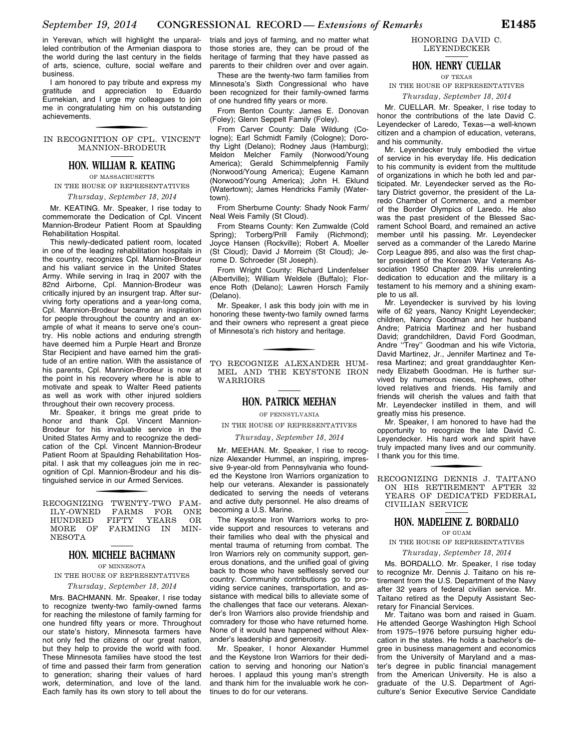in Yerevan, which will highlight the unparalleled contribution of the Armenian diaspora to the world during the last century in the fields of arts, science, culture, social welfare and business.

I am honored to pay tribute and express my gratitude and appreciation to Eduardo Eurnekian, and I urge my colleagues to join me in congratulating him on his outstanding achievements.

---

## IN RECOGNITION OF CPL. VINCENT MANNION-BRODEUR

### HON. WILLIAM R. KEATING
OF MASSACHUSETTS
IN THE HOUSE OF REPRESENTATIVES
*Thursday, September 18, 2014*

Mr. KEATING. Mr. Speaker, I rise today to commemorate the Dedication of Cpl. Vincent Mannion-Brodeur Patient Room at Spaulding Rehabilitation Hospital.

This newly-dedicated patient room, located in one of the leading rehabilitation hospitals in the country, recognizes Cpl. Mannion-Brodeur and his valiant service in the United States Army. While serving in Iraq in 2007 with the 82nd Airborne, Cpl. Mannion-Brodeur was critically injured by an insurgent trap. After surviving forty operations and a year-long coma, Cpl. Mannion-Brodeur became an inspiration for people throughout the country and an example of what it means to serve one's country. His noble actions and enduring strength have deemed him a Purple Heart and Bronze Star Recipient and have earned him the gratitude of an entire nation. With the assistance of his parents, Cpl. Mannion-Brodeur is now at the point in his recovery where he is able to motivate and speak to Walter Reed patients as well as work with other injured soldiers throughout their own recovery process.

Mr. Speaker, it brings me great pride to honor and thank Cpl. Vincent Mannion-Brodeur for his invaluable service in the United States Army and to recognize the dedication of the Cpl. Vincent Mannion-Brodeur Patient Room at Spaulding Rehabilitation Hospital. I ask that my colleagues join me in recognition of Cpl. Mannion-Brodeur and his distinguished service in our Armed Services.

---

## RECOGNIZING TWENTY-TWO FAMILY-OWNED FARMS FOR ONE HUNDRED FIFTY YEARS OR MORE OF FARMING IN MINNESOTA

### HON. MICHELE BACHMANN
OF MINNESOTA
IN THE HOUSE OF REPRESENTATIVES
*Thursday, September 18, 2014*

Mrs. BACHMANN. Mr. Speaker, I rise today to recognize twenty-two family-owned farms for reaching the milestone of family farming for one hundred fifty years or more. Throughout our state's history, Minnesota farmers have not only fed the citizens of our great nation, but they help to provide the world with food. These Minnesota families have stood the test of time and passed their farm from generation to generation; sharing their values of hard work, determination, and love of the land. Each family has its own story to tell about the trials and joys of farming, and no matter what those stories are, they can be proud of the heritage of farming that they have passed as parents to their children over and over again.

These are the twenty-two farm families from Minnesota's Sixth Congressional who have been recognized for their family-owned farms of one hundred fifty years or more.

From Benton County: James E. Donovan (Foley); Glenn Seppelt Family (Foley).

From Carver County: Dale Wildung (Cologne); Earl Schmidt Family (Cologne); Dorothy Light (Delano); Rodney Jaus (Hamburg); Meldon Melcher Family (Norwood/Young America); Gerald Schimmelpfennig Family (Norwood/Young America); Eugene Kamann (Norwood/Young America); John H. Eklund (Watertown); James Hendricks Family (Watertown).

From Sherburne County: Shady Nook Farm/ Neal Weis Family (St Cloud).

From Stearns County: Ken Zumwalde (Cold Spring); Torberg/Prill Family (Richmond); Joyce Hansen (Rockville); Robert A. Moeller (St Cloud); David J Morreim (St Cloud); Jerome D. Schroeder (St Joseph).

From Wright County: Richard Lindenfelser (Albertville); William Weldele (Buffalo); Florence Roth (Delano); Lawren Horsch Family (Delano).

Mr. Speaker, I ask this body join with me in honoring these twenty-two family owned farms and their owners who represent a great piece of Minnesota's rich history and heritage.

---

## TO RECOGNIZE ALEXANDER HUMMEL AND THE KEYSTONE IRON WARRIORS

### HON. PATRICK MEEHAN
OF PENNSYLVANIA
IN THE HOUSE OF REPRESENTATIVES
*Thursday, September 18, 2014*

Mr. MEEHAN. Mr. Speaker, I rise to recognize Alexander Hummel, an inspiring, impressive 9-year-old from Pennsylvania who founded the Keystone Iron Warriors organization to help our veterans. Alexander is passionately dedicated to serving the needs of veterans and active duty personnel. He also dreams of becoming a U.S. Marine.

The Keystone Iron Warriors works to provide support and resources to veterans and their families who deal with the physical and mental trauma of returning from combat. The Iron Warriors rely on community support, generous donations, and the unified goal of giving back to those who have selflessly served our country. Community contributions go to providing service canines, transportation, and assistance with medical bills to alleviate some of the challenges that face our veterans. Alexander's Iron Warriors also provide friendship and comradery for those who have returned home. None of it would have happened without Alexander's leadership and generosity.

Mr. Speaker, I honor Alexander Hummel and the Keystone Iron Warriors for their dedication to serving and honoring our Nation's heroes. I applaud this young man's strength and thank him for the invaluable work he continues to do for our veterans.

---

## HONORING DAVID C. LEYENDECKER

### HON. HENRY CUELLAR
OF TEXAS
IN THE HOUSE OF REPRESENTATIVES
*Thursday, September 18, 2014*

Mr. CUELLAR. Mr. Speaker, I rise today to honor the contributions of the late David C. Leyendecker of Laredo, Texas—a well-known citizen and a champion of education, veterans, and his community.

Mr. Leyendecker truly embodied the virtue of service in his everyday life. His dedication to his community is evident from the multitude of organizations in which he both led and participated. Mr. Leyendecker served as the Rotary District governor, the president of the Laredo Chamber of Commerce, and a member of the Border Olympics of Laredo. He also was the past president of the Blessed Sacrament School Board, and remained an active member until his passing. Mr. Leyendecker served as a commander of the Laredo Marine Corp League 895, and also was the first chapter president of the Korean War Veterans Association 1950 Chapter 209. His unrelenting dedication to education and the military is a testament to his memory and a shining example to us all.

Mr. Leyendecker is survived by his loving wife of 62 years, Nancy Knight Leyendecker; children, Nancy Goodman and her husband Andre; Patricia Martinez and her husband David; grandchildren, David Ford Goodman, Andre "Trey" Goodman and his wife Victoria, David Martinez, Jr., Jennifer Martinez and Teresa Martinez; and great granddaughter Kennedy Elizabeth Goodman. He is further survived by numerous nieces, nephews, other loved relatives and friends. His family and friends will cherish the values and faith that Mr. Leyendecker instilled in them, and will greatly miss his presence.

Mr. Speaker, I am honored to have had the opportunity to recognize the late David C. Leyendecker. His hard work and spirit have truly impacted many lives and our community. I thank you for this time.

---

## RECOGNIZING DENNIS J. TAITANO ON HIS RETIREMENT AFTER 32 YEARS OF DEDICATED FEDERAL CIVILIAN SERVICE

### HON. MADELEINE Z. BORDALLO
OF GUAM
IN THE HOUSE OF REPRESENTATIVES
*Thursday, September 18, 2014*

Ms. BORDALLO. Mr. Speaker, I rise today to recognize Mr. Dennis J. Taitano on his retirement from the U.S. Department of the Navy after 32 years of federal civilian service. Mr. Taitano retired as the Deputy Assistant Secretary for Financial Services.

Mr. Taitano was born and raised in Guam. He attended George Washington High School from 1975–1976 before pursuing higher education in the states. He holds a bachelor's degree in business management and economics from the University of Maryland and a master's degree in public financial management from the American University. He is also a graduate of the U.S. Department of Agriculture's Senior Executive Service Candidate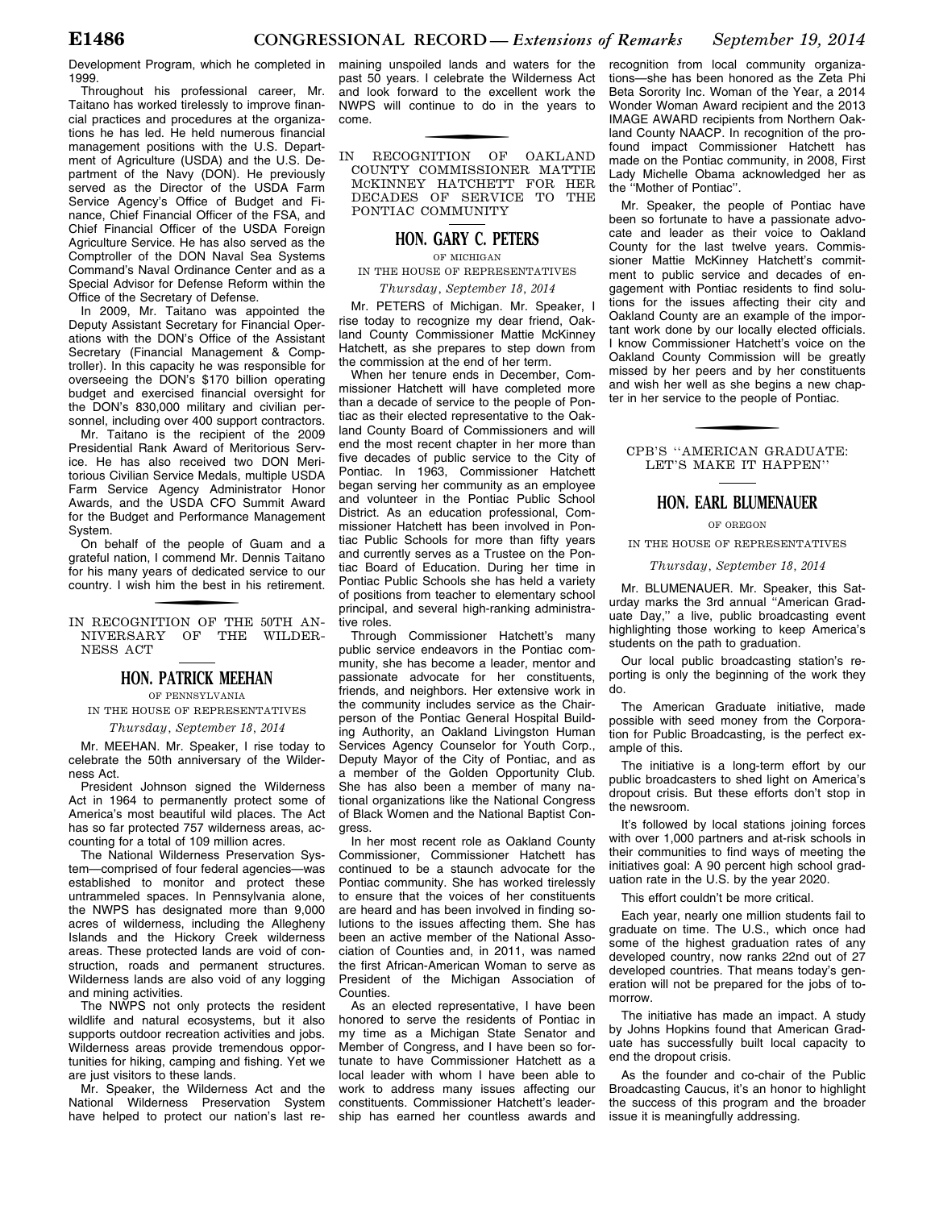Development Program, which he completed in 1999.

Throughout his professional career, Mr. Taitano has worked tirelessly to improve financial practices and procedures at the organizations he has led. He held numerous financial management positions with the U.S. Department of Agriculture (USDA) and the U.S. Department of the Navy (DON). He previously served as the Director of the USDA Farm Service Agency's Office of Budget and Finance, Chief Financial Officer of the FSA, and Chief Financial Officer of the USDA Foreign Agriculture Service. He has also served as the Comptroller of the DON Naval Sea Systems Command's Naval Ordinance Center and as a Special Advisor for Defense Reform within the Office of the Secretary of Defense.

In 2009, Mr. Taitano was appointed the Deputy Assistant Secretary for Financial Operations with the DON's Office of the Assistant Secretary (Financial Management & Comptroller). In this capacity he was responsible for overseeing the DON's $170 billion operating budget and exercised financial oversight for the DON's 830,000 military and civilian personnel, including over 400 support contractors.

Mr. Taitano is the recipient of the 2009 Presidential Rank Award of Meritorious Service. He has also received two DON Meritorious Civilian Service Medals, multiple USDA Farm Service Agency Administrator Honor Awards, and the USDA CFO Summit Award for the Budget and Performance Management System.

On behalf of the people of Guam and a grateful nation, I commend Mr. Dennis Taitano for his many years of dedicated service to our country. I wish him the best in his retirement.

## IN RECOGNITION OF THE 50TH ANNIVERSARY OF THE WILDERNESS ACT

### HON. PATRICK MEEHAN

OF PENNSYLVANIA

IN THE HOUSE OF REPRESENTATIVES

*Thursday, September 18, 2014*

Mr. MEEHAN. Mr. Speaker, I rise today to celebrate the 50th anniversary of the Wilderness Act.

President Johnson signed the Wilderness Act in 1964 to permanently protect some of America's most beautiful wild places. The Act has so far protected 757 wilderness areas, accounting for a total of 109 million acres.

The National Wilderness Preservation System—comprised of four federal agencies—was established to monitor and protect these untrammeled spaces. In Pennsylvania alone, the NWPS has designated more than 9,000 acres of wilderness, including the Allegheny Islands and the Hickory Creek wilderness areas. These protected lands are void of construction, roads and permanent structures. Wilderness lands are also void of any logging and mining activities.

The NWPS not only protects the resident wildlife and natural ecosystems, but it also supports outdoor recreation activities and jobs. Wilderness areas provide tremendous opportunities for hiking, camping and fishing. Yet we are just visitors to these lands.

Mr. Speaker, the Wilderness Act and the National Wilderness Preservation System have helped to protect our nation's last remaining unspoiled lands and waters for the past 50 years. I celebrate the Wilderness Act and look forward to the excellent work the NWPS will continue to do in the years to come.

## IN RECOGNITION OF OAKLAND COUNTY COMMISSIONER MATTIE MCKINNEY HATCHETT FOR HER DECADES OF SERVICE TO THE PONTIAC COMMUNITY

### HON. GARY C. PETERS

OF MICHIGAN

IN THE HOUSE OF REPRESENTATIVES

*Thursday, September 18, 2014*

Mr. PETERS of Michigan. Mr. Speaker, I rise today to recognize my dear friend, Oakland County Commissioner Mattie McKinney Hatchett, as she prepares to step down from the commission at the end of her term.

When her tenure ends in December, Commissioner Hatchett will have completed more than a decade of service to the people of Pontiac as their elected representative to the Oakland County Board of Commissioners and will end the most recent chapter in her more than five decades of public service to the City of Pontiac. In 1963, Commissioner Hatchett began serving her community as an employee and volunteer in the Pontiac Public School District. As an education professional, Commissioner Hatchett has been involved in Pontiac Public Schools for more than fifty years and currently serves as a Trustee on the Pontiac Board of Education. During her time in Pontiac Public Schools she has held a variety of positions from teacher to elementary school principal, and several high-ranking administrative roles.

Through Commissioner Hatchett's many public service endeavors in the Pontiac community, she has become a leader, mentor and passionate advocate for her constituents, friends, and neighbors. Her extensive work in the community includes service as the Chairperson of the Pontiac General Hospital Building Authority, an Oakland Livingston Human Services Agency Counselor for Youth Corp., Deputy Mayor of the City of Pontiac, and as a member of the Golden Opportunity Club. She has also been a member of many national organizations like the National Congress of Black Women and the National Baptist Congress.

In her most recent role as Oakland County Commissioner, Commissioner Hatchett has continued to be a staunch advocate for the Pontiac community. She has worked tirelessly to ensure that the voices of her constituents are heard and has been involved in finding solutions to the issues affecting them. She has been an active member of the National Association of Counties and, in 2011, was named the first African-American Woman to serve as President of the Michigan Association of Counties.

As an elected representative, I have been honored to serve the residents of Pontiac in my time as a Michigan State Senator and Member of Congress, and I have been so fortunate to have Commissioner Hatchett as a local leader with whom I have been able to work to address many issues affecting our constituents. Commissioner Hatchett's leadership has earned her countless awards and recognition from local community organizations—she has been honored as the Zeta Phi Beta Sorority Inc. Woman of the Year, a 2014 Wonder Woman Award recipient and the 2013 IMAGE AWARD recipients from Northern Oakland County NAACP. In recognition of the profound impact Commissioner Hatchett has made on the Pontiac community, in 2008, First Lady Michelle Obama acknowledged her as the ''Mother of Pontiac''.

Mr. Speaker, the people of Pontiac have been so fortunate to have a passionate advocate and leader as their voice to Oakland County for the last twelve years. Commissioner Mattie McKinney Hatchett's commitment to public service and decades of engagement with Pontiac residents to find solutions for the issues affecting their city and Oakland County are an example of the important work done by our locally elected officials. I know Commissioner Hatchett's voice on the Oakland County Commission will be greatly missed by her peers and by her constituents and wish her well as she begins a new chapter in her service to the people of Pontiac.

## CPB'S ''AMERICAN GRADUATE: LET'S MAKE IT HAPPEN''

### HON. EARL BLUMENAUER

OF OREGON

IN THE HOUSE OF REPRESENTATIVES

*Thursday, September 18, 2014*

Mr. BLUMENAUER. Mr. Speaker, this Saturday marks the 3rd annual ''American Graduate Day,'' a live, public broadcasting event highlighting those working to keep America's students on the path to graduation.

Our local public broadcasting station's reporting is only the beginning of the work they do.

The American Graduate initiative, made possible with seed money from the Corporation for Public Broadcasting, is the perfect example of this.

The initiative is a long-term effort by our public broadcasters to shed light on America's dropout crisis. But these efforts don't stop in the newsroom.

It's followed by local stations joining forces with over 1,000 partners and at-risk schools in their communities to find ways of meeting the initiatives goal: A 90 percent high school graduation rate in the U.S. by the year 2020.

This effort couldn't be more critical.

Each year, nearly one million students fail to graduate on time. The U.S., which once had some of the highest graduation rates of any developed country, now ranks 22nd out of 27 developed countries. That means today's generation will not be prepared for the jobs of tomorrow.

The initiative has made an impact. A study by Johns Hopkins found that American Graduate has successfully built local capacity to end the dropout crisis.

As the founder and co-chair of the Public Broadcasting Caucus, it's an honor to highlight the success of this program and the broader issue it is meaningfully addressing.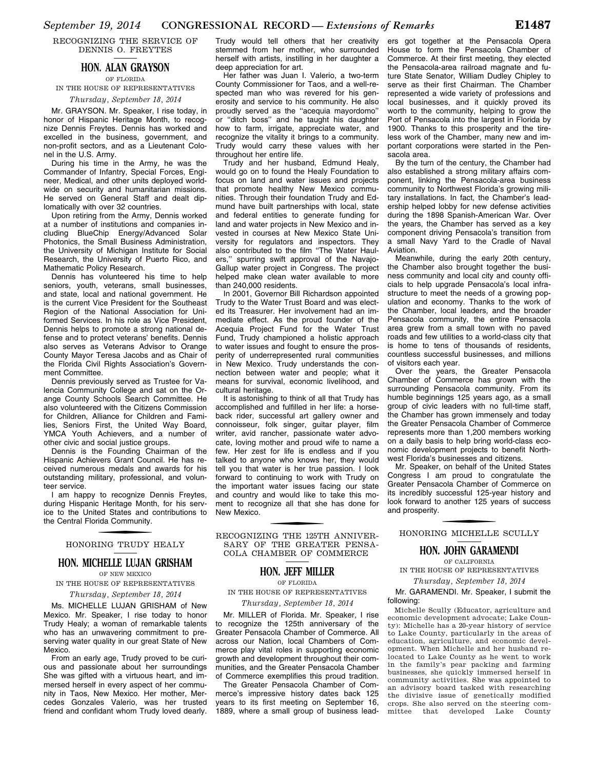## RECOGNIZING THE SERVICE OF DENNIS O. FREYTES

### HON. ALAN GRAYSON

OF FLORIDA

IN THE HOUSE OF REPRESENTATIVES

*Thursday, September 18, 2014*

Mr. GRAYSON. Mr. Speaker, I rise today, in honor of Hispanic Heritage Month, to recognize Dennis Freytes. Dennis has worked and excelled in the business, government, and non-profit sectors, and as a Lieutenant Colonel in the U.S. Army.

During his time in the Army, he was the Commander of Infantry, Special Forces, Engineer, Medical, and other units deployed worldwide on security and humanitarian missions. He served on General Staff and dealt diplomatically with over 32 countries.

Upon retiring from the Army, Dennis worked at a number of institutions and companies including BlueChip Energy/Advanced Solar Photonics, the Small Business Administration, the University of Michigan Institute for Social Research, the University of Puerto Rico, and Mathematic Policy Research.

Dennis has volunteered his time to help seniors, youth, veterans, small businesses, and state, local and national government. He is the current Vice President for the Southeast Region of the National Association for Uniformed Services. In his role as Vice President, Dennis helps to promote a strong national defense and to protect veterans' benefits. Dennis also serves as Veterans Advisor to Orange County Mayor Teresa Jacobs and as Chair of the Florida Civil Rights Association's Government Committee.

Dennis previously served as Trustee for Valencia Community College and sat on the Orange County Schools Search Committee. He also volunteered with the Citizens Commission for Children, Alliance for Children and Families, Seniors First, the United Way Board, YMCA Youth Achievers, and a number of other civic and social justice groups.

Dennis is the Founding Chairman of the Hispanic Achievers Grant Council. He has received numerous medals and awards for his outstanding military, professional, and volunteer service.

I am happy to recognize Dennis Freytes, during Hispanic Heritage Month, for his service to the United States and contributions to the Central Florida Community.

## HONORING TRUDY HEALY

### HON. MICHELLE LUJAN GRISHAM

OF NEW MEXICO

IN THE HOUSE OF REPRESENTATIVES

*Thursday, September 18, 2014*

Ms. MICHELLE LUJAN GRISHAM of New Mexico. Mr. Speaker, I rise today to honor Trudy Healy; a woman of remarkable talents who has an unwavering commitment to preserving water quality in our great State of New Mexico.

From an early age, Trudy proved to be curious and passionate about her surroundings She was gifted with a virtuous heart, and immersed herself in every aspect of her community in Taos, New Mexico. Her mother, Mercedes Gonzales Valerio, was her trusted friend and confidant whom Trudy loved dearly. Trudy would tell others that her creativity stemmed from her mother, who surrounded herself with artists, instilling in her daughter a deep appreciation for art.

Her father was Juan I. Valerio, a two-term County Commissioner for Taos, and a well-respected man who was revered for his generosity and service to his community. He also proudly served as the "acequia mayordomo" or "ditch boss" and he taught his daughter how to farm, irrigate, appreciate water, and recognize the vitality it brings to a community. Trudy would carry these values with her throughout her entire life.

Trudy and her husband, Edmund Healy, would go on to found the Healy Foundation to focus on land and water issues and projects that promote healthy New Mexico communities. Through their foundation Trudy and Edmund have built partnerships with local, state and federal entities to generate funding for land and water projects in New Mexico and invested in courses at New Mexico State University for regulators and inspectors. They also contributed to the film "The Water Haulers," spurring swift approval of the Navajo-Gallup water project in Congress. The project helped make clean water available to more than 240,000 residents.

In 2001, Governor Bill Richardson appointed Trudy to the Water Trust Board and was elected its Treasurer. Her involvement had an immediate effect. As the proud founder of the Acequia Project Fund for the Water Trust Fund, Trudy championed a holistic approach to water issues and fought to ensure the prosperity of underrepresented rural communities in New Mexico. Trudy understands the connection between water and people; what it means for survival, economic livelihood, and cultural heritage.

It is astonishing to think of all that Trudy has accomplished and fulfilled in her life: a horseback rider, successful art gallery owner and connoisseur, folk singer, guitar player, film writer, avid rancher, passionate water advocate, loving mother and proud wife to name a few. Her zest for life is endless and if you talked to anyone who knows her, they would tell you that water is her true passion. I look forward to continuing to work with Trudy on the important water issues facing our state and country and would like to take this moment to recognize all that she has done for New Mexico.

## RECOGNIZING THE 125TH ANNIVERSARY OF THE GREATER PENSACOLA CHAMBER OF COMMERCE

### HON. JEFF MILLER

OF FLORIDA

IN THE HOUSE OF REPRESENTATIVES

*Thursday, September 18, 2014*

Mr. MILLER of Florida. Mr. Speaker, I rise to recognize the 125th anniversary of the Greater Pensacola Chamber of Commerce. All across our Nation, local Chambers of Commerce play vital roles in supporting economic growth and development throughout their communities, and the Greater Pensacola Chamber of Commerce exemplifies this proud tradition.

The Greater Pensacola Chamber of Commerce's impressive history dates back 125 years to its first meeting on September 16, 1889, where a small group of business leaders got together at the Pensacola Opera House to form the Pensacola Chamber of Commerce. At their first meeting, they elected the Pensacola-area railroad magnate and future State Senator, William Dudley Chipley to serve as their first Chairman. The Chamber represented a wide variety of professions and local businesses, and it quickly proved its worth to the community, helping to grow the Port of Pensacola into the largest in Florida by 1900. Thanks to this prosperity and the tireless work of the Chamber, many new and important corporations were started in the Pensacola area.

By the turn of the century, the Chamber had also established a strong military affairs component, linking the Pensacola-area business community to Northwest Florida's growing military installations. In fact, the Chamber's leadership helped lobby for new defense activities during the 1898 Spanish-American War. Over the years, the Chamber has served as a key component driving Pensacola's transition from a small Navy Yard to the Cradle of Naval Aviation.

Meanwhile, during the early 20th century, the Chamber also brought together the business community and local city and county officials to help upgrade Pensacola's local infrastructure to meet the needs of a growing population and economy. Thanks to the work of the Chamber, local leaders, and the broader Pensacola community, the entire Pensacola area grew from a small town with no paved roads and few utilities to a world-class city that is home to tens of thousands of residents, countless successful businesses, and millions of visitors each year.

Over the years, the Greater Pensacola Chamber of Commerce has grown with the surrounding Pensacola community. From its humble beginnings 125 years ago, as a small group of civic leaders with no full-time staff, the Chamber has grown immensely and today the Greater Pensacola Chamber of Commerce represents more than 1,200 members working on a daily basis to help bring world-class economic development projects to benefit Northwest Florida's businesses and citizens.

Mr. Speaker, on behalf of the United States Congress I am proud to congratulate the Greater Pensacola Chamber of Commerce on its incredibly successful 125-year history and look forward to another 125 years of success and prosperity.

## HONORING MICHELLE SCULLY

### HON. JOHN GARAMENDI

OF CALIFORNIA

IN THE HOUSE OF REPRESENTATIVES

*Thursday, September 18, 2014*

Mr. GARAMENDI. Mr. Speaker, I submit the following:

Michelle Scully (Educator, agriculture and economic development advocate; Lake County): Michelle has a 20-year history of service to Lake County, particularly in the areas of education, agriculture, and economic development. When Michelle and her husband relocated to Lake County as he went to work in the family's pear packing and farming businesses, she quickly immersed herself in community activities. She was appointed to an advisory board tasked with researching the divisive issue of genetically modified crops. She also served on the steering committee that developed Lake County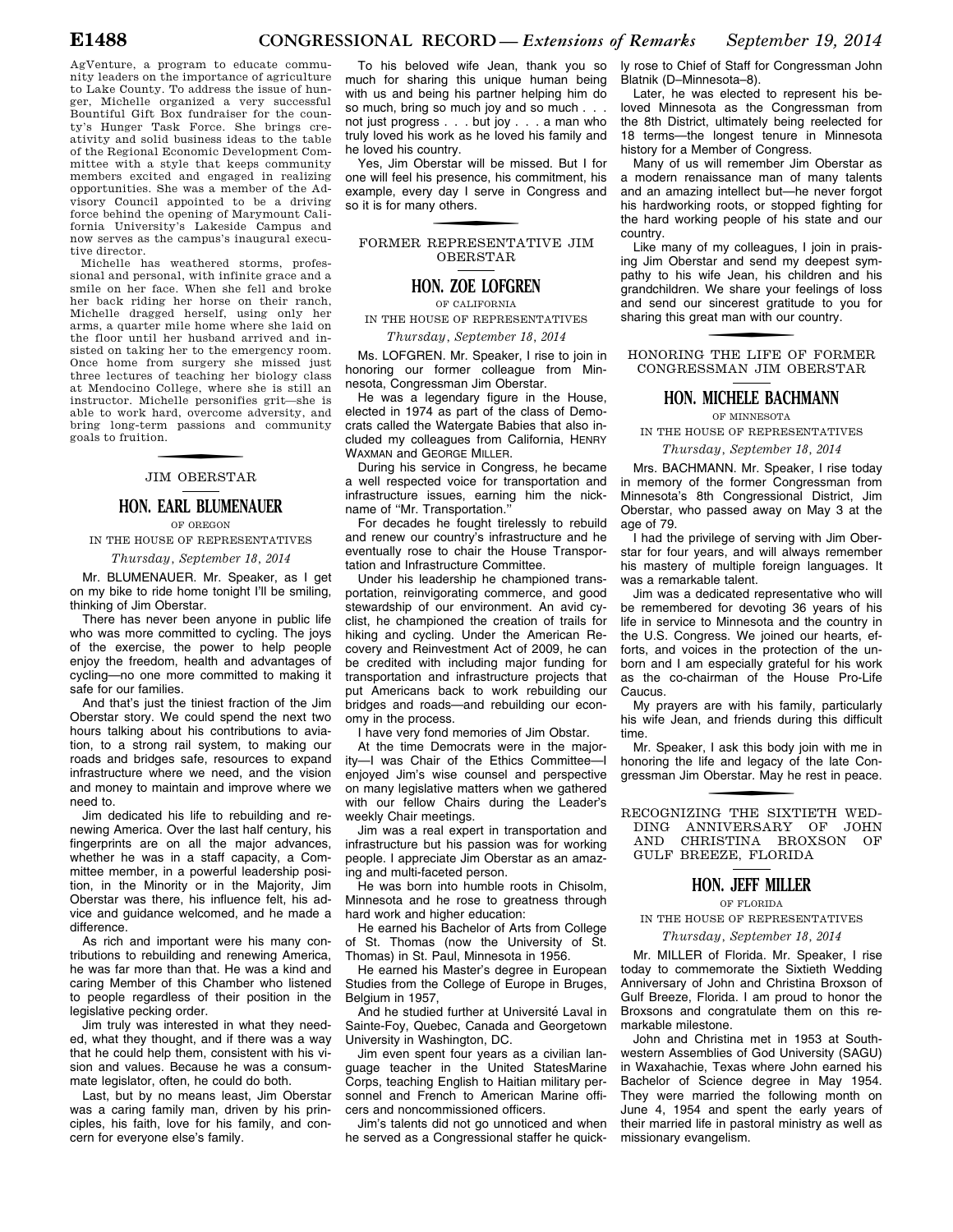AgVenture, a program to educate community leaders on the importance of agriculture to Lake County. To address the issue of hunger, Michelle organized a very successful Bountiful Gift Box fundraiser for the county's Hunger Task Force. She brings creativity and solid business ideas to the table of the Regional Economic Development Committee with a style that keeps community members excited and engaged in realizing opportunities. She was a member of the Advisory Council appointed to be a driving force behind the opening of Marymount California University's Lakeside Campus and now serves as the campus's inaugural executive director.

Michelle has weathered storms, professional and personal, with infinite grace and a smile on her face. When she fell and broke her back riding her horse on their ranch, Michelle dragged herself, using only her arms, a quarter mile home where she laid on the floor until her husband arrived and insisted on taking her to the emergency room. Once home from surgery she missed just three lectures of teaching her biology class at Mendocino College, where she is still an instructor. Michelle personifies grit—she is able to work hard, overcome adversity, and bring long-term passions and community goals to fruition.

## JIM OBERSTAR

### HON. EARL BLUMENAUER

OF OREGON

IN THE HOUSE OF REPRESENTATIVES

*Thursday, September 18, 2014*

Mr. BLUMENAUER. Mr. Speaker, as I get on my bike to ride home tonight I'll be smiling, thinking of Jim Oberstar.

There has never been anyone in public life who was more committed to cycling. The joys of the exercise, the power to help people enjoy the freedom, health and advantages of cycling—no one more committed to making it safe for our families.

And that's just the tiniest fraction of the Jim Oberstar story. We could spend the next two hours talking about his contributions to aviation, to a strong rail system, to making our roads and bridges safe, resources to expand infrastructure where we need, and the vision and money to maintain and improve where we need to.

Jim dedicated his life to rebuilding and renewing America. Over the last half century, his fingerprints are on all the major advances, whether he was in a staff capacity, a Committee member, in a powerful leadership position, in the Minority or in the Majority, Jim Oberstar was there, his influence felt, his advice and guidance welcomed, and he made a difference.

As rich and important were his many contributions to rebuilding and renewing America, he was far more than that. He was a kind and caring Member of this Chamber who listened to people regardless of their position in the legislative pecking order.

Jim truly was interested in what they needed, what they thought, and if there was a way that he could help them, consistent with his vision and values. Because he was a consummate legislator, often, he could do both.

Last, but by no means least, Jim Oberstar was a caring family man, driven by his principles, his faith, love for his family, and concern for everyone else's family.

To his beloved wife Jean, thank you so much for sharing this unique human being with us and being his partner helping him do so much, bring so much joy and so much . . . not just progress . . . but joy . . . a man who truly loved his work as he loved his family and he loved his country.

Yes, Jim Oberstar will be missed. But I for one will feel his presence, his commitment, his example, every day I serve in Congress and so it is for many others.

## FORMER REPRESENTATIVE JIM OBERSTAR

### HON. ZOE LOFGREN

OF CALIFORNIA

IN THE HOUSE OF REPRESENTATIVES

*Thursday, September 18, 2014*

Ms. LOFGREN. Mr. Speaker, I rise to join in honoring our former colleague from Minnesota, Congressman Jim Oberstar.

He was a legendary figure in the House, elected in 1974 as part of the class of Democrats called the Watergate Babies that also included my colleagues from California, HENRY WAXMAN and GEORGE MILLER.

During his service in Congress, he became a well respected voice for transportation and infrastructure issues, earning him the nickname of "Mr. Transportation."

For decades he fought tirelessly to rebuild and renew our country's infrastructure and he eventually rose to chair the House Transportation and Infrastructure Committee.

Under his leadership he championed transportation, reinvigorating commerce, and good stewardship of our environment. An avid cyclist, he championed the creation of trails for hiking and cycling. Under the American Recovery and Reinvestment Act of 2009, he can be credited with including major funding for transportation and infrastructure projects that put Americans back to work rebuilding our bridges and roads—and rebuilding our economy in the process.

I have very fond memories of Jim Obstar.

At the time Democrats were in the majority—I was Chair of the Ethics Committee—I enjoyed Jim's wise counsel and perspective on many legislative matters when we gathered with our fellow Chairs during the Leader's weekly Chair meetings.

Jim was a real expert in transportation and infrastructure but his passion was for working people. I appreciate Jim Oberstar as an amazing and multi-faceted person.

He was born into humble roots in Chisolm, Minnesota and he rose to greatness through hard work and higher education:

He earned his Bachelor of Arts from College of St. Thomas (now the University of St. Thomas) in St. Paul, Minnesota in 1956.

He earned his Master's degree in European Studies from the College of Europe in Bruges, Belgium in 1957,

And he studied further at Université Laval in Sainte-Foy, Quebec, Canada and Georgetown University in Washington, DC.

Jim even spent four years as a civilian language teacher in the United StatesMarine Corps, teaching English to Haitian military personnel and French to American Marine officers and noncommissioned officers.

Jim's talents did not go unnoticed and when he served as a Congressional staffer he quickly rose to Chief of Staff for Congressman John Blatnik (D–Minnesota–8).

Later, he was elected to represent his beloved Minnesota as the Congressman from the 8th District, ultimately being reelected for 18 terms—the longest tenure in Minnesota history for a Member of Congress.

Many of us will remember Jim Oberstar as a modern renaissance man of many talents and an amazing intellect but—he never forgot his hardworking roots, or stopped fighting for the hard working people of his state and our country.

Like many of my colleagues, I join in praising Jim Oberstar and send my deepest sympathy to his wife Jean, his children and his grandchildren. We share your feelings of loss and send our sincerest gratitude to you for sharing this great man with our country.

## HONORING THE LIFE OF FORMER CONGRESSMAN JIM OBERSTAR

### HON. MICHELE BACHMANN

OF MINNESOTA

IN THE HOUSE OF REPRESENTATIVES

*Thursday, September 18, 2014*

Mrs. BACHMANN. Mr. Speaker, I rise today in memory of the former Congressman from Minnesota's 8th Congressional District, Jim Oberstar, who passed away on May 3 at the age of 79.

I had the privilege of serving with Jim Oberstar for four years, and will always remember his mastery of multiple foreign languages. It was a remarkable talent.

Jim was a dedicated representative who will be remembered for devoting 36 years of his life in service to Minnesota and the country in the U.S. Congress. We joined our hearts, efforts, and voices in the protection of the unborn and I am especially grateful for his work as the co-chairman of the House Pro-Life Caucus.

My prayers are with his family, particularly his wife Jean, and friends during this difficult time.

Mr. Speaker, I ask this body join with me in honoring the life and legacy of the late Congressman Jim Oberstar. May he rest in peace.

## RECOGNIZING THE SIXTIETH WEDDING ANNIVERSARY OF JOHN AND CHRISTINA BROXSON OF GULF BREEZE, FLORIDA

### HON. JEFF MILLER

OF FLORIDA

IN THE HOUSE OF REPRESENTATIVES

*Thursday, September 18, 2014*

Mr. MILLER of Florida. Mr. Speaker, I rise today to commemorate the Sixtieth Wedding Anniversary of John and Christina Broxson of Gulf Breeze, Florida. I am proud to honor the Broxsons and congratulate them on this remarkable milestone.

John and Christina met in 1953 at Southwestern Assemblies of God University (SAGU) in Waxahachie, Texas where John earned his Bachelor of Science degree in May 1954. They were married the following month on June 4, 1954 and spent the early years of their married life in pastoral ministry as well as missionary evangelism.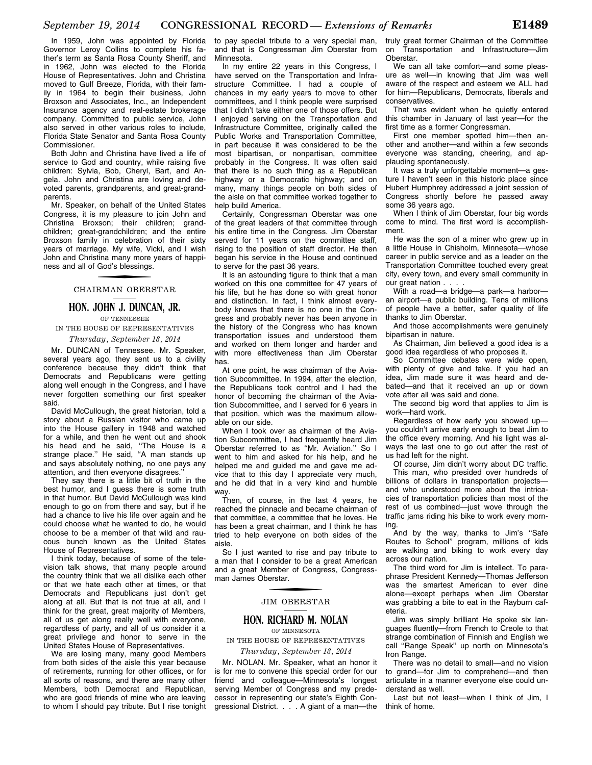In 1959, John was appointed by Florida Governor Leroy Collins to complete his father's term as Santa Rosa County Sheriff, and in 1962, John was elected to the Florida House of Representatives. John and Christina moved to Gulf Breeze, Florida, with their family in 1964 to begin their business, John Broxson and Associates, Inc., an Independent Insurance agency and real-estate brokerage company. Committed to public service, John also served in other various roles to include, Florida State Senator and Santa Rosa County Commissioner.

Both John and Christina have lived a life of service to God and country, while raising five children: Sylvia, Bob, Cheryl, Bart, and Angela. John and Christina are loving and devoted parents, grandparents, and great-grandparents.

Mr. Speaker, on behalf of the United States Congress, it is my pleasure to join John and Christina Broxson; their children; grandchildren; great-grandchildren; and the entire Broxson family in celebration of their sixty years of marriage. My wife, Vicki, and I wish John and Christina many more years of happiness and all of God's blessings.

## CHAIRMAN OBERSTAR

### HON. JOHN J. DUNCAN, JR.

OF TENNESSEE

IN THE HOUSE OF REPRESENTATIVES

*Thursday, September 18, 2014*

Mr. DUNCAN of Tennessee. Mr. Speaker, several years ago, they sent us to a civility conference because they didn't think that Democrats and Republicans were getting along well enough in the Congress, and I have never forgotten something our first speaker said.

David McCullough, the great historian, told a story about a Russian visitor who came up into the House gallery in 1948 and watched for a while, and then he went out and shook his head and he said, ''The House is a strange place.'' He said, ''A man stands up and says absolutely nothing, no one pays any attention, and then everyone disagrees.''

They say there is a little bit of truth in the best humor, and I guess there is some truth in that humor. But David McCullough was kind enough to go on from there and say, but if he had a chance to live his life over again and he could choose what he wanted to do, he would choose to be a member of that wild and raucous bunch known as the United States House of Representatives.

I think today, because of some of the television talk shows, that many people around the country think that we all dislike each other or that we hate each other at times, or that Democrats and Republicans just don't get along at all. But that is not true at all, and I think for the great, great majority of Members, all of us get along really well with everyone, regardless of party, and all of us consider it a great privilege and honor to serve in the United States House of Representatives.

We are losing many, many good Members from both sides of the aisle this year because of retirements, running for other offices, or for all sorts of reasons, and there are many other Members, both Democrat and Republican, who are good friends of mine who are leaving to whom I should pay tribute. But I rise tonight to pay special tribute to a very special man, and that is Congressman Jim Oberstar from Minnesota.

In my entire 22 years in this Congress, I have served on the Transportation and Infrastructure Committee. I had a couple of chances in my early years to move to other committees, and I think people were surprised that I didn't take either one of those offers. But I enjoyed serving on the Transportation and Infrastructure Committee, originally called the Public Works and Transportation Committee, in part because it was considered to be the most bipartisan, or nonpartisan, committee probably in the Congress. It was often said that there is no such thing as a Republican highway or a Democratic highway; and on many, many things people on both sides of the aisle on that committee worked together to help build America.

Certainly, Congressman Oberstar was one of the great leaders of that committee through his entire time in the Congress. Jim Oberstar served for 11 years on the committee staff, rising to the position of staff director. He then began his service in the House and continued to serve for the past 36 years.

It is an astounding figure to think that a man worked on this one committee for 47 years of his life, but he has done so with great honor and distinction. In fact, I think almost everybody knows that there is no one in the Congress and probably never has been anyone in the history of the Congress who has known transportation issues and understood them and worked on them longer and harder and with more effectiveness than Jim Oberstar has.

At one point, he was chairman of the Aviation Subcommittee. In 1994, after the election, the Republicans took control and I had the honor of becoming the chairman of the Aviation Subcommittee, and I served for 6 years in that position, which was the maximum allowable on our side.

When I took over as chairman of the Aviation Subcommittee, I had frequently heard Jim Oberstar referred to as ''Mr. Aviation.'' So I went to him and asked for his help, and he helped me and guided me and gave me advice that to this day I appreciate very much, and he did that in a very kind and humble way.

Then, of course, in the last 4 years, he reached the pinnacle and became chairman of that committee, a committee that he loves. He has been a great chairman, and I think he has tried to help everyone on both sides of the aisle.

So I just wanted to rise and pay tribute to a man that I consider to be a great American and a great Member of Congress, Congressman James Oberstar.

## JIM OBERSTAR

### HON. RICHARD M. NOLAN

OF MINNESOTA

IN THE HOUSE OF REPRESENTATIVES

*Thursday, September 18, 2014*

Mr. NOLAN. Mr. Speaker, what an honor it is for me to convene this special order for our friend and colleague—Minnesota's longest serving Member of Congress and my predecessor in representing our state's Eighth Congressional District. . . . A giant of a man—the truly great former Chairman of the Committee on Transportation and Infrastructure—Jim Oberstar.

We can all take comfort—and some pleasure as well—in knowing that Jim was well aware of the respect and esteem we ALL had for him—Republicans, Democrats, liberals and conservatives.

That was evident when he quietly entered this chamber in January of last year—for the first time as a former Congressman.

First one member spotted him—then another and another—and within a few seconds everyone was standing, cheering, and applauding spontaneously.

It was a truly unforgettable moment—a gesture I haven't seen in this historic place since Hubert Humphrey addressed a joint session of Congress shortly before he passed away some 36 years ago.

When I think of Jim Oberstar, four big words come to mind. The first word is accomplishment.

He was the son of a miner who grew up in a little House in Chisholm, Minnesota—whose career in public service and as a leader on the Transportation Committee touched every great city, every town, and every small community in our great nation . . . .

With a road—a bridge—a park—a harbor—an airport—a public building. Tens of millions of people have a better, safer quality of life thanks to Jim Oberstar.

And those accomplishments were genuinely bipartisan in nature.

As Chairman, Jim believed a good idea is a good idea regardless of who proposes it.

So Committee debates were wide open, with plenty of give and take. If you had an idea, Jim made sure it was heard and debated—and that it received an up or down vote after all was said and done.

The second big word that applies to Jim is work—hard work.

Regardless of how early you showed up—you couldn't arrive early enough to beat Jim to the office every morning. And his light was always the last one to go out after the rest of us had left for the night.

Of course, Jim didn't worry about DC traffic.

This man, who presided over hundreds of billions of dollars in transportation projects—and who understood more about the intricacies of transportation policies than most of the rest of us combined—just wove through the traffic jams riding his bike to work every morning.

And by the way, thanks to Jim's ''Safe Routes to School'' program, millions of kids are walking and biking to work every day across our nation.

The third word for Jim is intellect. To paraphrase President Kennedy—Thomas Jefferson was the smartest American to ever dine alone—except perhaps when Jim Oberstar was grabbing a bite to eat in the Rayburn cafeteria.

Jim was simply brilliant He spoke six languages fluently—from French to Creole to that strange combination of Finnish and English we call ''Range Speak'' up north on Minnesota's Iron Range.

There was no detail to small—and no vision to grand—for Jim to comprehend—and then articulate in a manner everyone else could understand as well.

Last but not least—when I think of Jim, I think of home.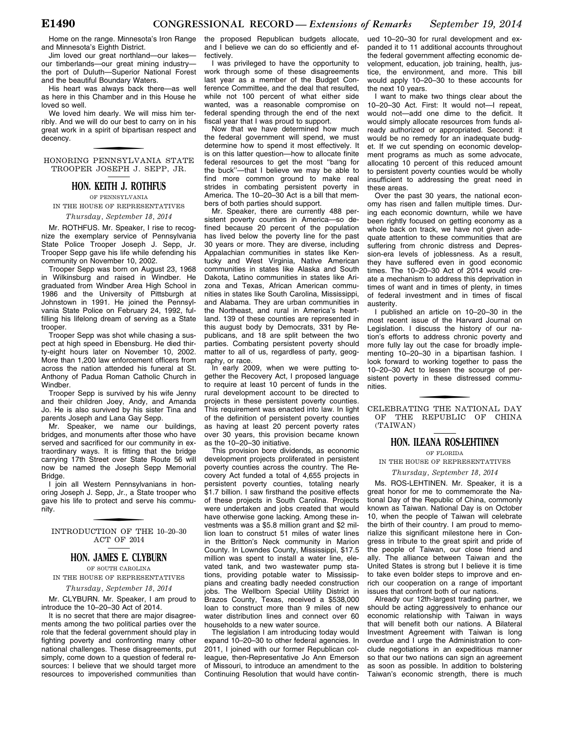Home on the range. Minnesota's Iron Range and Minnesota's Eighth District.

Jim loved our great northland—our lakes—our timberlands—our great mining industry—the port of Duluth—Superior National Forest and the beautiful Boundary Waters.

His heart was always back there—as well as here in this Chamber and in this House he loved so well.

We loved him dearly. We will miss him terribly. And we will do our best to carry on in his great work in a spirit of bipartisan respect and decency.

## HONORING PENNSYLVANIA STATE TROOPER JOSEPH J. SEPP, JR.

### HON. KEITH J. ROTHFUS

OF PENNSYLVANIA

IN THE HOUSE OF REPRESENTATIVES

*Thursday, September 18, 2014*

Mr. ROTHFUS. Mr. Speaker, I rise to recognize the exemplary service of Pennsylvania State Police Trooper Joseph J. Sepp, Jr. Trooper Sepp gave his life while defending his community on November 10, 2002.

Trooper Sepp was born on August 23, 1968 in Wilkinsburg and raised in Windber. He graduated from Windber Area High School in 1986 and the University of Pittsburgh at Johnstown in 1991. He joined the Pennsylvania State Police on February 24, 1992, fulfilling his lifelong dream of serving as a State trooper.

Trooper Sepp was shot while chasing a suspect at high speed in Ebensburg. He died thirty-eight hours later on November 10, 2002. More than 1,200 law enforcement officers from across the nation attended his funeral at St. Anthony of Padua Roman Catholic Church in Windber.

Trooper Sepp is survived by his wife Jenny and their children Joey, Andy, and Amanda Jo. He is also survived by his sister Tina and parents Joseph and Lana Gay Sepp.

Mr. Speaker, we name our buildings, bridges, and monuments after those who have served and sacrificed for our community in extraordinary ways. It is fitting that the bridge carrying 17th Street over State Route 56 will now be named the Joseph Sepp Memorial Bridge.

I join all Western Pennsylvanians in honoring Joseph J. Sepp, Jr., a State trooper who gave his life to protect and serve his community.

## INTRODUCTION OF THE 10–20–30 ACT OF 2014

### HON. JAMES E. CLYBURN

OF SOUTH CAROLINA

IN THE HOUSE OF REPRESENTATIVES

*Thursday, September 18, 2014*

Mr. CLYBURN. Mr. Speaker, I am proud to introduce the 10–20–30 Act of 2014.

It is no secret that there are major disagreements among the two political parties over the role that the federal government should play in fighting poverty and confronting many other national challenges. These disagreements, put simply, come down to a question of federal resources: I believe that we should target more resources to impoverished communities than the proposed Republican budgets allocate, and I believe we can do so efficiently and effectively.

I was privileged to have the opportunity to work through some of these disagreements last year as a member of the Budget Conference Committee, and the deal that resulted, while not 100 percent of what either side wanted, was a reasonable compromise on federal spending through the end of the next fiscal year that I was proud to support.

Now that we have determined how much the federal government will spend, we must determine how to spend it most effectively. It is on this latter question—how to allocate finite federal resources to get the most "bang for the buck"—that I believe we may be able to find more common ground to make real strides in combating persistent poverty in America. The 10–20–30 Act is a bill that members of both parties should support.

Mr. Speaker, there are currently 488 persistent poverty counties in America—so defined because 20 percent of the population has lived below the poverty line for the past 30 years or more. They are diverse, including Appalachian communities in states like Kentucky and West Virginia, Native American communities in states like Alaska and South Dakota, Latino communities in states like Arizona and Texas, African American communities in states like South Carolina, Mississippi, and Alabama. They are urban communities in the Northeast, and rural in America's heartland. 139 of these counties are represented in this august body by Democrats, 331 by Republicans, and 18 are split between the two parties. Combating persistent poverty should matter to all of us, regardless of party, geography, or race.

In early 2009, when we were putting together the Recovery Act, I proposed language to require at least 10 percent of funds in the rural development account to be directed to projects in these persistent poverty counties. This requirement was enacted into law. In light of the definition of persistent poverty counties as having at least 20 percent poverty rates over 30 years, this provision became known as the 10–20–30 initiative.

This provision bore dividends, as economic development projects proliferated in persistent poverty counties across the country. The Recovery Act funded a total of 4,655 projects in persistent poverty counties, totaling nearly $1.7 billion. I saw firsthand the positive effects of these projects in South Carolina. Projects were undertaken and jobs created that would have otherwise gone lacking. Among these investments was a $5.8 million grant and $2 million loan to construct 51 miles of water lines in the Britton's Neck community in Marion County. In Lowndes County, Mississippi, $17.5 million was spent to install a water line, elevated tank, and two wastewater pump stations, providing potable water to Mississippians and creating badly needed construction jobs. The Wellborn Special Utility District in Brazos County, Texas, received a $538,000 loan to construct more than 9 miles of new water distribution lines and connect over 60 households to a new water source.

The legislation I am introducing today would expand 10–20–30 to other federal agencies. In 2011, I joined with our former Republican colleague, then-Representative Jo Ann Emerson of Missouri, to introduce an amendment to the Continuing Resolution that would have continued 10–20–30 for rural development and expanded it to 11 additional accounts throughout the federal government affecting economic development, education, job training, health, justice, the environment, and more. This bill would apply 10–20–30 to these accounts for the next 10 years.

I want to make two things clear about the 10–20–30 Act. First: It would not—I repeat, would not—add one dime to the deficit. It would simply allocate resources from funds already authorized or appropriated. Second: it would be no remedy for an inadequate budget. If we cut spending on economic development programs as much as some advocate, allocating 10 percent of this reduced amount to persistent poverty counties would be wholly insufficient to addressing the great need in these areas.

Over the past 30 years, the national economy has risen and fallen multiple times. During each economic downturn, while we have been rightly focused on getting economy as a whole back on track, we have not given adequate attention to these communities that are suffering from chronic distress and Depression-era levels of joblessness. As a result, they have suffered even in good economic times. The 10–20–30 Act of 2014 would create a mechanism to address this deprivation in times of want and in times of plenty, in times of federal investment and in times of fiscal austerity.

I published an article on 10–20–30 in the most recent issue of the Harvard Journal on Legislation. I discuss the history of our nation's efforts to address chronic poverty and more fully lay out the case for broadly implementing 10–20–30 in a bipartisan fashion. I look forward to working together to pass the 10–20–30 Act to lessen the scourge of persistent poverty in these distressed communities.

## CELEBRATING THE NATIONAL DAY OF THE REPUBLIC OF CHINA (TAIWAN)

### HON. ILEANA ROS-LEHTINEN

OF FLORIDA

IN THE HOUSE OF REPRESENTATIVES

*Thursday, September 18, 2014*

Ms. ROS-LEHTINEN. Mr. Speaker, it is a great honor for me to commemorate the National Day of the Republic of China, commonly known as Taiwan. National Day is on October 10, when the people of Taiwan will celebrate the birth of their country. I am proud to memorialize this significant milestone here in Congress in tribute to the great spirit and pride of the people of Taiwan, our close friend and ally. The alliance between Taiwan and the United States is strong but I believe it is time to take even bolder steps to improve and enrich our cooperation on a range of important issues that confront both of our nations.

Already our 12th-largest trading partner, we should be acting aggressively to enhance our economic relationship with Taiwan in ways that will benefit both our nations. A Bilateral Investment Agreement with Taiwan is long overdue and I urge the Administration to conclude negotiations in an expeditious manner so that our two nations can sign an agreement as soon as possible. In addition to bolstering Taiwan's economic strength, there is much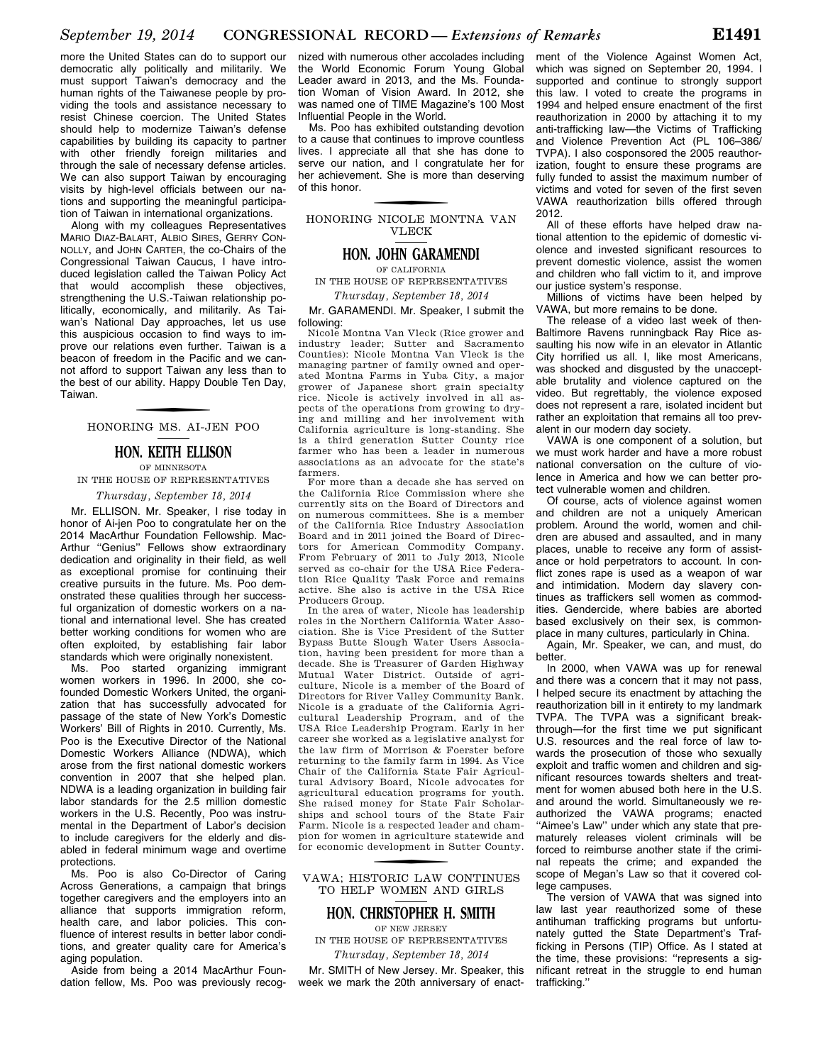more the United States can do to support our democratic ally politically and militarily. We must support Taiwan's democracy and the human rights of the Taiwanese people by providing the tools and assistance necessary to resist Chinese coercion. The United States should help to modernize Taiwan's defense capabilities by building its capacity to partner with other friendly foreign militaries and through the sale of necessary defense articles. We can also support Taiwan by encouraging visits by high-level officials between our nations and supporting the meaningful participation of Taiwan in international organizations.

Along with my colleagues Representatives MARIO DIAZ-BALART, ALBIO SIRES, GERRY CONNOLLY, and JOHN CARTER, the co-Chairs of the Congressional Taiwan Caucus, I have introduced legislation called the Taiwan Policy Act that would accomplish these objectives, strengthening the U.S.-Taiwan relationship politically, economically, and militarily. As Taiwan's National Day approaches, let us use this auspicious occasion to find ways to improve our relations even further. Taiwan is a beacon of freedom in the Pacific and we cannot afford to support Taiwan any less than to the best of our ability. Happy Double Ten Day, Taiwan.

## HONORING MS. AI-JEN POO

### HON. KEITH ELLISON

OF MINNESOTA

IN THE HOUSE OF REPRESENTATIVES

*Thursday, September 18, 2014*

Mr. ELLISON. Mr. Speaker, I rise today in honor of Ai-jen Poo to congratulate her on the 2014 MacArthur Foundation Fellowship. MacArthur "Genius" Fellows show extraordinary dedication and originality in their field, as well as exceptional promise for continuing their creative pursuits in the future. Ms. Poo demonstrated these qualities through her successful organization of domestic workers on a national and international level. She has created better working conditions for women who are often exploited, by establishing fair labor standards which were originally nonexistent.

Ms. Poo started organizing immigrant women workers in 1996. In 2000, she cofounded Domestic Workers United, the organization that has successfully advocated for passage of the state of New York's Domestic Workers' Bill of Rights in 2010. Currently, Ms. Poo is the Executive Director of the National Domestic Workers Alliance (NDWA), which arose from the first national domestic workers convention in 2007 that she helped plan. NDWA is a leading organization in building fair labor standards for the 2.5 million domestic workers in the U.S. Recently, Poo was instrumental in the Department of Labor's decision to include caregivers for the elderly and disabled in federal minimum wage and overtime protections.

Ms. Poo is also Co-Director of Caring Across Generations, a campaign that brings together caregivers and the employers into an alliance that supports immigration reform, health care, and labor policies. This confluence of interest results in better labor conditions, and greater quality care for America's aging population.

Aside from being a 2014 MacArthur Foundation fellow, Ms. Poo was previously recognized with numerous other accolades including the World Economic Forum Young Global Leader award in 2013, and the Ms. Foundation Woman of Vision Award. In 2012, she was named one of TIME Magazine's 100 Most Influential People in the World.

Ms. Poo has exhibited outstanding devotion to a cause that continues to improve countless lives. I appreciate all that she has done to serve our nation, and I congratulate her for her achievement. She is more than deserving of this honor.

## HONORING NICOLE MONTNA VAN VLECK

### HON. JOHN GARAMENDI

OF CALIFORNIA

IN THE HOUSE OF REPRESENTATIVES

*Thursday, September 18, 2014*

Mr. GARAMENDI. Mr. Speaker, I submit the following:

Nicole Montna Van Vleck (Rice grower and industry leader; Sutter and Sacramento Counties): Nicole Montna Van Vleck is the managing partner of family owned and operated Montna Farms in Yuba City, a major grower of Japanese short grain specialty rice. Nicole is actively involved in all aspects of the operations from growing to drying and milling and her involvement with California agriculture is long-standing. She is a third generation Sutter County rice farmer who has been a leader in numerous associations as an advocate for the state's farmers.

For more than a decade she has served on the California Rice Commission where she currently sits on the Board of Directors and on numerous committees. She is a member of the California Rice Industry Association Board and in 2011 joined the Board of Directors for American Commodity Company. From February of 2011 to July 2013, Nicole served as co-chair for the USA Rice Federation Rice Quality Task Force and remains active. She also is active in the USA Rice Producers Group.

In the area of water, Nicole has leadership roles in the Northern California Water Association. She is Vice President of the Sutter Bypass Butte Slough Water Users Association, having been president for more than a decade. She is Treasurer of Garden Highway Mutual Water District. Outside of agriculture, Nicole is a member of the Board of Directors for River Valley Community Bank. Nicole is a graduate of the California Agricultural Leadership Program, and of the USA Rice Leadership Program. Early in her career she worked as a legislative analyst for the law firm of Morrison & Foerster before returning to the family farm in 1994. As Vice Chair of the California State Fair Agricultural Advisory Board, Nicole advocates for agricultural education programs for youth. She raised money for State Fair Scholarships and school tours of the State Fair Farm. Nicole is a respected leader and champion for women in agriculture statewide and for economic development in Sutter County.

## VAWA; HISTORIC LAW CONTINUES TO HELP WOMEN AND GIRLS

### HON. CHRISTOPHER H. SMITH

OF NEW JERSEY

IN THE HOUSE OF REPRESENTATIVES

*Thursday, September 18, 2014*

Mr. SMITH of New Jersey. Mr. Speaker, this week we mark the 20th anniversary of enactment of the Violence Against Women Act, which was signed on September 20, 1994. I supported and continue to strongly support this law. I voted to create the programs in 1994 and helped ensure enactment of the first reauthorization in 2000 by attaching it to my anti-trafficking law—the Victims of Trafficking and Violence Prevention Act (PL 106–386/ TVPA). I also cosponsored the 2005 reauthorization, fought to ensure these programs are fully funded to assist the maximum number of victims and voted for seven of the first seven VAWA reauthorization bills offered through 2012.

All of these efforts have helped draw national attention to the epidemic of domestic violence and invested significant resources to prevent domestic violence, assist the women and children who fall victim to it, and improve our justice system's response.

Millions of victims have been helped by VAWA, but more remains to be done.

The release of a video last week of then-Baltimore Ravens runningback Ray Rice assaulting his now wife in an elevator in Atlantic City horrified us all. I, like most Americans, was shocked and disgusted by the unacceptable brutality and violence captured on the video. But regrettably, the violence exposed does not represent a rare, isolated incident but rather an exploitation that remains all too prevalent in our modern day society.

VAWA is one component of a solution, but we must work harder and have a more robust national conversation on the culture of violence in America and how we can better protect vulnerable women and children.

Of course, acts of violence against women and children are not a uniquely American problem. Around the world, women and children are abused and assaulted, and in many places, unable to receive any form of assistance or hold perpetrators to account. In conflict zones rape is used as a weapon of war and intimidation. Modern day slavery continues as traffickers sell women as commodities. Gendercide, where babies are aborted based exclusively on their sex, is commonplace in many cultures, particularly in China.

Again, Mr. Speaker, we can, and must, do better.

In 2000, when VAWA was up for renewal and there was a concern that it may not pass, I helped secure its enactment by attaching the reauthorization bill in it entirety to my landmark TVPA. The TVPA was a significant breakthrough—for the first time we put significant U.S. resources and the real force of law towards the prosecution of those who sexually exploit and traffic women and children and significant resources towards shelters and treatment for women abused both here in the U.S. and around the world. Simultaneously we reauthorized the VAWA programs; enacted "Aimee's Law" under which any state that prematurely releases violent criminals will be forced to reimburse another state if the criminal repeats the crime; and expanded the scope of Megan's Law so that it covered college campuses.

The version of VAWA that was signed into law last year reauthorized some of these antihuman trafficking programs but unfortunately gutted the State Department's Trafficking in Persons (TIP) Office. As I stated at the time, these provisions: "represents a significant retreat in the struggle to end human trafficking."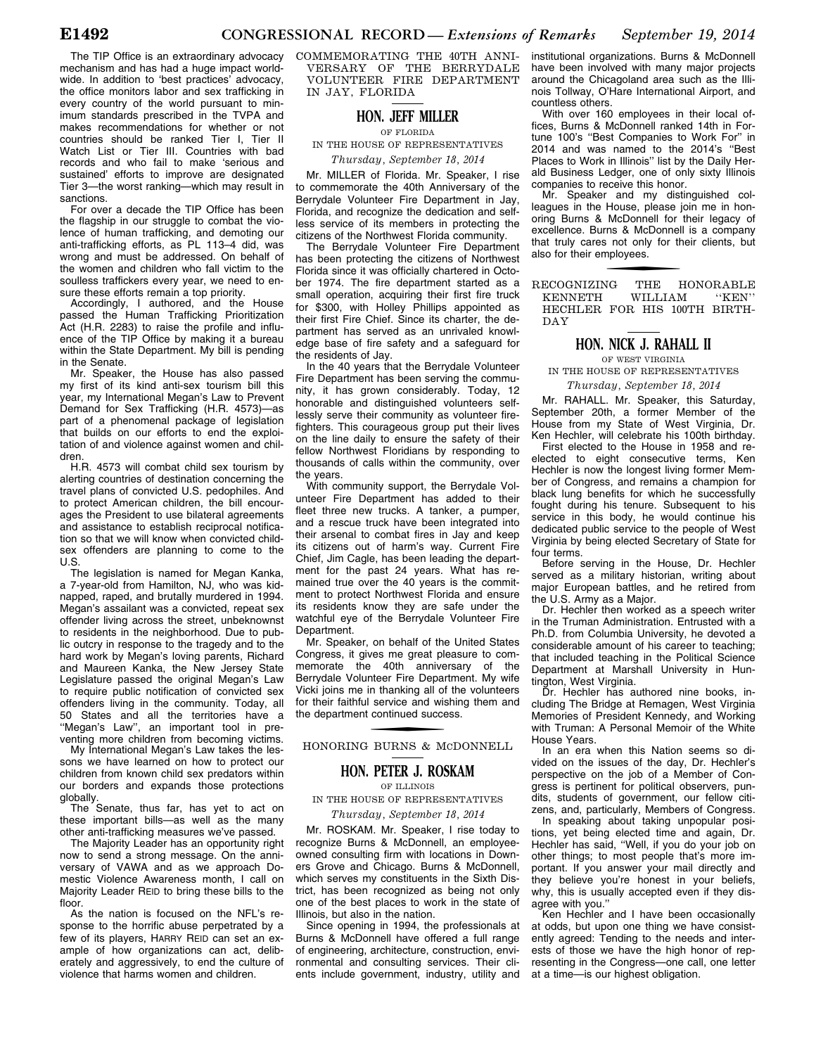The TIP Office is an extraordinary advocacy mechanism and has had a huge impact worldwide. In addition to 'best practices' advocacy, the office monitors labor and sex trafficking in every country of the world pursuant to minimum standards prescribed in the TVPA and makes recommendations for whether or not countries should be ranked Tier I, Tier II Watch List or Tier III. Countries with bad records and who fail to make 'serious and sustained' efforts to improve are designated Tier 3—the worst ranking—which may result in sanctions.

For over a decade the TIP Office has been the flagship in our struggle to combat the violence of human trafficking, and demoting our anti-trafficking efforts, as PL 113–4 did, was wrong and must be addressed. On behalf of the women and children who fall victim to the soulless traffickers every year, we need to ensure these efforts remain a top priority.

Accordingly, I authored, and the House passed the Human Trafficking Prioritization Act (H.R. 2283) to raise the profile and influence of the TIP Office by making it a bureau within the State Department. My bill is pending in the Senate.

Mr. Speaker, the House has also passed my first of its kind anti-sex tourism bill this year, my International Megan's Law to Prevent Demand for Sex Trafficking (H.R. 4573)—as part of a phenomenal package of legislation that builds on our efforts to end the exploitation of and violence against women and children.

H.R. 4573 will combat child sex tourism by alerting countries of destination concerning the travel plans of convicted U.S. pedophiles. And to protect American children, the bill encourages the President to use bilateral agreements and assistance to establish reciprocal notification so that we will know when convicted child-sex offenders are planning to come to the U.S.

The legislation is named for Megan Kanka, a 7-year-old from Hamilton, NJ, who was kidnapped, raped, and brutally murdered in 1994. Megan's assailant was a convicted, repeat sex offender living across the street, unbeknownst to residents in the neighborhood. Due to public outcry in response to the tragedy and to the hard work by Megan's loving parents, Richard and Maureen Kanka, the New Jersey State Legislature passed the original Megan's Law to require public notification of convicted sex offenders living in the community. Today, all 50 States and all the territories have a "Megan's Law", an important tool in preventing more children from becoming victims.

My International Megan's Law takes the lessons we have learned on how to protect our children from known child sex predators within our borders and expands those protections globally.

The Senate, thus far, has yet to act on these important bills—as well as the many other anti-trafficking measures we've passed.

The Majority Leader has an opportunity right now to send a strong message. On the anniversary of VAWA and as we approach Domestic Violence Awareness month, I call on Majority Leader REID to bring these bills to the floor.

As the nation is focused on the NFL's response to the horrific abuse perpetrated by a few of its players, HARRY REID can set an example of how organizations can act, deliberately and aggressively, to end the culture of violence that harms women and children.

## COMMEMORATING THE 40TH ANNIVERSARY OF THE BERRYDALE VOLUNTEER FIRE DEPARTMENT IN JAY, FLORIDA

### HON. JEFF MILLER

OF FLORIDA

IN THE HOUSE OF REPRESENTATIVES

*Thursday, September 18, 2014*

Mr. MILLER of Florida. Mr. Speaker, I rise to commemorate the 40th Anniversary of the Berrydale Volunteer Fire Department in Jay, Florida, and recognize the dedication and selfless service of its members in protecting the citizens of the Northwest Florida community.

The Berrydale Volunteer Fire Department has been protecting the citizens of Northwest Florida since it was officially chartered in October 1974. The fire department started as a small operation, acquiring their first fire truck for $300, with Holley Phillips appointed as their first Fire Chief. Since its charter, the department has served as an unrivaled knowledge base of fire safety and a safeguard for the residents of Jay.

In the 40 years that the Berrydale Volunteer Fire Department has been serving the community, it has grown considerably. Today, 12 honorable and distinguished volunteers selflessly serve their community as volunteer firefighters. This courageous group put their lives on the line daily to ensure the safety of their fellow Northwest Floridians by responding to thousands of calls within the community, over the years.

With community support, the Berrydale Volunteer Fire Department has added to their fleet three new trucks. A tanker, a pumper, and a rescue truck have been integrated into their arsenal to combat fires in Jay and keep its citizens out of harm's way. Current Fire Chief, Jim Cagle, has been leading the department for the past 24 years. What has remained true over the 40 years is the commitment to protect Northwest Florida and ensure its residents know they are safe under the watchful eye of the Berrydale Volunteer Fire Department.

Mr. Speaker, on behalf of the United States Congress, it gives me great pleasure to commemorate the 40th anniversary of the Berrydale Volunteer Fire Department. My wife Vicki joins me in thanking all of the volunteers for their faithful service and wishing them and the department continued success.

## HONORING BURNS & McDONNELL

### HON. PETER J. ROSKAM

OF ILLINOIS

IN THE HOUSE OF REPRESENTATIVES

*Thursday, September 18, 2014*

Mr. ROSKAM. Mr. Speaker, I rise today to recognize Burns & McDonnell, an employee-owned consulting firm with locations in Downers Grove and Chicago. Burns & McDonnell, which serves my constituents in the Sixth District, has been recognized as being not only one of the best places to work in the state of Illinois, but also in the nation.

Since opening in 1994, the professionals at Burns & McDonnell have offered a full range of engineering, architecture, construction, environmental and consulting services. Their clients include government, industry, utility and institutional organizations. Burns & McDonnell have been involved with many major projects around the Chicagoland area such as the Illinois Tollway, O'Hare International Airport, and countless others.

With over 160 employees in their local offices, Burns & McDonnell ranked 14th in Fortune 100's "Best Companies to Work For" in 2014 and was named to the 2014's "Best Places to Work in Illinois" list by the Daily Herald Business Ledger, one of only sixty Illinois companies to receive this honor.

Mr. Speaker and my distinguished colleagues in the House, please join me in honoring Burns & McDonnell for their legacy of excellence. Burns & McDonnell is a company that truly cares not only for their clients, but also for their employees.

## RECOGNIZING THE HONORABLE KENNETH WILLIAM "KEN" HECHLER FOR HIS 100TH BIRTHDAY

### HON. NICK J. RAHALL II

OF WEST VIRGINIA

IN THE HOUSE OF REPRESENTATIVES

*Thursday, September 18, 2014*

Mr. RAHALL. Mr. Speaker, this Saturday, September 20th, a former Member of the House from my State of West Virginia, Dr. Ken Hechler, will celebrate his 100th birthday.

First elected to the House in 1958 and reelected to eight consecutive terms, Ken Hechler is now the longest living former Member of Congress, and remains a champion for black lung benefits for which he successfully fought during his tenure. Subsequent to his service in this body, he would continue his dedicated public service to the people of West Virginia by being elected Secretary of State for four terms.

Before serving in the House, Dr. Hechler served as a military historian, writing about major European battles, and he retired from the U.S. Army as a Major.

Dr. Hechler then worked as a speech writer in the Truman Administration. Entrusted with a Ph.D. from Columbia University, he devoted a considerable amount of his career to teaching; that included teaching in the Political Science Department at Marshall University in Huntington, West Virginia.

Dr. Hechler has authored nine books, including The Bridge at Remagen, West Virginia Memories of President Kennedy, and Working with Truman: A Personal Memoir of the White House Years.

In an era when this Nation seems so divided on the issues of the day, Dr. Hechler's perspective on the job of a Member of Congress is pertinent for political observers, pundits, students of government, our fellow citizens, and, particularly, Members of Congress.

In speaking about taking unpopular positions, yet being elected time and again, Dr. Hechler has said, "Well, if you do your job on other things; to most people that's more important. If you answer your mail directly and they believe you're honest in your beliefs, why, this is usually accepted even if they disagree with you."

Ken Hechler and I have been occasionally at odds, but upon one thing we have consistently agreed: Tending to the needs and interests of those we have the high honor of representing in the Congress—one call, one letter at a time—is our highest obligation.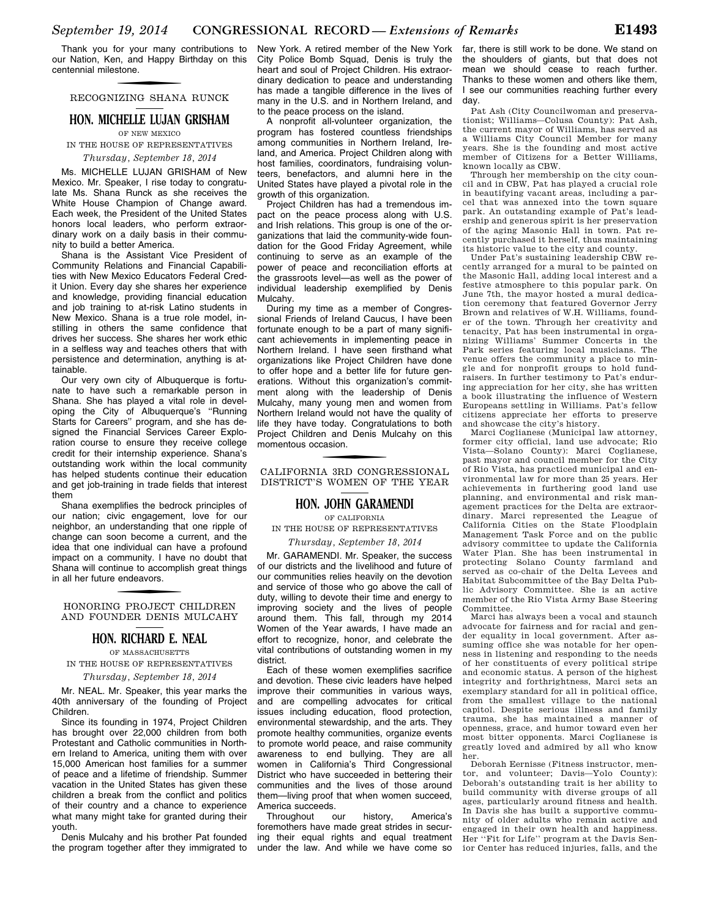Thank you for your many contributions to our Nation, Ken, and Happy Birthday on this centennial milestone.

## RECOGNIZING SHANA RUNCK

### HON. MICHELLE LUJAN GRISHAM

OF NEW MEXICO

IN THE HOUSE OF REPRESENTATIVES

*Thursday, September 18, 2014*

Ms. MICHELLE LUJAN GRISHAM of New Mexico. Mr. Speaker, I rise today to congratulate Ms. Shana Runck as she receives the White House Champion of Change award. Each week, the President of the United States honors local leaders, who perform extraordinary work on a daily basis in their community to build a better America.

Shana is the Assistant Vice President of Community Relations and Financial Capabilities with New Mexico Educators Federal Credit Union. Every day she shares her experience and knowledge, providing financial education and job training to at-risk Latino students in New Mexico. Shana is a true role model, instilling in others the same confidence that drives her success. She shares her work ethic in a selfless way and teaches others that with persistence and determination, anything is attainable.

Our very own city of Albuquerque is fortunate to have such a remarkable person in Shana. She has played a vital role in developing the City of Albuquerque's ''Running Starts for Careers'' program, and she has designed the Financial Services Career Exploration course to ensure they receive college credit for their internship experience. Shana's outstanding work within the local community has helped students continue their education and get job-training in trade fields that interest them

Shana exemplifies the bedrock principles of our nation; civic engagement, love for our neighbor, an understanding that one ripple of change can soon become a current, and the idea that one individual can have a profound impact on a community. I have no doubt that Shana will continue to accomplish great things in all her future endeavors.

## HONORING PROJECT CHILDREN AND FOUNDER DENIS MULCAHY

### HON. RICHARD E. NEAL

OF MASSACHUSETTS

IN THE HOUSE OF REPRESENTATIVES

*Thursday, September 18, 2014*

Mr. NEAL. Mr. Speaker, this year marks the 40th anniversary of the founding of Project Children.

Since its founding in 1974, Project Children has brought over 22,000 children from both Protestant and Catholic communities in Northern Ireland to America, uniting them with over 15,000 American host families for a summer of peace and a lifetime of friendship. Summer vacation in the United States has given these children a break from the conflict and politics of their country and a chance to experience what many might take for granted during their youth.

Denis Mulcahy and his brother Pat founded the program together after they immigrated to New York. A retired member of the New York City Police Bomb Squad, Denis is truly the heart and soul of Project Children. His extraordinary dedication to peace and understanding has made a tangible difference in the lives of many in the U.S. and in Northern Ireland, and to the peace process on the island.

A nonprofit all-volunteer organization, the program has fostered countless friendships among communities in Northern Ireland, Ireland, and America. Project Children along with host families, coordinators, fundraising volunteers, benefactors, and alumni here in the United States have played a pivotal role in the growth of this organization.

Project Children has had a tremendous impact on the peace process along with U.S. and Irish relations. This group is one of the organizations that laid the community-wide foundation for the Good Friday Agreement, while continuing to serve as an example of the power of peace and reconciliation efforts at the grassroots level—as well as the power of individual leadership exemplified by Denis Mulcahy.

During my time as a member of Congressional Friends of Ireland Caucus, I have been fortunate enough to be a part of many significant achievements in implementing peace in Northern Ireland. I have seen firsthand what organizations like Project Children have done to offer hope and a better life for future generations. Without this organization's commitment along with the leadership of Denis Mulcahy, many young men and women from Northern Ireland would not have the quality of life they have today. Congratulations to both Project Children and Denis Mulcahy on this momentous occasion.

## CALIFORNIA 3RD CONGRESSIONAL DISTRICT'S WOMEN OF THE YEAR

### HON. JOHN GARAMENDI

OF CALIFORNIA

IN THE HOUSE OF REPRESENTATIVES

*Thursday, September 18, 2014*

Mr. GARAMENDI. Mr. Speaker, the success of our districts and the livelihood and future of our communities relies heavily on the devotion and service of those who go above the call of duty, willing to devote their time and energy to improving society and the lives of people around them. This fall, through my 2014 Women of the Year awards, I have made an effort to recognize, honor, and celebrate the vital contributions of outstanding women in my district.

Each of these women exemplifies sacrifice and devotion. These civic leaders have helped improve their communities in various ways, and are compelling advocates for critical issues including education, flood protection, environmental stewardship, and the arts. They promote healthy communities, organize events to promote world peace, and raise community awareness to end bullying. They are all women in California's Third Congressional District who have succeeded in bettering their communities and the lives of those around them—living proof that when women succeed, America succeeds.

Throughout our history, America's foremothers have made great strides in securing their equal rights and equal treatment under the law. And while we have come so far, there is still work to be done. We stand on the shoulders of giants, but that does not mean we should cease to reach further. Thanks to these women and others like them, I see our communities reaching further every day.

Pat Ash (City Councilwoman and preservationist; Williams—Colusa County): Pat Ash, the current mayor of Williams, has served as a Williams City Council Member for many years. She is the founding and most active member of Citizens for a Better Williams, known locally as CBW.

Through her membership on the city council and in CBW, Pat has played a crucial role in beautifying vacant areas, including a parcel that was annexed into the town square park. An outstanding example of Pat's leadership and generous spirit is her preservation of the aging Masonic Hall in town. Pat recently purchased it herself, thus maintaining its historic value to the city and county.

Under Pat's sustaining leadership CBW recently arranged for a mural to be painted on the Masonic Hall, adding local interest and a festive atmosphere to this popular park. On June 7th, the mayor hosted a mural dedication ceremony that featured Governor Jerry Brown and relatives of W.H. Williams, founder of the town. Through her creativity and tenacity, Pat has been instrumental in organizing Williams' Summer Concerts in the Park series featuring local musicians. The venue offers the community a place to mingle and for nonprofit groups to hold fundraisers. In further testimony to Pat's enduring appreciation for her city, she has written a book illustrating the influence of Western Europeans settling in Williams. Pat's fellow citizens appreciate her efforts to preserve and showcase the city's history.

Marci Coglianese (Municipal law attorney, former city official, land use advocate; Rio Vista—Solano County): Marci Coglianese, past mayor and council member for the City of Rio Vista, has practiced municipal and environmental law for more than 25 years. Her achievements in furthering good land use planning, and environmental and risk management practices for the Delta are extraordinary. Marci represented the League of California Cities on the State Floodplain Management Task Force and on the public advisory committee to update the California Water Plan. She has been instrumental in protecting Solano County farmland and served as co-chair of the Delta Levees and Habitat Subcommittee of the Bay Delta Public Advisory Committee. She is an active member of the Rio Vista Army Base Steering Committee.

Marci has always been a vocal and staunch advocate for fairness and for racial and gender equality in local government. After assuming office she was notable for her openness in listening and responding to the needs of her constituents of every political stripe and economic status. A person of the highest integrity and forthrightness, Marci sets an exemplary standard for all in political office, from the smallest village to the national capitol. Despite serious illness and family trauma, she has maintained a manner of openness, grace, and humor toward even her most bitter opponents. Marci Coglianese is greatly loved and admired by all who know her.

Deborah Eernisse (Fitness instructor, mentor, and volunteer; Davis—Yolo County): Deborah's outstanding trait is her ability to build community with diverse groups of all ages, particularly around fitness and health. In Davis she has built a supportive community of older adults who remain active and engaged in their own health and happiness. Her ''Fit for Life'' program at the Davis Senior Center has reduced injuries, falls, and the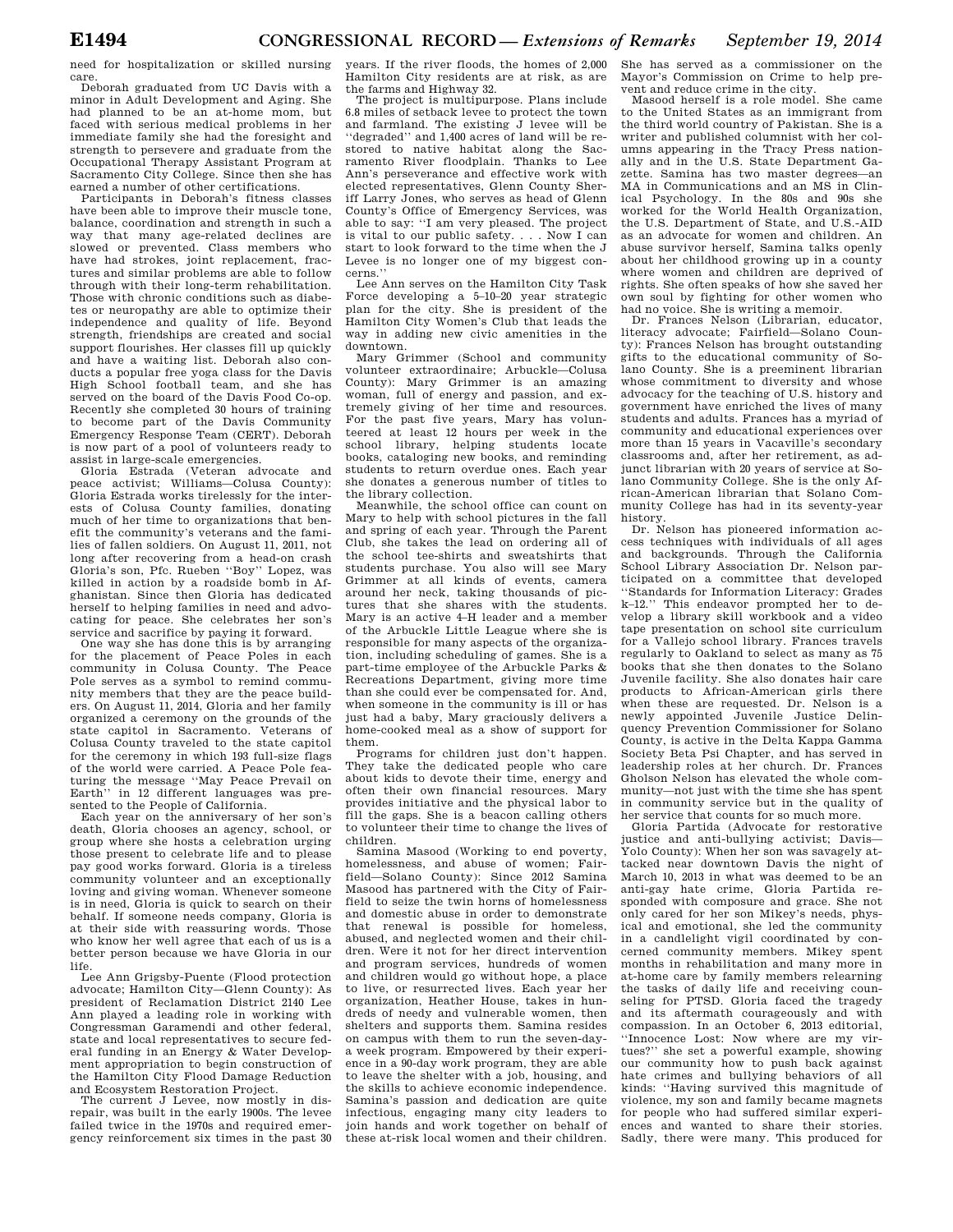need for hospitalization or skilled nursing care.

Deborah graduated from UC Davis with a minor in Adult Development and Aging. She had planned to be an at-home mom, but faced with serious medical problems in her immediate family she had the foresight and strength to persevere and graduate from the Occupational Therapy Assistant Program at Sacramento City College. Since then she has earned a number of other certifications.

Participants in Deborah's fitness classes have been able to improve their muscle tone, balance, coordination and strength in such a way that many age-related declines are slowed or prevented. Class members who have had strokes, joint replacement, fractures and similar problems are able to follow through with their long-term rehabilitation. Those with chronic conditions such as diabetes or neuropathy are able to optimize their independence and quality of life. Beyond strength, friendships are created and social support flourishes. Her classes fill up quickly and have a waiting list. Deborah also conducts a popular free yoga class for the Davis High School football team, and she has served on the board of the Davis Food Co-op. Recently she completed 30 hours of training to become part of the Davis Community Emergency Response Team (CERT). Deborah is now part of a pool of volunteers ready to assist in large-scale emergencies.

Gloria Estrada (Veteran advocate and peace activist; Williams—Colusa County): Gloria Estrada works tirelessly for the interests of Colusa County families, donating much of her time to organizations that benefit the community's veterans and the families of fallen soldiers. On August 11, 2011, not long after recovering from a head-on crash Gloria's son, Pfc. Rueben ''Boy'' Lopez, was killed in action by a roadside bomb in Afghanistan. Since then Gloria has dedicated herself to helping families in need and advocating for peace. She celebrates her son's service and sacrifice by paying it forward.

One way she has done this is by arranging for the placement of Peace Poles in each community in Colusa County. The Peace Pole serves as a symbol to remind community members that they are the peace builders. On August 11, 2014, Gloria and her family organized a ceremony on the grounds of the state capitol in Sacramento. Veterans of Colusa County traveled to the state capitol for the ceremony in which 193 full-size flags of the world were carried. A Peace Pole featuring the message ''May Peace Prevail on Earth'' in 12 different languages was presented to the People of California.

Each year on the anniversary of her son's death, Gloria chooses an agency, school, or group where she hosts a celebration urging those present to celebrate life and to please pay good works forward. Gloria is a tireless community volunteer and an exceptionally loving and giving woman. Whenever someone is in need, Gloria is quick to search on their behalf. If someone needs company, Gloria is at their side with reassuring words. Those who know her well agree that each of us is a better person because we have Gloria in our life.

Lee Ann Grigsby-Puente (Flood protection advocate; Hamilton City—Glenn County): As president of Reclamation District 2140 Lee Ann played a leading role in working with Congressman Garamendi and other federal, state and local representatives to secure federal funding in an Energy & Water Development appropriation to begin construction of the Hamilton City Flood Damage Reduction and Ecosystem Restoration Project.

The current J Levee, now mostly in disrepair, was built in the early 1900s. The levee failed twice in the 1970s and required emergency reinforcement six times in the past 30 years. If the river floods, the homes of 2,000 Hamilton City residents are at risk, as are the farms and Highway 32.

The project is multipurpose. Plans include 6.8 miles of setback levee to protect the town and farmland. The existing J levee will be ''degraded'' and 1,400 acres of land will be restored to native habitat along the Sacramento River floodplain. Thanks to Lee Ann's perseverance and effective work with elected representatives, Glenn County Sheriff Larry Jones, who serves as head of Glenn County's Office of Emergency Services, was able to say: ''I am very pleased. The project is vital to our public safety. . . . Now I can start to look forward to the time when the J Levee is no longer one of my biggest concerns.''

Lee Ann serves on the Hamilton City Task Force developing a 5–10–20 year strategic plan for the city. She is president of the Hamilton City Women's Club that leads the way in adding new civic amenities in the downtown.

Mary Grimmer (School and community volunteer extraordinaire; Arbuckle—Colusa County): Mary Grimmer is an amazing woman, full of energy and passion, and extremely giving of her time and resources. For the past five years, Mary has volunteered at least 12 hours per week in the school library, helping students locate books, cataloging new books, and reminding students to return overdue ones. Each year she donates a generous number of titles to the library collection.

Meanwhile, the school office can count on Mary to help with school pictures in the fall and spring of each year. Through the Parent Club, she takes the lead on ordering all of the school tee-shirts and sweatshirts that students purchase. You also will see Mary Grimmer at all kinds of events, camera around her neck, taking thousands of pictures that she shares with the students. Mary is an active 4–H leader and a member of the Arbuckle Little League where she is responsible for many aspects of the organization, including scheduling of games. She is a part-time employee of the Arbuckle Parks & Recreations Department, giving more time than she could ever be compensated for. And, when someone in the community is ill or has just had a baby, Mary graciously delivers a home-cooked meal as a show of support for them.

Programs for children just don't happen. They take the dedicated people who care about kids to devote their time, energy and often their own financial resources. Mary provides initiative and the physical labor to fill the gaps. She is a beacon calling others to volunteer their time to change the lives of children.

Samina Masood (Working to end poverty, homelessness, and abuse of women; Fairfield—Solano County): Since 2012 Samina Masood has partnered with the City of Fairfield to seize the twin horns of homelessness and domestic abuse in order to demonstrate that renewal is possible for homeless, abused, and neglected women and their children. Were it not for her direct intervention and program services, hundreds of women and children would go without hope, a place to live, or resurrected lives. Each year her organization, Heather House, takes in hundreds of needy and vulnerable women, then shelters and supports them. Samina resides on campus with them to run the seven-day-a week program. Empowered by their experience in a 90-day work program, they are able to leave the shelter with a job, housing, and the skills to achieve economic independence. Samina's passion and dedication are quite infectious, engaging many city leaders to join hands and work together on behalf of these at-risk local women and their children. She has served as a commissioner on the Mayor's Commission on Crime to help prevent and reduce crime in the city.

Masood herself is a role model. She came to the United States as an immigrant from the third world country of Pakistan. She is a writer and published columnist with her columns appearing in the Tracy Press nationally and in the U.S. State Department Gazette. Samina has two master degrees—an MA in Communications and an MS in Clinical Psychology. In the 80s and 90s she worked for the World Health Organization, the U.S. Department of State, and U.S.-AID as an advocate for women and children. An abuse survivor herself, Samina talks openly about her childhood growing up in a county where women and children are deprived of rights. She often speaks of how she saved her own soul by fighting for other women who had no voice. She is writing a memoir.

Dr. Frances Nelson (Librarian, educator, literacy advocate; Fairfield—Solano County): Frances Nelson has brought outstanding gifts to the educational community of Solano County. She is a preeminent librarian whose commitment to diversity and whose advocacy for the teaching of U.S. history and government have enriched the lives of many students and adults. Frances has a myriad of community and educational experiences over more than 15 years in Vacaville's secondary classrooms and, after her retirement, as adjunct librarian with 20 years of service at Solano Community College. She is the only African-American librarian that Solano Community College has had in its seventy-year history.

Dr. Nelson has pioneered information access techniques with individuals of all ages and backgrounds. Through the California School Library Association Dr. Nelson participated on a committee that developed ''Standards for Information Literacy: Grades k–12.'' This endeavor prompted her to develop a library skill workbook and a video tape presentation on school site curriculum for a Vallejo school library. Frances travels regularly to Oakland to select as many as 75 books that she then donates to the Solano Juvenile facility. She also donates hair care products to African-American girls there when these are requested. Dr. Nelson is a newly appointed Juvenile Justice Delinquency Prevention Commissioner for Solano County, is active in the Delta Kappa Gamma Society Beta Psi Chapter, and has served in leadership roles at her church. Dr. Frances Gholson Nelson has elevated the whole community—not just with the time she has spent in community service but in the quality of her service that counts for so much more.

Gloria Partida (Advocate for restorative justice and anti-bullying activist; Davis—Yolo County): When her son was savagely attacked near downtown Davis the night of March 10, 2013 in what was deemed to be an anti-gay hate crime, Gloria Partida responded with composure and grace. She not only cared for her son Mikey's needs, physical and emotional, she led the community in a candlelight vigil coordinated by concerned community members. Mikey spent months in rehabilitation and many more in at-home care by family members relearning the tasks of daily life and receiving counseling for PTSD. Gloria faced the tragedy and its aftermath courageously and with compassion. In an October 6, 2013 editorial, ''Innocence Lost: Now where are my virtues?'' she set a powerful example, showing our community how to push back against hate crimes and bullying behaviors of all kinds: ''Having survived this magnitude of violence, my son and family became magnets for people who had suffered similar experiences and wanted to share their stories. Sadly, there were many. This produced for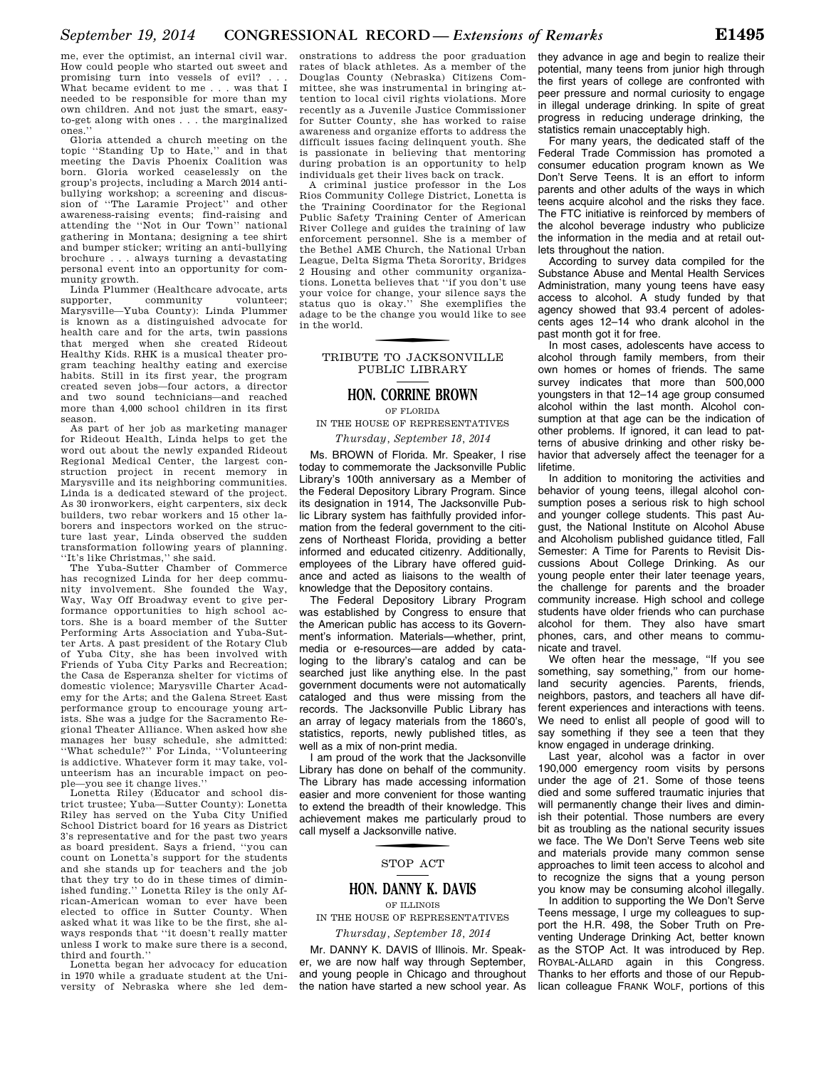me, ever the optimist, an internal civil war. How could people who started out sweet and promising turn into vessels of evil? . . . What became evident to me . . . was that I needed to be responsible for more than my own children. And not just the smart, easy-to-get along with ones . . . the marginalized ones.''

Gloria attended a church meeting on the topic ''Standing Up to Hate,'' and in that meeting the Davis Phoenix Coalition was born. Gloria worked ceaselessly on the group's projects, including a March 2014 anti-bullying workshop; a screening and discussion of ''The Laramie Project'' and other awareness-raising events; find-raising and attending the ''Not in Our Town'' national gathering in Montana; designing a tee shirt and bumper sticker; writing an anti-bullying brochure . . . always turning a devastating personal event into an opportunity for community growth.

Linda Plummer (Healthcare advocate, arts supporter, community volunteer; Marysville—Yuba County): Linda Plummer is known as a distinguished advocate for health care and for the arts, twin passions that merged when she created Rideout Healthy Kids. RHK is a musical theater program teaching healthy eating and exercise habits. Still in its first year, the program created seven jobs—four actors, a director and two sound technicians—and reached more than 4,000 school children in its first season.

As part of her job as marketing manager for Rideout Health, Linda helps to get the word out about the newly expanded Rideout Regional Medical Center, the largest construction project in recent memory in Marysville and its neighboring communities. Linda is a dedicated steward of the project. As 30 ironworkers, eight carpenters, six deck builders, two rebar workers and 15 other laborers and inspectors worked on the structure last year, Linda observed the sudden transformation following years of planning. ''It's like Christmas,'' she said.

The Yuba-Sutter Chamber of Commerce has recognized Linda for her deep community involvement. She founded the Way, Way, Way Off Broadway event to give performance opportunities to high school actors. She is a board member of the Sutter Performing Arts Association and Yuba-Sutter Arts. A past president of the Rotary Club of Yuba City, she has been involved with Friends of Yuba City Parks and Recreation; the Casa de Esperanza shelter for victims of domestic violence; Marysville Charter Academy for the Arts; and the Galena Street East performance group to encourage young artists. She was a judge for the Sacramento Regional Theater Alliance. When asked how she manages her busy schedule, she admitted: ''What schedule?'' For Linda, ''Volunteering is addictive. Whatever form it may take, volunteerism has an incurable impact on people—you see it change lives.''

Lonetta Riley (Educator and school district trustee; Yuba—Sutter County): Lonetta Riley has served on the Yuba City Unified School District board for 16 years as District 3's representative and for the past two years as board president. Says a friend, ''you can count on Lonetta's support for the students and she stands up for teachers and the job that they try to do in these times of diminished funding.'' Lonetta Riley is the only African-American woman to ever have been elected to office in Sutter County. When asked what it was like to be the first, she always responds that ''it doesn't really matter unless I work to make sure there is a second, third and fourth.''

Lonetta began her advocacy for education in 1970 while a graduate student at the University of Nebraska where she led demonstrations to address the poor graduation rates of black athletes. As a member of the Douglas County (Nebraska) Citizens Committee, she was instrumental in bringing attention to local civil rights violations. More recently as a Juvenile Justice Commissioner for Sutter County, she has worked to raise awareness and organize efforts to address the difficult issues facing delinquent youth. She is passionate in believing that mentoring during probation is an opportunity to help individuals get their lives back on track.

A criminal justice professor in the Los Rios Community College District, Lonetta is the Training Coordinator for the Regional Public Safety Training Center of American River College and guides the training of law enforcement personnel. She is a member of the Bethel AME Church, the National Urban League, Delta Sigma Theta Sorority, Bridges 2 Housing and other community organizations. Lonetta believes that ''if you don't use your voice for change, your silence says the status quo is okay.'' She exemplifies the adage to be the change you would like to see in the world.

## TRIBUTE TO JACKSONVILLE PUBLIC LIBRARY

### HON. CORRINE BROWN

OF FLORIDA

IN THE HOUSE OF REPRESENTATIVES

*Thursday, September 18, 2014*

Ms. BROWN of Florida. Mr. Speaker, I rise today to commemorate the Jacksonville Public Library's 100th anniversary as a Member of the Federal Depository Library Program. Since its designation in 1914, The Jacksonville Public Library system has faithfully provided information from the federal government to the citizens of Northeast Florida, providing a better informed and educated citizenry. Additionally, employees of the Library have offered guidance and acted as liaisons to the wealth of knowledge that the Depository contains.

The Federal Depository Library Program was established by Congress to ensure that the American public has access to its Government's information. Materials—whether, print, media or e-resources—are added by cataloging to the library's catalog and can be searched just like anything else. In the past government documents were not automatically cataloged and thus were missing from the records. The Jacksonville Public Library has an array of legacy materials from the 1860's, statistics, reports, newly published titles, as well as a mix of non-print media.

I am proud of the work that the Jacksonville Library has done on behalf of the community. The Library has made accessing information easier and more convenient for those wanting to extend the breadth of their knowledge. This achievement makes me particularly proud to call myself a Jacksonville native.

## STOP ACT

### HON. DANNY K. DAVIS

OF ILLINOIS

IN THE HOUSE OF REPRESENTATIVES

*Thursday, September 18, 2014*

Mr. DANNY K. DAVIS of Illinois. Mr. Speaker, we are now half way through September, and young people in Chicago and throughout the nation have started a new school year. As they advance in age and begin to realize their potential, many teens from junior high through the first years of college are confronted with peer pressure and normal curiosity to engage in illegal underage drinking. In spite of great progress in reducing underage drinking, the statistics remain unacceptably high.

For many years, the dedicated staff of the Federal Trade Commission has promoted a consumer education program known as We Don't Serve Teens. It is an effort to inform parents and other adults of the ways in which teens acquire alcohol and the risks they face. The FTC initiative is reinforced by members of the alcohol beverage industry who publicize the information in the media and at retail outlets throughout the nation.

According to survey data compiled for the Substance Abuse and Mental Health Services Administration, many young teens have easy access to alcohol. A study funded by that agency showed that 93.4 percent of adolescents ages 12–14 who drank alcohol in the past month got it for free.

In most cases, adolescents have access to alcohol through family members, from their own homes or homes of friends. The same survey indicates that more than 500,000 youngsters in that 12–14 age group consumed alcohol within the last month. Alcohol consumption at that age can be the indication of other problems. If ignored, it can lead to patterns of abusive drinking and other risky behavior that adversely affect the teenager for a lifetime.

In addition to monitoring the activities and behavior of young teens, illegal alcohol consumption poses a serious risk to high school and younger college students. This past August, the National Institute on Alcohol Abuse and Alcoholism published guidance titled, Fall Semester: A Time for Parents to Revisit Discussions About College Drinking. As our young people enter their later teenage years, the challenge for parents and the broader community increase. High school and college students have older friends who can purchase alcohol for them. They also have smart phones, cars, and other means to communicate and travel.

We often hear the message, ''If you see something, say something,'' from our homeland security agencies. Parents, friends, neighbors, pastors, and teachers all have different experiences and interactions with teens. We need to enlist all people of good will to say something if they see a teen that they know engaged in underage drinking.

Last year, alcohol was a factor in over 190,000 emergency room visits by persons under the age of 21. Some of those teens died and some suffered traumatic injuries that will permanently change their lives and diminish their potential. Those numbers are every bit as troubling as the national security issues we face. The We Don't Serve Teens web site and materials provide many common sense approaches to limit teen access to alcohol and to recognize the signs that a young person you know may be consuming alcohol illegally.

In addition to supporting the We Don't Serve Teens message, I urge my colleagues to support the H.R. 498, the Sober Truth on Preventing Underage Drinking Act, better known as the STOP Act. It was introduced by Rep. ROYBAL-ALLARD again in this Congress. Thanks to her efforts and those of our Republican colleague FRANK WOLF, portions of this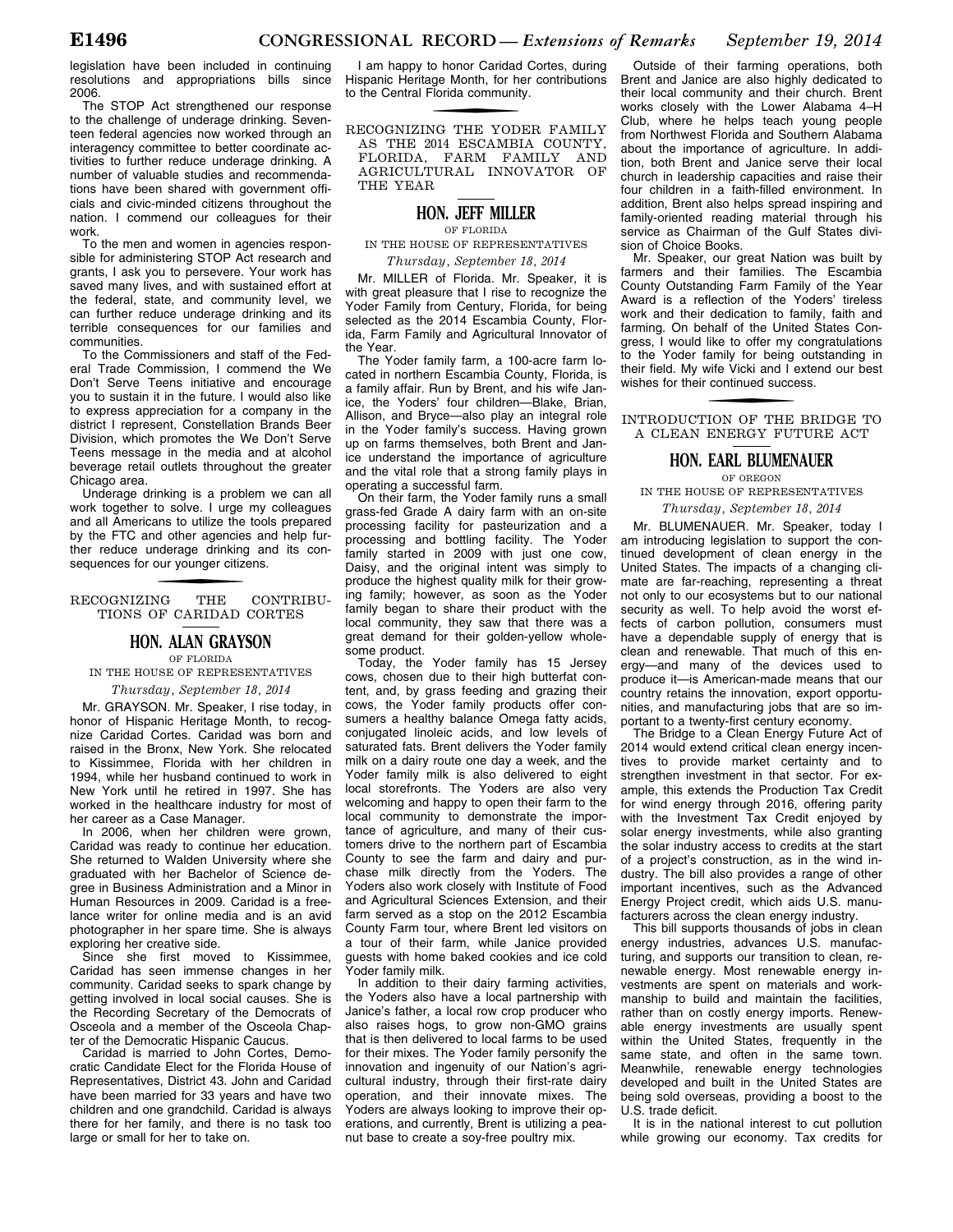legislation have been included in continuing resolutions and appropriations bills since 2006.

The STOP Act strengthened our response to the challenge of underage drinking. Seventeen federal agencies now worked through an interagency committee to better coordinate activities to further reduce underage drinking. A number of valuable studies and recommendations have been shared with government officials and civic-minded citizens throughout the nation. I commend our colleagues for their work.

To the men and women in agencies responsible for administering STOP Act research and grants, I ask you to persevere. Your work has saved many lives, and with sustained effort at the federal, state, and community level, we can further reduce underage drinking and its terrible consequences for our families and communities.

To the Commissioners and staff of the Federal Trade Commission, I commend the We Don't Serve Teens initiative and encourage you to sustain it in the future. I would also like to express appreciation for a company in the district I represent, Constellation Brands Beer Division, which promotes the We Don't Serve Teens message in the media and at alcohol beverage retail outlets throughout the greater Chicago area.

Underage drinking is a problem we can all work together to solve. I urge my colleagues and all Americans to utilize the tools prepared by the FTC and other agencies and help further reduce underage drinking and its consequences for our younger citizens.

## RECOGNIZING THE CONTRIBUTIONS OF CARIDAD CORTES

### HON. ALAN GRAYSON

OF FLORIDA

IN THE HOUSE OF REPRESENTATIVES

*Thursday, September 18, 2014*

Mr. GRAYSON. Mr. Speaker, I rise today, in honor of Hispanic Heritage Month, to recognize Caridad Cortes. Caridad was born and raised in the Bronx, New York. She relocated to Kissimmee, Florida with her children in 1994, while her husband continued to work in New York until he retired in 1997. She has worked in the healthcare industry for most of her career as a Case Manager.

In 2006, when her children were grown, Caridad was ready to continue her education. She returned to Walden University where she graduated with her Bachelor of Science degree in Business Administration and a Minor in Human Resources in 2009. Caridad is a freelance writer for online media and is an avid photographer in her spare time. She is always exploring her creative side.

Since she first moved to Kissimmee, Caridad has seen immense changes in her community. Caridad seeks to spark change by getting involved in local social causes. She is the Recording Secretary of the Democrats of Osceola and a member of the Osceola Chapter of the Democratic Hispanic Caucus.

Caridad is married to John Cortes, Democratic Candidate Elect for the Florida House of Representatives, District 43. John and Caridad have been married for 33 years and have two children and one grandchild. Caridad is always there for her family, and there is no task too large or small for her to take on.

I am happy to honor Caridad Cortes, during Hispanic Heritage Month, for her contributions to the Central Florida community.

## RECOGNIZING THE YODER FAMILY AS THE 2014 ESCAMBIA COUNTY, FLORIDA, FARM FAMILY AND AGRICULTURAL INNOVATOR OF THE YEAR

### HON. JEFF MILLER

OF FLORIDA

IN THE HOUSE OF REPRESENTATIVES

*Thursday, September 18, 2014*

Mr. MILLER of Florida. Mr. Speaker, it is with great pleasure that I rise to recognize the Yoder Family from Century, Florida, for being selected as the 2014 Escambia County, Florida, Farm Family and Agricultural Innovator of the Year.

The Yoder family farm, a 100-acre farm located in northern Escambia County, Florida, is a family affair. Run by Brent, and his wife Janice, the Yoders' four children—Blake, Brian, Allison, and Bryce—also play an integral role in the Yoder family's success. Having grown up on farms themselves, both Brent and Janice understand the importance of agriculture and the vital role that a strong family plays in operating a successful farm.

On their farm, the Yoder family runs a small grass-fed Grade A dairy farm with an on-site processing facility for pasteurization and a processing and bottling facility. The Yoder family started in 2009 with just one cow, Daisy, and the original intent was simply to produce the highest quality milk for their growing family; however, as soon as the Yoder family began to share their product with the local community, they saw that there was a great demand for their golden-yellow wholesome product.

Today, the Yoder family has 15 Jersey cows, chosen due to their high butterfat content, and, by grass feeding and grazing their cows, the Yoder family products offer consumers a healthy balance Omega fatty acids, conjugated linoleic acids, and low levels of saturated fats. Brent delivers the Yoder family milk on a dairy route one day a week, and the Yoder family milk is also delivered to eight local storefronts. The Yoders are also very welcoming and happy to open their farm to the local community to demonstrate the importance of agriculture, and many of their customers drive to the northern part of Escambia County to see the farm and dairy and purchase milk directly from the Yoders. The Yoders also work closely with Institute of Food and Agricultural Sciences Extension, and their farm served as a stop on the 2012 Escambia County Farm tour, where Brent led visitors on a tour of their farm, while Janice provided guests with home baked cookies and ice cold Yoder family milk.

In addition to their dairy farming activities, the Yoders also have a local partnership with Janice's father, a local row crop producer who also raises hogs, to grow non-GMO grains that is then delivered to local farms to be used for their mixes. The Yoder family personify the innovation and ingenuity of our Nation's agricultural industry, through their first-rate dairy operation, and their innovate mixes. The Yoders are always looking to improve their operations, and currently, Brent is utilizing a peanut base to create a soy-free poultry mix.

Outside of their farming operations, both Brent and Janice are also highly dedicated to their local community and their church. Brent works closely with the Lower Alabama 4–H Club, where he helps teach young people from Northwest Florida and Southern Alabama about the importance of agriculture. In addition, both Brent and Janice serve their local church in leadership capacities and raise their four children in a faith-filled environment. In addition, Brent also helps spread inspiring and family-oriented reading material through his service as Chairman of the Gulf States division of Choice Books.

Mr. Speaker, our great Nation was built by farmers and their families. The Escambia County Outstanding Farm Family of the Year Award is a reflection of the Yoders' tireless work and their dedication to family, faith and farming. On behalf of the United States Congress, I would like to offer my congratulations to the Yoder family for being outstanding in their field. My wife Vicki and I extend our best wishes for their continued success.

## INTRODUCTION OF THE BRIDGE TO A CLEAN ENERGY FUTURE ACT

### HON. EARL BLUMENAUER

OF OREGON

IN THE HOUSE OF REPRESENTATIVES

*Thursday, September 18, 2014*

Mr. BLUMENAUER. Mr. Speaker, today I am introducing legislation to support the continued development of clean energy in the United States. The impacts of a changing climate are far-reaching, representing a threat not only to our ecosystems but to our national security as well. To help avoid the worst effects of carbon pollution, consumers must have a dependable supply of energy that is clean and renewable. That much of this energy—and many of the devices used to produce it—is American-made means that our country retains the innovation, export opportunities, and manufacturing jobs that are so important to a twenty-first century economy.

The Bridge to a Clean Energy Future Act of 2014 would extend critical clean energy incentives to provide market certainty and to strengthen investment in that sector. For example, this extends the Production Tax Credit for wind energy through 2016, offering parity with the Investment Tax Credit enjoyed by solar energy investments, while also granting the solar industry access to credits at the start of a project's construction, as in the wind industry. The bill also provides a range of other important incentives, such as the Advanced Energy Project credit, which aids U.S. manufacturers across the clean energy industry.

This bill supports thousands of jobs in clean energy industries, advances U.S. manufacturing, and supports our transition to clean, renewable energy. Most renewable energy investments are spent on materials and workmanship to build and maintain the facilities, rather than on costly energy imports. Renewable energy investments are usually spent within the United States, frequently in the same state, and often in the same town. Meanwhile, renewable energy technologies developed and built in the United States are being sold overseas, providing a boost to the U.S. trade deficit.

It is in the national interest to cut pollution while growing our economy. Tax credits for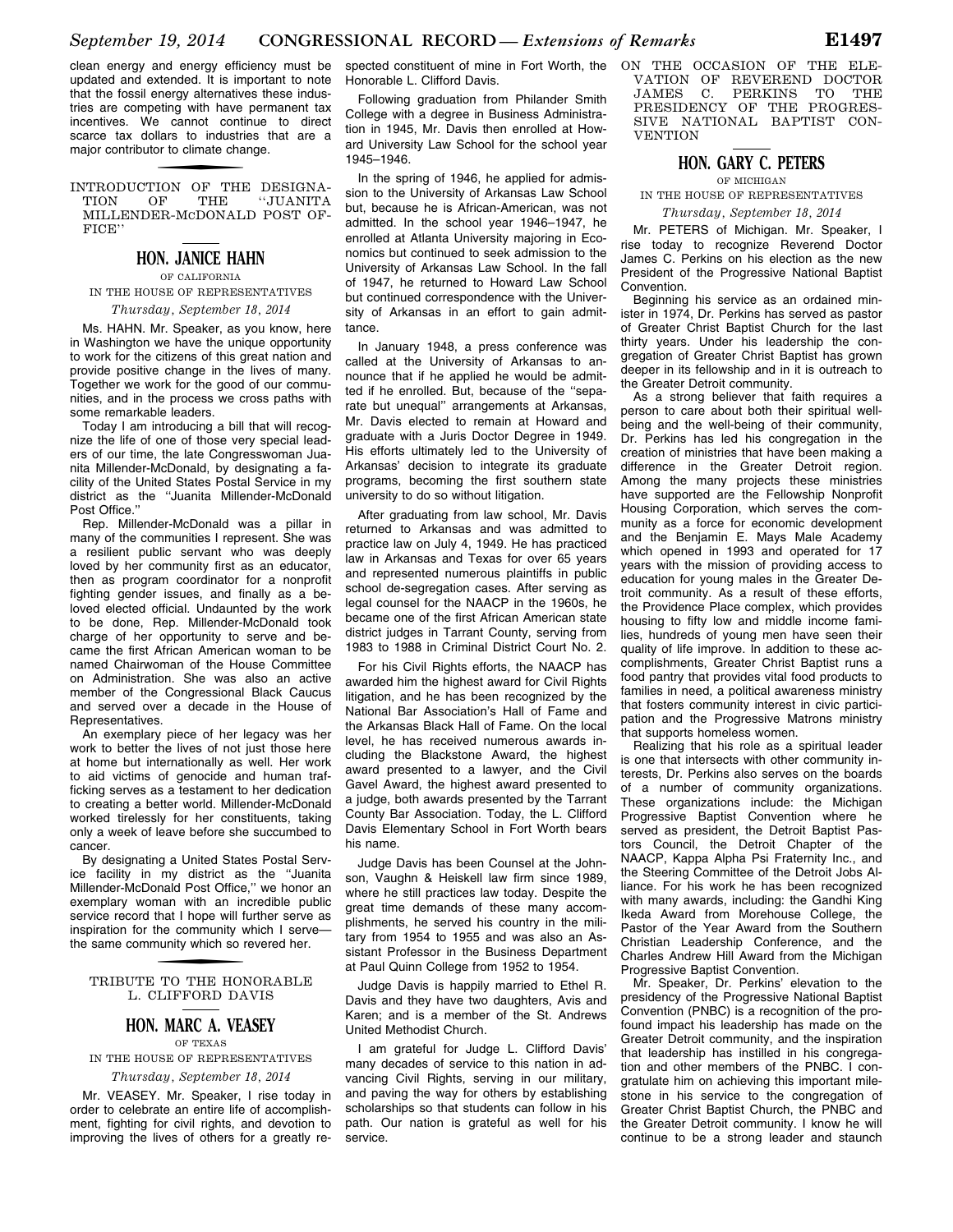clean energy and energy efficiency must be updated and extended. It is important to note that the fossil energy alternatives these industries are competing with have permanent tax incentives. We cannot continue to direct scarce tax dollars to industries that are a major contributor to climate change.

## INTRODUCTION OF THE DESIGNATION OF THE "JUANITA MILLENDER-MCDONALD POST OFFICE"

### HON. JANICE HAHN

OF CALIFORNIA

IN THE HOUSE OF REPRESENTATIVES

*Thursday, September 18, 2014*

Ms. HAHN. Mr. Speaker, as you know, here in Washington we have the unique opportunity to work for the citizens of this great nation and provide positive change in the lives of many. Together we work for the good of our communities, and in the process we cross paths with some remarkable leaders.

Today I am introducing a bill that will recognize the life of one of those very special leaders of our time, the late Congresswoman Juanita Millender-McDonald, by designating a facility of the United States Postal Service in my district as the "Juanita Millender-McDonald Post Office."

Rep. Millender-McDonald was a pillar in many of the communities I represent. She was a resilient public servant who was deeply loved by her community first as an educator, then as program coordinator for a nonprofit fighting gender issues, and finally as a beloved elected official. Undaunted by the work to be done, Rep. Millender-McDonald took charge of her opportunity to serve and became the first African American woman to be named Chairwoman of the House Committee on Administration. She was also an active member of the Congressional Black Caucus and served over a decade in the House of Representatives.

An exemplary piece of her legacy was her work to better the lives of not just those here at home but internationally as well. Her work to aid victims of genocide and human trafficking serves as a testament to her dedication to creating a better world. Millender-McDonald worked tirelessly for her constituents, taking only a week of leave before she succumbed to cancer.

By designating a United States Postal Service facility in my district as the "Juanita Millender-McDonald Post Office," we honor an exemplary woman with an incredible public service record that I hope will further serve as inspiration for the community which I serve—the same community which so revered her.

## TRIBUTE TO THE HONORABLE L. CLIFFORD DAVIS

### HON. MARC A. VEASEY

OF TEXAS

IN THE HOUSE OF REPRESENTATIVES

*Thursday, September 18, 2014*

Mr. VEASEY. Mr. Speaker, I rise today in order to celebrate an entire life of accomplishment, fighting for civil rights, and devotion to improving the lives of others for a greatly respected constituent of mine in Fort Worth, the Honorable L. Clifford Davis.

Following graduation from Philander Smith College with a degree in Business Administration in 1945, Mr. Davis then enrolled at Howard University Law School for the school year 1945–1946.

In the spring of 1946, he applied for admission to the University of Arkansas Law School but, because he is African-American, was not admitted. In the school year 1946–1947, he enrolled at Atlanta University majoring in Economics but continued to seek admission to the University of Arkansas Law School. In the fall of 1947, he returned to Howard Law School but continued correspondence with the University of Arkansas in an effort to gain admittance.

In January 1948, a press conference was called at the University of Arkansas to announce that if he applied he would be admitted if he enrolled. But, because of the "separate but unequal" arrangements at Arkansas, Mr. Davis elected to remain at Howard and graduate with a Juris Doctor Degree in 1949. His efforts ultimately led to the University of Arkansas' decision to integrate its graduate programs, becoming the first southern state university to do so without litigation.

After graduating from law school, Mr. Davis returned to Arkansas and was admitted to practice law on July 4, 1949. He has practiced law in Arkansas and Texas for over 65 years and represented numerous plaintiffs in public school de-segregation cases. After serving as legal counsel for the NAACP in the 1960s, he became one of the first African American state district judges in Tarrant County, serving from 1983 to 1988 in Criminal District Court No. 2.

For his Civil Rights efforts, the NAACP has awarded him the highest award for Civil Rights litigation, and he has been recognized by the National Bar Association's Hall of Fame and the Arkansas Black Hall of Fame. On the local level, he has received numerous awards including the Blackstone Award, the highest award presented to a lawyer, and the Civil Gavel Award, the highest award presented to a judge, both awards presented by the Tarrant County Bar Association. Today, the L. Clifford Davis Elementary School in Fort Worth bears his name.

Judge Davis has been Counsel at the Johnson, Vaughn & Heiskell law firm since 1989, where he still practices law today. Despite the great time demands of these many accomplishments, he served his country in the military from 1954 to 1955 and was also an Assistant Professor in the Business Department at Paul Quinn College from 1952 to 1954.

Judge Davis is happily married to Ethel R. Davis and they have two daughters, Avis and Karen; and is a member of the St. Andrews United Methodist Church.

I am grateful for Judge L. Clifford Davis' many decades of service to this nation in advancing Civil Rights, serving in our military, and paving the way for others by establishing scholarships so that students can follow in his path. Our nation is grateful as well for his service.

## ON THE OCCASION OF THE ELEVATION OF REVEREND DOCTOR JAMES C. PERKINS TO THE PRESIDENCY OF THE PROGRESSIVE NATIONAL BAPTIST CONVENTION

### HON. GARY C. PETERS

OF MICHIGAN

IN THE HOUSE OF REPRESENTATIVES

*Thursday, September 18, 2014*

Mr. PETERS of Michigan. Mr. Speaker, I rise today to recognize Reverend Doctor James C. Perkins on his election as the new President of the Progressive National Baptist Convention.

Beginning his service as an ordained minister in 1974, Dr. Perkins has served as pastor of Greater Christ Baptist Church for the last thirty years. Under his leadership the congregation of Greater Christ Baptist has grown deeper in its fellowship and in it is outreach to the Greater Detroit community.

As a strong believer that faith requires a person to care about both their spiritual wellbeing and the well-being of their community, Dr. Perkins has led his congregation in the creation of ministries that have been making a difference in the Greater Detroit region. Among the many projects these ministries have supported are the Fellowship Nonprofit Housing Corporation, which serves the community as a force for economic development and the Benjamin E. Mays Male Academy which opened in 1993 and operated for 17 years with the mission of providing access to education for young males in the Greater Detroit community. As a result of these efforts, the Providence Place complex, which provides housing to fifty low and middle income families, hundreds of young men have seen their quality of life improve. In addition to these accomplishments, Greater Christ Baptist runs a food pantry that provides vital food products to families in need, a political awareness ministry that fosters community interest in civic participation and the Progressive Matrons ministry that supports homeless women.

Realizing that his role as a spiritual leader is one that intersects with other community interests, Dr. Perkins also serves on the boards of a number of community organizations. These organizations include: the Michigan Progressive Baptist Convention where he served as president, the Detroit Baptist Pastors Council, the Detroit Chapter of the NAACP, Kappa Alpha Psi Fraternity Inc., and the Steering Committee of the Detroit Jobs Alliance. For his work he has been recognized with many awards, including: the Gandhi King Ikeda Award from Morehouse College, the Pastor of the Year Award from the Southern Christian Leadership Conference, and the Charles Andrew Hill Award from the Michigan Progressive Baptist Convention.

Mr. Speaker, Dr. Perkins' elevation to the presidency of the Progressive National Baptist Convention (PNBC) is a recognition of the profound impact his leadership has made on the Greater Detroit community, and the inspiration that leadership has instilled in his congregation and other members of the PNBC. I congratulate him on achieving this important milestone in his service to the congregation of Greater Christ Baptist Church, the PNBC and the Greater Detroit community. I know he will continue to be a strong leader and staunch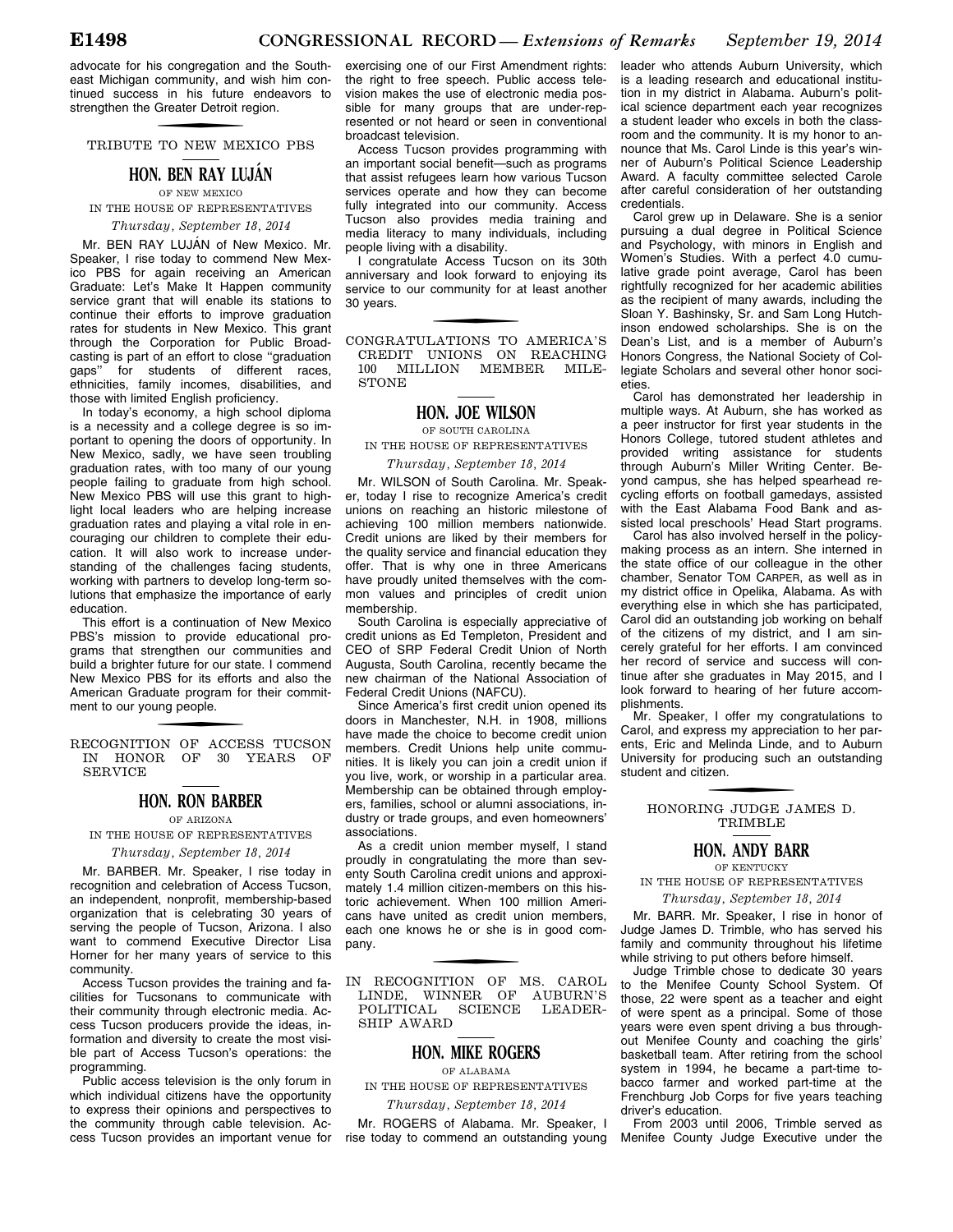advocate for his congregation and the Southeast Michigan community, and wish him continued success in his future endeavors to strengthen the Greater Detroit region.

## TRIBUTE TO NEW MEXICO PBS

### HON. BEN RAY LUJÁN

OF NEW MEXICO

IN THE HOUSE OF REPRESENTATIVES

*Thursday, September 18, 2014*

Mr. BEN RAY LUJÁN of New Mexico. Mr. Speaker, I rise today to commend New Mexico PBS for again receiving an American Graduate: Let's Make It Happen community service grant that will enable its stations to continue their efforts to improve graduation rates for students in New Mexico. This grant through the Corporation for Public Broadcasting is part of an effort to close "graduation gaps" for students of different races, ethnicities, family incomes, disabilities, and those with limited English proficiency.

In today's economy, a high school diploma is a necessity and a college degree is so important to opening the doors of opportunity. In New Mexico, sadly, we have seen troubling graduation rates, with too many of our young people failing to graduate from high school. New Mexico PBS will use this grant to highlight local leaders who are helping increase graduation rates and playing a vital role in encouraging our children to complete their education. It will also work to increase understanding of the challenges facing students, working with partners to develop long-term solutions that emphasize the importance of early education.

This effort is a continuation of New Mexico PBS's mission to provide educational programs that strengthen our communities and build a brighter future for our state. I commend New Mexico PBS for its efforts and also the American Graduate program for their commitment to our young people.

## RECOGNITION OF ACCESS TUCSON IN HONOR OF 30 YEARS OF SERVICE

### HON. RON BARBER

OF ARIZONA

IN THE HOUSE OF REPRESENTATIVES

*Thursday, September 18, 2014*

Mr. BARBER. Mr. Speaker, I rise today in recognition and celebration of Access Tucson, an independent, nonprofit, membership-based organization that is celebrating 30 years of serving the people of Tucson, Arizona. I also want to commend Executive Director Lisa Horner for her many years of service to this community.

Access Tucson provides the training and facilities for Tucsonans to communicate with their community through electronic media. Access Tucson producers provide the ideas, information and diversity to create the most visible part of Access Tucson's operations: the programming.

Public access television is the only forum in which individual citizens have the opportunity to express their opinions and perspectives to the community through cable television. Access Tucson provides an important venue for exercising one of our First Amendment rights: the right to free speech. Public access television makes the use of electronic media possible for many groups that are under-represented or not heard or seen in conventional broadcast television.

Access Tucson provides programming with an important social benefit—such as programs that assist refugees learn how various Tucson services operate and how they can become fully integrated into our community. Access Tucson also provides media training and media literacy to many individuals, including people living with a disability.

I congratulate Access Tucson on its 30th anniversary and look forward to enjoying its service to our community for at least another 30 years.

## CONGRATULATIONS TO AMERICA'S CREDIT UNIONS ON REACHING 100 MILLION MEMBER MILESTONE

### HON. JOE WILSON

OF SOUTH CAROLINA

IN THE HOUSE OF REPRESENTATIVES

*Thursday, September 18, 2014*

Mr. WILSON of South Carolina. Mr. Speaker, today I rise to recognize America's credit unions on reaching an historic milestone of achieving 100 million members nationwide. Credit unions are liked by their members for the quality service and financial education they offer. That is why one in three Americans have proudly united themselves with the common values and principles of credit union membership.

South Carolina is especially appreciative of credit unions as Ed Templeton, President and CEO of SRP Federal Credit Union of North Augusta, South Carolina, recently became the new chairman of the National Association of Federal Credit Unions (NAFCU).

Since America's first credit union opened its doors in Manchester, N.H. in 1908, millions have made the choice to become credit union members. Credit Unions help unite communities. It is likely you can join a credit union if you live, work, or worship in a particular area. Membership can be obtained through employers, families, school or alumni associations, industry or trade groups, and even homeowners' associations.

As a credit union member myself, I stand proudly in congratulating the more than seventy South Carolina credit unions and approximately 1.4 million citizen-members on this historic achievement. When 100 million Americans have united as credit union members, each one knows he or she is in good company.

## IN RECOGNITION OF MS. CAROL LINDE, WINNER OF AUBURN'S POLITICAL SCIENCE LEADERSHIP AWARD

### HON. MIKE ROGERS

OF ALABAMA

IN THE HOUSE OF REPRESENTATIVES

*Thursday, September 18, 2014*

Mr. ROGERS of Alabama. Mr. Speaker, I rise today to commend an outstanding young leader who attends Auburn University, which is a leading research and educational institution in my district in Alabama. Auburn's political science department each year recognizes a student leader who excels in both the classroom and the community. It is my honor to announce that Ms. Carol Linde is this year's winner of Auburn's Political Science Leadership Award. A faculty committee selected Carole after careful consideration of her outstanding credentials.

Carol grew up in Delaware. She is a senior pursuing a dual degree in Political Science and Psychology, with minors in English and Women's Studies. With a perfect 4.0 cumulative grade point average, Carol has been rightfully recognized for her academic abilities as the recipient of many awards, including the Sloan Y. Bashinsky, Sr. and Sam Long Hutchinson endowed scholarships. She is on the Dean's List, and is a member of Auburn's Honors Congress, the National Society of Collegiate Scholars and several other honor societies.

Carol has demonstrated her leadership in multiple ways. At Auburn, she has worked as a peer instructor for first year students in the Honors College, tutored student athletes and provided writing assistance for students through Auburn's Miller Writing Center. Beyond campus, she has helped spearhead recycling efforts on football gamedays, assisted with the East Alabama Food Bank and assisted local preschools' Head Start programs.

Carol has also involved herself in the policy-making process as an intern. She interned in the state office of our colleague in the other chamber, Senator TOM CARPER, as well as in my district office in Opelika, Alabama. As with everything else in which she has participated, Carol did an outstanding job working on behalf of the citizens of my district, and I am sincerely grateful for her efforts. I am convinced her record of service and success will continue after she graduates in May 2015, and I look forward to hearing of her future accomplishments.

Mr. Speaker, I offer my congratulations to Carol, and express my appreciation to her parents, Eric and Melinda Linde, and to Auburn University for producing such an outstanding student and citizen.

## HONORING JUDGE JAMES D. TRIMBLE

### HON. ANDY BARR

OF KENTUCKY

IN THE HOUSE OF REPRESENTATIVES

*Thursday, September 18, 2014*

Mr. BARR. Mr. Speaker, I rise in honor of Judge James D. Trimble, who has served his family and community throughout his lifetime while striving to put others before himself.

Judge Trimble chose to dedicate 30 years to the Menifee County School System. Of those, 22 were spent as a teacher and eight of were spent as a principal. Some of those years were even spent driving a bus throughout Menifee County and coaching the girls' basketball team. After retiring from the school system in 1994, he became a part-time tobacco farmer and worked part-time at the Frenchburg Job Corps for five years teaching driver's education.

From 2003 until 2006, Trimble served as Menifee County Judge Executive under the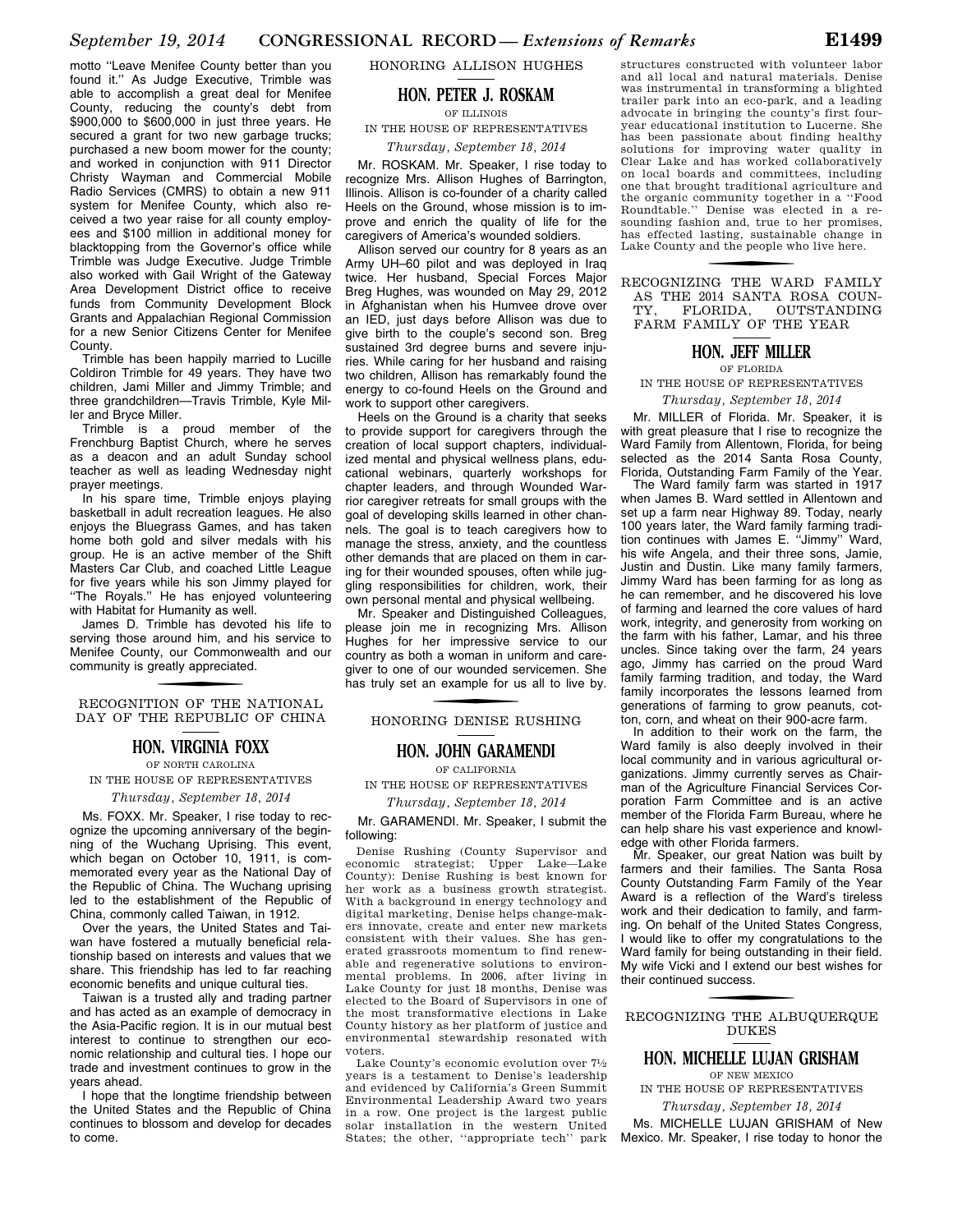motto "Leave Menifee County better than you found it." As Judge Executive, Trimble was able to accomplish a great deal for Menifee County, reducing the county's debt from $900,000 to $600,000 in just three years. He secured a grant for two new garbage trucks; purchased a new boom mower for the county; and worked in conjunction with 911 Director Christy Wayman and Commercial Mobile Radio Services (CMRS) to obtain a new 911 system for Menifee County, which also received a two year raise for all county employees and $100 million in additional money for blacktopping from the Governor's office while Trimble was Judge Executive. Judge Trimble also worked with Gail Wright of the Gateway Area Development District office to receive funds from Community Development Block Grants and Appalachian Regional Commission for a new Senior Citizens Center for Menifee County.

Trimble has been happily married to Lucille Coldiron Trimble for 49 years. They have two children, Jami Miller and Jimmy Trimble; and three grandchildren—Travis Trimble, Kyle Miller and Bryce Miller.

Trimble is a proud member of the Frenchburg Baptist Church, where he serves as a deacon and an adult Sunday school teacher as well as leading Wednesday night prayer meetings.

In his spare time, Trimble enjoys playing basketball in adult recreation leagues. He also enjoys the Bluegrass Games, and has taken home both gold and silver medals with his group. He is an active member of the Shift Masters Car Club, and coached Little League for five years while his son Jimmy played for "The Royals." He has enjoyed volunteering with Habitat for Humanity as well.

James D. Trimble has devoted his life to serving those around him, and his service to Menifee County, our Commonwealth and our community is greatly appreciated.

## RECOGNITION OF THE NATIONAL DAY OF THE REPUBLIC OF CHINA

### HON. VIRGINIA FOXX

OF NORTH CAROLINA

IN THE HOUSE OF REPRESENTATIVES

*Thursday, September 18, 2014*

Ms. FOXX. Mr. Speaker, I rise today to recognize the upcoming anniversary of the beginning of the Wuchang Uprising. This event, which began on October 10, 1911, is commemorated every year as the National Day of the Republic of China. The Wuchang uprising led to the establishment of the Republic of China, commonly called Taiwan, in 1912.

Over the years, the United States and Taiwan have fostered a mutually beneficial relationship based on interests and values that we share. This friendship has led to far reaching economic benefits and unique cultural ties.

Taiwan is a trusted ally and trading partner and has acted as an example of democracy in the Asia-Pacific region. It is in our mutual best interest to continue to strengthen our economic relationship and cultural ties. I hope our trade and investment continues to grow in the years ahead.

I hope that the longtime friendship between the United States and the Republic of China continues to blossom and develop for decades to come.

## HONORING ALLISON HUGHES

### HON. PETER J. ROSKAM

OF ILLINOIS

IN THE HOUSE OF REPRESENTATIVES

*Thursday, September 18, 2014*

Mr. ROSKAM. Mr. Speaker, I rise today to recognize Mrs. Allison Hughes of Barrington, Illinois. Allison is co-founder of a charity called Heels on the Ground, whose mission is to improve and enrich the quality of life for the caregivers of America's wounded soldiers.

Allison served our country for 8 years as an Army UH–60 pilot and was deployed in Iraq twice. Her husband, Special Forces Major Breg Hughes, was wounded on May 29, 2012 in Afghanistan when his Humvee drove over an IED, just days before Allison was due to give birth to the couple's second son. Breg sustained 3rd degree burns and severe injuries. While caring for her husband and raising two children, Allison has remarkably found the energy to co-found Heels on the Ground and work to support other caregivers.

Heels on the Ground is a charity that seeks to provide support for caregivers through the creation of local support chapters, individualized mental and physical wellness plans, educational webinars, quarterly workshops for chapter leaders, and through Wounded Warrior caregiver retreats for small groups with the goal of developing skills learned in other channels. The goal is to teach caregivers how to manage the stress, anxiety, and the countless other demands that are placed on them in caring for their wounded spouses, often while juggling responsibilities for children, work, their own personal mental and physical wellbeing.

Mr. Speaker and Distinguished Colleagues, please join me in recognizing Mrs. Allison Hughes for her impressive service to our country as both a woman in uniform and caregiver to one of our wounded servicemen. She has truly set an example for us all to live by.

## HONORING DENISE RUSHING

### HON. JOHN GARAMENDI

OF CALIFORNIA

IN THE HOUSE OF REPRESENTATIVES

*Thursday, September 18, 2014*

Mr. GARAMENDI. Mr. Speaker, I submit the following:

Denise Rushing (County Supervisor and economic strategist; Upper Lake—Lake County): Denise Rushing is best known for her work as a business growth strategist. With a background in energy technology and digital marketing, Denise helps change-makers innovate, create and enter new markets consistent with their values. She has generated grassroots momentum to find renewable and regenerative solutions to environmental problems. In 2006, after living in Lake County for just 18 months, Denise was elected to the Board of Supervisors in one of the most transformative elections in Lake County history as her platform of justice and environmental stewardship resonated with voters.

Lake County's economic evolution over 7½ years is a testament to Denise's leadership and evidenced by California's Green Summit Environmental Leadership Award two years in a row. One project is the largest public solar installation in the western United States; the other, "appropriate tech" park structures constructed with volunteer labor and all local and natural materials. Denise was instrumental in transforming a blighted trailer park into an eco-park, and a leading advocate in bringing the county's first four-year educational institution to Lucerne. She has been passionate about finding healthy solutions for improving water quality in Clear Lake and has worked collaboratively on local boards and committees, including one that brought traditional agriculture and the organic community together in a "Food Roundtable." Denise was elected in a resounding fashion and, true to her promises, has effected lasting, sustainable change in Lake County and the people who live here.

## RECOGNIZING THE WARD FAMILY AS THE 2014 SANTA ROSA COUNTY, FLORIDA, OUTSTANDING FARM FAMILY OF THE YEAR

### HON. JEFF MILLER

OF FLORIDA

IN THE HOUSE OF REPRESENTATIVES

*Thursday, September 18, 2014*

Mr. MILLER of Florida. Mr. Speaker, it is with great pleasure that I rise to recognize the Ward Family from Allentown, Florida, for being selected as the 2014 Santa Rosa County, Florida, Outstanding Farm Family of the Year.

The Ward family farm was started in 1917 when James B. Ward settled in Allentown and set up a farm near Highway 89. Today, nearly 100 years later, the Ward family farming tradition continues with James E. "Jimmy" Ward, his wife Angela, and their three sons, Jamie, Justin and Dustin. Like many family farmers, Jimmy Ward has been farming for as long as he can remember, and he discovered his love of farming and learned the core values of hard work, integrity, and generosity from working on the farm with his father, Lamar, and his three uncles. Since taking over the farm, 24 years ago, Jimmy has carried on the proud Ward family farming tradition, and today, the Ward family incorporates the lessons learned from generations of farming to grow peanuts, cotton, corn, and wheat on their 900-acre farm.

In addition to their work on the farm, the Ward family is also deeply involved in their local community and in various agricultural organizations. Jimmy currently serves as Chairman of the Agriculture Financial Services Corporation Farm Committee and is an active member of the Florida Farm Bureau, where he can help share his vast experience and knowledge with other Florida farmers.

Mr. Speaker, our great Nation was built by farmers and their families. The Santa Rosa County Outstanding Farm Family of the Year Award is a reflection of the Ward's tireless work and their dedication to family, and farming. On behalf of the United States Congress, I would like to offer my congratulations to the Ward family for being outstanding in their field. My wife Vicki and I extend our best wishes for their continued success.

## RECOGNIZING THE ALBUQUERQUE DUKES

### HON. MICHELLE LUJAN GRISHAM

OF NEW MEXICO

IN THE HOUSE OF REPRESENTATIVES

*Thursday, September 18, 2014*

Ms. MICHELLE LUJAN GRISHAM of New Mexico. Mr. Speaker, I rise today to honor the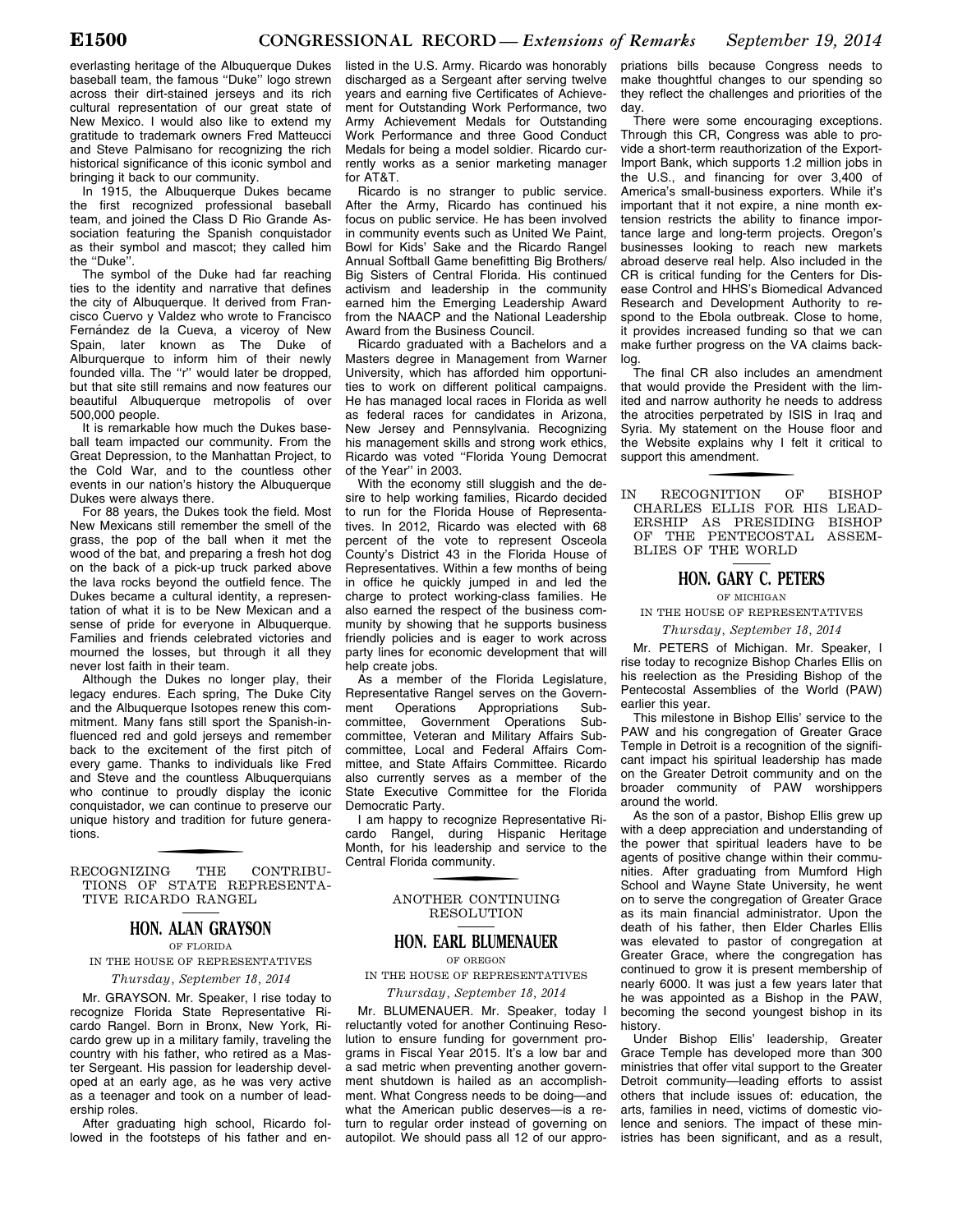everlasting heritage of the Albuquerque Dukes baseball team, the famous ''Duke'' logo strewn across their dirt-stained jerseys and its rich cultural representation of our great state of New Mexico. I would also like to extend my gratitude to trademark owners Fred Matteucci and Steve Palmisano for recognizing the rich historical significance of this iconic symbol and bringing it back to our community.

In 1915, the Albuquerque Dukes became the first recognized professional baseball team, and joined the Class D Rio Grande Association featuring the Spanish conquistador as their symbol and mascot; they called him the ''Duke''.

The symbol of the Duke had far reaching ties to the identity and narrative that defines the city of Albuquerque. It derived from Francisco Cuervo y Valdez who wrote to Francisco Fernández de la Cueva, a viceroy of New Spain, later known as The Duke of Alburquerque to inform him of their newly founded villa. The ''r'' would later be dropped, but that site still remains and now features our beautiful Albuquerque metropolis of over 500,000 people.

It is remarkable how much the Dukes baseball team impacted our community. From the Great Depression, to the Manhattan Project, to the Cold War, and to the countless other events in our nation's history the Albuquerque Dukes were always there.

For 88 years, the Dukes took the field. Most New Mexicans still remember the smell of the grass, the pop of the ball when it met the wood of the bat, and preparing a fresh hot dog on the back of a pick-up truck parked above the lava rocks beyond the outfield fence. The Dukes became a cultural identity, a representation of what it is to be New Mexican and a sense of pride for everyone in Albuquerque. Families and friends celebrated victories and mourned the losses, but through it all they never lost faith in their team.

Although the Dukes no longer play, their legacy endures. Each spring, The Duke City and the Albuquerque Isotopes renew this commitment. Many fans still sport the Spanish-influenced red and gold jerseys and remember back to the excitement of the first pitch of every game. Thanks to individuals like Fred and Steve and the countless Albuquerquians who continue to proudly display the iconic conquistador, we can continue to preserve our unique history and tradition for future generations.

## RECOGNIZING THE CONTRIBUTIONS OF STATE REPRESENTATIVE RICARDO RANGEL

### HON. ALAN GRAYSON

OF FLORIDA

IN THE HOUSE OF REPRESENTATIVES

*Thursday, September 18, 2014*

Mr. GRAYSON. Mr. Speaker, I rise today to recognize Florida State Representative Ricardo Rangel. Born in Bronx, New York, Ricardo grew up in a military family, traveling the country with his father, who retired as a Master Sergeant. His passion for leadership developed at an early age, as he was very active as a teenager and took on a number of leadership roles.

After graduating high school, Ricardo followed in the footsteps of his father and enlisted in the U.S. Army. Ricardo was honorably discharged as a Sergeant after serving twelve years and earning five Certificates of Achievement for Outstanding Work Performance, two Army Achievement Medals for Outstanding Work Performance and three Good Conduct Medals for being a model soldier. Ricardo currently works as a senior marketing manager for AT&T.

Ricardo is no stranger to public service. After the Army, Ricardo has continued his focus on public service. He has been involved in community events such as United We Paint, Bowl for Kids' Sake and the Ricardo Rangel Annual Softball Game benefitting Big Brothers/Big Sisters of Central Florida. His continued activism and leadership in the community earned him the Emerging Leadership Award from the NAACP and the National Leadership Award from the Business Council.

Ricardo graduated with a Bachelors and a Masters degree in Management from Warner University, which has afforded him opportunities to work on different political campaigns. He has managed local races in Florida as well as federal races for candidates in Arizona, New Jersey and Pennsylvania. Recognizing his management skills and strong work ethics, Ricardo was voted ''Florida Young Democrat of the Year'' in 2003.

With the economy still sluggish and the desire to help working families, Ricardo decided to run for the Florida House of Representatives. In 2012, Ricardo was elected with 68 percent of the vote to represent Osceola County's District 43 in the Florida House of Representatives. Within a few months of being in office he quickly jumped in and led the charge to protect working-class families. He also earned the respect of the business community by showing that he supports business friendly policies and is eager to work across party lines for economic development that will help create jobs.

As a member of the Florida Legislature, Representative Rangel serves on the Government Operations Appropriations Subcommittee, Government Operations Subcommittee, Veteran and Military Affairs Subcommittee, Local and Federal Affairs Committee, and State Affairs Committee. Ricardo also currently serves as a member of the State Executive Committee for the Florida Democratic Party.

I am happy to recognize Representative Ricardo Rangel, during Hispanic Heritage Month, for his leadership and service to the Central Florida community.

## ANOTHER CONTINUING RESOLUTION

### HON. EARL BLUMENAUER

OF OREGON

IN THE HOUSE OF REPRESENTATIVES

*Thursday, September 18, 2014*

Mr. BLUMENAUER. Mr. Speaker, today I reluctantly voted for another Continuing Resolution to ensure funding for government programs in Fiscal Year 2015. It's a low bar and a sad metric when preventing another government shutdown is hailed as an accomplishment. What Congress needs to be doing—and what the American public deserves—is a return to regular order instead of governing on autopilot. We should pass all 12 of our appropriations bills because Congress needs to make thoughtful changes to our spending so they reflect the challenges and priorities of the day.

There were some encouraging exceptions. Through this CR, Congress was able to provide a short-term reauthorization of the Export-Import Bank, which supports 1.2 million jobs in the U.S., and financing for over 3,400 of America's small-business exporters. While it's important that it not expire, a nine month extension restricts the ability to finance importance large and long-term projects. Oregon's businesses looking to reach new markets abroad deserve real help. Also included in the CR is critical funding for the Centers for Disease Control and HHS's Biomedical Advanced Research and Development Authority to respond to the Ebola outbreak. Close to home, it provides increased funding so that we can make further progress on the VA claims backlog.

The final CR also includes an amendment that would provide the President with the limited and narrow authority he needs to address the atrocities perpetrated by ISIS in Iraq and Syria. My statement on the House floor and the Website explains why I felt it critical to support this amendment.

## IN RECOGNITION OF BISHOP CHARLES ELLIS FOR HIS LEADERSHIP AS PRESIDING BISHOP OF THE PENTECOSTAL ASSEMBLIES OF THE WORLD

### HON. GARY C. PETERS

OF MICHIGAN

IN THE HOUSE OF REPRESENTATIVES

*Thursday, September 18, 2014*

Mr. PETERS of Michigan. Mr. Speaker, I rise today to recognize Bishop Charles Ellis on his reelection as the Presiding Bishop of the Pentecostal Assemblies of the World (PAW) earlier this year.

This milestone in Bishop Ellis' service to the PAW and his congregation of Greater Grace Temple in Detroit is a recognition of the significant impact his spiritual leadership has made on the Greater Detroit community and on the broader community of PAW worshippers around the world.

As the son of a pastor, Bishop Ellis grew up with a deep appreciation and understanding of the power that spiritual leaders have to be agents of positive change within their communities. After graduating from Mumford High School and Wayne State University, he went on to serve the congregation of Greater Grace as its main financial administrator. Upon the death of his father, then Elder Charles Ellis was elevated to pastor of congregation at Greater Grace, where the congregation has continued to grow it is present membership of nearly 6000. It was just a few years later that he was appointed as a Bishop in the PAW, becoming the second youngest bishop in its history.

Under Bishop Ellis' leadership, Greater Grace Temple has developed more than 300 ministries that offer vital support to the Greater Detroit community—leading efforts to assist others that include issues of: education, the arts, families in need, victims of domestic violence and seniors. The impact of these ministries has been significant, and as a result,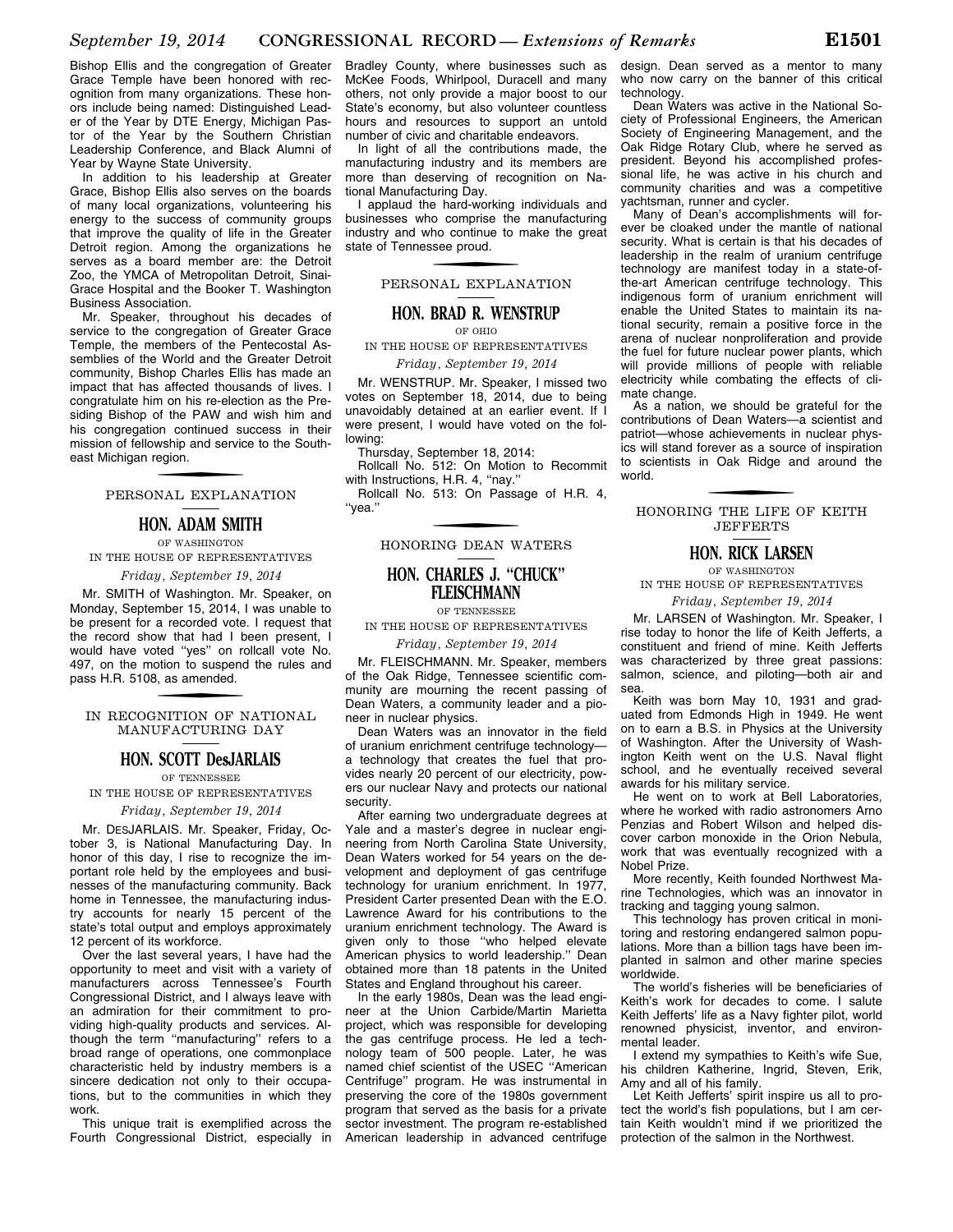Bishop Ellis and the congregation of Greater Grace Temple have been honored with recognition from many organizations. These honors include being named: Distinguished Leader of the Year by DTE Energy, Michigan Pastor of the Year by the Southern Christian Leadership Conference, and Black Alumni of Year by Wayne State University.

In addition to his leadership at Greater Grace, Bishop Ellis also serves on the boards of many local organizations, volunteering his energy to the success of community groups that improve the quality of life in the Greater Detroit region. Among the organizations he serves as a board member are: the Detroit Zoo, the YMCA of Metropolitan Detroit, Sinai-Grace Hospital and the Booker T. Washington Business Association.

Mr. Speaker, throughout his decades of service to the congregation of Greater Grace Temple, the members of the Pentecostal Assemblies of the World and the Greater Detroit community, Bishop Charles Ellis has made an impact that has affected thousands of lives. I congratulate him on his re-election as the Presiding Bishop of the PAW and wish him and his congregation continued success in their mission of fellowship and service to the Southeast Michigan region.

## PERSONAL EXPLANATION

### HON. ADAM SMITH

OF WASHINGTON

IN THE HOUSE OF REPRESENTATIVES

*Friday, September 19, 2014*

Mr. SMITH of Washington. Mr. Speaker, on Monday, September 15, 2014, I was unable to be present for a recorded vote. I request that the record show that had I been present, I would have voted "yes" on rollcall vote No. 497, on the motion to suspend the rules and pass H.R. 5108, as amended.

## IN RECOGNITION OF NATIONAL MANUFACTURING DAY

### HON. SCOTT DesJARLAIS

OF TENNESSEE

IN THE HOUSE OF REPRESENTATIVES

*Friday, September 19, 2014*

Mr. DESJARLAIS. Mr. Speaker, Friday, October 3, is National Manufacturing Day. In honor of this day, I rise to recognize the important role held by the employees and businesses of the manufacturing community. Back home in Tennessee, the manufacturing industry accounts for nearly 15 percent of the state's total output and employs approximately 12 percent of its workforce.

Over the last several years, I have had the opportunity to meet and visit with a variety of manufacturers across Tennessee's Fourth Congressional District, and I always leave with an admiration for their commitment to providing high-quality products and services. Although the term "manufacturing" refers to a broad range of operations, one commonplace characteristic held by industry members is a sincere dedication not only to their occupations, but to the communities in which they work.

This unique trait is exemplified across the Fourth Congressional District, especially in Bradley County, where businesses such as McKee Foods, Whirlpool, Duracell and many others, not only provide a major boost to our State's economy, but also volunteer countless hours and resources to support an untold number of civic and charitable endeavors.

In light of all the contributions made, the manufacturing industry and its members are more than deserving of recognition on National Manufacturing Day.

I applaud the hard-working individuals and businesses who comprise the manufacturing industry and who continue to make the great state of Tennessee proud.

## PERSONAL EXPLANATION

### HON. BRAD R. WENSTRUP

OF OHIO

IN THE HOUSE OF REPRESENTATIVES

*Friday, September 19, 2014*

Mr. WENSTRUP. Mr. Speaker, I missed two votes on September 18, 2014, due to being unavoidably detained at an earlier event. If I were present, I would have voted on the following:

Thursday, September 18, 2014:

Rollcall No. 512: On Motion to Recommit with Instructions, H.R. 4, "nay."

Rollcall No. 513: On Passage of H.R. 4, "yea."

## HONORING DEAN WATERS

### HON. CHARLES J. "CHUCK" FLEISCHMANN

OF TENNESSEE

IN THE HOUSE OF REPRESENTATIVES

*Friday, September 19, 2014*

Mr. FLEISCHMANN. Mr. Speaker, members of the Oak Ridge, Tennessee scientific community are mourning the recent passing of Dean Waters, a community leader and a pioneer in nuclear physics.

Dean Waters was an innovator in the field of uranium enrichment centrifuge technology—a technology that creates the fuel that provides nearly 20 percent of our electricity, powers our nuclear Navy and protects our national security.

After earning two undergraduate degrees at Yale and a master's degree in nuclear engineering from North Carolina State University, Dean Waters worked for 54 years on the development and deployment of gas centrifuge technology for uranium enrichment. In 1977, President Carter presented Dean with the E.O. Lawrence Award for his contributions to the uranium enrichment technology. The Award is given only to those "who helped elevate American physics to world leadership." Dean obtained more than 18 patents in the United States and England throughout his career.

In the early 1980s, Dean was the lead engineer at the Union Carbide/Martin Marietta project, which was responsible for developing the gas centrifuge process. He led a technology team of 500 people. Later, he was named chief scientist of the USEC "American Centrifuge" program. He was instrumental in preserving the core of the 1980s government program that served as the basis for a private sector investment. The program re-established American leadership in advanced centrifuge design. Dean served as a mentor to many who now carry on the banner of this critical technology.

Dean Waters was active in the National Society of Professional Engineers, the American Society of Engineering Management, and the Oak Ridge Rotary Club, where he served as president. Beyond his accomplished professional life, he was active in his church and community charities and was a competitive yachtsman, runner and cycler.

Many of Dean's accomplishments will forever be cloaked under the mantle of national security. What is certain is that his decades of leadership in the realm of uranium centrifuge technology are manifest today in a state-of-the-art American centrifuge technology. This indigenous form of uranium enrichment will enable the United States to maintain its national security, remain a positive force in the arena of nuclear nonproliferation and provide the fuel for future nuclear power plants, which will provide millions of people with reliable electricity while combating the effects of climate change.

As a nation, we should be grateful for the contributions of Dean Waters—a scientist and patriot—whose achievements in nuclear physics will stand forever as a source of inspiration to scientists in Oak Ridge and around the world.

## HONORING THE LIFE OF KEITH JEFFERTS

### HON. RICK LARSEN

OF WASHINGTON

IN THE HOUSE OF REPRESENTATIVES

*Friday, September 19, 2014*

Mr. LARSEN of Washington. Mr. Speaker, I rise today to honor the life of Keith Jefferts, a constituent and friend of mine. Keith Jefferts was characterized by three great passions: salmon, science, and piloting—both air and sea.

Keith was born May 10, 1931 and graduated from Edmonds High in 1949. He went on to earn a B.S. in Physics at the University of Washington. After the University of Washington Keith went on the U.S. Naval flight school, and he eventually received several awards for his military service.

He went on to work at Bell Laboratories, where he worked with radio astronomers Arno Penzias and Robert Wilson and helped discover carbon monoxide in the Orion Nebula, work that was eventually recognized with a Nobel Prize.

More recently, Keith founded Northwest Marine Technologies, which was an innovator in tracking and tagging young salmon.

This technology has proven critical in monitoring and restoring endangered salmon populations. More than a billion tags have been implanted in salmon and other marine species worldwide.

The world's fisheries will be beneficiaries of Keith's work for decades to come. I salute Keith Jefferts' life as a Navy fighter pilot, world renowned physicist, inventor, and environmental leader.

I extend my sympathies to Keith's wife Sue, his children Katherine, Ingrid, Steven, Erik, Amy and all of his family.

Let Keith Jefferts' spirit inspire us all to protect the world's fish populations, but I am certain Keith wouldn't mind if we prioritized the protection of the salmon in the Northwest.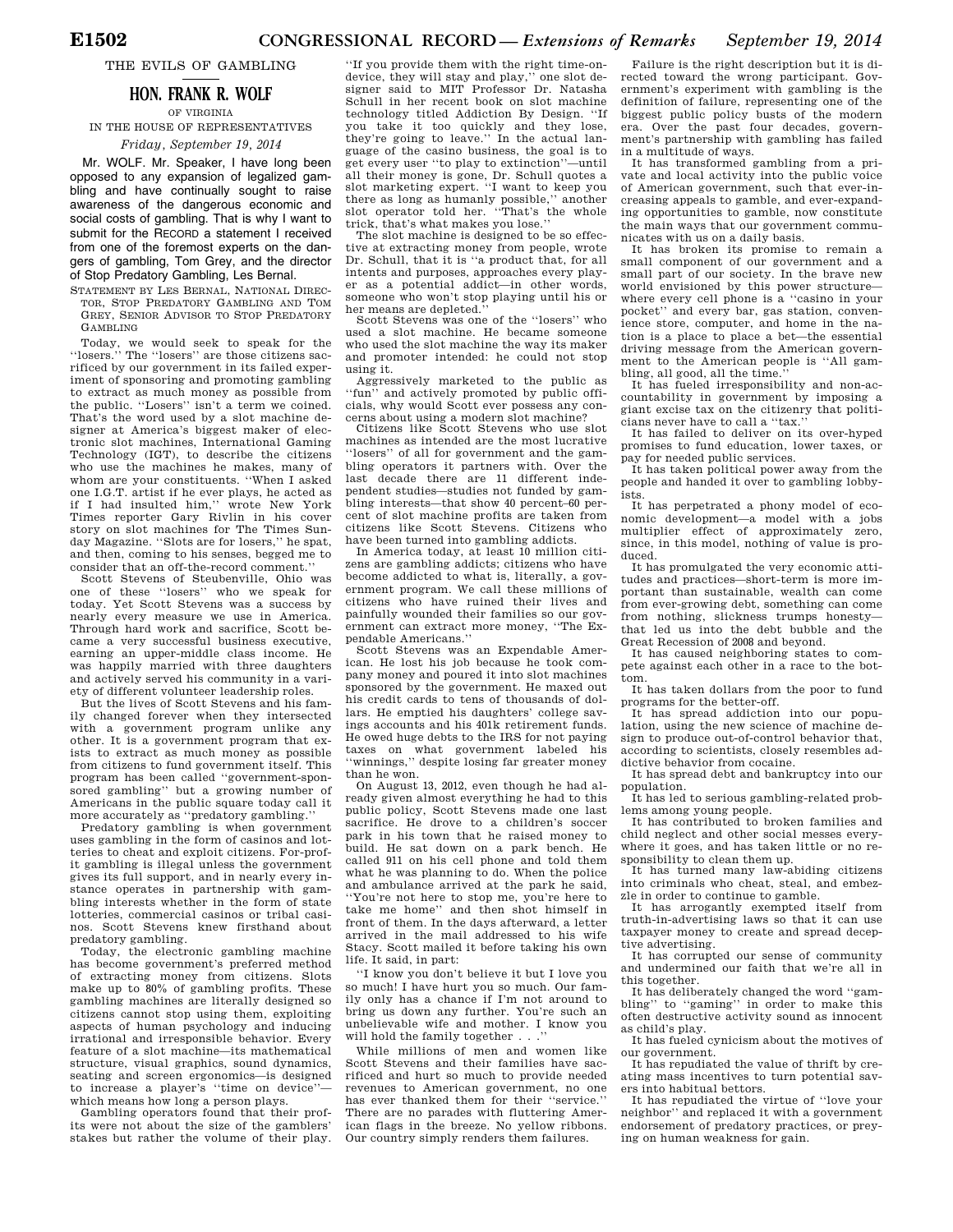# THE EVILS OF GAMBLING

## HON. FRANK R. WOLF

OF VIRGINIA

IN THE HOUSE OF REPRESENTATIVES

*Friday, September 19, 2014*

Mr. WOLF. Mr. Speaker, I have long been opposed to any expansion of legalized gambling and have continually sought to raise awareness of the dangerous economic and social costs of gambling. That is why I want to submit for the RECORD a statement I received from one of the foremost experts on the dangers of gambling, Tom Grey, and the director of Stop Predatory Gambling, Les Bernal.

STATEMENT BY LES BERNAL, NATIONAL DIRECTOR, STOP PREDATORY GAMBLING AND TOM GREY, SENIOR ADVISOR TO STOP PREDATORY GAMBLING

Today, we would seek to speak for the "losers." The "losers" are those citizens sacrificed by our government in its failed experiment of sponsoring and promoting gambling to extract as much money as possible from the public. "Losers" isn't a term we coined. That's the word used by a slot machine designer at America's biggest maker of electronic slot machines, International Gaming Technology (IGT), to describe the citizens who use the machines he makes, many of whom are your constituents. "When I asked one I.G.T. artist if he ever plays, he acted as if I had insulted him," wrote New York Times reporter Gary Rivlin in his cover story on slot machines for The Times Sunday Magazine. "Slots are for losers," he spat, and then, coming to his senses, begged me to consider that an off-the-record comment."

Scott Stevens of Steubenville, Ohio was one of these "losers" who we speak for today. Yet Scott Stevens was a success by nearly every measure we use in America. Through hard work and sacrifice, Scott became a very successful business executive, earning an upper-middle class income. He was happily married with three daughters and actively served his community in a variety of different volunteer leadership roles.

But the lives of Scott Stevens and his family changed forever when they intersected with a government program unlike any other. It is a government program that exists to extract as much money as possible from citizens to fund government itself. This program has been called "government-sponsored gambling" but a growing number of Americans in the public square today call it more accurately as "predatory gambling."

Predatory gambling is when government uses gambling in the form of casinos and lotteries to cheat and exploit citizens. For-profit gambling is illegal unless the government gives its full support, and in nearly every instance operates in partnership with gambling interests whether in the form of state lotteries, commercial casinos or tribal casinos. Scott Stevens knew firsthand about predatory gambling.

Today, the electronic gambling machine has become government's preferred method of extracting money from citizens. Slots make up to 80% of gambling profits. These gambling machines are literally designed so citizens cannot stop using them, exploiting aspects of human psychology and inducing irrational and irresponsible behavior. Every feature of a slot machine—its mathematical structure, visual graphics, sound dynamics, seating and screen ergonomics—is designed to increase a player's "time on device"—which means how long a person plays.

Gambling operators found that their profits were not about the size of the gamblers' stakes but rather the volume of their play. "If you provide them with the right time-on-device, they will stay and play," one slot designer said to MIT Professor Dr. Natasha Schull in her recent book on slot machine technology titled Addiction By Design. "If you take it too quickly and they lose, they're going to leave." In the actual language of the casino business, the goal is to get every user "to play to extinction"—until all their money is gone, Dr. Schull quotes a slot marketing expert. "I want to keep you there as long as humanly possible," another slot operator told her. "That's the whole trick, that's what makes you lose."

The slot machine is designed to be so effective at extracting money from people, wrote Dr. Schull, that it is "a product that, for all intents and purposes, approaches every player as a potential addict—in other words, someone who won't stop playing until his or her means are depleted."

Scott Stevens was one of the "losers" who used a slot machine. He became someone who used the slot machine the way its maker and promoter intended: he could not stop using it.

Aggressively marketed to the public as "fun" and actively promoted by public officials, why would Scott ever possess any concerns about using a modern slot machine?

Citizens like Scott Stevens who use slot machines as intended are the most lucrative "losers" of all for government and the gambling operators it partners with. Over the last decade there are 11 different independent studies—studies not funded by gambling interests—that show 40 percent–60 percent of slot machine profits are taken from citizens like Scott Stevens. Citizens who have been turned into gambling addicts.

In America today, at least 10 million citizens are gambling addicts; citizens who have become addicted to what is, literally, a government program. We call these millions of citizens who have ruined their lives and painfully wounded their families so our government can extract more money, "The Expendable Americans."

Scott Stevens was an Expendable American. He lost his job because he took company money and poured it into slot machines sponsored by the government. He maxed out his credit cards to tens of thousands of dollars. He emptied his daughters' college savings accounts and his 401k retirement funds. He owed huge debts to the IRS for not paying taxes on what government labeled his "winnings," despite losing far greater money than he won.

On August 13, 2012, even though he had already given almost everything he had to this public policy, Scott Stevens made one last sacrifice. He drove to a children's soccer park in his town that he raised money to build. He sat down on a park bench. He called 911 on his cell phone and told them what he was planning to do. When the police and ambulance arrived at the park he said, "You're not here to stop me, you're here to take me home" and then shot himself in front of them. In the days afterward, a letter arrived in the mail addressed to his wife Stacy. Scott mailed it before taking his own life. It said, in part:

"I know you don't believe it but I love you so much! I have hurt you so much. Our family only has a chance if I'm not around to bring us down any further. You're such an unbelievable wife and mother. I know you will hold the family together . . ."

While millions of men and women like Scott Stevens and their families have sacrificed and hurt so much to provide needed revenues to American government, no one has ever thanked them for their "service." There are no parades with fluttering American flags in the breeze. No yellow ribbons. Our country simply renders them failures.

Failure is the right description but it is directed toward the wrong participant. Government's experiment with gambling is the definition of failure, representing one of the biggest public policy busts of the modern era. Over the past four decades, government's partnership with gambling has failed in a multitude of ways.

It has transformed gambling from a private and local activity into the public voice of American government, such that ever-increasing appeals to gamble, and ever-expanding opportunities to gamble, now constitute the main ways that our government communicates with us on a daily basis.

It has broken its promise to remain a small component of our government and a small part of our society. In the brave new world envisioned by this power structure—where every cell phone is a "casino in your pocket" and every bar, gas station, convenience store, computer, and home in the nation is a place to place a bet—the essential driving message from the American government to the American people is "All gambling, all good, all the time."

It has fueled irresponsibility and non-accountability in government by imposing a giant excise tax on the citizenry that politicians never have to call a "tax."

It has failed to deliver on its over-hyped promises to fund education, lower taxes, or pay for needed public services.

It has taken political power away from the people and handed it over to gambling lobbyists.

It has perpetrated a phony model of economic development—a model with a jobs multiplier effect of approximately zero, since, in this model, nothing of value is produced.

It has promulgated the very economic attitudes and practices—short-term is more important than sustainable, wealth can come from ever-growing debt, something can come from nothing, slickness trumps honesty—that led us into the debt bubble and the Great Recession of 2008 and beyond.

It has caused neighboring states to compete against each other in a race to the bottom.

It has taken dollars from the poor to fund programs for the better-off.

It has spread addiction into our population, using the new science of machine design to produce out-of-control behavior that, according to scientists, closely resembles addictive behavior from cocaine.

It has spread debt and bankruptcy into our population.

It has led to serious gambling-related problems among young people.

It has contributed to broken families and child neglect and other social messes everywhere it goes, and has taken little or no responsibility to clean them up.

It has turned many law-abiding citizens into criminals who cheat, steal, and embezzle in order to continue to gamble.

It has arrogantly exempted itself from truth-in-advertising laws so that it can use taxpayer money to create and spread deceptive advertising.

It has corrupted our sense of community and undermined our faith that we're all in this together.

It has deliberately changed the word "gambling" to "gaming" in order to make this often destructive activity sound as innocent as child's play.

It has fueled cynicism about the motives of our government.

It has repudiated the value of thrift by creating mass incentives to turn potential savers into habitual bettors.

It has repudiated the virtue of "love your neighbor" and replaced it with a government endorsement of predatory practices, or preying on human weakness for gain.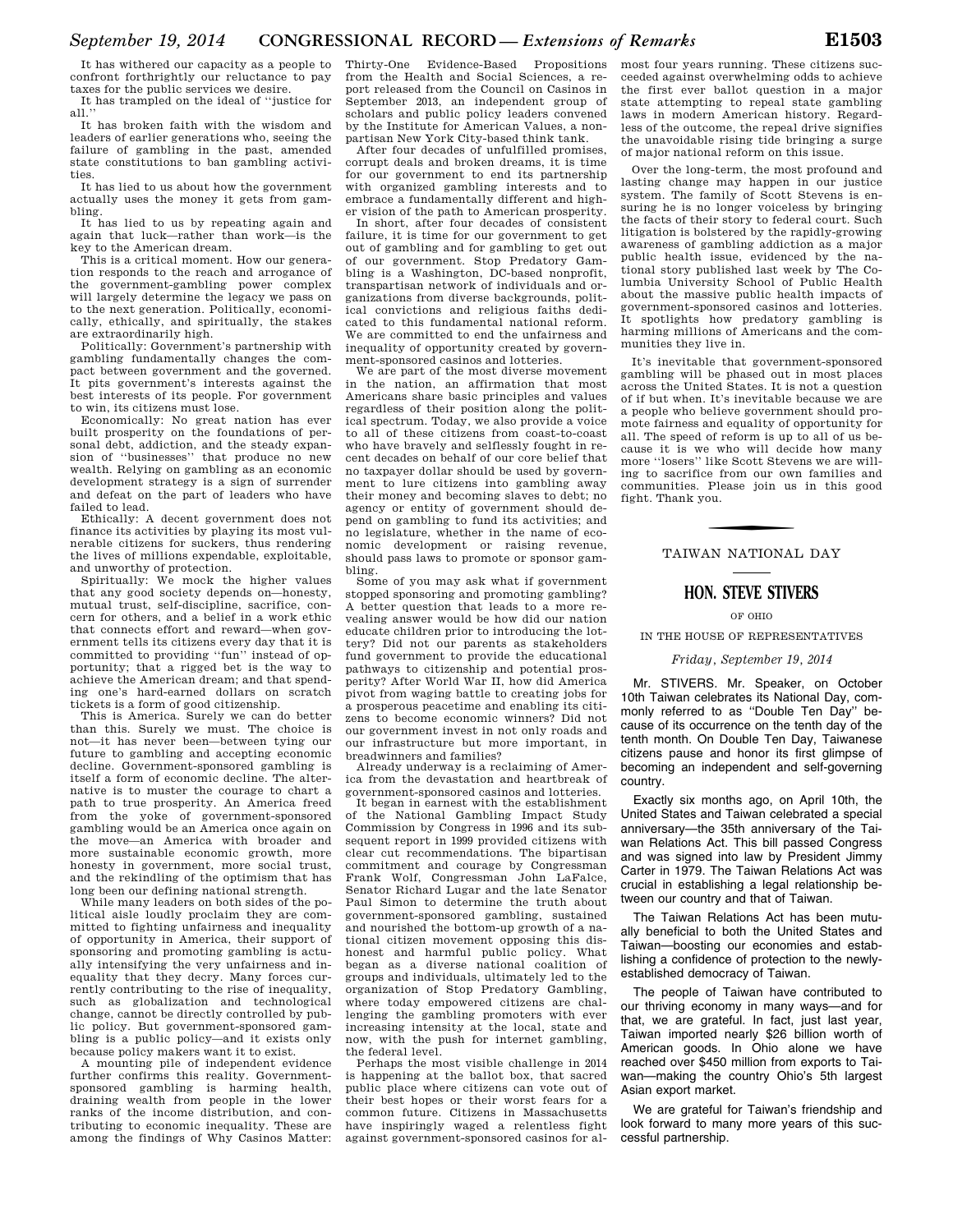It has withered our capacity as a people to confront forthrightly our reluctance to pay taxes for the public services we desire.

It has trampled on the ideal of ''justice for all.''

It has broken faith with the wisdom and leaders of earlier generations who, seeing the failure of gambling in the past, amended state constitutions to ban gambling activities.

It has lied to us about how the government actually uses the money it gets from gambling.

It has lied to us by repeating again and again that luck—rather than work—is the key to the American dream.

This is a critical moment. How our generation responds to the reach and arrogance of the government-gambling power complex will largely determine the legacy we pass on to the next generation. Politically, economically, ethically, and spiritually, the stakes are extraordinarily high.

Politically: Government's partnership with gambling fundamentally changes the compact between government and the governed. It pits government's interests against the best interests of its people. For government to win, its citizens must lose.

Economically: No great nation has ever built prosperity on the foundations of personal debt, addiction, and the steady expansion of ''businesses'' that produce no new wealth. Relying on gambling as an economic development strategy is a sign of surrender and defeat on the part of leaders who have failed to lead.

Ethically: A decent government does not finance its activities by playing its most vulnerable citizens for suckers, thus rendering the lives of millions expendable, exploitable, and unworthy of protection.

Spiritually: We mock the higher values that any good society depends on—honesty, mutual trust, self-discipline, sacrifice, concern for others, and a belief in a work ethic that connects effort and reward—when government tells its citizens every day that it is committed to providing ''fun'' instead of opportunity; that a rigged bet is the way to achieve the American dream; and that spending one's hard-earned dollars on scratch tickets is a form of good citizenship.

This is America. Surely we can do better than this. Surely we must. The choice is not—it has never been—between tying our future to gambling and accepting economic decline. Government-sponsored gambling is itself a form of economic decline. The alternative is to muster the courage to chart a path to true prosperity. An America freed from the yoke of government-sponsored gambling would be an America once again on the move—an America with broader and more sustainable economic growth, more honesty in government, more social trust, and the rekindling of the optimism that has long been our defining national strength.

While many leaders on both sides of the political aisle loudly proclaim they are committed to fighting unfairness and inequality of opportunity in America, their support of sponsoring and promoting gambling is actually intensifying the very unfairness and inequality that they decry. Many forces currently contributing to the rise of inequality, such as globalization and technological change, cannot be directly controlled by public policy. But government-sponsored gambling is a public policy—and it exists only because policy makers want it to exist.

A mounting pile of independent evidence further confirms this reality. Government-sponsored gambling is harming health, draining wealth from people in the lower ranks of the income distribution, and contributing to economic inequality. These are among the findings of Why Casinos Matter: Thirty-One Evidence-Based Propositions from the Health and Social Sciences, a report released from the Council on Casinos in September 2013, an independent group of scholars and public policy leaders convened by the Institute for American Values, a nonpartisan New York City-based think tank.

After four decades of unfulfilled promises, corrupt deals and broken dreams, it is time for our government to end its partnership with organized gambling interests and to embrace a fundamentally different and higher vision of the path to American prosperity.

In short, after four decades of consistent failure, it is time for our government to get out of gambling and for gambling to get out of our government. Stop Predatory Gambling is a Washington, DC-based nonprofit, transpartisan network of individuals and organizations from diverse backgrounds, political convictions and religious faiths dedicated to this fundamental national reform. We are committed to end the unfairness and inequality of opportunity created by government-sponsored casinos and lotteries.

We are part of the most diverse movement in the nation, an affirmation that most Americans share basic principles and values regardless of their position along the political spectrum. Today, we also provide a voice to all of these citizens from coast-to-coast who have bravely and selflessly fought in recent decades on behalf of our core belief that no taxpayer dollar should be used by government to lure citizens into gambling away their money and becoming slaves to debt; no agency or entity of government should depend on gambling to fund its activities; and no legislature, whether in the name of economic development or raising revenue, should pass laws to promote or sponsor gambling.

Some of you may ask what if government stopped sponsoring and promoting gambling? A better question that leads to a more revealing answer would be how did our nation educate children prior to introducing the lottery? Did not our parents as stakeholders fund government to provide the educational pathways to citizenship and potential prosperity? After World War II, how did America pivot from waging battle to creating jobs for a prosperous peacetime and enabling its citizens to become economic winners? Did not our government invest in not only roads and our infrastructure but more important, in breadwinners and families?

Already underway is a reclaiming of America from the devastation and heartbreak of government-sponsored casinos and lotteries.

It began in earnest with the establishment of the National Gambling Impact Study Commission by Congress in 1996 and its subsequent report in 1999 provided citizens with clear cut recommendations. The bipartisan commitment and courage by Congressman Frank Wolf, Congressman John LaFalce, Senator Richard Lugar and the late Senator Paul Simon to determine the truth about government-sponsored gambling, sustained and nourished the bottom-up growth of a national citizen movement opposing this dishonest and harmful public policy. What began as a diverse national coalition of groups and individuals, ultimately led to the organization of Stop Predatory Gambling, where today empowered citizens are challenging the gambling promoters with ever increasing intensity at the local, state and now, with the push for internet gambling, the federal level.

Perhaps the most visible challenge in 2014 is happening at the ballot box, that sacred public place where citizens can vote out of their best hopes or their worst fears for a common future. Citizens in Massachusetts have inspiringly waged a relentless fight against government-sponsored casinos for almost four years running. These citizens succeeded against overwhelming odds to achieve the first ever ballot question in a major state attempting to repeal state gambling laws in modern American history. Regardless of the outcome, the repeal drive signifies the unavoidable rising tide bringing a surge of major national reform on this issue.

Over the long-term, the most profound and lasting change may happen in our justice system. The family of Scott Stevens is ensuring he is no longer voiceless by bringing the facts of their story to federal court. Such litigation is bolstered by the rapidly-growing awareness of gambling addiction as a major public health issue, evidenced by the national story published last week by The Columbia University School of Public Health about the massive public health impacts of government-sponsored casinos and lotteries. It spotlights how predatory gambling is harming millions of Americans and the communities they live in.

It's inevitable that government-sponsored gambling will be phased out in most places across the United States. It is not a question of if but when. It's inevitable because we are a people who believe government should promote fairness and equality of opportunity for all. The speed of reform is up to all of us because it is we who will decide how many more ''losers'' like Scott Stevens we are willing to sacrifice from our own families and communities. Please join us in this good fight. Thank you.

## TAIWAN NATIONAL DAY

### HON. STEVE STIVERS

OF OHIO

IN THE HOUSE OF REPRESENTATIVES

*Friday, September 19, 2014*

Mr. STIVERS. Mr. Speaker, on October 10th Taiwan celebrates its National Day, commonly referred to as "Double Ten Day" because of its occurrence on the tenth day of the tenth month. On Double Ten Day, Taiwanese citizens pause and honor its first glimpse of becoming an independent and self-governing country.

Exactly six months ago, on April 10th, the United States and Taiwan celebrated a special anniversary—the 35th anniversary of the Taiwan Relations Act. This bill passed Congress and was signed into law by President Jimmy Carter in 1979. The Taiwan Relations Act was crucial in establishing a legal relationship between our country and that of Taiwan.

The Taiwan Relations Act has been mutually beneficial to both the United States and Taiwan—boosting our economies and establishing a confidence of protection to the newly-established democracy of Taiwan.

The people of Taiwan have contributed to our thriving economy in many ways—and for that, we are grateful. In fact, just last year, Taiwan imported nearly $26 billion worth of American goods. In Ohio alone we have reached over $450 million from exports to Taiwan—making the country Ohio's 5th largest Asian export market.

We are grateful for Taiwan's friendship and look forward to many more years of this successful partnership.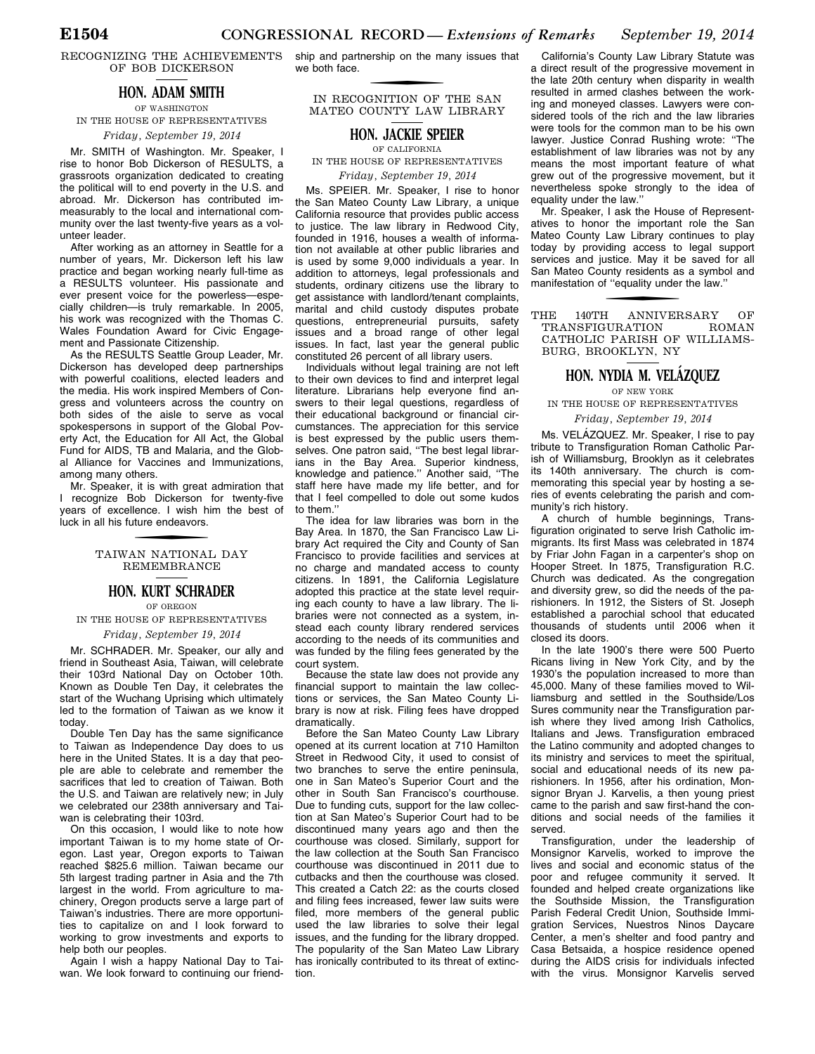## RECOGNIZING THE ACHIEVEMENTS OF BOB DICKERSON

### HON. ADAM SMITH

OF WASHINGTON

IN THE HOUSE OF REPRESENTATIVES

*Friday, September 19, 2014*

Mr. SMITH of Washington. Mr. Speaker, I rise to honor Bob Dickerson of RESULTS, a grassroots organization dedicated to creating the political will to end poverty in the U.S. and abroad. Mr. Dickerson has contributed immeasurably to the local and international community over the last twenty-five years as a volunteer leader.

After working as an attorney in Seattle for a number of years, Mr. Dickerson left his law practice and began working nearly full-time as a RESULTS volunteer. His passionate and ever present voice for the powerless—especially children—is truly remarkable. In 2005, his work was recognized with the Thomas C. Wales Foundation Award for Civic Engagement and Passionate Citizenship.

As the RESULTS Seattle Group Leader, Mr. Dickerson has developed deep partnerships with powerful coalitions, elected leaders and the media. His work inspired Members of Congress and volunteers across the country on both sides of the aisle to serve as vocal spokespersons in support of the Global Poverty Act, the Education for All Act, the Global Fund for AIDS, TB and Malaria, and the Global Alliance for Vaccines and Immunizations, among many others.

Mr. Speaker, it is with great admiration that I recognize Bob Dickerson for twenty-five years of excellence. I wish him the best of luck in all his future endeavors.

## TAIWAN NATIONAL DAY REMEMBRANCE

### HON. KURT SCHRADER

OF OREGON

IN THE HOUSE OF REPRESENTATIVES

*Friday, September 19, 2014*

Mr. SCHRADER. Mr. Speaker, our ally and friend in Southeast Asia, Taiwan, will celebrate their 103rd National Day on October 10th. Known as Double Ten Day, it celebrates the start of the Wuchang Uprising which ultimately led to the formation of Taiwan as we know it today.

Double Ten Day has the same significance to Taiwan as Independence Day does to us here in the United States. It is a day that people are able to celebrate and remember the sacrifices that led to creation of Taiwan. Both the U.S. and Taiwan are relatively new; in July we celebrated our 238th anniversary and Taiwan is celebrating their 103rd.

On this occasion, I would like to note how important Taiwan is to my home state of Oregon. Last year, Oregon exports to Taiwan reached $825.6 million. Taiwan became our 5th largest trading partner in Asia and the 7th largest in the world. From agriculture to machinery, Oregon products serve a large part of Taiwan's industries. There are more opportunities to capitalize on and I look forward to working to grow investments and exports to help both our peoples.

Again I wish a happy National Day to Taiwan. We look forward to continuing our friendship and partnership on the many issues that we both face.

## IN RECOGNITION OF THE SAN MATEO COUNTY LAW LIBRARY

### HON. JACKIE SPEIER

OF CALIFORNIA

IN THE HOUSE OF REPRESENTATIVES

*Friday, September 19, 2014*

Ms. SPEIER. Mr. Speaker, I rise to honor the San Mateo County Law Library, a unique California resource that provides public access to justice. The law library in Redwood City, founded in 1916, houses a wealth of information not available at other public libraries and is used by some 9,000 individuals a year. In addition to attorneys, legal professionals and students, ordinary citizens use the library to get assistance with landlord/tenant complaints, marital and child custody disputes probate questions, entrepreneurial pursuits, safety issues and a broad range of other legal issues. In fact, last year the general public constituted 26 percent of all library users.

Individuals without legal training are not left to their own devices to find and interpret legal literature. Librarians help everyone find answers to their legal questions, regardless of their educational background or financial circumstances. The appreciation for this service is best expressed by the public users themselves. One patron said, "The best legal librarians in the Bay Area. Superior kindness, knowledge and patience." Another said, "The staff here have made my life better, and for that I feel compelled to dole out some kudos to them."

The idea for law libraries was born in the Bay Area. In 1870, the San Francisco Law Library Act required the City and County of San Francisco to provide facilities and services at no charge and mandated access to county citizens. In 1891, the California Legislature adopted this practice at the state level requiring each county to have a law library. The libraries were not connected as a system, instead each county library rendered services according to the needs of its communities and was funded by the filing fees generated by the court system.

Because the state law does not provide any financial support to maintain the law collections or services, the San Mateo County Library is now at risk. Filing fees have dropped dramatically.

Before the San Mateo County Law Library opened at its current location at 710 Hamilton Street in Redwood City, it used to consist of two branches to serve the entire peninsula, one in San Mateo's Superior Court and the other in South San Francisco's courthouse. Due to funding cuts, support for the law collection at San Mateo's Superior Court had to be discontinued many years ago and then the courthouse was closed. Similarly, support for the law collection at the South San Francisco courthouse was discontinued in 2011 due to cutbacks and then the courthouse was closed. This created a Catch 22: as the courts closed and filing fees increased, fewer law suits were filed, more members of the general public used the law libraries to solve their legal issues, and the funding for the library dropped. The popularity of the San Mateo Law Library has ironically contributed to its threat of extinction.

California's County Law Library Statute was a direct result of the progressive movement in the late 20th century when disparity in wealth resulted in armed clashes between the working and moneyed classes. Lawyers were considered tools of the rich and the law libraries were tools for the common man to be his own lawyer. Justice Conrad Rushing wrote: "The establishment of law libraries was not by any means the most important feature of what grew out of the progressive movement, but it nevertheless spoke strongly to the idea of equality under the law."

Mr. Speaker, I ask the House of Representatives to honor the important role the San Mateo County Law Library continues to play today by providing access to legal support services and justice. May it be saved for all San Mateo County residents as a symbol and manifestation of "equality under the law."

## THE 140TH ANNIVERSARY OF TRANSFIGURATION ROMAN CATHOLIC PARISH OF WILLIAMSBURG, BROOKLYN, NY

### HON. NYDIA M. VELÁZQUEZ

OF NEW YORK

IN THE HOUSE OF REPRESENTATIVES

*Friday, September 19, 2014*

Ms. VELÁZQUEZ. Mr. Speaker, I rise to pay tribute to Transfiguration Roman Catholic Parish of Williamsburg, Brooklyn as it celebrates its 140th anniversary. The church is commemorating this special year by hosting a series of events celebrating the parish and community's rich history.

A church of humble beginnings, Transfiguration originated to serve Irish Catholic immigrants. Its first Mass was celebrated in 1874 by Friar John Fagan in a carpenter's shop on Hooper Street. In 1875, Transfiguration R.C. Church was dedicated. As the congregation and diversity grew, so did the needs of the parishioners. In 1912, the Sisters of St. Joseph established a parochial school that educated thousands of students until 2006 when it closed its doors.

In the late 1900's there were 500 Puerto Ricans living in New York City, and by the 1930's the population increased to more than 45,000. Many of these families moved to Williamsburg and settled in the Southside/Los Sures community near the Transfiguration parish where they lived among Irish Catholics, Italians and Jews. Transfiguration embraced the Latino community and adopted changes to its ministry and services to meet the spiritual, social and educational needs of its new parishioners. In 1956, after his ordination, Monsignor Bryan J. Karvelis, a then young priest came to the parish and saw first-hand the conditions and social needs of the families it served.

Transfiguration, under the leadership of Monsignor Karvelis, worked to improve the lives and social and economic status of the poor and refugee community it served. It founded and helped create organizations like the Southside Mission, the Transfiguration Parish Federal Credit Union, Southside Immigration Services, Nuestros Ninos Daycare Center, a men's shelter and food pantry and Casa Betsaida, a hospice residence opened during the AIDS crisis for individuals infected with the virus. Monsignor Karvelis served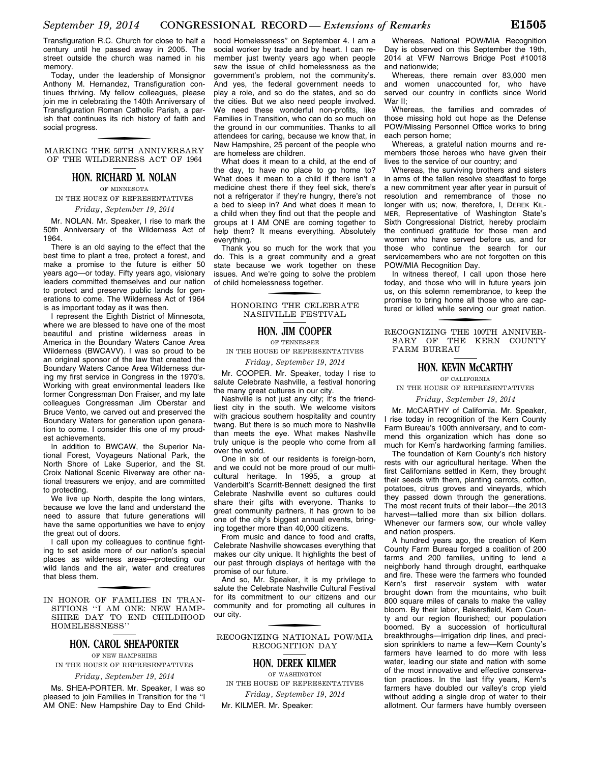Transfiguration R.C. Church for close to half a century until he passed away in 2005. The street outside the church was named in his memory.

Today, under the leadership of Monsignor Anthony M. Hernandez, Transfiguration continues thriving. My fellow colleagues, please join me in celebrating the 140th Anniversary of Transfiguration Roman Catholic Parish, a parish that continues its rich history of faith and social progress.

## MARKING THE 50TH ANNIVERSARY OF THE WILDERNESS ACT OF 1964

### HON. RICHARD M. NOLAN

OF MINNESOTA

IN THE HOUSE OF REPRESENTATIVES

*Friday, September 19, 2014*

Mr. NOLAN. Mr. Speaker, I rise to mark the 50th Anniversary of the Wilderness Act of 1964.

There is an old saying to the effect that the best time to plant a tree, protect a forest, and make a promise to the future is either 50 years ago—or today. Fifty years ago, visionary leaders committed themselves and our nation to protect and preserve public lands for generations to come. The Wilderness Act of 1964 is as important today as it was then.

I represent the Eighth District of Minnesota, where we are blessed to have one of the most beautiful and pristine wilderness areas in America in the Boundary Waters Canoe Area Wilderness (BWCAVV). I was so proud to be an original sponsor of the law that created the Boundary Waters Canoe Area Wilderness during my first service in Congress in the 1970's. Working with great environmental leaders like former Congressman Don Fraiser, and my late colleagues Congressman Jim Oberstar and Bruce Vento, we carved out and preserved the Boundary Waters for generation upon generation to come. I consider this one of my proudest achievements.

In addition to BWCAW, the Superior National Forest, Voyageurs National Park, the North Shore of Lake Superior, and the St. Croix National Scenic Riverway are other national treasurers we enjoy, and are committed to protecting.

We live up North, despite the long winters, because we love the land and understand the need to assure that future generations will have the same opportunities we have to enjoy the great out of doors.

I call upon my colleagues to continue fighting to set aside more of our nation's special places as wilderness areas—protecting our wild lands and the air, water and creatures that bless them.

## IN HONOR OF FAMILIES IN TRANSITIONS ''I AM ONE: NEW HAMPSHIRE DAY TO END CHILDHOOD HOMELESSNESS''

### HON. CAROL SHEA-PORTER

OF NEW HAMPSHIRE

IN THE HOUSE OF REPRESENTATIVES

*Friday, September 19, 2014*

Ms. SHEA-PORTER. Mr. Speaker, I was so pleased to join Families in Transition for the ''I AM ONE: New Hampshire Day to End Childhood Homelessness'' on September 4. I am a social worker by trade and by heart. I can remember just twenty years ago when people saw the issue of child homelessness as the government's problem, not the community's. And yes, the federal government needs to play a role, and so do the states, and so do the cities. But we also need people involved. We need these wonderful non-profits, like Families in Transition, who can do so much on the ground in our communities. Thanks to all attendees for caring, because we know that, in New Hampshire, 25 percent of the people who are homeless are children.

What does it mean to a child, at the end of the day, to have no place to go home to? What does it mean to a child if there isn't a medicine chest there if they feel sick, there's not a refrigerator if they're hungry, there's not a bed to sleep in? And what does it mean to a child when they find out that the people and groups at I AM ONE are coming together to help them? It means everything. Absolutely everything.

Thank you so much for the work that you do. This is a great community and a great state because we work together on these issues. And we're going to solve the problem of child homelessness together.

## HONORING THE CELEBRATE NASHVILLE FESTIVAL

### HON. JIM COOPER

OF TENNESSEE

IN THE HOUSE OF REPRESENTATIVES

*Friday, September 19, 2014*

Mr. COOPER. Mr. Speaker, today I rise to salute Celebrate Nashville, a festival honoring the many great cultures in our city.

Nashville is not just any city; it's the friendliest city in the south. We welcome visitors with gracious southern hospitality and country twang. But there is so much more to Nashville than meets the eye. What makes Nashville truly unique is the people who come from all over the world.

One in six of our residents is foreign-born, and we could not be more proud of our multicultural heritage. In 1995, a group at Vanderbilt's Scarritt-Bennett designed the first Celebrate Nashville event so cultures could share their gifts with everyone. Thanks to great community partners, it has grown to be one of the city's biggest annual events, bringing together more than 40,000 citizens.

From music and dance to food and crafts, Celebrate Nashville showcases everything that makes our city unique. It highlights the best of our past through displays of heritage with the promise of our future.

And so, Mr. Speaker, it is my privilege to salute the Celebrate Nashville Cultural Festival for its commitment to our citizens and our community and for promoting all cultures in our city.

## RECOGNIZING NATIONAL POW/MIA RECOGNITION DAY

### HON. DEREK KILMER

OF WASHINGTON

IN THE HOUSE OF REPRESENTATIVES

*Friday, September 19, 2014*

Mr. KILMER. Mr. Speaker:

Whereas, National POW/MIA Recognition Day is observed on this September the 19th, 2014 at VFW Narrows Bridge Post #10018 and nationwide;

Whereas, there remain over 83,000 men and women unaccounted for, who have served our country in conflicts since World War II;

Whereas, the families and comrades of those missing hold out hope as the Defense POW/Missing Personnel Office works to bring each person home;

Whereas, a grateful nation mourns and remembers those heroes who have given their lives to the service of our country; and

Whereas, the surviving brothers and sisters in arms of the fallen resolve steadfast to forge a new commitment year after year in pursuit of resolution and remembrance of those no longer with us; now, therefore, I, DEREK KILMER, Representative of Washington State's Sixth Congressional District, hereby proclaim the continued gratitude for those men and women who have served before us, and for those who continue the search for our servicemembers who are not forgotten on this POW/MIA Recognition Day.

In witness thereof, I call upon those here today, and those who will in future years join us, on this solemn remembrance, to keep the promise to bring home all those who are captured or killed while serving our great nation.

## RECOGNIZING THE 100TH ANNIVERSARY OF THE KERN COUNTY FARM BUREAU

### HON. KEVIN McCARTHY

OF CALIFORNIA

IN THE HOUSE OF REPRESENTATIVES

*Friday, September 19, 2014*

Mr. MCCARTHY of California. Mr. Speaker, I rise today in recognition of the Kern County Farm Bureau's 100th anniversary, and to commend this organization which has done so much for Kern's hardworking farming families.

The foundation of Kern County's rich history rests with our agricultural heritage. When the first Californians settled in Kern, they brought their seeds with them, planting carrots, cotton, potatoes, citrus groves and vineyards, which they passed down through the generations. The most recent fruits of their labor—the 2013 harvest—tallied more than six billion dollars. Whenever our farmers sow, our whole valley and nation prospers.

A hundred years ago, the creation of Kern County Farm Bureau forged a coalition of 200 farms and 200 families, uniting to lend a neighborly hand through drought, earthquake and fire. These were the farmers who founded Kern's first reservoir system with water brought down from the mountains, who built 800 square miles of canals to make the valley bloom. By their labor, Bakersfield, Kern County and our region flourished; our population boomed. By a succession of horticultural breakthroughs—irrigation drip lines, and precision sprinklers to name a few—Kern County's farmers have learned to do more with less water, leading our state and nation with some of the most innovative and effective conservation practices. In the last fifty years, Kern's farmers have doubled our valley's crop yield without adding a single drop of water to their allotment. Our farmers have humbly overseen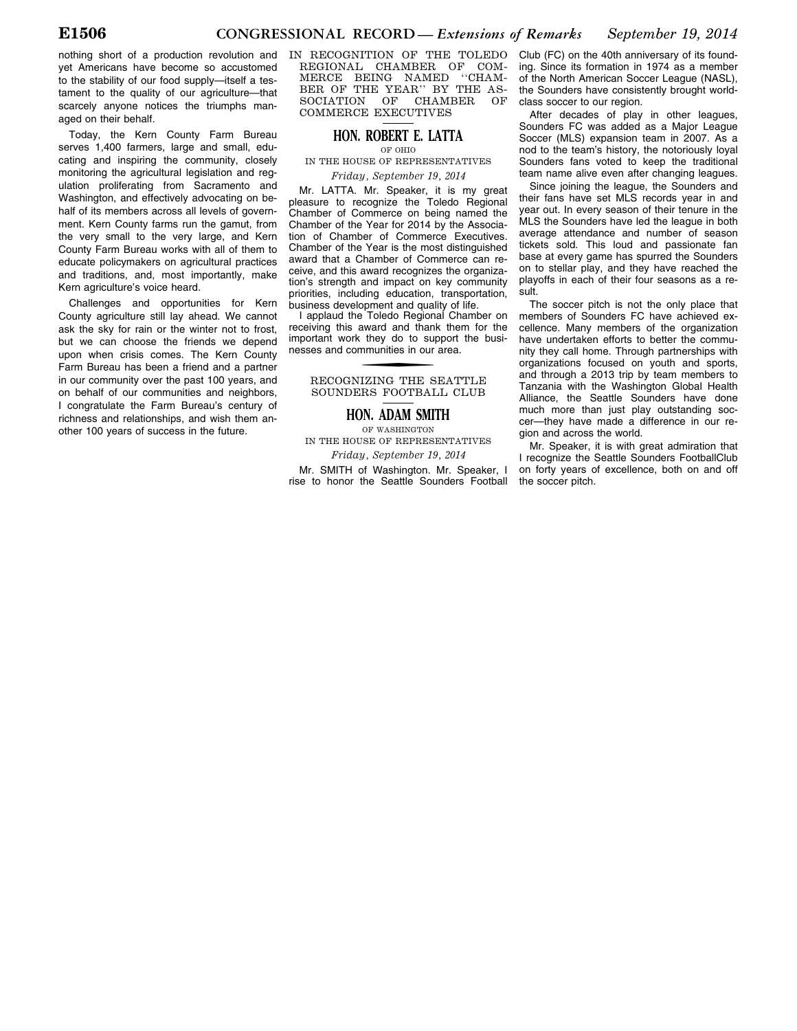nothing short of a production revolution and yet Americans have become so accustomed to the stability of our food supply—itself a testament to the quality of our agriculture—that scarcely anyone notices the triumphs managed on their behalf.

Today, the Kern County Farm Bureau serves 1,400 farmers, large and small, educating and inspiring the community, closely monitoring the agricultural legislation and regulation proliferating from Sacramento and Washington, and effectively advocating on behalf of its members across all levels of government. Kern County farms run the gamut, from the very small to the very large, and Kern County Farm Bureau works with all of them to educate policymakers on agricultural practices and traditions, and, most importantly, make Kern agriculture's voice heard.

Challenges and opportunities for Kern County agriculture still lay ahead. We cannot ask the sky for rain or the winter not to frost, but we can choose the friends we depend upon when crisis comes. The Kern County Farm Bureau has been a friend and a partner in our community over the past 100 years, and on behalf of our communities and neighbors, I congratulate the Farm Bureau's century of richness and relationships, and wish them another 100 years of success in the future.

## IN RECOGNITION OF THE TOLEDO REGIONAL CHAMBER OF COMMERCE BEING NAMED "CHAMBER OF THE YEAR" BY THE ASSOCIATION OF CHAMBER OF COMMERCE EXECUTIVES

**HON. ROBERT E. LATTA**

OF OHIO

IN THE HOUSE OF REPRESENTATIVES

*Friday, September 19, 2014*

Mr. LATTA. Mr. Speaker, it is my great pleasure to recognize the Toledo Regional Chamber of Commerce on being named the Chamber of the Year for 2014 by the Association of Chamber of Commerce Executives. Chamber of the Year is the most distinguished award that a Chamber of Commerce can receive, and this award recognizes the organization's strength and impact on key community priorities, including education, transportation, business development and quality of life.

I applaud the Toledo Regional Chamber on receiving this award and thank them for the important work they do to support the businesses and communities in our area.

## RECOGNIZING THE SEATTLE SOUNDERS FOOTBALL CLUB

**HON. ADAM SMITH**

OF WASHINGTON

IN THE HOUSE OF REPRESENTATIVES

*Friday, September 19, 2014*

Mr. SMITH of Washington. Mr. Speaker, I rise to honor the Seattle Sounders Football Club (FC) on the 40th anniversary of its founding. Since its formation in 1974 as a member of the North American Soccer League (NASL), the Sounders have consistently brought world-class soccer to our region.

After decades of play in other leagues, Sounders FC was added as a Major League Soccer (MLS) expansion team in 2007. As a nod to the team's history, the notoriously loyal Sounders fans voted to keep the traditional team name alive even after changing leagues.

Since joining the league, the Sounders and their fans have set MLS records year in and year out. In every season of their tenure in the MLS the Sounders have led the league in both average attendance and number of season tickets sold. This loud and passionate fan base at every game has spurred the Sounders on to stellar play, and they have reached the playoffs in each of their four seasons as a result.

The soccer pitch is not the only place that members of Sounders FC have achieved excellence. Many members of the organization have undertaken efforts to better the community they call home. Through partnerships with organizations focused on youth and sports, and through a 2013 trip by team members to Tanzania with the Washington Global Health Alliance, the Seattle Sounders have done much more than just play outstanding soccer—they have made a difference in our region and across the world.

Mr. Speaker, it is with great admiration that I recognize the Seattle Sounders FootballClub on forty years of excellence, both on and off the soccer pitch.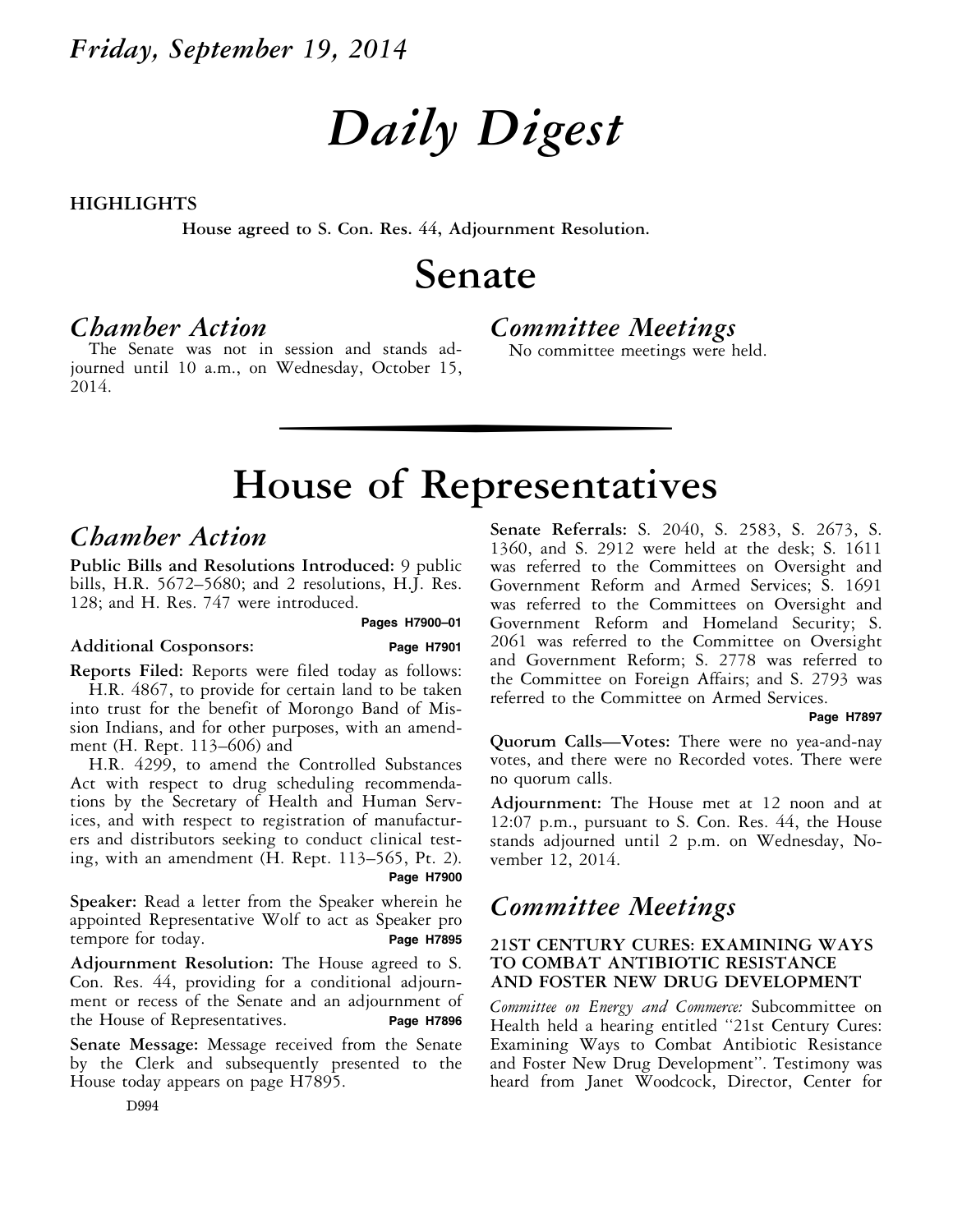*Friday, September 19, 2014*

# Daily Digest

**HIGHLIGHTS**

**House agreed to S. Con. Res. 44, Adjournment Resolution.**

# Senate

## *Chamber Action*

The Senate was not in session and stands adjourned until 10 a.m., on Wednesday, October 15, 2014.

## *Committee Meetings*

No committee meetings were held.

# House of Representatives

## *Chamber Action*

**Public Bills and Resolutions Introduced:** 9 public bills, H.R. 5672–5680; and 2 resolutions, H.J. Res. 128; and H. Res. 747 were introduced. **Pages H7900–01**

**Additional Cosponsors:** **Page H7901**

**Reports Filed:** Reports were filed today as follows:

H.R. 4867, to provide for certain land to be taken into trust for the benefit of Morongo Band of Mission Indians, and for other purposes, with an amendment (H. Rept. 113–606) and

H.R. 4299, to amend the Controlled Substances Act with respect to drug scheduling recommendations by the Secretary of Health and Human Services, and with respect to registration of manufacturers and distributors seeking to conduct clinical testing, with an amendment (H. Rept. 113–565, Pt. 2). **Page H7900**

**Speaker:** Read a letter from the Speaker wherein he appointed Representative Wolf to act as Speaker pro tempore for today. **Page H7895**

**Adjournment Resolution:** The House agreed to S. Con. Res. 44, providing for a conditional adjournment or recess of the Senate and an adjournment of the House of Representatives. **Page H7896**

**Senate Message:** Message received from the Senate by the Clerk and subsequently presented to the House today appears on page H7895.

**Senate Referrals:** S. 2040, S. 2583, S. 2673, S. 1360, and S. 2912 were held at the desk; S. 1611 was referred to the Committees on Oversight and Government Reform and Armed Services; S. 1691 was referred to the Committees on Oversight and Government Reform and Homeland Security; S. 2061 was referred to the Committee on Oversight and Government Reform; S. 2778 was referred to the Committee on Foreign Affairs; and S. 2793 was referred to the Committee on Armed Services. **Page H7897**

**Quorum Calls—Votes:** There were no yea-and-nay votes, and there were no Recorded votes. There were no quorum calls.

**Adjournment:** The House met at 12 noon and at 12:07 p.m., pursuant to S. Con. Res. 44, the House stands adjourned until 2 p.m. on Wednesday, November 12, 2014.

## *Committee Meetings*

### 21ST CENTURY CURES: EXAMINING WAYS TO COMBAT ANTIBIOTIC RESISTANCE AND FOSTER NEW DRUG DEVELOPMENT

*Committee on Energy and Commerce:* Subcommittee on Health held a hearing entitled "21st Century Cures: Examining Ways to Combat Antibiotic Resistance and Foster New Drug Development". Testimony was heard from Janet Woodcock, Director, Center for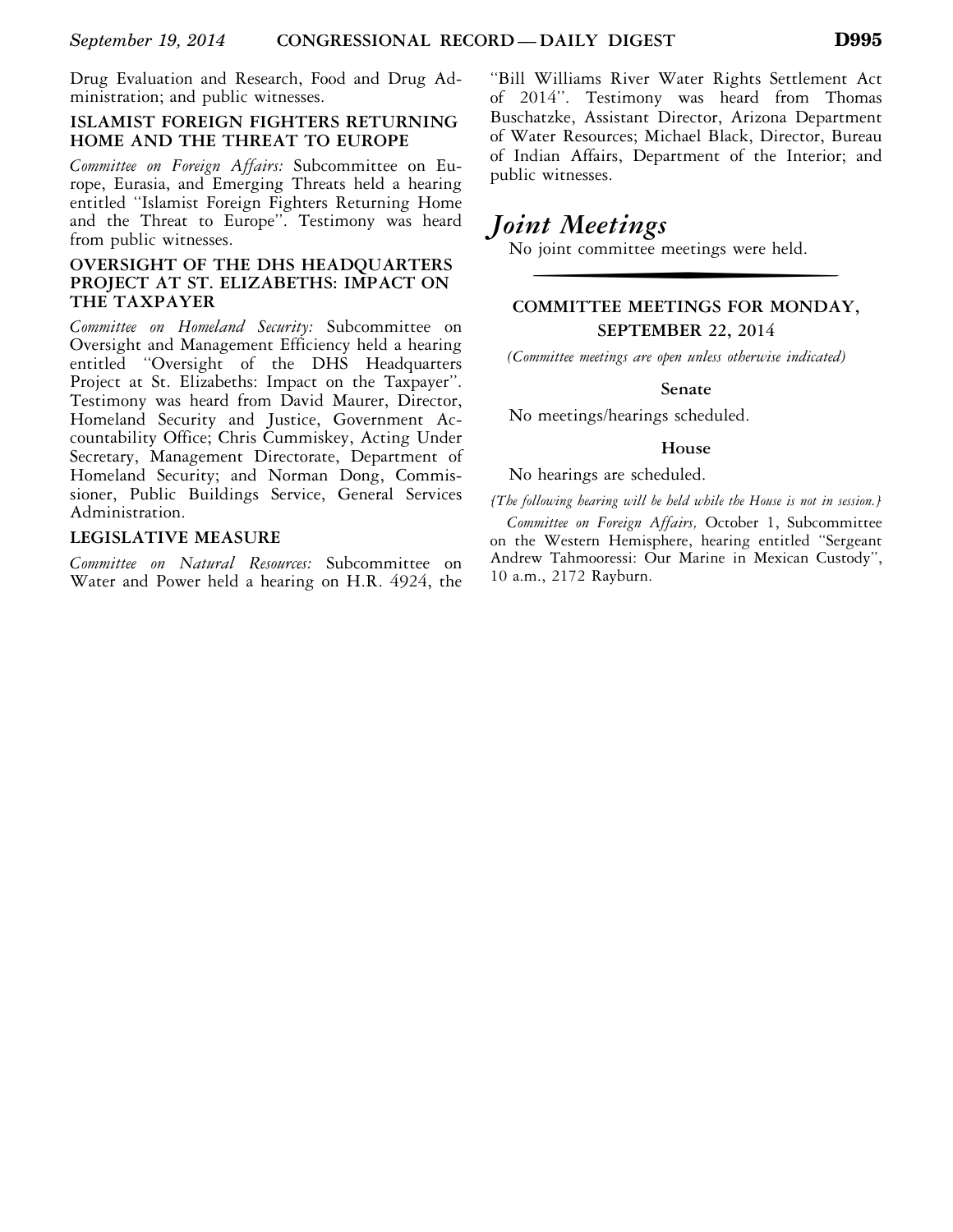Drug Evaluation and Research, Food and Drug Administration; and public witnesses.

### ISLAMIST FOREIGN FIGHTERS RETURNING HOME AND THE THREAT TO EUROPE

*Committee on Foreign Affairs:* Subcommittee on Europe, Eurasia, and Emerging Threats held a hearing entitled ''Islamist Foreign Fighters Returning Home and the Threat to Europe''. Testimony was heard from public witnesses.

### OVERSIGHT OF THE DHS HEADQUARTERS PROJECT AT ST. ELIZABETHS: IMPACT ON THE TAXPAYER

*Committee on Homeland Security:* Subcommittee on Oversight and Management Efficiency held a hearing entitled ''Oversight of the DHS Headquarters Project at St. Elizabeths: Impact on the Taxpayer''. Testimony was heard from David Maurer, Director, Homeland Security and Justice, Government Accountability Office; Chris Cummiskey, Acting Under Secretary, Management Directorate, Department of Homeland Security; and Norman Dong, Commissioner, Public Buildings Service, General Services Administration.

### LEGISLATIVE MEASURE

*Committee on Natural Resources:* Subcommittee on Water and Power held a hearing on H.R. 4924, the ''Bill Williams River Water Rights Settlement Act of 2014''. Testimony was heard from Thomas Buschatzke, Assistant Director, Arizona Department of Water Resources; Michael Black, Director, Bureau of Indian Affairs, Department of the Interior; and public witnesses.

## *Joint Meetings*

No joint committee meetings were held.

---

### COMMITTEE MEETINGS FOR MONDAY, SEPTEMBER 22, 2014

*(Committee meetings are open unless otherwise indicated)*

#### Senate

No meetings/hearings scheduled.

#### House

No hearings are scheduled.

*(The following hearing will be held while the House is not in session.)*

*Committee on Foreign Affairs,* October 1, Subcommittee on the Western Hemisphere, hearing entitled ''Sergeant Andrew Tahmooressi: Our Marine in Mexican Custody'', 10 a.m., 2172 Rayburn.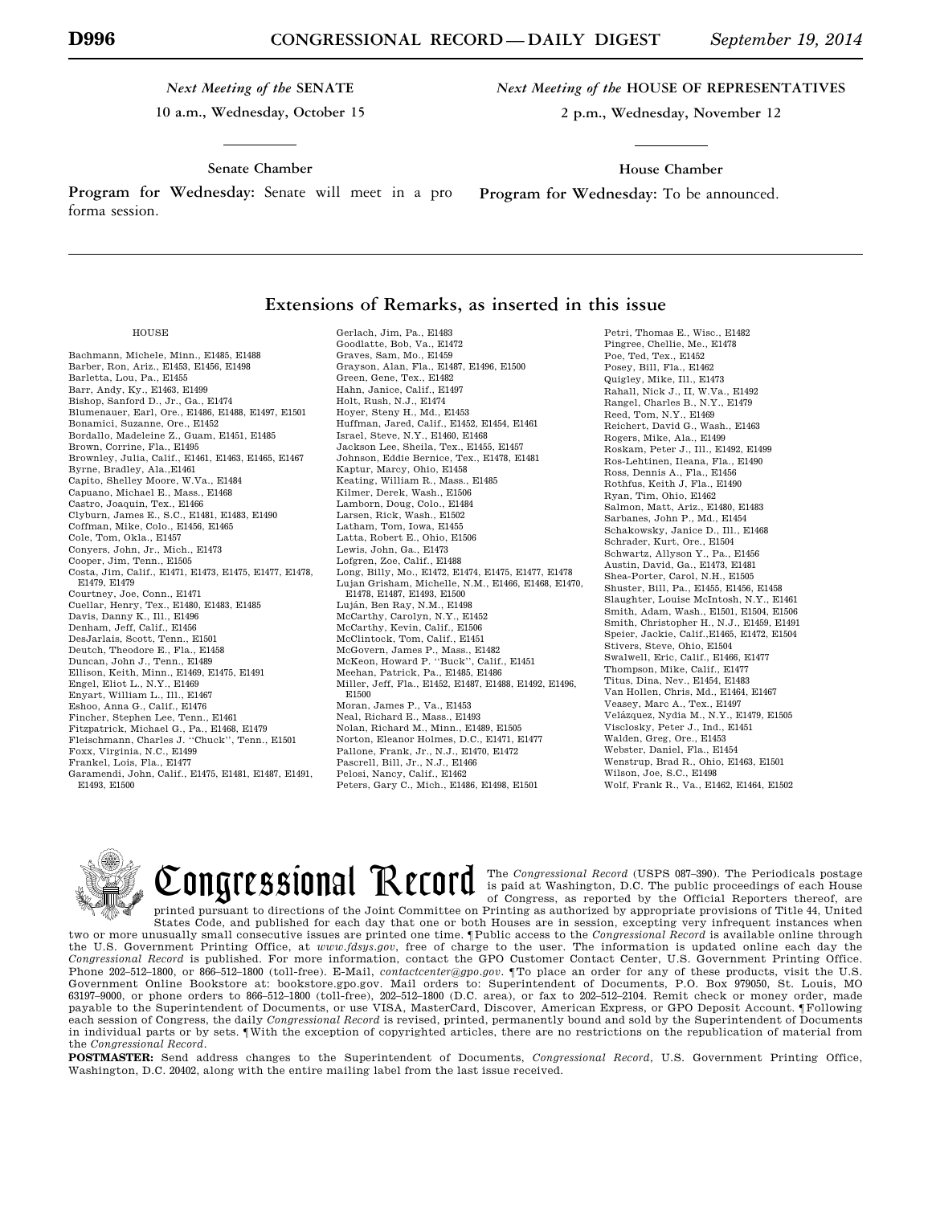*Next Meeting of the* **SENATE**

**10 a.m., Wednesday, October 15**

**Senate Chamber**

**Program for Wednesday:** Senate will meet in a pro forma session.

*Next Meeting of the* **HOUSE OF REPRESENTATIVES**

**2 p.m., Wednesday, November 12**

**House Chamber**

**Program for Wednesday:** To be announced.

---

## Extensions of Remarks, as inserted in this issue

HOUSE

Bachmann, Michele, Minn., E1485, E1488
Barber, Ron, Ariz., E1453, E1456, E1498
Barletta, Lou, Pa., E1455
Barr, Andy, Ky., E1463, E1499
Bishop, Sanford D., Jr., Ga., E1474
Blumenauer, Earl, Ore., E1486, E1488, E1497, E1501
Bonamici, Suzanne, Ore., E1452
Bordallo, Madeleine Z., Guam, E1451, E1485
Brown, Corrine, Fla., E1495
Brownley, Julia, Calif., E1461, E1463, E1465, E1467
Byrne, Bradley, Ala.,E1461
Capito, Shelley Moore, W.Va., E1484
Capuano, Michael E., Mass., E1468
Castro, Joaquin, Tex., E1466
Clyburn, James E., S.C., E1481, E1483, E1490
Coffman, Mike, Colo., E1456, E1465
Cole, Tom, Okla., E1457
Conyers, John, Jr., Mich., E1473
Cooper, Jim, Tenn., E1505
Costa, Jim, Calif., E1471, E1473, E1475, E1477, E1478, E1479, E1479
Courtney, Joe, Conn., E1471
Cuellar, Henry, Tex., E1480, E1483, E1485
Davis, Danny K., Ill., E1496
Denham, Jeff, Calif., E1456
DesJarlais, Scott, Tenn., E1501
Deutch, Theodore E., Fla., E1458
Duncan, John J., Tenn., E1489
Ellison, Keith, Minn., E1469, E1475, E1491
Engel, Eliot L., N.Y., E1469
Enyart, William L., Ill., E1467
Eshoo, Anna G., Calif., E1476
Fincher, Stephen Lee, Tenn., E1461
Fitzpatrick, Michael G., Pa., E1468, E1479
Fleischmann, Charles J. ''Chuck'', Tenn., E1501
Foxx, Virginia, N.C., E1499
Frankel, Lois, Fla., E1477
Garamendi, John, Calif., E1475, E1481, E1487, E1491, E1493, E1500
Gerlach, Jim, Pa., E1483
Goodlatte, Bob, Va., E1472
Graves, Sam, Mo., E1459
Grayson, Alan, Fla., E1487, E1496, E1500
Green, Gene, Tex., E1482
Hahn, Janice, Calif., E1497
Holt, Rush, N.J., E1474
Hoyer, Steny H., Md., E1453
Huffman, Jared, Calif., E1452, E1454, E1461
Israel, Steve, N.Y., E1460, E1468
Jackson Lee, Sheila, Tex., E1455, E1457
Johnson, Eddie Bernice, Tex., E1478, E1481
Kaptur, Marcy, Ohio, E1458
Keating, William R., Mass., E1485
Kilmer, Derek, Wash., E1506
Lamborn, Doug, Colo., E1484
Larsen, Rick, Wash., E1502
Latham, Tom, Iowa, E1455
Latta, Robert E., Ohio, E1506
Lewis, John, Ga., E1473
Lofgren, Zoe, Calif., E1488
Long, Billy, Mo., E1472, E1474, E1475, E1477, E1478
Lujan Grisham, Michelle, N.M., E1466, E1468, E1470, E1478, E1487, E1493, E1500
Luján, Ben Ray, N.M., E1498
McCarthy, Carolyn, N.Y., E1452
McCarthy, Kevin, Calif., E1506
McClintock, Tom, Calif., E1451
McGovern, James P., Mass., E1482
McKeon, Howard P. ''Buck'', Calif., E1451
Meehan, Patrick, Pa., E1485, E1486
Miller, Jeff, Fla., E1452, E1487, E1488, E1492, E1496, E1500
Moran, James P., Va., E1453
Neal, Richard E., Mass., E1493
Nolan, Richard M., Minn., E1489, E1505
Norton, Eleanor Holmes, D.C., E1471, E1477
Pallone, Frank, Jr., N.J., E1470, E1472
Pascrell, Bill, Jr., N.J., E1466
Pelosi, Nancy, Calif., E1462
Peters, Gary C., Mich., E1486, E1498, E1501
Petri, Thomas E., Wisc., E1482
Pingree, Chellie, Me., E1478
Poe, Ted, Tex., E1452
Posey, Bill, Fla., E1462
Quigley, Mike, Ill., E1473
Rahall, Nick J., II, W.Va., E1492
Rangel, Charles B., N.Y., E1479
Reed, Tom, N.Y., E1469
Reichert, David G., Wash., E1463
Rogers, Mike, Ala., E1499
Roskam, Peter J., Ill., E1492, E1499
Ros-Lehtinen, Ileana, Fla., E1490
Ross, Dennis A., Fla., E1456
Rothfus, Keith J, Fla., E1490
Ryan, Tim, Ohio, E1462
Salmon, Matt, Ariz., E1480, E1483
Sarbanes, John P., Md., E1454
Schakowsky, Janice D., Ill., E1468
Schrader, Kurt, Ore., E1504
Schwartz, Allyson Y., Pa., E1456
Austin, David, Ga., E1473, E1481
Shea-Porter, Carol, N.H., E1505
Shuster, Bill, Pa., E1455, E1456, E1458
Slaughter, Louise McIntosh, N.Y., E1461
Smith, Adam, Wash., E1501, E1504, E1506
Smith, Christopher H., N.J., E1459, E1491
Speier, Jackie, Calif.,E1465, E1472, E1504
Stivers, Steve, Ohio, E1504
Swalwell, Eric, Calif., E1466, E1477
Thompson, Mike, Calif., E1477
Titus, Dina, Nev., E1454, E1483
Van Hollen, Chris, Md., E1464, E1467
Veasey, Marc A., Tex., E1497
Velázquez, Nydia M., N.Y., E1479, E1505
Visclosky, Peter J., Ind., E1451
Walden, Greg, Ore., E1453
Webster, Daniel, Fla., E1454
Wenstrup, Brad R., Ohio, E1463, E1501
Wilson, Joe, S.C., E1498
Wolf, Frank R., Va., E1462, E1464, E1502

---

**Congressional Record** The *Congressional Record* (USPS 087–390). The Periodicals postage is paid at Washington, D.C. The public proceedings of each House of Congress, as reported by the Official Reporters thereof, are printed pursuant to directions of the Joint Committee on Printing as authorized by appropriate provisions of Title 44, United States Code, and published for each day that one or both Houses are in session, excepting very infrequent instances when two or more unusually small consecutive issues are printed one time. ¶Public access to the *Congressional Record* is available online through the U.S. Government Printing Office, at *www.fdsys.gov*, free of charge to the user. The information is updated online each day the *Congressional Record* is published. For more information, contact the GPO Customer Contact Center, U.S. Government Printing Office. Phone 202–512–1800, or 866–512–1800 (toll-free). E-Mail, *contactcenter@gpo.gov*. ¶To place an order for any of these products, visit the U.S. Government Online Bookstore at: bookstore.gpo.gov. Mail orders to: Superintendent of Documents, P.O. Box 979050, St. Louis, MO 63197–9000, or phone orders to 866–512–1800 (toll-free), 202–512–1800 (D.C. area), or fax to 202–512–2104. Remit check or money order, made payable to the Superintendent of Documents, or use VISA, MasterCard, Discover, American Express, or GPO Deposit Account. ¶Following each session of Congress, the daily *Congressional Record* is revised, printed, permanently bound and sold by the Superintendent of Documents in individual parts or by sets. ¶With the exception of copyrighted articles, there are no restrictions on the republication of material from the *Congressional Record*.

**POSTMASTER:** Send address changes to the Superintendent of Documents, *Congressional Record*, U.S. Government Printing Office, Washington, D.C. 20402, along with the entire mailing label from the last issue received.